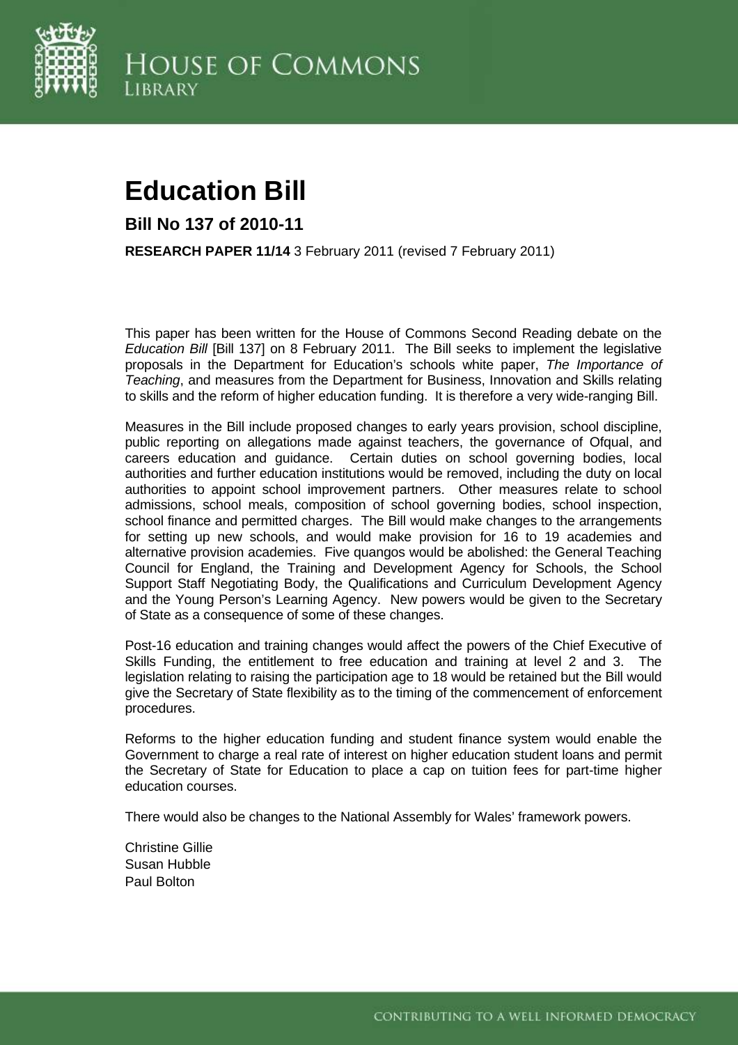House of Commons Library

# Education Bill

## Bill No 137 of 2010-11

**RESEARCH PAPER 11/14** 3 February 2011 (revised 7 February 2011)

This paper has been written for the House of Commons Second Reading debate on the *Education Bill* [Bill 137] on 8 February 2011. The Bill seeks to implement the legislative proposals in the Department for Education's schools white paper, *The Importance of Teaching*, and measures from the Department for Business, Innovation and Skills relating to skills and the reform of higher education funding. It is therefore a very wide-ranging Bill.

Measures in the Bill include proposed changes to early years provision, school discipline, public reporting on allegations made against teachers, the governance of Ofqual, and careers education and guidance. Certain duties on school governing bodies, local authorities and further education institutions would be removed, including the duty on local authorities to appoint school improvement partners. Other measures relate to school admissions, school meals, composition of school governing bodies, school inspection, school finance and permitted charges. The Bill would make changes to the arrangements for setting up new schools, and would make provision for 16 to 19 academies and alternative provision academies. Five quangos would be abolished: the General Teaching Council for England, the Training and Development Agency for Schools, the School Support Staff Negotiating Body, the Qualifications and Curriculum Development Agency and the Young Person's Learning Agency. New powers would be given to the Secretary of State as a consequence of some of these changes.

Post-16 education and training changes would affect the powers of the Chief Executive of Skills Funding, the entitlement to free education and training at level 2 and 3. The legislation relating to raising the participation age to 18 would be retained but the Bill would give the Secretary of State flexibility as to the timing of the commencement of enforcement procedures.

Reforms to the higher education funding and student finance system would enable the Government to charge a real rate of interest on higher education student loans and permit the Secretary of State for Education to place a cap on tuition fees for part-time higher education courses.

There would also be changes to the National Assembly for Wales' framework powers.

Christine Gillie
Susan Hubble
Paul Bolton

CONTRIBUTING TO A WELL INFORMED DEMOCRACY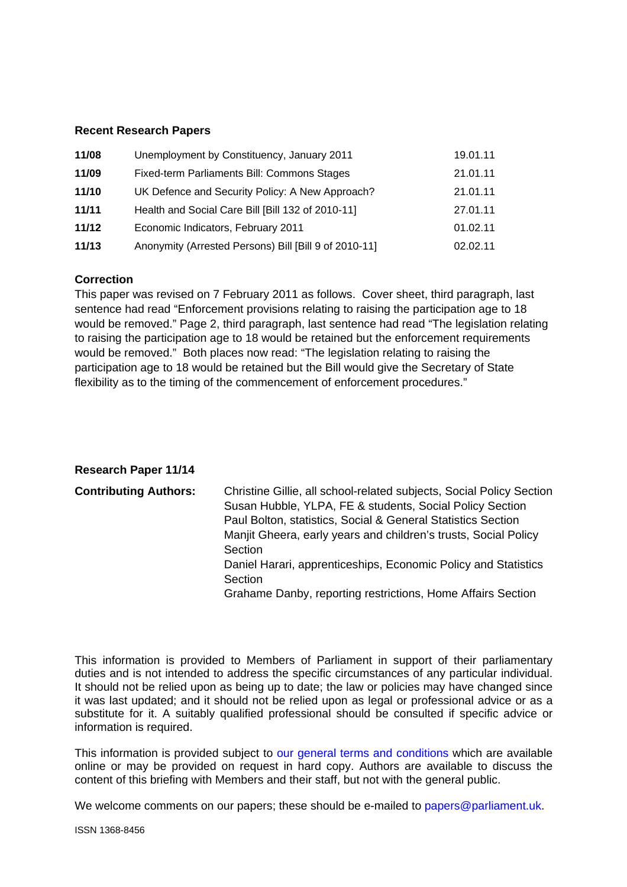## Recent Research Papers

| | | |
|---|---|---|
| **11/08** | Unemployment by Constituency, January 2011 | 19.01.11 |
| **11/09** | Fixed-term Parliaments Bill: Commons Stages | 21.01.11 |
| **11/10** | UK Defence and Security Policy: A New Approach? | 21.01.11 |
| **11/11** | Health and Social Care Bill [Bill 132 of 2010-11] | 27.01.11 |
| **11/12** | Economic Indicators, February 2011 | 01.02.11 |
| **11/13** | Anonymity (Arrested Persons) Bill [Bill 9 of 2010-11] | 02.02.11 |

**Correction**

This paper was revised on 7 February 2011 as follows. Cover sheet, third paragraph, last sentence had read "Enforcement provisions relating to raising the participation age to 18 would be removed." Page 2, third paragraph, last sentence had read "The legislation relating to raising the participation age to 18 would be retained but the enforcement requirements would be removed." Both places now read: "The legislation relating to raising the participation age to 18 would be retained but the Bill would give the Secretary of State flexibility as to the timing of the commencement of enforcement procedures."

**Research Paper 11/14**

**Contributing Authors:**

Christine Gillie, all school-related subjects, Social Policy Section
Susan Hubble, YLPA, FE & students, Social Policy Section
Paul Bolton, statistics, Social & General Statistics Section
Manjit Gheera, early years and children's trusts, Social Policy Section
Daniel Harari, apprenticeships, Economic Policy and Statistics Section
Grahame Danby, reporting restrictions, Home Affairs Section

This information is provided to Members of Parliament in support of their parliamentary duties and is not intended to address the specific circumstances of any particular individual. It should not be relied upon as being up to date; the law or policies may have changed since it was last updated; and it should not be relied upon as legal or professional advice or as a substitute for it. A suitably qualified professional should be consulted if specific advice or information is required.

This information is provided subject to our general terms and conditions which are available online or may be provided on request in hard copy. Authors are available to discuss the content of this briefing with Members and their staff, but not with the general public.

We welcome comments on our papers; these should be e-mailed to papers@parliament.uk.

ISSN 1368-8456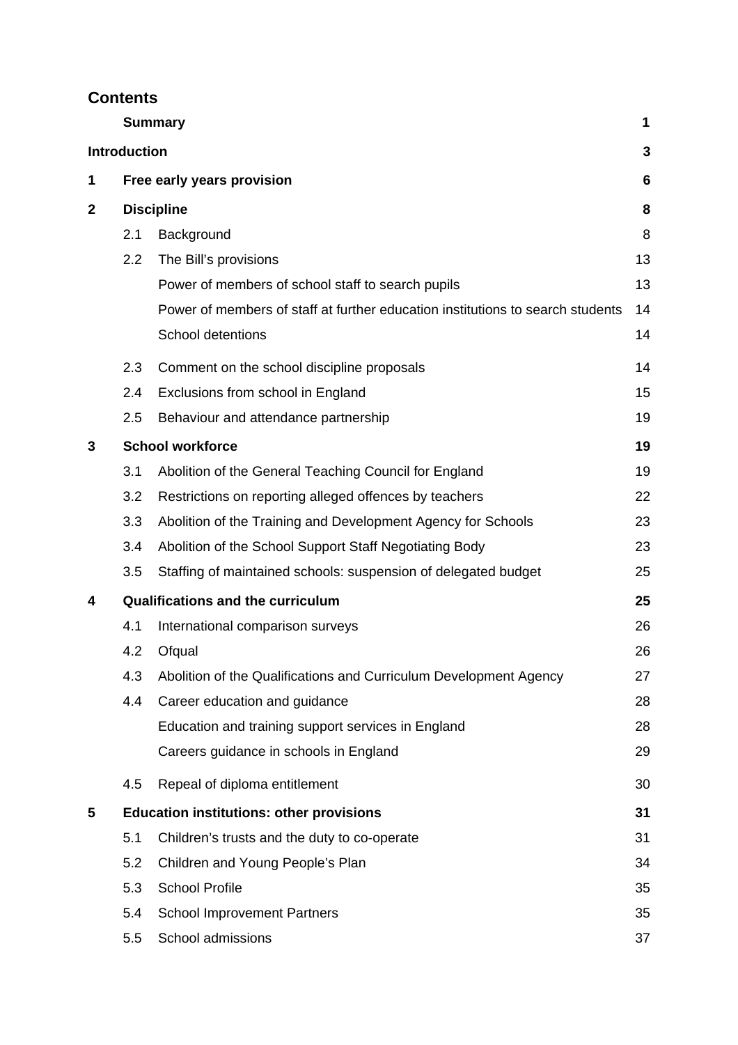## Contents

| | | | |
|---|---|---|---|
| | **Summary** | | **1** |
| **Introduction** | | | **3** |
| **1** | **Free early years provision** | | **6** |
| **2** | **Discipline** | | **8** |
| | 2.1 | Background | 8 |
| | 2.2 | The Bill's provisions | 13 |
| | | Power of members of school staff to search pupils | 13 |
| | | Power of members of staff at further education institutions to search students | 14 |
| | | School detentions | 14 |
| | 2.3 | Comment on the school discipline proposals | 14 |
| | 2.4 | Exclusions from school in England | 15 |
| | 2.5 | Behaviour and attendance partnership | 19 |
| **3** | **School workforce** | | **19** |
| | 3.1 | Abolition of the General Teaching Council for England | 19 |
| | 3.2 | Restrictions on reporting alleged offences by teachers | 22 |
| | 3.3 | Abolition of the Training and Development Agency for Schools | 23 |
| | 3.4 | Abolition of the School Support Staff Negotiating Body | 23 |
| | 3.5 | Staffing of maintained schools: suspension of delegated budget | 25 |
| **4** | **Qualifications and the curriculum** | | **25** |
| | 4.1 | International comparison surveys | 26 |
| | 4.2 | Ofqual | 26 |
| | 4.3 | Abolition of the Qualifications and Curriculum Development Agency | 27 |
| | 4.4 | Career education and guidance | 28 |
| | | Education and training support services in England | 28 |
| | | Careers guidance in schools in England | 29 |
| | 4.5 | Repeal of diploma entitlement | 30 |
| **5** | **Education institutions: other provisions** | | **31** |
| | 5.1 | Children's trusts and the duty to co-operate | 31 |
| | 5.2 | Children and Young People's Plan | 34 |
| | 5.3 | School Profile | 35 |
| | 5.4 | School Improvement Partners | 35 |
| | 5.5 | School admissions | 37 |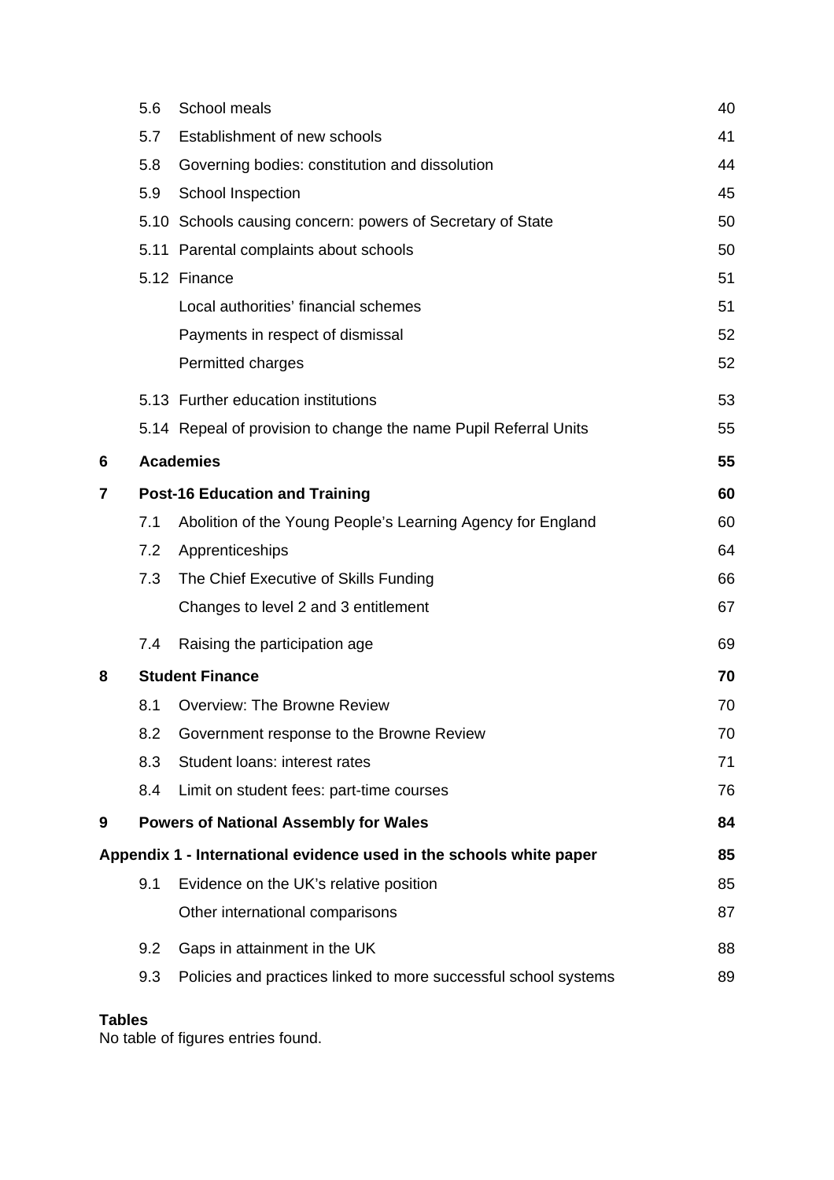| | | |
|---|---|---|
| 5.6 | School meals | 40 |
| 5.7 | Establishment of new schools | 41 |
| 5.8 | Governing bodies: constitution and dissolution | 44 |
| 5.9 | School Inspection | 45 |
| 5.10 | Schools causing concern: powers of Secretary of State | 50 |
| 5.11 | Parental complaints about schools | 50 |
| 5.12 | Finance | 51 |
| | Local authorities' financial schemes | 51 |
| | Payments in respect of dismissal | 52 |
| | Permitted charges | 52 |
| 5.13 | Further education institutions | 53 |
| 5.14 | Repeal of provision to change the name Pupil Referral Units | 55 |
| **6** | **Academies** | **55** |
| **7** | **Post-16 Education and Training** | **60** |
| 7.1 | Abolition of the Young People's Learning Agency for England | 60 |
| 7.2 | Apprenticeships | 64 |
| 7.3 | The Chief Executive of Skills Funding | 66 |
| | Changes to level 2 and 3 entitlement | 67 |
| 7.4 | Raising the participation age | 69 |
| **8** | **Student Finance** | **70** |
| 8.1 | Overview: The Browne Review | 70 |
| 8.2 | Government response to the Browne Review | 70 |
| 8.3 | Student loans: interest rates | 71 |
| 8.4 | Limit on student fees: part-time courses | 76 |
| **9** | **Powers of National Assembly for Wales** | **84** |
| | **Appendix 1 - International evidence used in the schools white paper** | **85** |
| 9.1 | Evidence on the UK's relative position | 85 |
| | Other international comparisons | 87 |
| 9.2 | Gaps in attainment in the UK | 88 |
| 9.3 | Policies and practices linked to more successful school systems | 89 |

**Tables**

No table of figures entries found.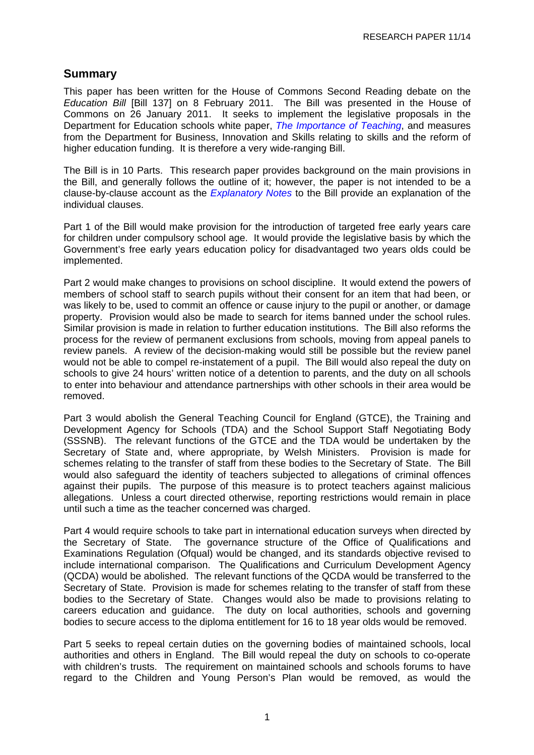## Summary

This paper has been written for the House of Commons Second Reading debate on the *Education Bill* [Bill 137] on 8 February 2011. The Bill was presented in the House of Commons on 26 January 2011. It seeks to implement the legislative proposals in the Department for Education schools white paper, *The Importance of Teaching*, and measures from the Department for Business, Innovation and Skills relating to skills and the reform of higher education funding. It is therefore a very wide-ranging Bill.

The Bill is in 10 Parts. This research paper provides background on the main provisions in the Bill, and generally follows the outline of it; however, the paper is not intended to be a clause-by-clause account as the *Explanatory Notes* to the Bill provide an explanation of the individual clauses.

Part 1 of the Bill would make provision for the introduction of targeted free early years care for children under compulsory school age. It would provide the legislative basis by which the Government's free early years education policy for disadvantaged two years olds could be implemented.

Part 2 would make changes to provisions on school discipline. It would extend the powers of members of school staff to search pupils without their consent for an item that had been, or was likely to be, used to commit an offence or cause injury to the pupil or another, or damage property. Provision would also be made to search for items banned under the school rules. Similar provision is made in relation to further education institutions. The Bill also reforms the process for the review of permanent exclusions from schools, moving from appeal panels to review panels. A review of the decision-making would still be possible but the review panel would not be able to compel re-instatement of a pupil. The Bill would also repeal the duty on schools to give 24 hours' written notice of a detention to parents, and the duty on all schools to enter into behaviour and attendance partnerships with other schools in their area would be removed.

Part 3 would abolish the General Teaching Council for England (GTCE), the Training and Development Agency for Schools (TDA) and the School Support Staff Negotiating Body (SSSNB). The relevant functions of the GTCE and the TDA would be undertaken by the Secretary of State and, where appropriate, by Welsh Ministers. Provision is made for schemes relating to the transfer of staff from these bodies to the Secretary of State. The Bill would also safeguard the identity of teachers subjected to allegations of criminal offences against their pupils. The purpose of this measure is to protect teachers against malicious allegations. Unless a court directed otherwise, reporting restrictions would remain in place until such a time as the teacher concerned was charged.

Part 4 would require schools to take part in international education surveys when directed by the Secretary of State. The governance structure of the Office of Qualifications and Examinations Regulation (Ofqual) would be changed, and its standards objective revised to include international comparison. The Qualifications and Curriculum Development Agency (QCDA) would be abolished. The relevant functions of the QCDA would be transferred to the Secretary of State. Provision is made for schemes relating to the transfer of staff from these bodies to the Secretary of State. Changes would also be made to provisions relating to careers education and guidance. The duty on local authorities, schools and governing bodies to secure access to the diploma entitlement for 16 to 18 year olds would be removed.

Part 5 seeks to repeal certain duties on the governing bodies of maintained schools, local authorities and others in England. The Bill would repeal the duty on schools to co-operate with children's trusts. The requirement on maintained schools and schools forums to have regard to the Children and Young Person's Plan would be removed, as would the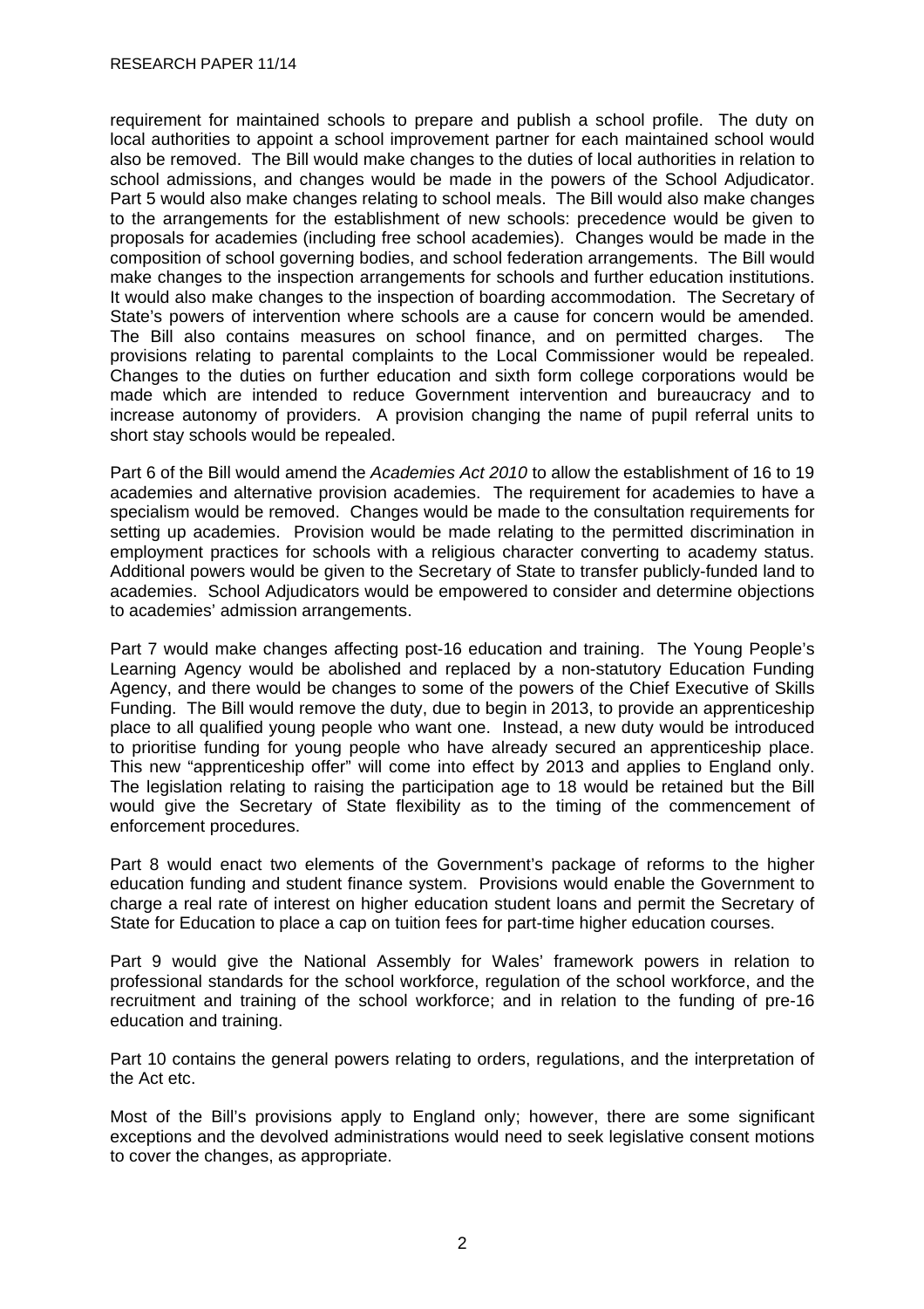requirement for maintained schools to prepare and publish a school profile. The duty on local authorities to appoint a school improvement partner for each maintained school would also be removed. The Bill would make changes to the duties of local authorities in relation to school admissions, and changes would be made in the powers of the School Adjudicator. Part 5 would also make changes relating to school meals. The Bill would also make changes to the arrangements for the establishment of new schools: precedence would be given to proposals for academies (including free school academies). Changes would be made in the composition of school governing bodies, and school federation arrangements. The Bill would make changes to the inspection arrangements for schools and further education institutions. It would also make changes to the inspection of boarding accommodation. The Secretary of State's powers of intervention where schools are a cause for concern would be amended. The Bill also contains measures on school finance, and on permitted charges. The provisions relating to parental complaints to the Local Commissioner would be repealed. Changes to the duties on further education and sixth form college corporations would be made which are intended to reduce Government intervention and bureaucracy and to increase autonomy of providers. A provision changing the name of pupil referral units to short stay schools would be repealed.

Part 6 of the Bill would amend the *Academies Act 2010* to allow the establishment of 16 to 19 academies and alternative provision academies. The requirement for academies to have a specialism would be removed. Changes would be made to the consultation requirements for setting up academies. Provision would be made relating to the permitted discrimination in employment practices for schools with a religious character converting to academy status. Additional powers would be given to the Secretary of State to transfer publicly-funded land to academies. School Adjudicators would be empowered to consider and determine objections to academies' admission arrangements.

Part 7 would make changes affecting post-16 education and training. The Young People's Learning Agency would be abolished and replaced by a non-statutory Education Funding Agency, and there would be changes to some of the powers of the Chief Executive of Skills Funding. The Bill would remove the duty, due to begin in 2013, to provide an apprenticeship place to all qualified young people who want one. Instead, a new duty would be introduced to prioritise funding for young people who have already secured an apprenticeship place. This new "apprenticeship offer" will come into effect by 2013 and applies to England only. The legislation relating to raising the participation age to 18 would be retained but the Bill would give the Secretary of State flexibility as to the timing of the commencement of enforcement procedures.

Part 8 would enact two elements of the Government's package of reforms to the higher education funding and student finance system. Provisions would enable the Government to charge a real rate of interest on higher education student loans and permit the Secretary of State for Education to place a cap on tuition fees for part-time higher education courses.

Part 9 would give the National Assembly for Wales' framework powers in relation to professional standards for the school workforce, regulation of the school workforce, and the recruitment and training of the school workforce; and in relation to the funding of pre-16 education and training.

Part 10 contains the general powers relating to orders, regulations, and the interpretation of the Act etc.

Most of the Bill's provisions apply to England only; however, there are some significant exceptions and the devolved administrations would need to seek legislative consent motions to cover the changes, as appropriate.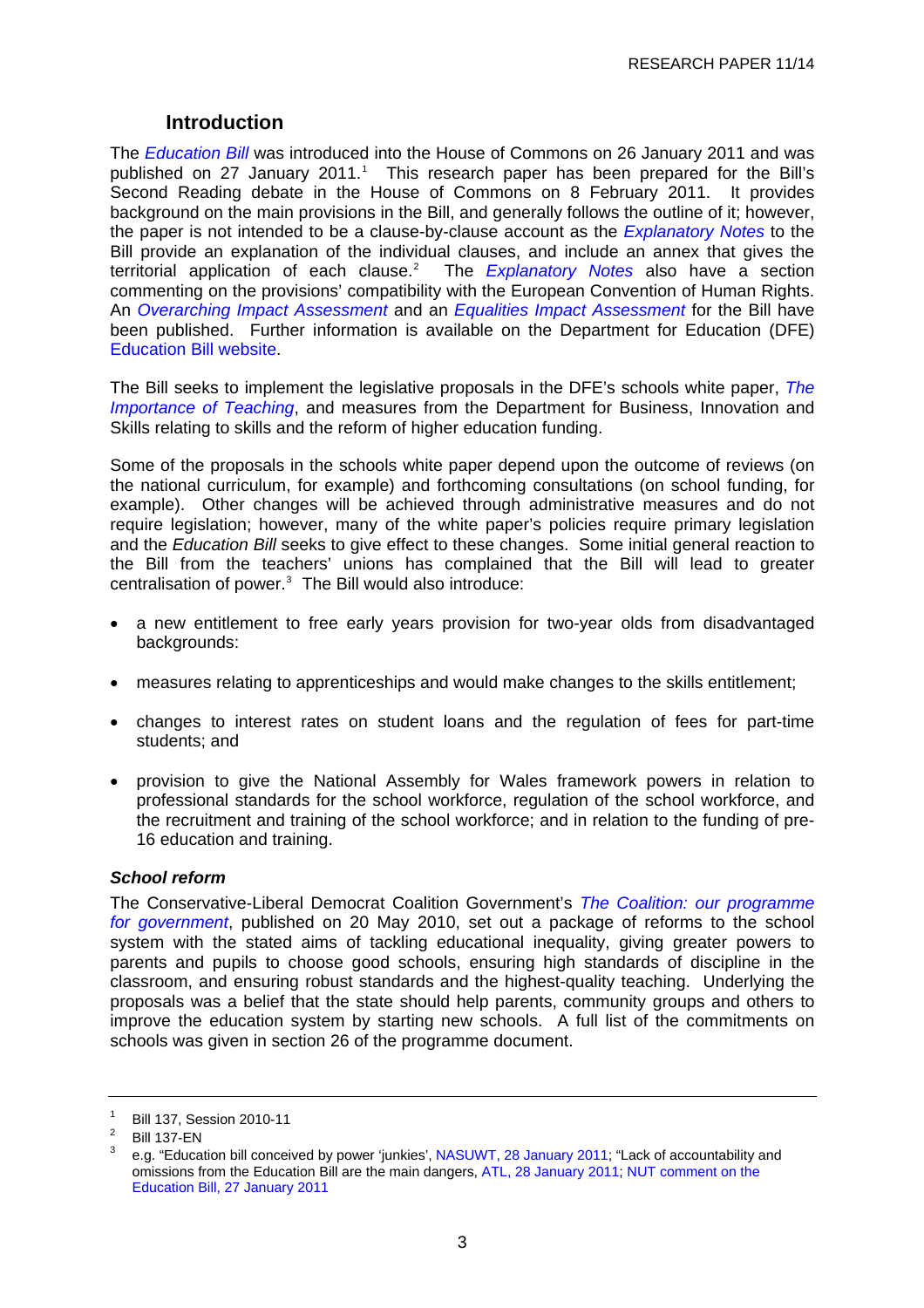## Introduction

The *Education Bill* was introduced into the House of Commons on 26 January 2011 and was published on 27 January 2011.[1] This research paper has been prepared for the Bill's Second Reading debate in the House of Commons on 8 February 2011. It provides background on the main provisions in the Bill, and generally follows the outline of it; however, the paper is not intended to be a clause-by-clause account as the *Explanatory Notes* to the Bill provide an explanation of the individual clauses, and include an annex that gives the territorial application of each clause.[2] The *Explanatory Notes* also have a section commenting on the provisions' compatibility with the European Convention of Human Rights. An *Overarching Impact Assessment* and an *Equalities Impact Assessment* for the Bill have been published. Further information is available on the Department for Education (DFE) Education Bill website.

The Bill seeks to implement the legislative proposals in the DFE's schools white paper, *The Importance of Teaching*, and measures from the Department for Business, Innovation and Skills relating to skills and the reform of higher education funding.

Some of the proposals in the schools white paper depend upon the outcome of reviews (on the national curriculum, for example) and forthcoming consultations (on school funding, for example). Other changes will be achieved through administrative measures and do not require legislation; however, many of the white paper's policies require primary legislation and the *Education Bill* seeks to give effect to these changes. Some initial general reaction to the Bill from the teachers' unions has complained that the Bill will lead to greater centralisation of power.[3] The Bill would also introduce:

- a new entitlement to free early years provision for two-year olds from disadvantaged backgrounds:
- measures relating to apprenticeships and would make changes to the skills entitlement;
- changes to interest rates on student loans and the regulation of fees for part-time students; and
- provision to give the National Assembly for Wales framework powers in relation to professional standards for the school workforce, regulation of the school workforce, and the recruitment and training of the school workforce; and in relation to the funding of pre-16 education and training.

### *School reform*

The Conservative-Liberal Democrat Coalition Government's *The Coalition: our programme for government*, published on 20 May 2010, set out a package of reforms to the school system with the stated aims of tackling educational inequality, giving greater powers to parents and pupils to choose good schools, ensuring high standards of discipline in the classroom, and ensuring robust standards and the highest-quality teaching. Underlying the proposals was a belief that the state should help parents, community groups and others to improve the education system by starting new schools. A full list of the commitments on schools was given in section 26 of the programme document.

---

[1] Bill 137, Session 2010-11

[2] Bill 137-EN

[3] e.g. "Education bill conceived by power 'junkies', NASUWT, 28 January 2011; "Lack of accountability and omissions from the Education Bill are the main dangers, ATL, 28 January 2011; NUT comment on the Education Bill, 27 January 2011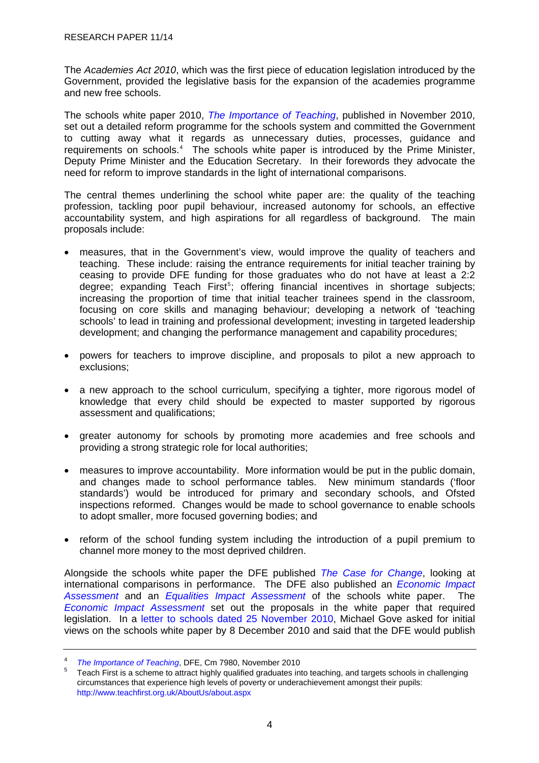The *Academies Act 2010*, which was the first piece of education legislation introduced by the Government, provided the legislative basis for the expansion of the academies programme and new free schools.

The schools white paper 2010, *The Importance of Teaching*, published in November 2010, set out a detailed reform programme for the schools system and committed the Government to cutting away what it regards as unnecessary duties, processes, guidance and requirements on schools.[4] The schools white paper is introduced by the Prime Minister, Deputy Prime Minister and the Education Secretary. In their forewords they advocate the need for reform to improve standards in the light of international comparisons.

The central themes underlining the school white paper are: the quality of the teaching profession, tackling poor pupil behaviour, increased autonomy for schools, an effective accountability system, and high aspirations for all regardless of background. The main proposals include:

- measures, that in the Government's view, would improve the quality of teachers and teaching. These include: raising the entrance requirements for initial teacher training by ceasing to provide DFE funding for those graduates who do not have at least a 2:2 degree; expanding Teach First[5]; offering financial incentives in shortage subjects; increasing the proportion of time that initial teacher trainees spend in the classroom, focusing on core skills and managing behaviour; developing a network of 'teaching schools' to lead in training and professional development; investing in targeted leadership development; and changing the performance management and capability procedures;

- powers for teachers to improve discipline, and proposals to pilot a new approach to exclusions;

- a new approach to the school curriculum, specifying a tighter, more rigorous model of knowledge that every child should be expected to master supported by rigorous assessment and qualifications;

- greater autonomy for schools by promoting more academies and free schools and providing a strong strategic role for local authorities;

- measures to improve accountability. More information would be put in the public domain, and changes made to school performance tables. New minimum standards ('floor standards') would be introduced for primary and secondary schools, and Ofsted inspections reformed. Changes would be made to school governance to enable schools to adopt smaller, more focused governing bodies; and

- reform of the school funding system including the introduction of a pupil premium to channel more money to the most deprived children.

Alongside the schools white paper the DFE published *The Case for Change*, looking at international comparisons in performance. The DFE also published an *Economic Impact Assessment* and an *Equalities Impact Assessment* of the schools white paper. The *Economic Impact Assessment* set out the proposals in the white paper that required legislation. In a letter to schools dated 25 November 2010, Michael Gove asked for initial views on the schools white paper by 8 December 2010 and said that the DFE would publish

---

[4] *The Importance of Teaching*, DFE, Cm 7980, November 2010

[5] Teach First is a scheme to attract highly qualified graduates into teaching, and targets schools in challenging circumstances that experience high levels of poverty or underachievement amongst their pupils: http://www.teachfirst.org.uk/AboutUs/about.aspx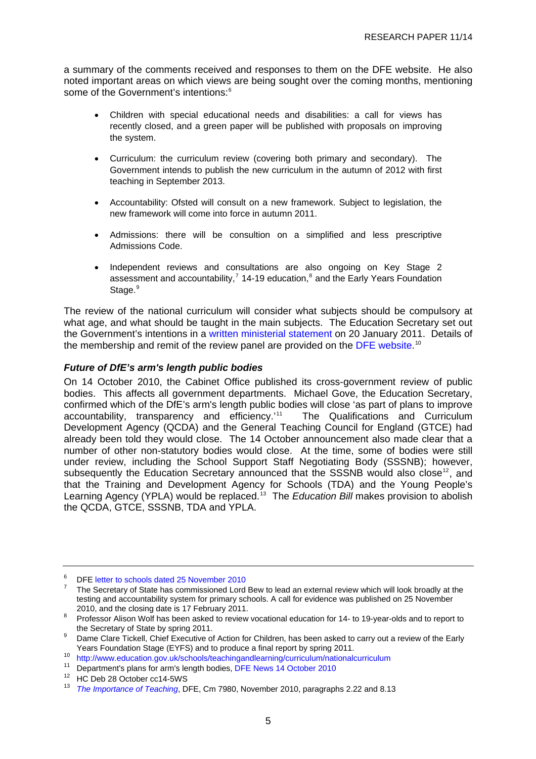a summary of the comments received and responses to them on the DFE website. He also noted important areas on which views are being sought over the coming months, mentioning some of the Government's intentions:[6]

- Children with special educational needs and disabilities: a call for views has recently closed, and a green paper will be published with proposals on improving the system.
- Curriculum: the curriculum review (covering both primary and secondary). The Government intends to publish the new curriculum in the autumn of 2012 with first teaching in September 2013.
- Accountability: Ofsted will consult on a new framework. Subject to legislation, the new framework will come into force in autumn 2011.
- Admissions: there will be consultion on a simplified and less prescriptive Admissions Code.
- Independent reviews and consultations are also ongoing on Key Stage 2 assessment and accountability,[7] 14-19 education,[8] and the Early Years Foundation Stage.[9]

The review of the national curriculum will consider what subjects should be compulsory at what age, and what should be taught in the main subjects. The Education Secretary set out the Government's intentions in a written ministerial statement on 20 January 2011. Details of the membership and remit of the review panel are provided on the DFE website.[10]

### *Future of DfE's arm's length public bodies*

On 14 October 2010, the Cabinet Office published its cross-government review of public bodies. This affects all government departments. Michael Gove, the Education Secretary, confirmed which of the DfE's arm's length public bodies will close 'as part of plans to improve accountability, transparency and efficiency.'[11] The Qualifications and Curriculum Development Agency (QCDA) and the General Teaching Council for England (GTCE) had already been told they would close. The 14 October announcement also made clear that a number of other non-statutory bodies would close. At the time, some of bodies were still under review, including the School Support Staff Negotiating Body (SSSNB); however, subsequently the Education Secretary announced that the SSSNB would also close[12], and that the Training and Development Agency for Schools (TDA) and the Young People's Learning Agency (YPLA) would be replaced.[13] The *Education Bill* makes provision to abolish the QCDA, GTCE, SSSNB, TDA and YPLA.

---

[6] DFE letter to schools dated 25 November 2010

[7] The Secretary of State has commissioned Lord Bew to lead an external review which will look broadly at the testing and accountability system for primary schools. A call for evidence was published on 25 November 2010, and the closing date is 17 February 2011.

[8] Professor Alison Wolf has been asked to review vocational education for 14- to 19-year-olds and to report to the Secretary of State by spring 2011.

[9] Dame Clare Tickell, Chief Executive of Action for Children, has been asked to carry out a review of the Early Years Foundation Stage (EYFS) and to produce a final report by spring 2011.

[10] http://www.education.gov.uk/schools/teachingandlearning/curriculum/nationalcurriculum

[11] Department's plans for arm's length bodies, DFE News 14 October 2010

[12] HC Deb 28 October cc14-5WS

[13] *The Importance of Teaching*, DFE, Cm 7980, November 2010, paragraphs 2.22 and 8.13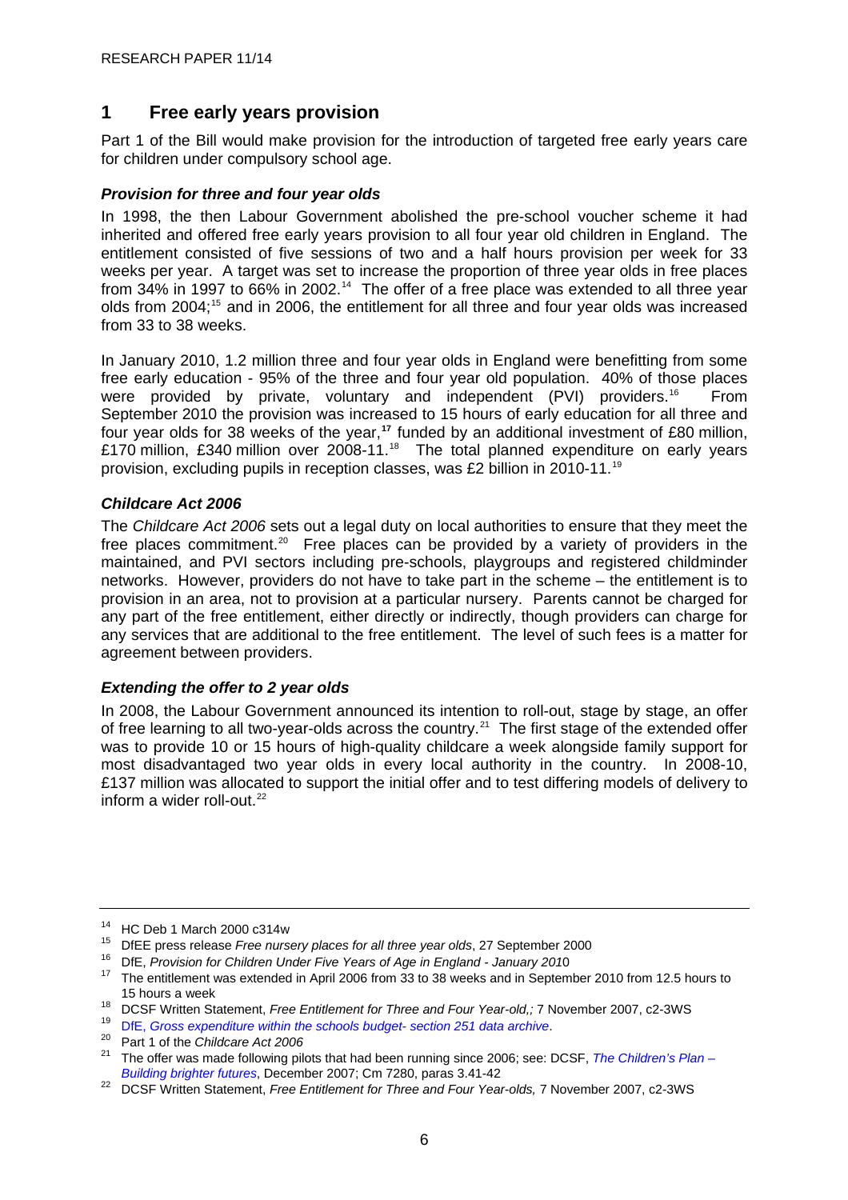## 1 Free early years provision

Part 1 of the Bill would make provision for the introduction of targeted free early years care for children under compulsory school age.

### *Provision for three and four year olds*

In 1998, the then Labour Government abolished the pre-school voucher scheme it had inherited and offered free early years provision to all four year old children in England. The entitlement consisted of five sessions of two and a half hours provision per week for 33 weeks per year. A target was set to increase the proportion of three year olds in free places from 34% in 1997 to 66% in 2002.[14] The offer of a free place was extended to all three year olds from 2004;[15] and in 2006, the entitlement for all three and four year olds was increased from 33 to 38 weeks.

In January 2010, 1.2 million three and four year olds in England were benefitting from some free early education - 95% of the three and four year old population. 40% of those places were provided by private, voluntary and independent (PVI) providers.[16] From September 2010 the provision was increased to 15 hours of early education for all three and four year olds for 38 weeks of the year,[17] funded by an additional investment of £80 million, £170 million, £340 million over 2008-11.[18] The total planned expenditure on early years provision, excluding pupils in reception classes, was £2 billion in 2010-11.[19]

### *Childcare Act 2006*

The *Childcare Act 2006* sets out a legal duty on local authorities to ensure that they meet the free places commitment.[20] Free places can be provided by a variety of providers in the maintained, and PVI sectors including pre-schools, playgroups and registered childminder networks. However, providers do not have to take part in the scheme – the entitlement is to provision in an area, not to provision at a particular nursery. Parents cannot be charged for any part of the free entitlement, either directly or indirectly, though providers can charge for any services that are additional to the free entitlement. The level of such fees is a matter for agreement between providers.

### *Extending the offer to 2 year olds*

In 2008, the Labour Government announced its intention to roll-out, stage by stage, an offer of free learning to all two-year-olds across the country.[21] The first stage of the extended offer was to provide 10 or 15 hours of high-quality childcare a week alongside family support for most disadvantaged two year olds in every local authority in the country. In 2008-10, £137 million was allocated to support the initial offer and to test differing models of delivery to inform a wider roll-out.[22]

---

[14] HC Deb 1 March 2000 c314w

[15] DfEE press release *Free nursery places for all three year olds*, 27 September 2000

[16] DfE, *Provision for Children Under Five Years of Age in England - January 2010*

[17] The entitlement was extended in April 2006 from 33 to 38 weeks and in September 2010 from 12.5 hours to 15 hours a week

[18] DCSF Written Statement, *Free Entitlement for Three and Four Year-old,;* 7 November 2007, c2-3WS

[19] DfE, *Gross expenditure within the schools budget- section 251 data archive*.

[20] Part 1 of the *Childcare Act 2006*

[21] The offer was made following pilots that had been running since 2006; see: DCSF, *The Children's Plan – Building brighter futures*, December 2007; Cm 7280, paras 3.41-42

[22] DCSF Written Statement, *Free Entitlement for Three and Four Year-olds,* 7 November 2007, c2-3WS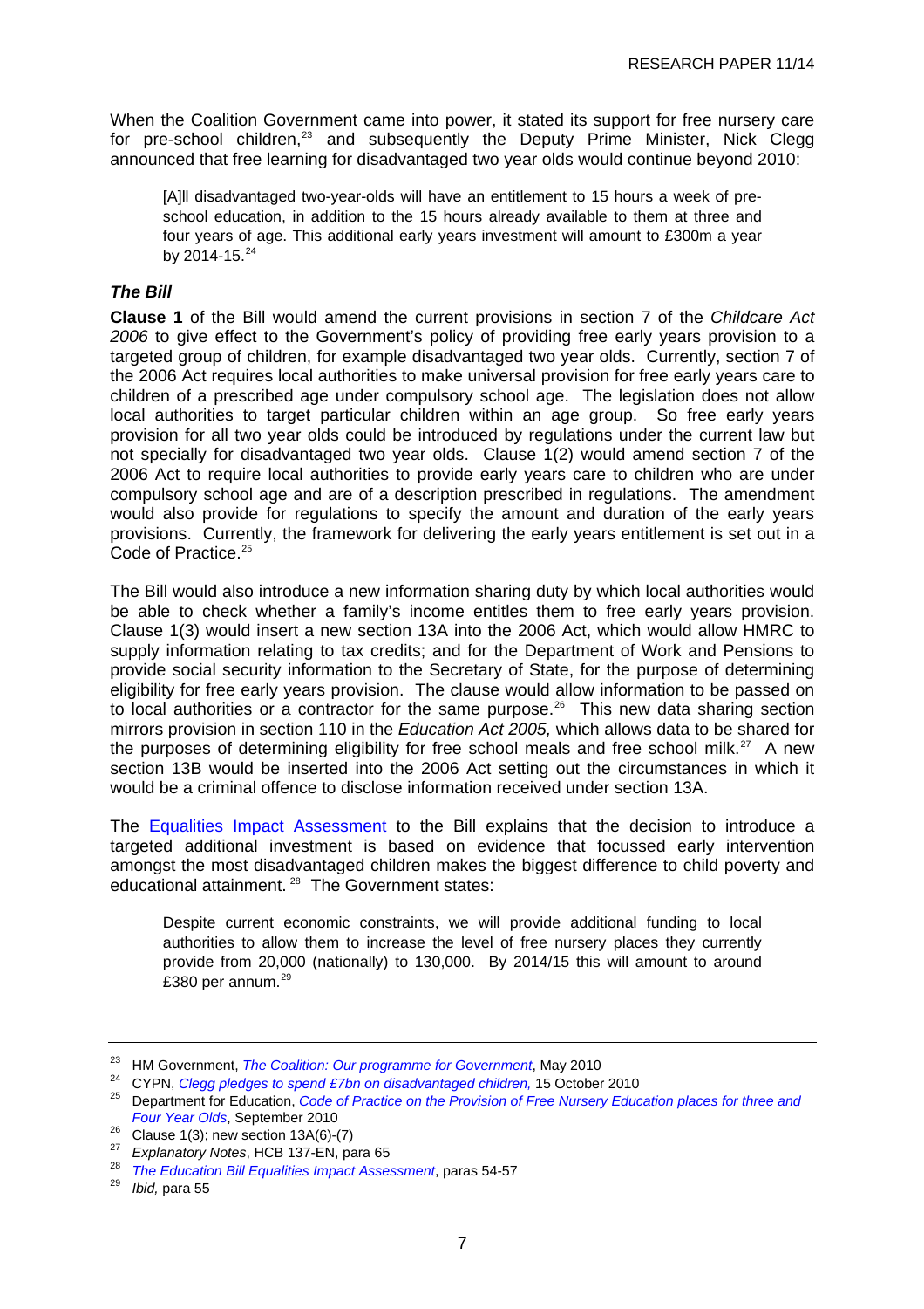When the Coalition Government came into power, it stated its support for free nursery care for pre-school children,[23] and subsequently the Deputy Prime Minister, Nick Clegg announced that free learning for disadvantaged two year olds would continue beyond 2010:

> [A]ll disadvantaged two-year-olds will have an entitlement to 15 hours a week of pre-school education, in addition to the 15 hours already available to them at three and four years of age. This additional early years investment will amount to £300m a year by 2014-15.[24]

### *The Bill*

**Clause 1** of the Bill would amend the current provisions in section 7 of the *Childcare Act 2006* to give effect to the Government's policy of providing free early years provision to a targeted group of children, for example disadvantaged two year olds. Currently, section 7 of the 2006 Act requires local authorities to make universal provision for free early years care to children of a prescribed age under compulsory school age. The legislation does not allow local authorities to target particular children within an age group. So free early years provision for all two year olds could be introduced by regulations under the current law but not specially for disadvantaged two year olds. Clause 1(2) would amend section 7 of the 2006 Act to require local authorities to provide early years care to children who are under compulsory school age and are of a description prescribed in regulations. The amendment would also provide for regulations to specify the amount and duration of the early years provisions. Currently, the framework for delivering the early years entitlement is set out in a Code of Practice.[25]

The Bill would also introduce a new information sharing duty by which local authorities would be able to check whether a family's income entitles them to free early years provision. Clause 1(3) would insert a new section 13A into the 2006 Act, which would allow HMRC to supply information relating to tax credits; and for the Department of Work and Pensions to provide social security information to the Secretary of State, for the purpose of determining eligibility for free early years provision. The clause would allow information to be passed on to local authorities or a contractor for the same purpose.[26] This new data sharing section mirrors provision in section 110 in the *Education Act 2005,* which allows data to be shared for the purposes of determining eligibility for free school meals and free school milk.[27] A new section 13B would be inserted into the 2006 Act setting out the circumstances in which it would be a criminal offence to disclose information received under section 13A.

The Equalities Impact Assessment to the Bill explains that the decision to introduce a targeted additional investment is based on evidence that focussed early intervention amongst the most disadvantaged children makes the biggest difference to child poverty and educational attainment.[28] The Government states:

> Despite current economic constraints, we will provide additional funding to local authorities to allow them to increase the level of free nursery places they currently provide from 20,000 (nationally) to 130,000. By 2014/15 this will amount to around £380 per annum.[29]

---

[23] HM Government, *The Coalition: Our programme for Government*, May 2010

[24] CYPN, *Clegg pledges to spend £7bn on disadvantaged children,* 15 October 2010

[25] Department for Education, *Code of Practice on the Provision of Free Nursery Education places for three and Four Year Olds*, September 2010

[26] Clause 1(3); new section 13A(6)-(7)

[27] *Explanatory Notes*, HCB 137-EN, para 65

[28] *The Education Bill Equalities Impact Assessment*, paras 54-57

[29] *Ibid,* para 55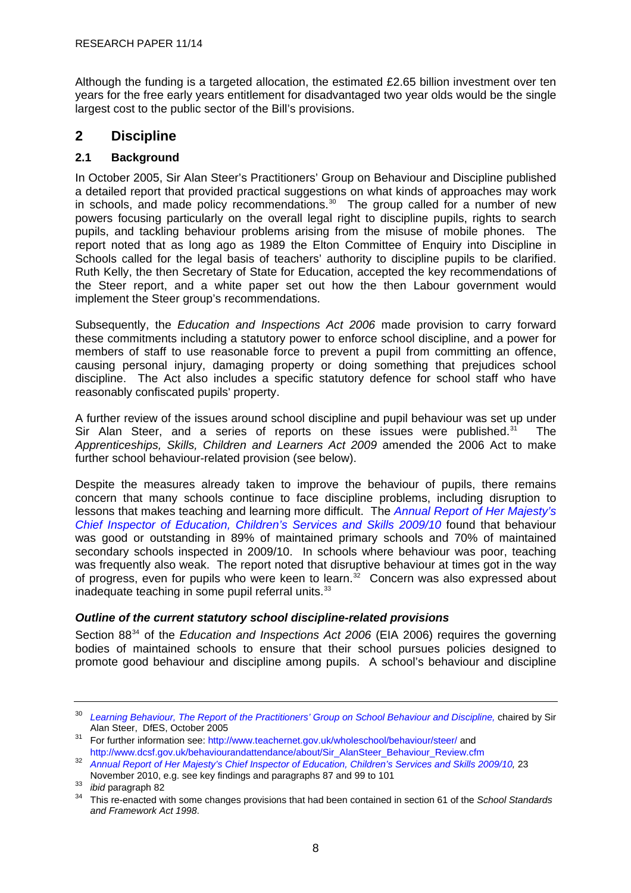Although the funding is a targeted allocation, the estimated £2.65 billion investment over ten years for the free early years entitlement for disadvantaged two year olds would be the single largest cost to the public sector of the Bill's provisions.

## 2 Discipline

### 2.1 Background

In October 2005, Sir Alan Steer's Practitioners' Group on Behaviour and Discipline published a detailed report that provided practical suggestions on what kinds of approaches may work in schools, and made policy recommendations.[30] The group called for a number of new powers focusing particularly on the overall legal right to discipline pupils, rights to search pupils, and tackling behaviour problems arising from the misuse of mobile phones. The report noted that as long ago as 1989 the Elton Committee of Enquiry into Discipline in Schools called for the legal basis of teachers' authority to discipline pupils to be clarified. Ruth Kelly, the then Secretary of State for Education, accepted the key recommendations of the Steer report, and a white paper set out how the then Labour government would implement the Steer group's recommendations.

Subsequently, the *Education and Inspections Act 2006* made provision to carry forward these commitments including a statutory power to enforce school discipline, and a power for members of staff to use reasonable force to prevent a pupil from committing an offence, causing personal injury, damaging property or doing something that prejudices school discipline. The Act also includes a specific statutory defence for school staff who have reasonably confiscated pupils' property.

A further review of the issues around school discipline and pupil behaviour was set up under Sir Alan Steer, and a series of reports on these issues were published.[31] The *Apprenticeships, Skills, Children and Learners Act 2009* amended the 2006 Act to make further school behaviour-related provision (see below).

Despite the measures already taken to improve the behaviour of pupils, there remains concern that many schools continue to face discipline problems, including disruption to lessons that makes teaching and learning more difficult. The *Annual Report of Her Majesty's Chief Inspector of Education, Children's Services and Skills 2009/10* found that behaviour was good or outstanding in 89% of maintained primary schools and 70% of maintained secondary schools inspected in 2009/10. In schools where behaviour was poor, teaching was frequently also weak. The report noted that disruptive behaviour at times got in the way of progress, even for pupils who were keen to learn.[32] Concern was also expressed about inadequate teaching in some pupil referral units.[33]

#### *Outline of the current statutory school discipline-related provisions*

Section 88[34] of the *Education and Inspections Act 2006* (EIA 2006) requires the governing bodies of maintained schools to ensure that their school pursues policies designed to promote good behaviour and discipline among pupils. A school's behaviour and discipline

---

[30] *Learning Behaviour, The Report of the Practitioners' Group on School Behaviour and Discipline,* chaired by Sir Alan Steer, DfES, October 2005

[31] For further information see: http://www.teachernet.gov.uk/wholeschool/behaviour/steer/ and http://www.dcsf.gov.uk/behaviourandattendance/about/Sir_AlanSteer_Behaviour_Review.cfm

[32] *Annual Report of Her Majesty's Chief Inspector of Education, Children's Services and Skills 2009/10,* 23 November 2010, e.g. see key findings and paragraphs 87 and 99 to 101

[33] *ibid* paragraph 82

[34] This re-enacted with some changes provisions that had been contained in section 61 of the *School Standards and Framework Act 1998*.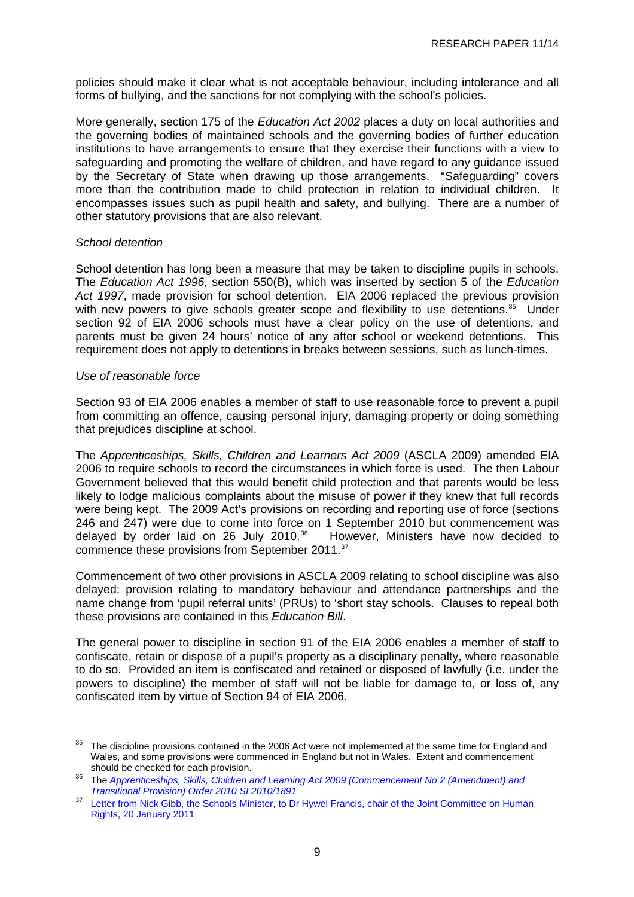policies should make it clear what is not acceptable behaviour, including intolerance and all forms of bullying, and the sanctions for not complying with the school's policies.

More generally, section 175 of the *Education Act 2002* places a duty on local authorities and the governing bodies of maintained schools and the governing bodies of further education institutions to have arrangements to ensure that they exercise their functions with a view to safeguarding and promoting the welfare of children, and have regard to any guidance issued by the Secretary of State when drawing up those arrangements. "Safeguarding" covers more than the contribution made to child protection in relation to individual children. It encompasses issues such as pupil health and safety, and bullying. There are a number of other statutory provisions that are also relevant.

*School detention*

School detention has long been a measure that may be taken to discipline pupils in schools. The *Education Act 1996,* section 550(B), which was inserted by section 5 of the *Education Act 1997*, made provision for school detention. EIA 2006 replaced the previous provision with new powers to give schools greater scope and flexibility to use detentions.[35] Under section 92 of EIA 2006 schools must have a clear policy on the use of detentions, and parents must be given 24 hours' notice of any after school or weekend detentions. This requirement does not apply to detentions in breaks between sessions, such as lunch-times.

*Use of reasonable force*

Section 93 of EIA 2006 enables a member of staff to use reasonable force to prevent a pupil from committing an offence, causing personal injury, damaging property or doing something that prejudices discipline at school.

The *Apprenticeships, Skills, Children and Learners Act 2009* (ASCLA 2009) amended EIA 2006 to require schools to record the circumstances in which force is used. The then Labour Government believed that this would benefit child protection and that parents would be less likely to lodge malicious complaints about the misuse of power if they knew that full records were being kept. The 2009 Act's provisions on recording and reporting use of force (sections 246 and 247) were due to come into force on 1 September 2010 but commencement was delayed by order laid on 26 July 2010.[36] However, Ministers have now decided to commence these provisions from September 2011.[37]

Commencement of two other provisions in ASCLA 2009 relating to school discipline was also delayed: provision relating to mandatory behaviour and attendance partnerships and the name change from 'pupil referral units' (PRUs) to 'short stay schools. Clauses to repeal both these provisions are contained in this *Education Bill*.

The general power to discipline in section 91 of the EIA 2006 enables a member of staff to confiscate, retain or dispose of a pupil's property as a disciplinary penalty, where reasonable to do so. Provided an item is confiscated and retained or disposed of lawfully (i.e. under the powers to discipline) the member of staff will not be liable for damage to, or loss of, any confiscated item by virtue of Section 94 of EIA 2006.

---

[35] The discipline provisions contained in the 2006 Act were not implemented at the same time for England and Wales, and some provisions were commenced in England but not in Wales. Extent and commencement should be checked for each provision.

[36] The *Apprenticeships, Skills, Children and Learning Act 2009 (Commencement No 2 (Amendment) and Transitional Provision) Order 2010 SI 2010/1891*

[37] Letter from Nick Gibb, the Schools Minister, to Dr Hywel Francis, chair of the Joint Committee on Human Rights, 20 January 2011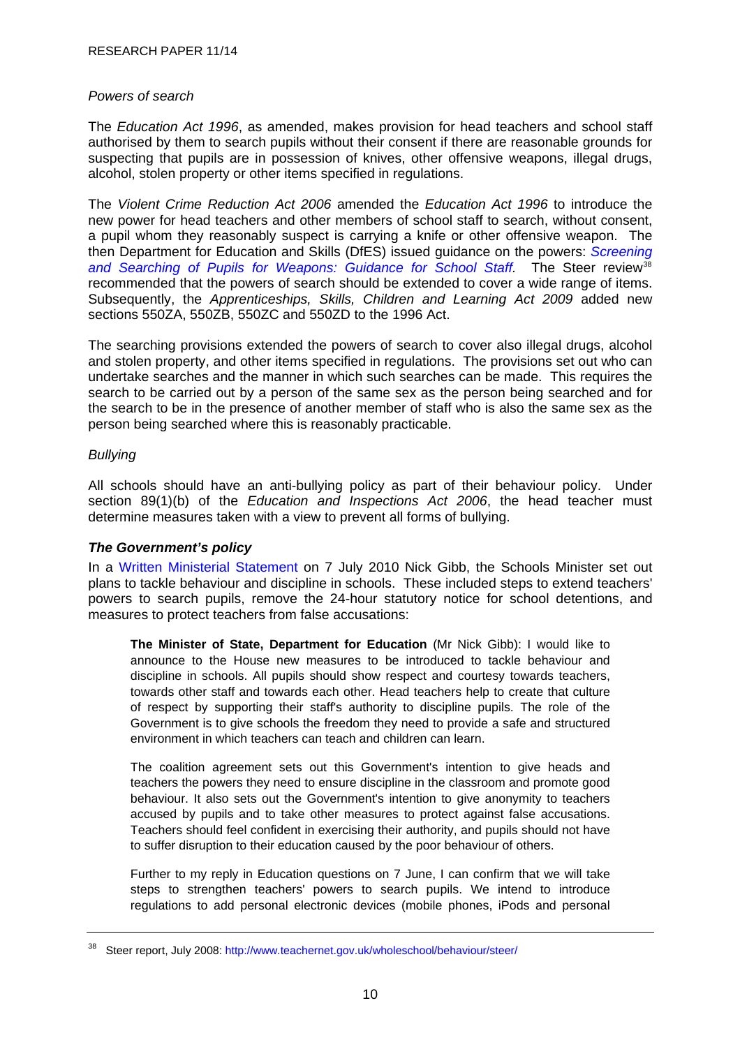*Powers of search*

The *Education Act 1996*, as amended, makes provision for head teachers and school staff authorised by them to search pupils without their consent if there are reasonable grounds for suspecting that pupils are in possession of knives, other offensive weapons, illegal drugs, alcohol, stolen property or other items specified in regulations.

The *Violent Crime Reduction Act 2006* amended the *Education Act 1996* to introduce the new power for head teachers and other members of school staff to search, without consent, a pupil whom they reasonably suspect is carrying a knife or other offensive weapon. The then Department for Education and Skills (DfES) issued guidance on the powers: *Screening and Searching of Pupils for Weapons: Guidance for School Staff.* The Steer review[38] recommended that the powers of search should be extended to cover a wide range of items. Subsequently, the *Apprenticeships, Skills, Children and Learning Act 2009* added new sections 550ZA, 550ZB, 550ZC and 550ZD to the 1996 Act.

The searching provisions extended the powers of search to cover also illegal drugs, alcohol and stolen property, and other items specified in regulations. The provisions set out who can undertake searches and the manner in which such searches can be made. This requires the search to be carried out by a person of the same sex as the person being searched and for the search to be in the presence of another member of staff who is also the same sex as the person being searched where this is reasonably practicable.

*Bullying*

All schools should have an anti-bullying policy as part of their behaviour policy. Under section 89(1)(b) of the *Education and Inspections Act 2006*, the head teacher must determine measures taken with a view to prevent all forms of bullying.

### *The Government's policy*

In a Written Ministerial Statement on 7 July 2010 Nick Gibb, the Schools Minister set out plans to tackle behaviour and discipline in schools. These included steps to extend teachers' powers to search pupils, remove the 24-hour statutory notice for school detentions, and measures to protect teachers from false accusations:

> **The Minister of State, Department for Education** (Mr Nick Gibb): I would like to announce to the House new measures to be introduced to tackle behaviour and discipline in schools. All pupils should show respect and courtesy towards teachers, towards other staff and towards each other. Head teachers help to create that culture of respect by supporting their staff's authority to discipline pupils. The role of the Government is to give schools the freedom they need to provide a safe and structured environment in which teachers can teach and children can learn.
>
> The coalition agreement sets out this Government's intention to give heads and teachers the powers they need to ensure discipline in the classroom and promote good behaviour. It also sets out the Government's intention to give anonymity to teachers accused by pupils and to take other measures to protect against false accusations. Teachers should feel confident in exercising their authority, and pupils should not have to suffer disruption to their education caused by the poor behaviour of others.
>
> Further to my reply in Education questions on 7 June, I can confirm that we will take steps to strengthen teachers' powers to search pupils. We intend to introduce regulations to add personal electronic devices (mobile phones, iPods and personal

---

[38] Steer report, July 2008: http://www.teachernet.gov.uk/wholeschool/behaviour/steer/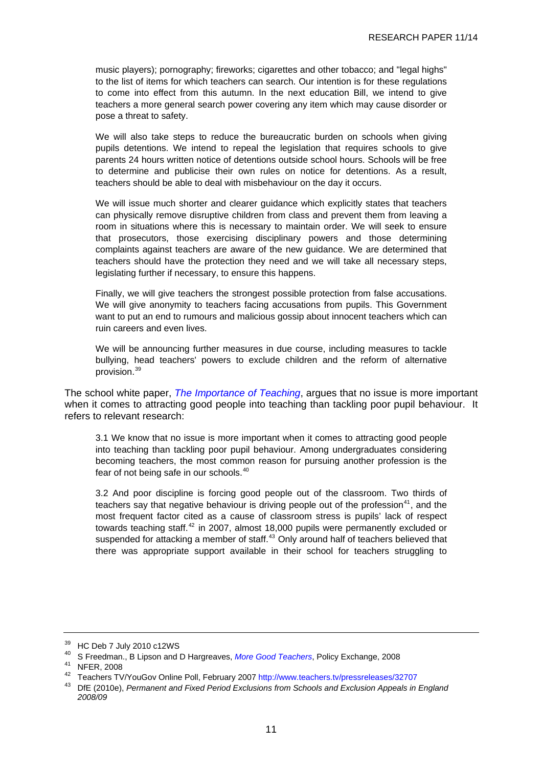> music players); pornography; fireworks; cigarettes and other tobacco; and "legal highs" to the list of items for which teachers can search. Our intention is for these regulations to come into effect from this autumn. In the next education Bill, we intend to give teachers a more general search power covering any item which may cause disorder or pose a threat to safety.
>
> We will also take steps to reduce the bureaucratic burden on schools when giving pupils detentions. We intend to repeal the legislation that requires schools to give parents 24 hours written notice of detentions outside school hours. Schools will be free to determine and publicise their own rules on notice for detentions. As a result, teachers should be able to deal with misbehaviour on the day it occurs.
>
> We will issue much shorter and clearer guidance which explicitly states that teachers can physically remove disruptive children from class and prevent them from leaving a room in situations where this is necessary to maintain order. We will seek to ensure that prosecutors, those exercising disciplinary powers and those determining complaints against teachers are aware of the new guidance. We are determined that teachers should have the protection they need and we will take all necessary steps, legislating further if necessary, to ensure this happens.
>
> Finally, we will give teachers the strongest possible protection from false accusations. We will give anonymity to teachers facing accusations from pupils. This Government want to put an end to rumours and malicious gossip about innocent teachers which can ruin careers and even lives.
>
> We will be announcing further measures in due course, including measures to tackle bullying, head teachers' powers to exclude children and the reform of alternative provision.[39]

The school white paper, *The Importance of Teaching*, argues that no issue is more important when it comes to attracting good people into teaching than tackling poor pupil behaviour. It refers to relevant research:

> 3.1 We know that no issue is more important when it comes to attracting good people into teaching than tackling poor pupil behaviour. Among undergraduates considering becoming teachers, the most common reason for pursuing another profession is the fear of not being safe in our schools.[40]
>
> 3.2 And poor discipline is forcing good people out of the classroom. Two thirds of teachers say that negative behaviour is driving people out of the profession[41], and the most frequent factor cited as a cause of classroom stress is pupils' lack of respect towards teaching staff.[42] in 2007, almost 18,000 pupils were permanently excluded or suspended for attacking a member of staff.[43] Only around half of teachers believed that there was appropriate support available in their school for teachers struggling to

---

[39] HC Deb 7 July 2010 c12WS

[40] S Freedman., B Lipson and D Hargreaves, *More Good Teachers*, Policy Exchange, 2008

[41] NFER, 2008

[42] Teachers TV/YouGov Online Poll, February 2007 http://www.teachers.tv/pressreleases/32707

[43] DfE (2010e), *Permanent and Fixed Period Exclusions from Schools and Exclusion Appeals in England 2008/09*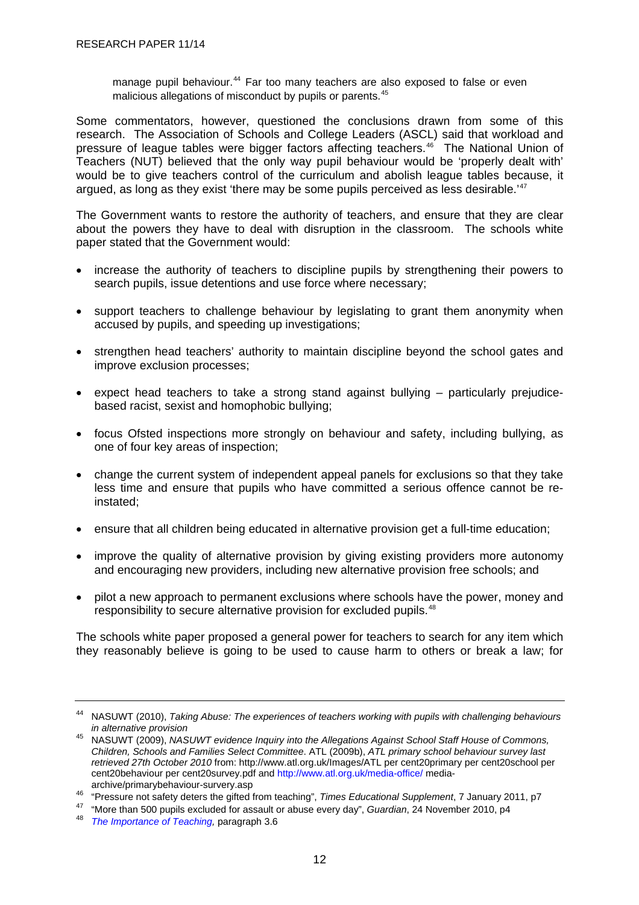> manage pupil behaviour.[44] Far too many teachers are also exposed to false or even malicious allegations of misconduct by pupils or parents.[45]

Some commentators, however, questioned the conclusions drawn from some of this research. The Association of Schools and College Leaders (ASCL) said that workload and pressure of league tables were bigger factors affecting teachers.[46] The National Union of Teachers (NUT) believed that the only way pupil behaviour would be 'properly dealt with' would be to give teachers control of the curriculum and abolish league tables because, it argued, as long as they exist 'there may be some pupils perceived as less desirable.'[47]

The Government wants to restore the authority of teachers, and ensure that they are clear about the powers they have to deal with disruption in the classroom. The schools white paper stated that the Government would:

- increase the authority of teachers to discipline pupils by strengthening their powers to search pupils, issue detentions and use force where necessary;
- support teachers to challenge behaviour by legislating to grant them anonymity when accused by pupils, and speeding up investigations;
- strengthen head teachers' authority to maintain discipline beyond the school gates and improve exclusion processes;
- expect head teachers to take a strong stand against bullying – particularly prejudice-based racist, sexist and homophobic bullying;
- focus Ofsted inspections more strongly on behaviour and safety, including bullying, as one of four key areas of inspection;
- change the current system of independent appeal panels for exclusions so that they take less time and ensure that pupils who have committed a serious offence cannot be re-instated;
- ensure that all children being educated in alternative provision get a full-time education;
- improve the quality of alternative provision by giving existing providers more autonomy and encouraging new providers, including new alternative provision free schools; and
- pilot a new approach to permanent exclusions where schools have the power, money and responsibility to secure alternative provision for excluded pupils.[48]

The schools white paper proposed a general power for teachers to search for any item which they reasonably believe is going to be used to cause harm to others or break a law; for

---

[44] NASUWT (2010), *Taking Abuse: The experiences of teachers working with pupils with challenging behaviours in alternative provision*

[45] NASUWT (2009), *NASUWT evidence Inquiry into the Allegations Against School Staff House of Commons, Children, Schools and Families Select Committee*. ATL (2009b), *ATL primary school behaviour survey last retrieved 27th October 2010* from: http://www.atl.org.uk/Images/ATL per cent20primary per cent20school per cent20behaviour per cent20survey.pdf and http://www.atl.org.uk/media-office/ media-archive/primarybehaviour-survey.asp

[46] "Pressure not safety deters the gifted from teaching", *Times Educational Supplement*, 7 January 2011, p7

[47] "More than 500 pupils excluded for assault or abuse every day", *Guardian*, 24 November 2010, p4

[48] *The Importance of Teaching,* paragraph 3.6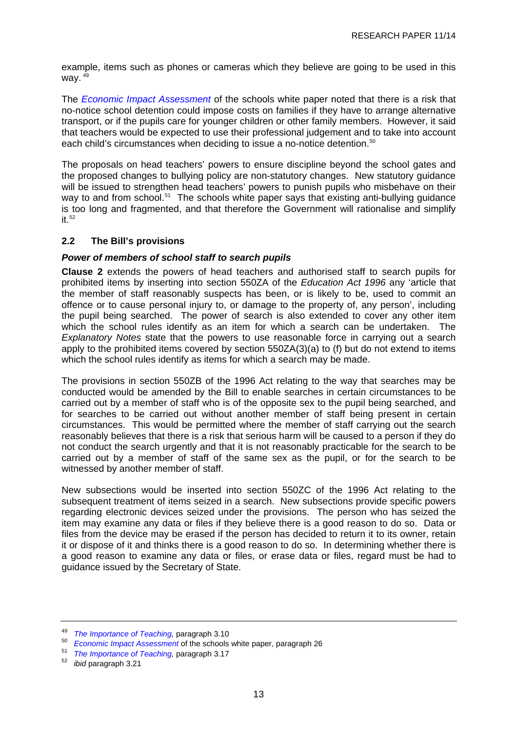example, items such as phones or cameras which they believe are going to be used in this way. [49]

The *Economic Impact Assessment* of the schools white paper noted that there is a risk that no-notice school detention could impose costs on families if they have to arrange alternative transport, or if the pupils care for younger children or other family members. However, it said that teachers would be expected to use their professional judgement and to take into account each child's circumstances when deciding to issue a no-notice detention.[50]

The proposals on head teachers' powers to ensure discipline beyond the school gates and the proposed changes to bullying policy are non-statutory changes. New statutory guidance will be issued to strengthen head teachers' powers to punish pupils who misbehave on their way to and from school.[51] The schools white paper says that existing anti-bullying guidance is too long and fragmented, and that therefore the Government will rationalise and simplify it.[52]

## 2.2 The Bill's provisions

### *Power of members of school staff to search pupils*

**Clause 2** extends the powers of head teachers and authorised staff to search pupils for prohibited items by inserting into section 550ZA of the *Education Act 1996* any 'article that the member of staff reasonably suspects has been, or is likely to be, used to commit an offence or to cause personal injury to, or damage to the property of, any person', including the pupil being searched. The power of search is also extended to cover any other item which the school rules identify as an item for which a search can be undertaken. The *Explanatory Notes* state that the powers to use reasonable force in carrying out a search apply to the prohibited items covered by section 550ZA(3)(a) to (f) but do not extend to items which the school rules identify as items for which a search may be made.

The provisions in section 550ZB of the 1996 Act relating to the way that searches may be conducted would be amended by the Bill to enable searches in certain circumstances to be carried out by a member of staff who is of the opposite sex to the pupil being searched, and for searches to be carried out without another member of staff being present in certain circumstances. This would be permitted where the member of staff carrying out the search reasonably believes that there is a risk that serious harm will be caused to a person if they do not conduct the search urgently and that it is not reasonably practicable for the search to be carried out by a member of staff of the same sex as the pupil, or for the search to be witnessed by another member of staff.

New subsections would be inserted into section 550ZC of the 1996 Act relating to the subsequent treatment of items seized in a search. New subsections provide specific powers regarding electronic devices seized under the provisions. The person who has seized the item may examine any data or files if they believe there is a good reason to do so. Data or files from the device may be erased if the person has decided to return it to its owner, retain it or dispose of it and thinks there is a good reason to do so. In determining whether there is a good reason to examine any data or files, or erase data or files, regard must be had to guidance issued by the Secretary of State.

---

[49] *The Importance of Teaching,* paragraph 3.10

[50] *Economic Impact Assessment* of the schools white paper, paragraph 26

[51] *The Importance of Teaching,* paragraph 3.17

[52] *ibid* paragraph 3.21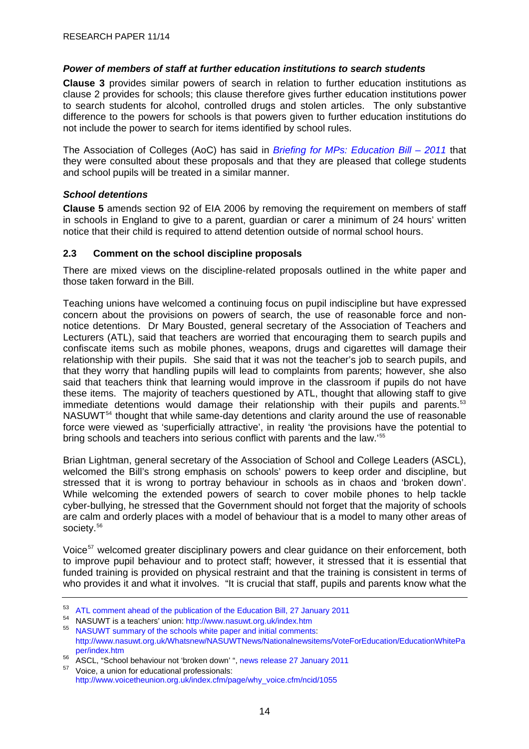### *Power of members of staff at further education institutions to search students*

**Clause 3** provides similar powers of search in relation to further education institutions as clause 2 provides for schools; this clause therefore gives further education institutions power to search students for alcohol, controlled drugs and stolen articles. The only substantive difference to the powers for schools is that powers given to further education institutions do not include the power to search for items identified by school rules.

The Association of Colleges (AoC) has said in *Briefing for MPs: Education Bill – 2011* that they were consulted about these proposals and that they are pleased that college students and school pupils will be treated in a similar manner.

### *School detentions*

**Clause 5** amends section 92 of EIA 2006 by removing the requirement on members of staff in schools in England to give to a parent, guardian or carer a minimum of 24 hours' written notice that their child is required to attend detention outside of normal school hours.

## 2.3 Comment on the school discipline proposals

There are mixed views on the discipline-related proposals outlined in the white paper and those taken forward in the Bill.

Teaching unions have welcomed a continuing focus on pupil indiscipline but have expressed concern about the provisions on powers of search, the use of reasonable force and non-notice detentions. Dr Mary Bousted, general secretary of the Association of Teachers and Lecturers (ATL), said that teachers are worried that encouraging them to search pupils and confiscate items such as mobile phones, weapons, drugs and cigarettes will damage their relationship with their pupils. She said that it was not the teacher's job to search pupils, and that they worry that handling pupils will lead to complaints from parents; however, she also said that teachers think that learning would improve in the classroom if pupils do not have these items. The majority of teachers questioned by ATL, thought that allowing staff to give immediate detentions would damage their relationship with their pupils and parents.[53] NASUWT[54] thought that while same-day detentions and clarity around the use of reasonable force were viewed as 'superficially attractive', in reality 'the provisions have the potential to bring schools and teachers into serious conflict with parents and the law.'[55]

Brian Lightman, general secretary of the Association of School and College Leaders (ASCL), welcomed the Bill's strong emphasis on schools' powers to keep order and discipline, but stressed that it is wrong to portray behaviour in schools as in chaos and 'broken down'. While welcoming the extended powers of search to cover mobile phones to help tackle cyber-bullying, he stressed that the Government should not forget that the majority of schools are calm and orderly places with a model of behaviour that is a model to many other areas of society.[56]

Voice[57] welcomed greater disciplinary powers and clear guidance on their enforcement, both to improve pupil behaviour and to protect staff; however, it stressed that it is essential that funded training is provided on physical restraint and that the training is consistent in terms of who provides it and what it involves. "It is crucial that staff, pupils and parents know what the

---

[53] ATL comment ahead of the publication of the Education Bill, 27 January 2011

[54] NASUWT is a teachers' union: http://www.nasuwt.org.uk/index.htm

[55] NASUWT summary of the schools white paper and initial comments: http://www.nasuwt.org.uk/Whatsnew/NASUWTNews/Nationalnewsitems/VoteForEducation/EducationWhitePaper/index.htm

[56] ASCL, "School behaviour not 'broken down' ", news release 27 January 2011

[57] Voice, a union for educational professionals: http://www.voicetheunion.org.uk/index.cfm/page/why_voice.cfm/ncid/1055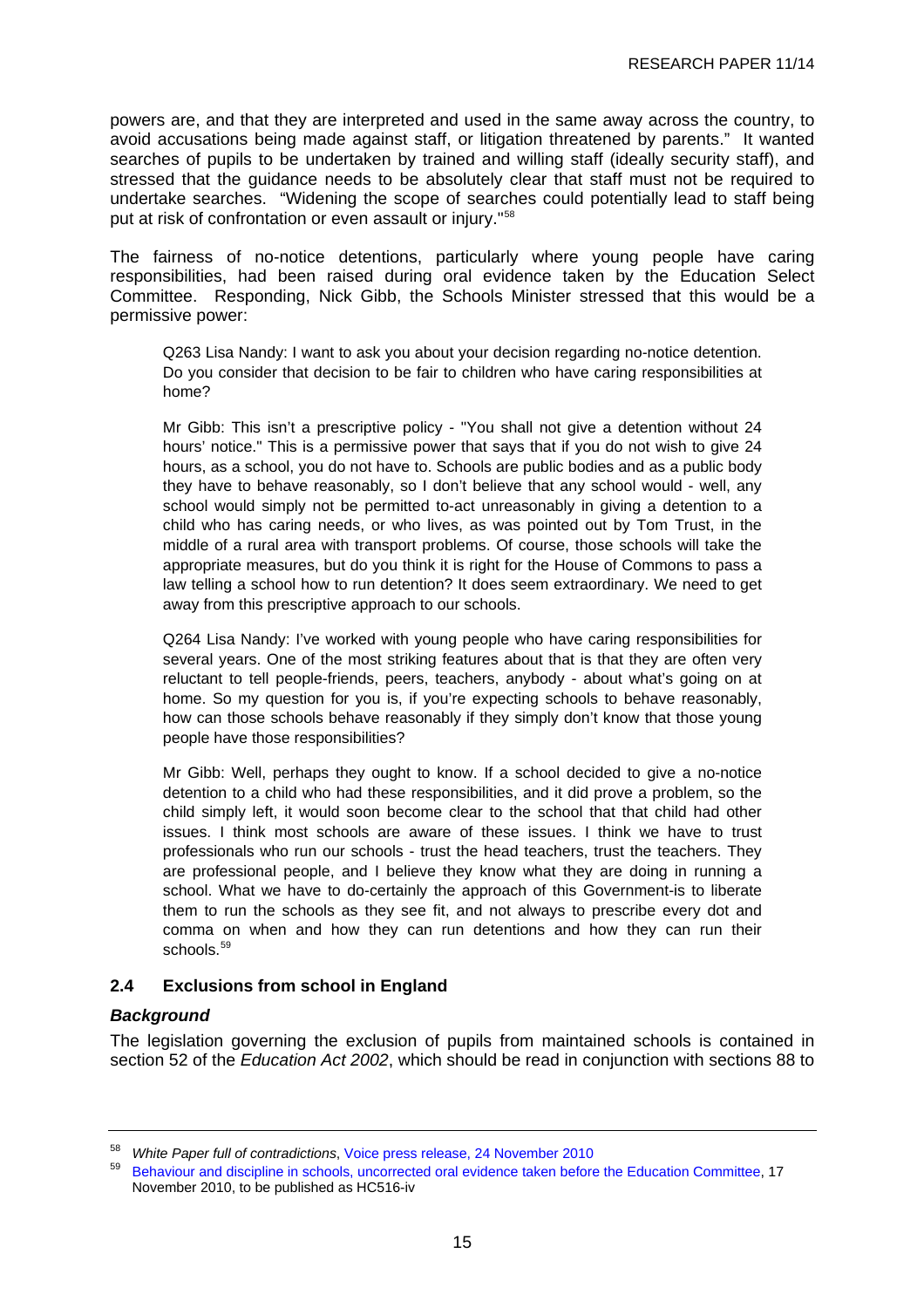powers are, and that they are interpreted and used in the same away across the country, to avoid accusations being made against staff, or litigation threatened by parents." It wanted searches of pupils to be undertaken by trained and willing staff (ideally security staff), and stressed that the guidance needs to be absolutely clear that staff must not be required to undertake searches. "Widening the scope of searches could potentially lead to staff being put at risk of confrontation or even assault or injury."[58]

The fairness of no-notice detentions, particularly where young people have caring responsibilities, had been raised during oral evidence taken by the Education Select Committee. Responding, Nick Gibb, the Schools Minister stressed that this would be a permissive power:

> Q263 Lisa Nandy: I want to ask you about your decision regarding no-notice detention. Do you consider that decision to be fair to children who have caring responsibilities at home?
>
> Mr Gibb: This isn't a prescriptive policy - "You shall not give a detention without 24 hours' notice." This is a permissive power that says that if you do not wish to give 24 hours, as a school, you do not have to. Schools are public bodies and as a public body they have to behave reasonably, so I don't believe that any school would - well, any school would simply not be permitted to-act unreasonably in giving a detention to a child who has caring needs, or who lives, as was pointed out by Tom Trust, in the middle of a rural area with transport problems. Of course, those schools will take the appropriate measures, but do you think it is right for the House of Commons to pass a law telling a school how to run detention? It does seem extraordinary. We need to get away from this prescriptive approach to our schools.
>
> Q264 Lisa Nandy: I've worked with young people who have caring responsibilities for several years. One of the most striking features about that is that they are often very reluctant to tell people-friends, peers, teachers, anybody - about what's going on at home. So my question for you is, if you're expecting schools to behave reasonably, how can those schools behave reasonably if they simply don't know that those young people have those responsibilities?
>
> Mr Gibb: Well, perhaps they ought to know. If a school decided to give a no-notice detention to a child who had these responsibilities, and it did prove a problem, so the child simply left, it would soon become clear to the school that that child had other issues. I think most schools are aware of these issues. I think we have to trust professionals who run our schools - trust the head teachers, trust the teachers. They are professional people, and I believe they know what they are doing in running a school. What we have to do-certainly the approach of this Government-is to liberate them to run the schools as they see fit, and not always to prescribe every dot and comma on when and how they can run detentions and how they can run their schools.[59]

### 2.4 Exclusions from school in England

#### *Background*

The legislation governing the exclusion of pupils from maintained schools is contained in section 52 of the *Education Act 2002*, which should be read in conjunction with sections 88 to

---

[58] *White Paper full of contradictions*, Voice press release, 24 November 2010

[59] Behaviour and discipline in schools, uncorrected oral evidence taken before the Education Committee, 17 November 2010, to be published as HC516-iv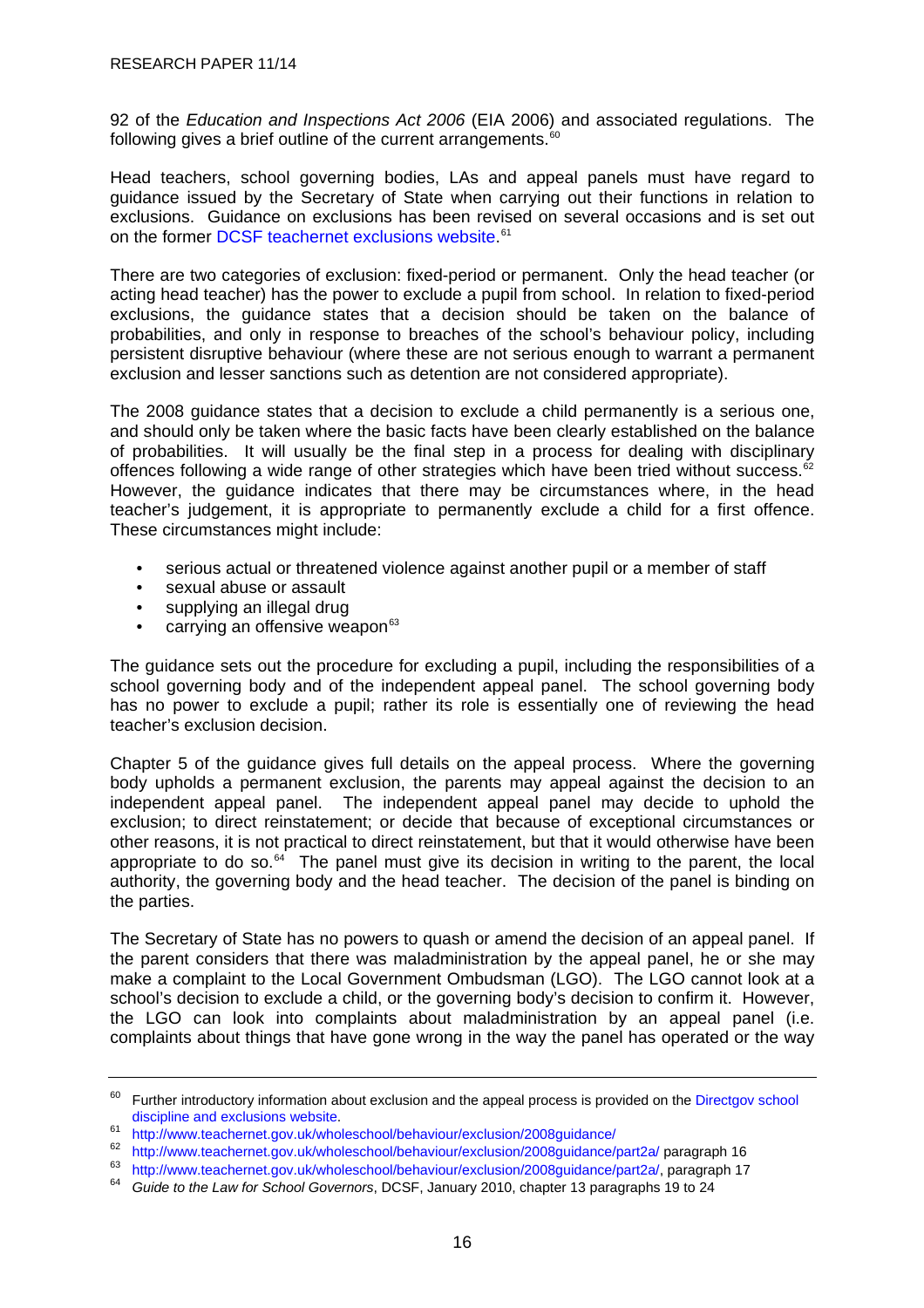92 of the *Education and Inspections Act 2006* (EIA 2006) and associated regulations. The following gives a brief outline of the current arrangements.[60]

Head teachers, school governing bodies, LAs and appeal panels must have regard to guidance issued by the Secretary of State when carrying out their functions in relation to exclusions. Guidance on exclusions has been revised on several occasions and is set out on the former DCSF teachernet exclusions website.[61]

There are two categories of exclusion: fixed-period or permanent. Only the head teacher (or acting head teacher) has the power to exclude a pupil from school. In relation to fixed-period exclusions, the guidance states that a decision should be taken on the balance of probabilities, and only in response to breaches of the school's behaviour policy, including persistent disruptive behaviour (where these are not serious enough to warrant a permanent exclusion and lesser sanctions such as detention are not considered appropriate).

The 2008 guidance states that a decision to exclude a child permanently is a serious one, and should only be taken where the basic facts have been clearly established on the balance of probabilities. It will usually be the final step in a process for dealing with disciplinary offences following a wide range of other strategies which have been tried without success.[62] However, the guidance indicates that there may be circumstances where, in the head teacher's judgement, it is appropriate to permanently exclude a child for a first offence. These circumstances might include:

- serious actual or threatened violence against another pupil or a member of staff
- sexual abuse or assault
- supplying an illegal drug
- carrying an offensive weapon[63]

The guidance sets out the procedure for excluding a pupil, including the responsibilities of a school governing body and of the independent appeal panel. The school governing body has no power to exclude a pupil; rather its role is essentially one of reviewing the head teacher's exclusion decision.

Chapter 5 of the guidance gives full details on the appeal process. Where the governing body upholds a permanent exclusion, the parents may appeal against the decision to an independent appeal panel. The independent appeal panel may decide to uphold the exclusion; to direct reinstatement; or decide that because of exceptional circumstances or other reasons, it is not practical to direct reinstatement, but that it would otherwise have been appropriate to do so.[64] The panel must give its decision in writing to the parent, the local authority, the governing body and the head teacher. The decision of the panel is binding on the parties.

The Secretary of State has no powers to quash or amend the decision of an appeal panel. If the parent considers that there was maladministration by the appeal panel, he or she may make a complaint to the Local Government Ombudsman (LGO). The LGO cannot look at a school's decision to exclude a child, or the governing body's decision to confirm it. However, the LGO can look into complaints about maladministration by an appeal panel (i.e. complaints about things that have gone wrong in the way the panel has operated or the way

---

[60] Further introductory information about exclusion and the appeal process is provided on the Directgov school discipline and exclusions website.

[61] http://www.teachernet.gov.uk/wholeschool/behaviour/exclusion/2008guidance/

[62] http://www.teachernet.gov.uk/wholeschool/behaviour/exclusion/2008guidance/part2a/ paragraph 16

[63] http://www.teachernet.gov.uk/wholeschool/behaviour/exclusion/2008guidance/part2a/, paragraph 17

[64] *Guide to the Law for School Governors*, DCSF, January 2010, chapter 13 paragraphs 19 to 24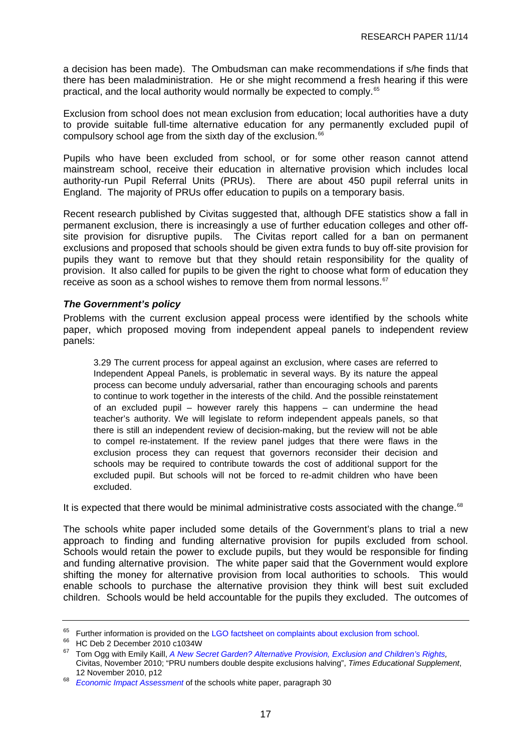a decision has been made). The Ombudsman can make recommendations if s/he finds that there has been maladministration. He or she might recommend a fresh hearing if this were practical, and the local authority would normally be expected to comply.[65]

Exclusion from school does not mean exclusion from education; local authorities have a duty to provide suitable full-time alternative education for any permanently excluded pupil of compulsory school age from the sixth day of the exclusion.[66]

Pupils who have been excluded from school, or for some other reason cannot attend mainstream school, receive their education in alternative provision which includes local authority-run Pupil Referral Units (PRUs). There are about 450 pupil referral units in England. The majority of PRUs offer education to pupils on a temporary basis.

Recent research published by Civitas suggested that, although DFE statistics show a fall in permanent exclusion, there is increasingly a use of further education colleges and other off-site provision for disruptive pupils. The Civitas report called for a ban on permanent exclusions and proposed that schools should be given extra funds to buy off-site provision for pupils they want to remove but that they should retain responsibility for the quality of provision. It also called for pupils to be given the right to choose what form of education they receive as soon as a school wishes to remove them from normal lessons.[67]

### *The Government's policy*

Problems with the current exclusion appeal process were identified by the schools white paper, which proposed moving from independent appeal panels to independent review panels:

> 3.29 The current process for appeal against an exclusion, where cases are referred to Independent Appeal Panels, is problematic in several ways. By its nature the appeal process can become unduly adversarial, rather than encouraging schools and parents to continue to work together in the interests of the child. And the possible reinstatement of an excluded pupil – however rarely this happens – can undermine the head teacher's authority. We will legislate to reform independent appeals panels, so that there is still an independent review of decision-making, but the review will not be able to compel re-instatement. If the review panel judges that there were flaws in the exclusion process they can request that governors reconsider their decision and schools may be required to contribute towards the cost of additional support for the excluded pupil. But schools will not be forced to re-admit children who have been excluded.

It is expected that there would be minimal administrative costs associated with the change.[68]

The schools white paper included some details of the Government's plans to trial a new approach to finding and funding alternative provision for pupils excluded from school. Schools would retain the power to exclude pupils, but they would be responsible for finding and funding alternative provision. The white paper said that the Government would explore shifting the money for alternative provision from local authorities to schools. This would enable schools to purchase the alternative provision they think will best suit excluded children. Schools would be held accountable for the pupils they excluded. The outcomes of

---

[65] Further information is provided on the LGO factsheet on complaints about exclusion from school.

[66] HC Deb 2 December 2010 c1034W

[67] Tom Ogg with Emily Kaill, *A New Secret Garden? Alternative Provision, Exclusion and Children's Rights,* Civitas, November 2010; "PRU numbers double despite exclusions halving", *Times Educational Supplement*, 12 November 2010, p12

[68] *Economic Impact Assessment* of the schools white paper, paragraph 30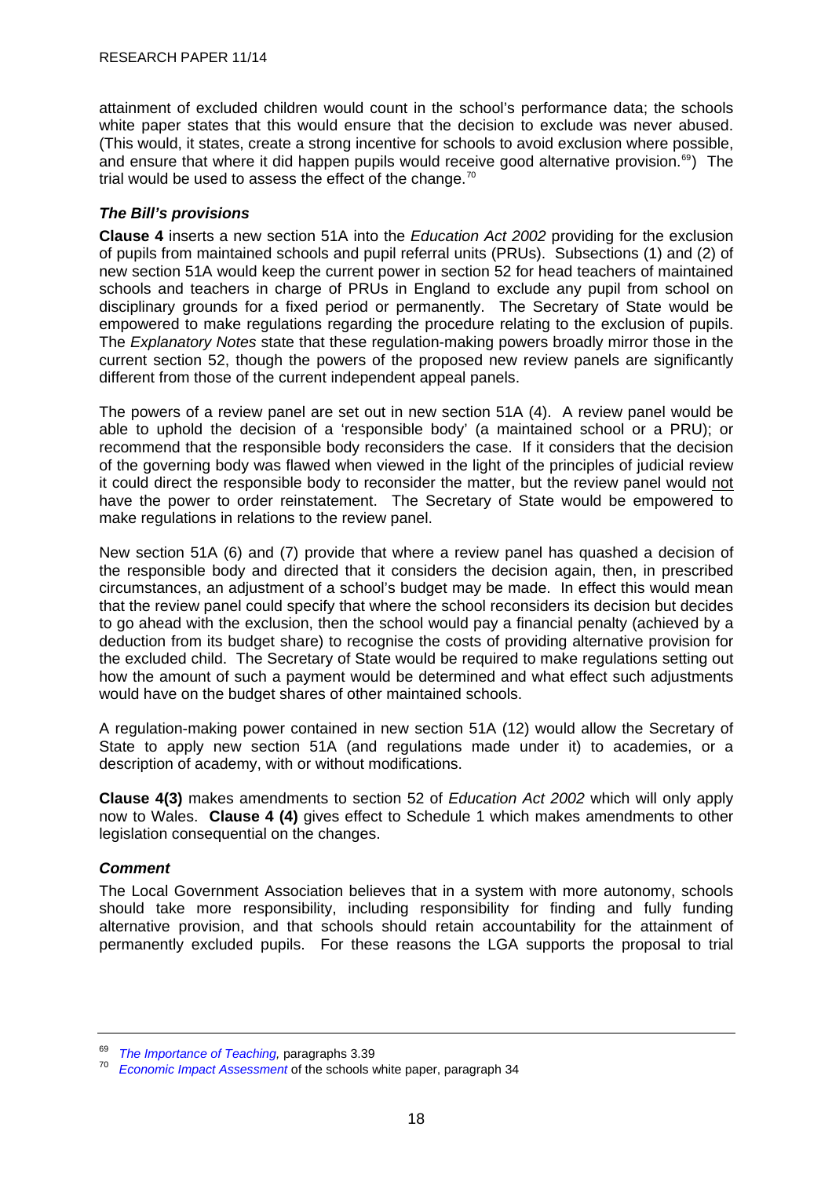attainment of excluded children would count in the school's performance data; the schools white paper states that this would ensure that the decision to exclude was never abused. (This would, it states, create a strong incentive for schools to avoid exclusion where possible, and ensure that where it did happen pupils would receive good alternative provision.[69]) The trial would be used to assess the effect of the change.[70]

### *The Bill's provisions*

**Clause 4** inserts a new section 51A into the *Education Act 2002* providing for the exclusion of pupils from maintained schools and pupil referral units (PRUs). Subsections (1) and (2) of new section 51A would keep the current power in section 52 for head teachers of maintained schools and teachers in charge of PRUs in England to exclude any pupil from school on disciplinary grounds for a fixed period or permanently. The Secretary of State would be empowered to make regulations regarding the procedure relating to the exclusion of pupils. The *Explanatory Notes* state that these regulation-making powers broadly mirror those in the current section 52, though the powers of the proposed new review panels are significantly different from those of the current independent appeal panels.

The powers of a review panel are set out in new section 51A (4). A review panel would be able to uphold the decision of a 'responsible body' (a maintained school or a PRU); or recommend that the responsible body reconsiders the case. If it considers that the decision of the governing body was flawed when viewed in the light of the principles of judicial review it could direct the responsible body to reconsider the matter, but the review panel would not have the power to order reinstatement. The Secretary of State would be empowered to make regulations in relations to the review panel.

New section 51A (6) and (7) provide that where a review panel has quashed a decision of the responsible body and directed that it considers the decision again, then, in prescribed circumstances, an adjustment of a school's budget may be made. In effect this would mean that the review panel could specify that where the school reconsiders its decision but decides to go ahead with the exclusion, then the school would pay a financial penalty (achieved by a deduction from its budget share) to recognise the costs of providing alternative provision for the excluded child. The Secretary of State would be required to make regulations setting out how the amount of such a payment would be determined and what effect such adjustments would have on the budget shares of other maintained schools.

A regulation-making power contained in new section 51A (12) would allow the Secretary of State to apply new section 51A (and regulations made under it) to academies, or a description of academy, with or without modifications.

**Clause 4(3)** makes amendments to section 52 of *Education Act 2002* which will only apply now to Wales. **Clause 4 (4)** gives effect to Schedule 1 which makes amendments to other legislation consequential on the changes.

### *Comment*

The Local Government Association believes that in a system with more autonomy, schools should take more responsibility, including responsibility for finding and fully funding alternative provision, and that schools should retain accountability for the attainment of permanently excluded pupils. For these reasons the LGA supports the proposal to trial

---

[69] *The Importance of Teaching,* paragraphs 3.39

[70] *Economic Impact Assessment* of the schools white paper, paragraph 34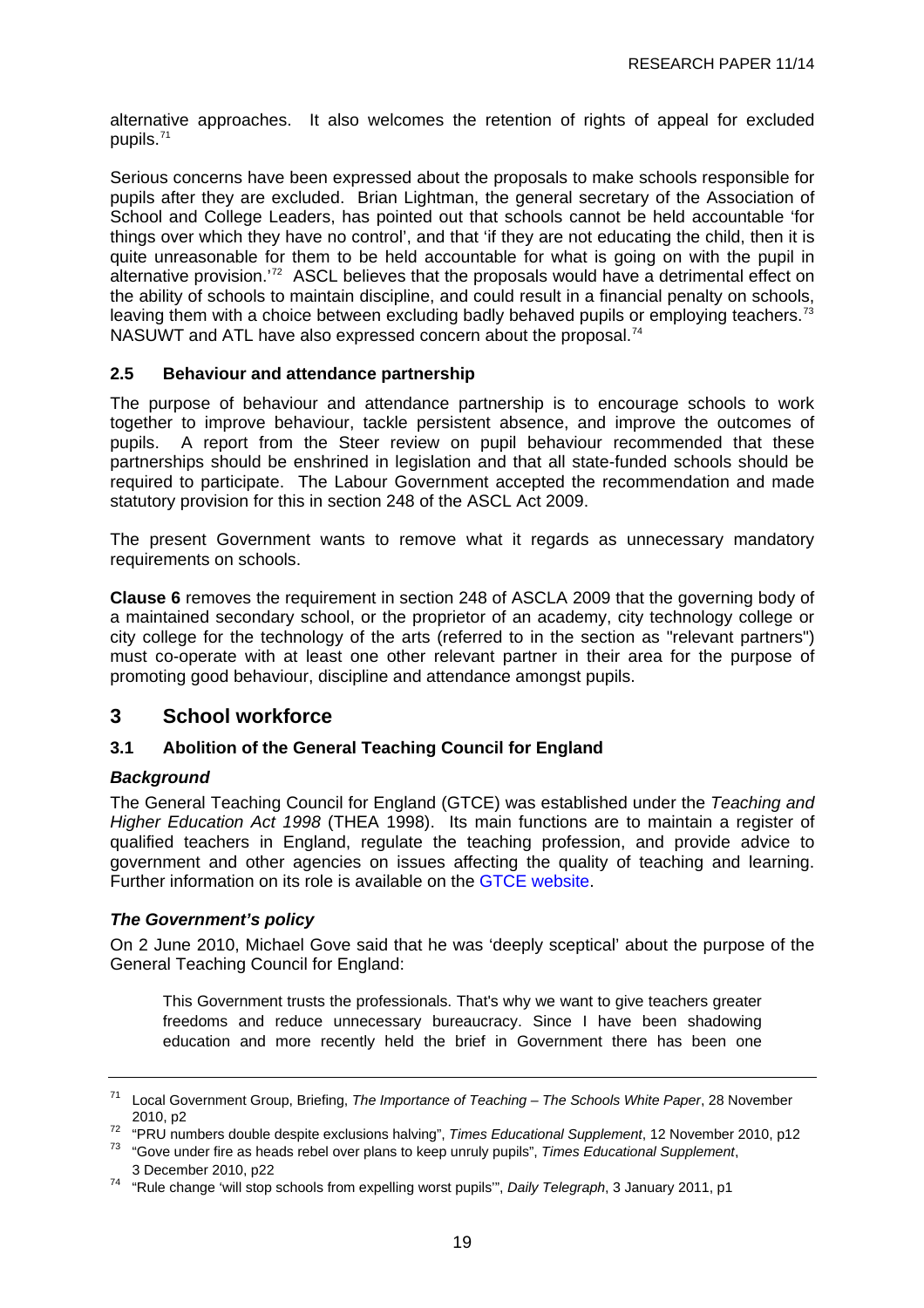alternative approaches. It also welcomes the retention of rights of appeal for excluded pupils.[71]

Serious concerns have been expressed about the proposals to make schools responsible for pupils after they are excluded. Brian Lightman, the general secretary of the Association of School and College Leaders, has pointed out that schools cannot be held accountable 'for things over which they have no control', and that 'if they are not educating the child, then it is quite unreasonable for them to be held accountable for what is going on with the pupil in alternative provision.'[72] ASCL believes that the proposals would have a detrimental effect on the ability of schools to maintain discipline, and could result in a financial penalty on schools, leaving them with a choice between excluding badly behaved pupils or employing teachers.[73] NASUWT and ATL have also expressed concern about the proposal.[74]

### 2.5 Behaviour and attendance partnership

The purpose of behaviour and attendance partnership is to encourage schools to work together to improve behaviour, tackle persistent absence, and improve the outcomes of pupils. A report from the Steer review on pupil behaviour recommended that these partnerships should be enshrined in legislation and that all state-funded schools should be required to participate. The Labour Government accepted the recommendation and made statutory provision for this in section 248 of the ASCL Act 2009.

The present Government wants to remove what it regards as unnecessary mandatory requirements on schools.

**Clause 6** removes the requirement in section 248 of ASCLA 2009 that the governing body of a maintained secondary school, or the proprietor of an academy, city technology college or city college for the technology of the arts (referred to in the section as "relevant partners") must co-operate with at least one other relevant partner in their area for the purpose of promoting good behaviour, discipline and attendance amongst pupils.

## 3 School workforce

### 3.1 Abolition of the General Teaching Council for England

#### *Background*

The General Teaching Council for England (GTCE) was established under the *Teaching and Higher Education Act 1998* (THEA 1998). Its main functions are to maintain a register of qualified teachers in England, regulate the teaching profession, and provide advice to government and other agencies on issues affecting the quality of teaching and learning. Further information on its role is available on the GTCE website.

#### *The Government's policy*

On 2 June 2010, Michael Gove said that he was 'deeply sceptical' about the purpose of the General Teaching Council for England:

> This Government trusts the professionals. That's why we want to give teachers greater freedoms and reduce unnecessary bureaucracy. Since I have been shadowing education and more recently held the brief in Government there has been one

---

[71] Local Government Group, Briefing, *The Importance of Teaching – The Schools White Paper*, 28 November 2010, p2

[72] "PRU numbers double despite exclusions halving", *Times Educational Supplement*, 12 November 2010, p12

[73] "Gove under fire as heads rebel over plans to keep unruly pupils", *Times Educational Supplement*, 3 December 2010, p22

[74] "Rule change 'will stop schools from expelling worst pupils'", *Daily Telegraph*, 3 January 2011, p1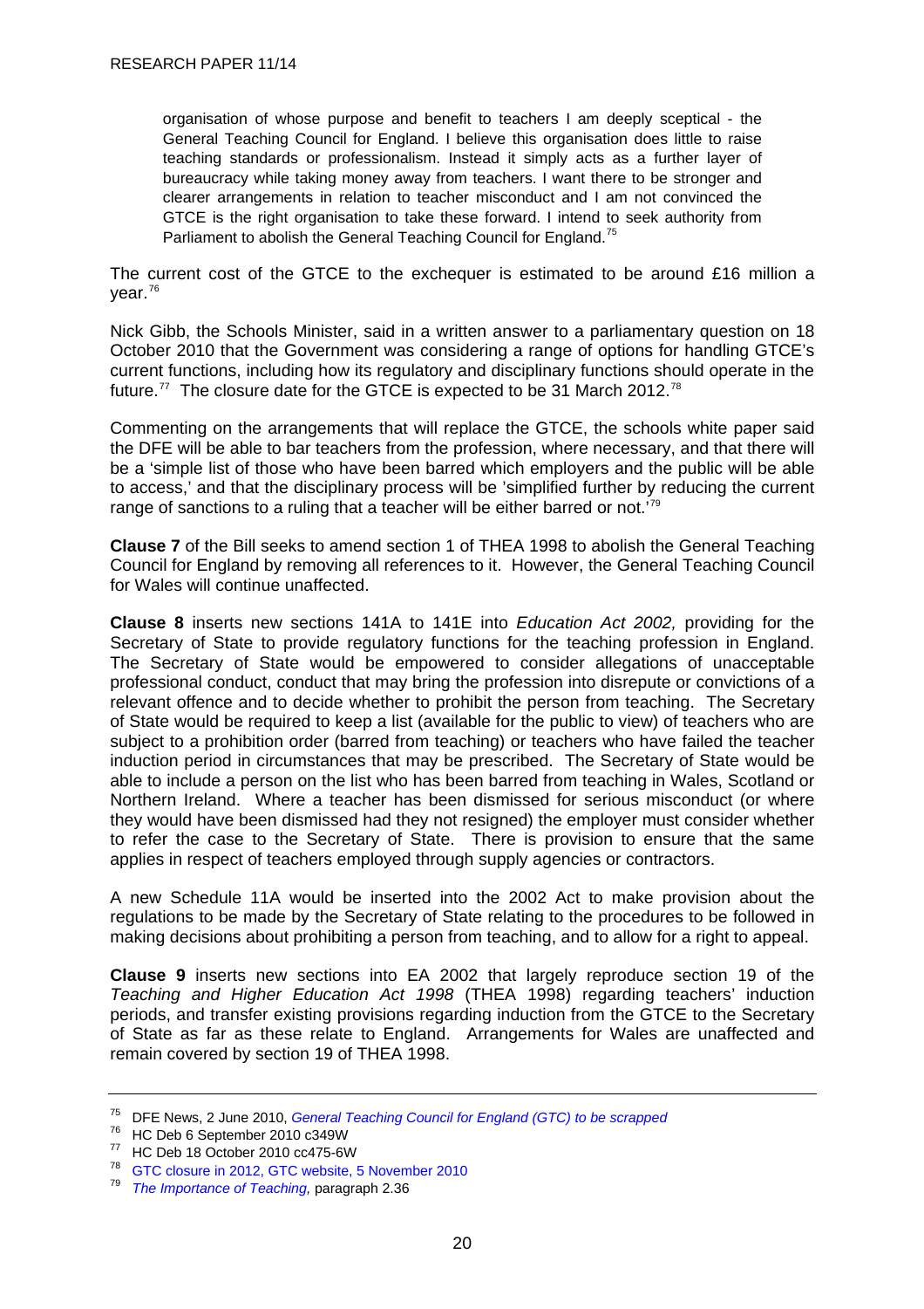> organisation of whose purpose and benefit to teachers I am deeply sceptical - the General Teaching Council for England. I believe this organisation does little to raise teaching standards or professionalism. Instead it simply acts as a further layer of bureaucracy while taking money away from teachers. I want there to be stronger and clearer arrangements in relation to teacher misconduct and I am not convinced the GTCE is the right organisation to take these forward. I intend to seek authority from Parliament to abolish the General Teaching Council for England.[75]

The current cost of the GTCE to the exchequer is estimated to be around £16 million a year.[76]

Nick Gibb, the Schools Minister, said in a written answer to a parliamentary question on 18 October 2010 that the Government was considering a range of options for handling GTCE's current functions, including how its regulatory and disciplinary functions should operate in the future.[77] The closure date for the GTCE is expected to be 31 March 2012.[78]

Commenting on the arrangements that will replace the GTCE, the schools white paper said the DFE will be able to bar teachers from the profession, where necessary, and that there will be a 'simple list of those who have been barred which employers and the public will be able to access,' and that the disciplinary process will be 'simplified further by reducing the current range of sanctions to a ruling that a teacher will be either barred or not.'[79]

**Clause 7** of the Bill seeks to amend section 1 of THEA 1998 to abolish the General Teaching Council for England by removing all references to it. However, the General Teaching Council for Wales will continue unaffected.

**Clause 8** inserts new sections 141A to 141E into *Education Act 2002,* providing for the Secretary of State to provide regulatory functions for the teaching profession in England. The Secretary of State would be empowered to consider allegations of unacceptable professional conduct, conduct that may bring the profession into disrepute or convictions of a relevant offence and to decide whether to prohibit the person from teaching. The Secretary of State would be required to keep a list (available for the public to view) of teachers who are subject to a prohibition order (barred from teaching) or teachers who have failed the teacher induction period in circumstances that may be prescribed. The Secretary of State would be able to include a person on the list who has been barred from teaching in Wales, Scotland or Northern Ireland. Where a teacher has been dismissed for serious misconduct (or where they would have been dismissed had they not resigned) the employer must consider whether to refer the case to the Secretary of State. There is provision to ensure that the same applies in respect of teachers employed through supply agencies or contractors.

A new Schedule 11A would be inserted into the 2002 Act to make provision about the regulations to be made by the Secretary of State relating to the procedures to be followed in making decisions about prohibiting a person from teaching, and to allow for a right to appeal.

**Clause 9** inserts new sections into EA 2002 that largely reproduce section 19 of the *Teaching and Higher Education Act 1998* (THEA 1998) regarding teachers' induction periods, and transfer existing provisions regarding induction from the GTCE to the Secretary of State as far as these relate to England. Arrangements for Wales are unaffected and remain covered by section 19 of THEA 1998.

---

[75] DFE News, 2 June 2010, *General Teaching Council for England (GTC) to be scrapped*

[76] HC Deb 6 September 2010 c349W

[77] HC Deb 18 October 2010 cc475-6W

[78] GTC closure in 2012, GTC website, 5 November 2010

[79] *The Importance of Teaching,* paragraph 2.36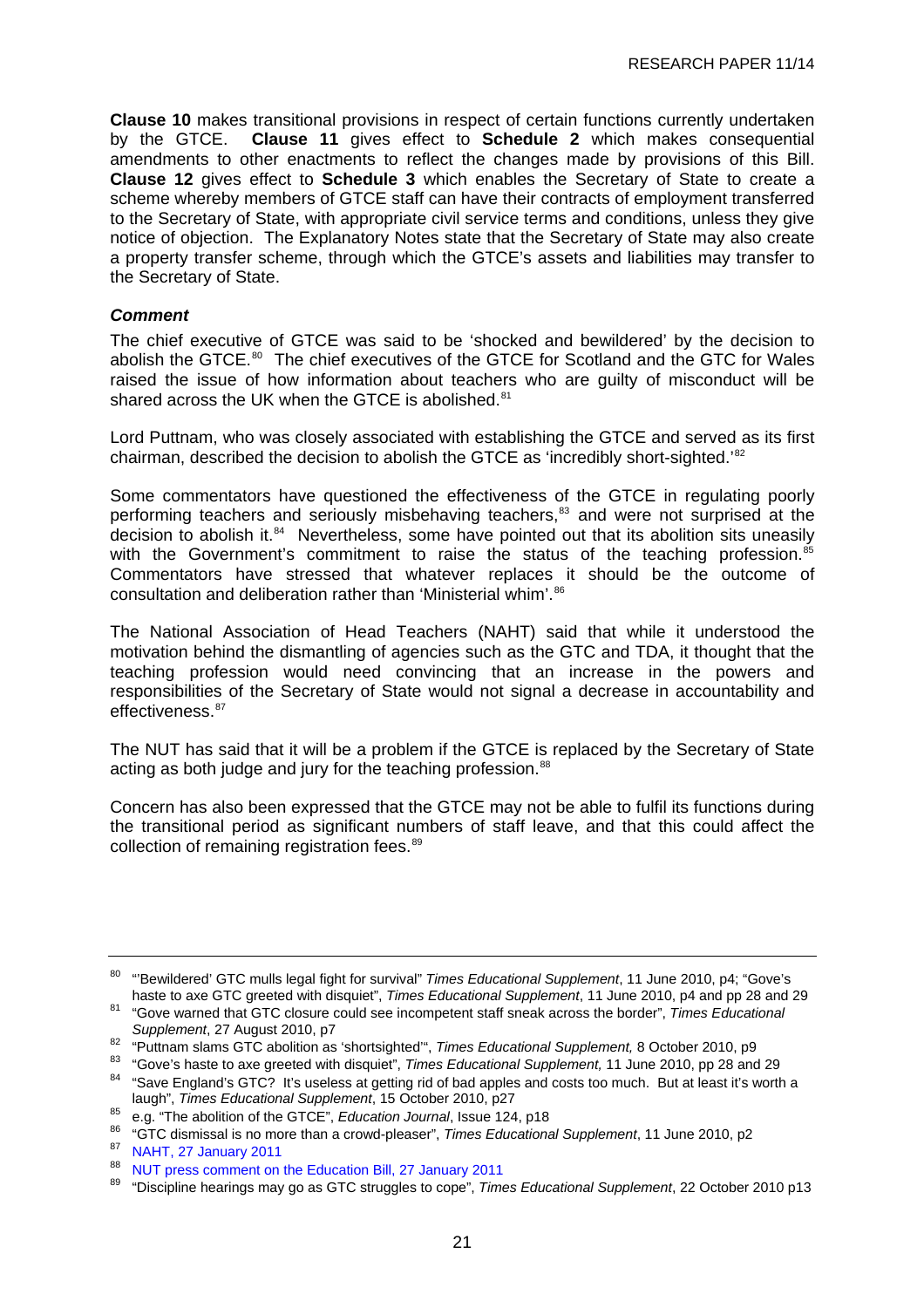**Clause 10** makes transitional provisions in respect of certain functions currently undertaken by the GTCE. **Clause 11** gives effect to **Schedule 2** which makes consequential amendments to other enactments to reflect the changes made by provisions of this Bill. **Clause 12** gives effect to **Schedule 3** which enables the Secretary of State to create a scheme whereby members of GTCE staff can have their contracts of employment transferred to the Secretary of State, with appropriate civil service terms and conditions, unless they give notice of objection. The Explanatory Notes state that the Secretary of State may also create a property transfer scheme, through which the GTCE's assets and liabilities may transfer to the Secretary of State.

***Comment***

The chief executive of GTCE was said to be 'shocked and bewildered' by the decision to abolish the GTCE.[80] The chief executives of the GTCE for Scotland and the GTC for Wales raised the issue of how information about teachers who are guilty of misconduct will be shared across the UK when the GTCE is abolished.[81]

Lord Puttnam, who was closely associated with establishing the GTCE and served as its first chairman, described the decision to abolish the GTCE as 'incredibly short-sighted.'[82]

Some commentators have questioned the effectiveness of the GTCE in regulating poorly performing teachers and seriously misbehaving teachers,[83] and were not surprised at the decision to abolish it.[84] Nevertheless, some have pointed out that its abolition sits uneasily with the Government's commitment to raise the status of the teaching profession.[85] Commentators have stressed that whatever replaces it should be the outcome of consultation and deliberation rather than 'Ministerial whim'.[86]

The National Association of Head Teachers (NAHT) said that while it understood the motivation behind the dismantling of agencies such as the GTC and TDA, it thought that the teaching profession would need convincing that an increase in the powers and responsibilities of the Secretary of State would not signal a decrease in accountability and effectiveness.[87]

The NUT has said that it will be a problem if the GTCE is replaced by the Secretary of State acting as both judge and jury for the teaching profession.[88]

Concern has also been expressed that the GTCE may not be able to fulfil its functions during the transitional period as significant numbers of staff leave, and that this could affect the collection of remaining registration fees.[89]

---

[80] "'Bewildered' GTC mulls legal fight for survival" *Times Educational Supplement*, 11 June 2010, p4; "Gove's haste to axe GTC greeted with disquiet", *Times Educational Supplement*, 11 June 2010, p4 and pp 28 and 29

[81] "Gove warned that GTC closure could see incompetent staff sneak across the border", *Times Educational Supplement*, 27 August 2010, p7

[82] "Puttnam slams GTC abolition as 'shortsighted'", *Times Educational Supplement,* 8 October 2010, p9

[83] "Gove's haste to axe greeted with disquiet", *Times Educational Supplement,* 11 June 2010, pp 28 and 29

[84] "Save England's GTC? It's useless at getting rid of bad apples and costs too much. But at least it's worth a laugh", *Times Educational Supplement*, 15 October 2010, p27

[85] e.g. "The abolition of the GTCE", *Education Journal*, Issue 124, p18

[86] "GTC dismissal is no more than a crowd-pleaser", *Times Educational Supplement*, 11 June 2010, p2

[87] NAHT, 27 January 2011

[88] NUT press comment on the Education Bill, 27 January 2011

[89] "Discipline hearings may go as GTC struggles to cope", *Times Educational Supplement*, 22 October 2010 p13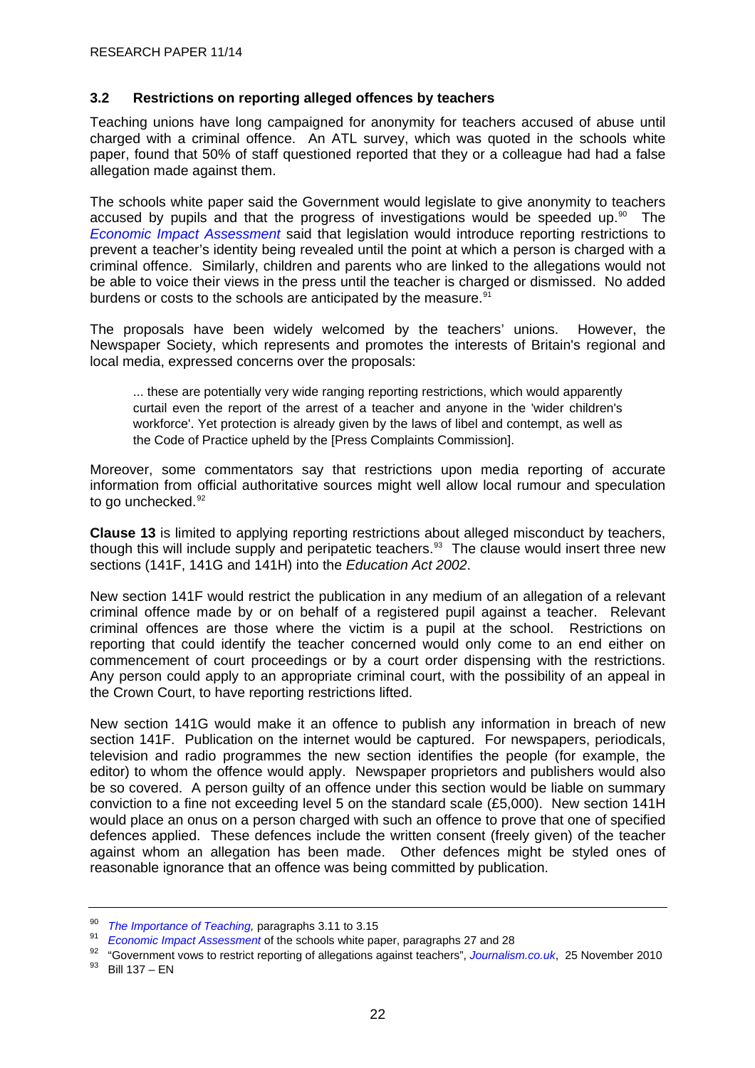### 3.2 Restrictions on reporting alleged offences by teachers

Teaching unions have long campaigned for anonymity for teachers accused of abuse until charged with a criminal offence. An ATL survey, which was quoted in the schools white paper, found that 50% of staff questioned reported that they or a colleague had had a false allegation made against them.

The schools white paper said the Government would legislate to give anonymity to teachers accused by pupils and that the progress of investigations would be speeded up.[90] The *Economic Impact Assessment* said that legislation would introduce reporting restrictions to prevent a teacher's identity being revealed until the point at which a person is charged with a criminal offence. Similarly, children and parents who are linked to the allegations would not be able to voice their views in the press until the teacher is charged or dismissed. No added burdens or costs to the schools are anticipated by the measure.[91]

The proposals have been widely welcomed by the teachers' unions. However, the Newspaper Society, which represents and promotes the interests of Britain's regional and local media, expressed concerns over the proposals:

> ... these are potentially very wide ranging reporting restrictions, which would apparently curtail even the report of the arrest of a teacher and anyone in the 'wider children's workforce'. Yet protection is already given by the laws of libel and contempt, as well as the Code of Practice upheld by the [Press Complaints Commission].

Moreover, some commentators say that restrictions upon media reporting of accurate information from official authoritative sources might well allow local rumour and speculation to go unchecked.[92]

**Clause 13** is limited to applying reporting restrictions about alleged misconduct by teachers, though this will include supply and peripatetic teachers.[93] The clause would insert three new sections (141F, 141G and 141H) into the *Education Act 2002*.

New section 141F would restrict the publication in any medium of an allegation of a relevant criminal offence made by or on behalf of a registered pupil against a teacher. Relevant criminal offences are those where the victim is a pupil at the school. Restrictions on reporting that could identify the teacher concerned would only come to an end either on commencement of court proceedings or by a court order dispensing with the restrictions. Any person could apply to an appropriate criminal court, with the possibility of an appeal in the Crown Court, to have reporting restrictions lifted.

New section 141G would make it an offence to publish any information in breach of new section 141F. Publication on the internet would be captured. For newspapers, periodicals, television and radio programmes the new section identifies the people (for example, the editor) to whom the offence would apply. Newspaper proprietors and publishers would also be so covered. A person guilty of an offence under this section would be liable on summary conviction to a fine not exceeding level 5 on the standard scale (£5,000). New section 141H would place an onus on a person charged with such an offence to prove that one of specified defences applied. These defences include the written consent (freely given) of the teacher against whom an allegation has been made. Other defences might be styled ones of reasonable ignorance that an offence was being committed by publication.

---

[90] *The Importance of Teaching,* paragraphs 3.11 to 3.15

[91] *Economic Impact Assessment* of the schools white paper, paragraphs 27 and 28

[92] "Government vows to restrict reporting of allegations against teachers", *Journalism.co.uk*, 25 November 2010

[93] Bill 137 – EN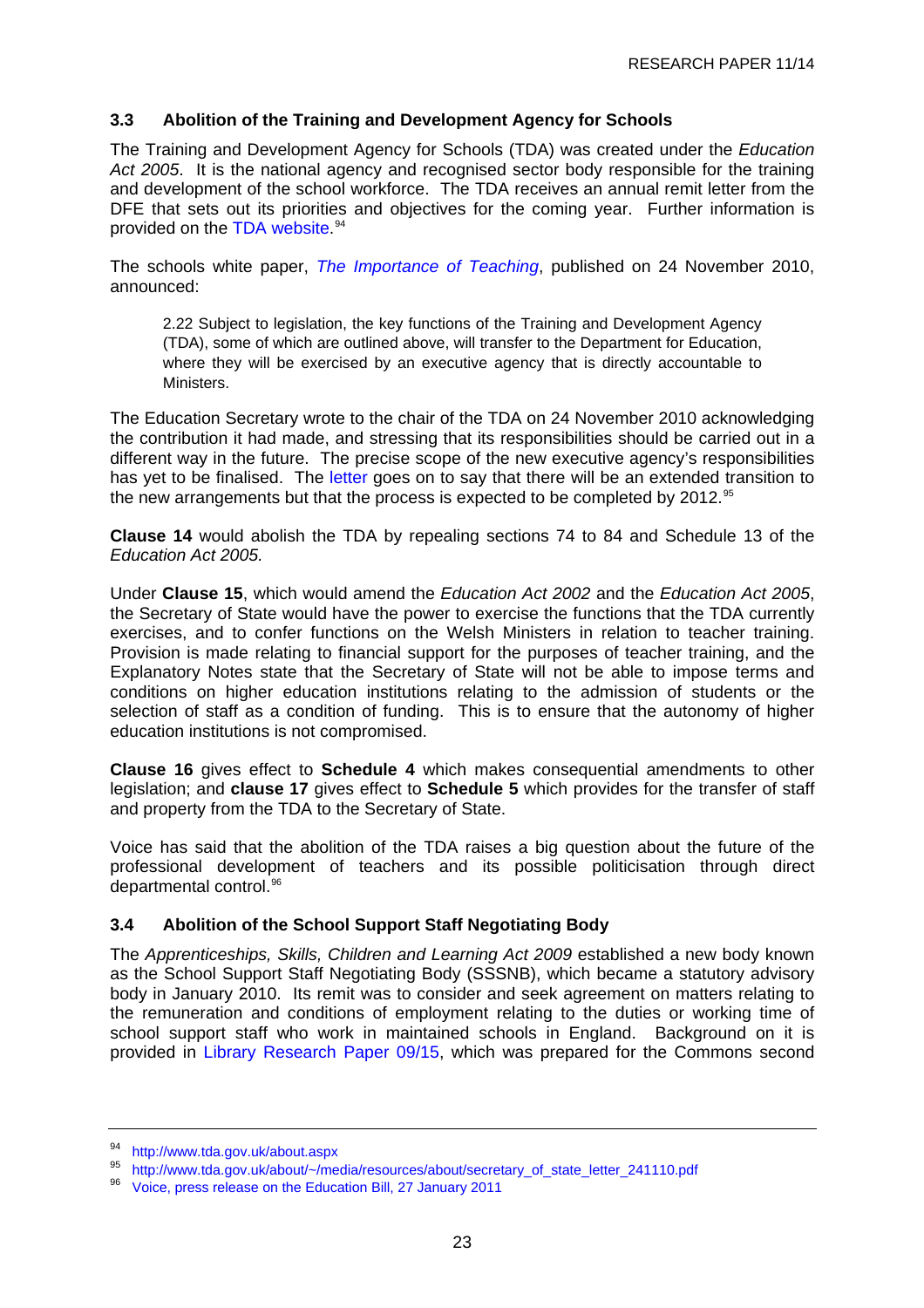### 3.3 Abolition of the Training and Development Agency for Schools

The Training and Development Agency for Schools (TDA) was created under the *Education Act 2005*. It is the national agency and recognised sector body responsible for the training and development of the school workforce. The TDA receives an annual remit letter from the DFE that sets out its priorities and objectives for the coming year. Further information is provided on the TDA website.[94]

The schools white paper, *The Importance of Teaching*, published on 24 November 2010, announced:

> 2.22 Subject to legislation, the key functions of the Training and Development Agency (TDA), some of which are outlined above, will transfer to the Department for Education, where they will be exercised by an executive agency that is directly accountable to Ministers.

The Education Secretary wrote to the chair of the TDA on 24 November 2010 acknowledging the contribution it had made, and stressing that its responsibilities should be carried out in a different way in the future. The precise scope of the new executive agency's responsibilities has yet to be finalised. The letter goes on to say that there will be an extended transition to the new arrangements but that the process is expected to be completed by 2012.[95]

**Clause 14** would abolish the TDA by repealing sections 74 to 84 and Schedule 13 of the *Education Act 2005.*

Under **Clause 15**, which would amend the *Education Act 2002* and the *Education Act 2005*, the Secretary of State would have the power to exercise the functions that the TDA currently exercises, and to confer functions on the Welsh Ministers in relation to teacher training. Provision is made relating to financial support for the purposes of teacher training, and the Explanatory Notes state that the Secretary of State will not be able to impose terms and conditions on higher education institutions relating to the admission of students or the selection of staff as a condition of funding. This is to ensure that the autonomy of higher education institutions is not compromised.

**Clause 16** gives effect to **Schedule 4** which makes consequential amendments to other legislation; and **clause 17** gives effect to **Schedule 5** which provides for the transfer of staff and property from the TDA to the Secretary of State.

Voice has said that the abolition of the TDA raises a big question about the future of the professional development of teachers and its possible politicisation through direct departmental control.[96]

### 3.4 Abolition of the School Support Staff Negotiating Body

The *Apprenticeships, Skills, Children and Learning Act 2009* established a new body known as the School Support Staff Negotiating Body (SSSNB), which became a statutory advisory body in January 2010. Its remit was to consider and seek agreement on matters relating to the remuneration and conditions of employment relating to the duties or working time of school support staff who work in maintained schools in England. Background on it is provided in Library Research Paper 09/15, which was prepared for the Commons second

---

[94] http://www.tda.gov.uk/about.aspx

[95] http://www.tda.gov.uk/about/~/media/resources/about/secretary_of_state_letter_241110.pdf

[96] Voice, press release on the Education Bill, 27 January 2011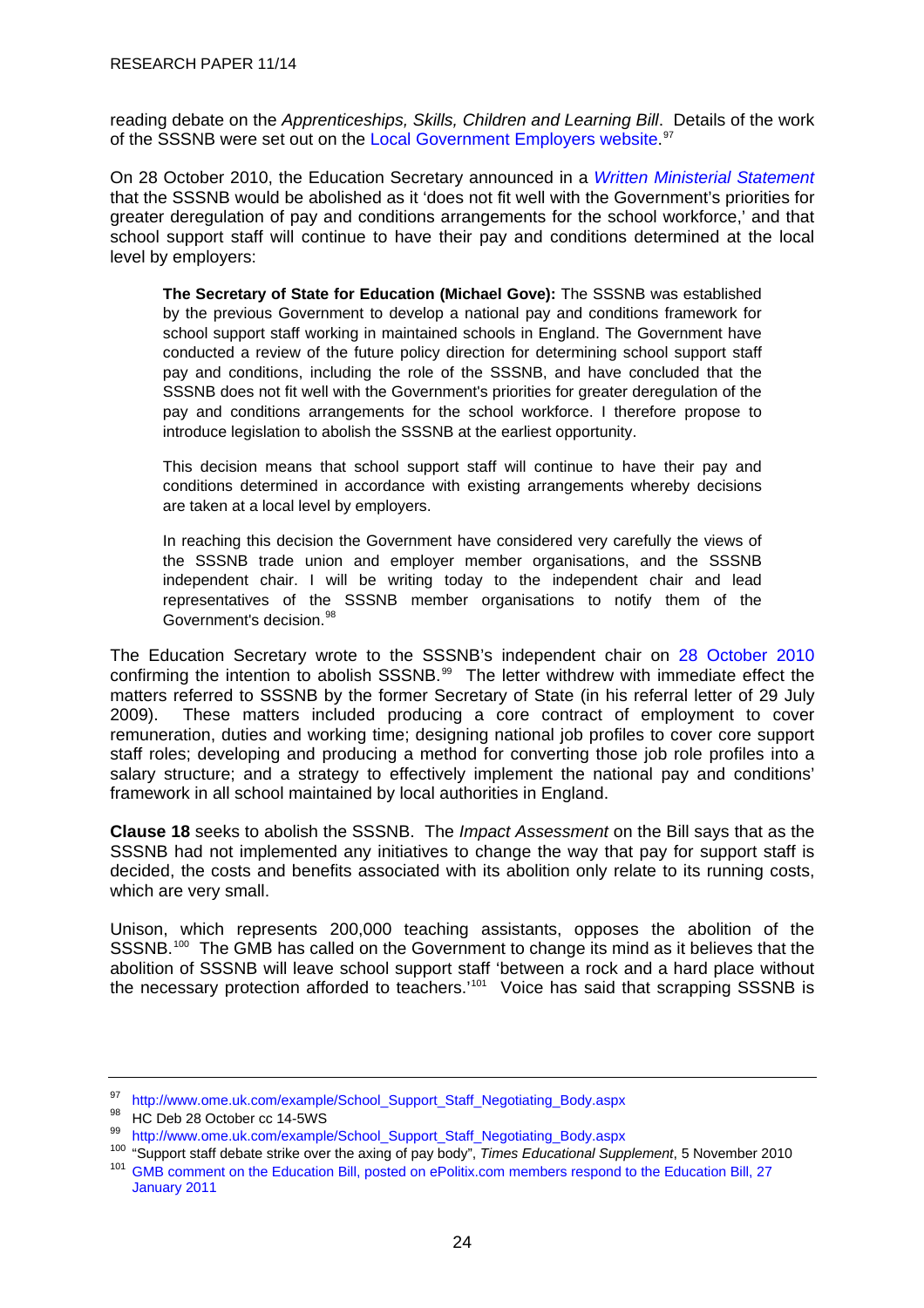reading debate on the *Apprenticeships, Skills, Children and Learning Bill*. Details of the work of the SSSNB were set out on the Local Government Employers website.[97]

On 28 October 2010, the Education Secretary announced in a *Written Ministerial Statement* that the SSSNB would be abolished as it 'does not fit well with the Government's priorities for greater deregulation of pay and conditions arrangements for the school workforce,' and that school support staff will continue to have their pay and conditions determined at the local level by employers:

> **The Secretary of State for Education (Michael Gove):** The SSSNB was established by the previous Government to develop a national pay and conditions framework for school support staff working in maintained schools in England. The Government have conducted a review of the future policy direction for determining school support staff pay and conditions, including the role of the SSSNB, and have concluded that the SSSNB does not fit well with the Government's priorities for greater deregulation of the pay and conditions arrangements for the school workforce. I therefore propose to introduce legislation to abolish the SSSNB at the earliest opportunity.
>
> This decision means that school support staff will continue to have their pay and conditions determined in accordance with existing arrangements whereby decisions are taken at a local level by employers.
>
> In reaching this decision the Government have considered very carefully the views of the SSSNB trade union and employer member organisations, and the SSSNB independent chair. I will be writing today to the independent chair and lead representatives of the SSSNB member organisations to notify them of the Government's decision.[98]

The Education Secretary wrote to the SSSNB's independent chair on 28 October 2010 confirming the intention to abolish SSSNB.[99] The letter withdrew with immediate effect the matters referred to SSSNB by the former Secretary of State (in his referral letter of 29 July 2009). These matters included producing a core contract of employment to cover remuneration, duties and working time; designing national job profiles to cover core support staff roles; developing and producing a method for converting those job role profiles into a salary structure; and a strategy to effectively implement the national pay and conditions' framework in all school maintained by local authorities in England.

**Clause 18** seeks to abolish the SSSNB. The *Impact Assessment* on the Bill says that as the SSSNB had not implemented any initiatives to change the way that pay for support staff is decided, the costs and benefits associated with its abolition only relate to its running costs, which are very small.

Unison, which represents 200,000 teaching assistants, opposes the abolition of the SSSNB.[100] The GMB has called on the Government to change its mind as it believes that the abolition of SSSNB will leave school support staff 'between a rock and a hard place without the necessary protection afforded to teachers.'[101] Voice has said that scrapping SSSNB is

---

[97] http://www.ome.uk.com/example/School_Support_Staff_Negotiating_Body.aspx

[98] HC Deb 28 October cc 14-5WS

[99] http://www.ome.uk.com/example/School_Support_Staff_Negotiating_Body.aspx

[100] "Support staff debate strike over the axing of pay body", *Times Educational Supplement*, 5 November 2010

[101] GMB comment on the Education Bill, posted on ePolitix.com members respond to the Education Bill, 27 January 2011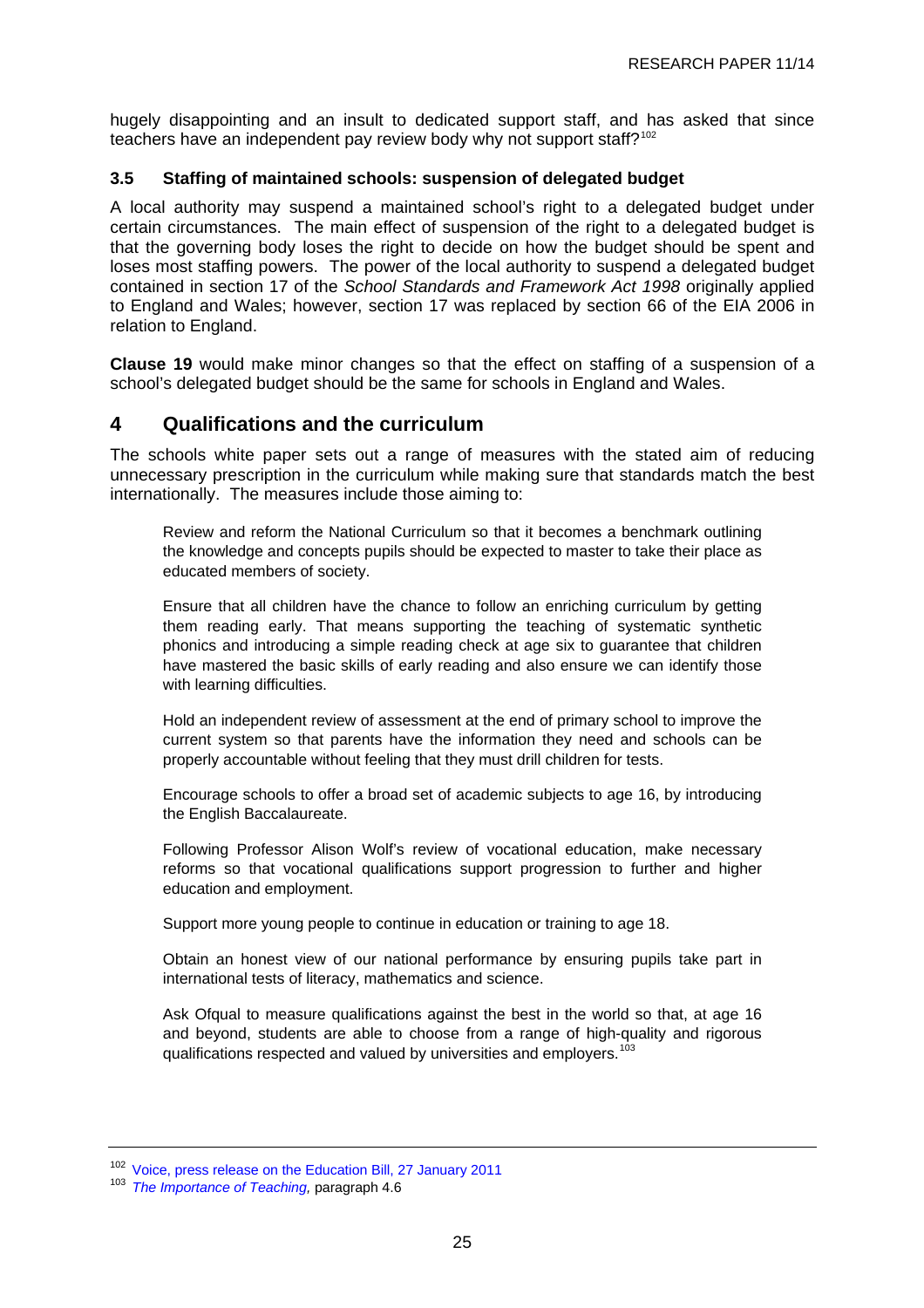hugely disappointing and an insult to dedicated support staff, and has asked that since teachers have an independent pay review body why not support staff?[102]

### 3.5 Staffing of maintained schools: suspension of delegated budget

A local authority may suspend a maintained school's right to a delegated budget under certain circumstances. The main effect of suspension of the right to a delegated budget is that the governing body loses the right to decide on how the budget should be spent and loses most staffing powers. The power of the local authority to suspend a delegated budget contained in section 17 of the *School Standards and Framework Act 1998* originally applied to England and Wales; however, section 17 was replaced by section 66 of the EIA 2006 in relation to England.

**Clause 19** would make minor changes so that the effect on staffing of a suspension of a school's delegated budget should be the same for schools in England and Wales.

## 4 Qualifications and the curriculum

The schools white paper sets out a range of measures with the stated aim of reducing unnecessary prescription in the curriculum while making sure that standards match the best internationally. The measures include those aiming to:

> Review and reform the National Curriculum so that it becomes a benchmark outlining the knowledge and concepts pupils should be expected to master to take their place as educated members of society.
>
> Ensure that all children have the chance to follow an enriching curriculum by getting them reading early. That means supporting the teaching of systematic synthetic phonics and introducing a simple reading check at age six to guarantee that children have mastered the basic skills of early reading and also ensure we can identify those with learning difficulties.
>
> Hold an independent review of assessment at the end of primary school to improve the current system so that parents have the information they need and schools can be properly accountable without feeling that they must drill children for tests.
>
> Encourage schools to offer a broad set of academic subjects to age 16, by introducing the English Baccalaureate.
>
> Following Professor Alison Wolf's review of vocational education, make necessary reforms so that vocational qualifications support progression to further and higher education and employment.
>
> Support more young people to continue in education or training to age 18.
>
> Obtain an honest view of our national performance by ensuring pupils take part in international tests of literacy, mathematics and science.
>
> Ask Ofqual to measure qualifications against the best in the world so that, at age 16 and beyond, students are able to choose from a range of high-quality and rigorous qualifications respected and valued by universities and employers.[103]

---

[102] Voice, press release on the Education Bill, 27 January 2011

[103] *The Importance of Teaching,* paragraph 4.6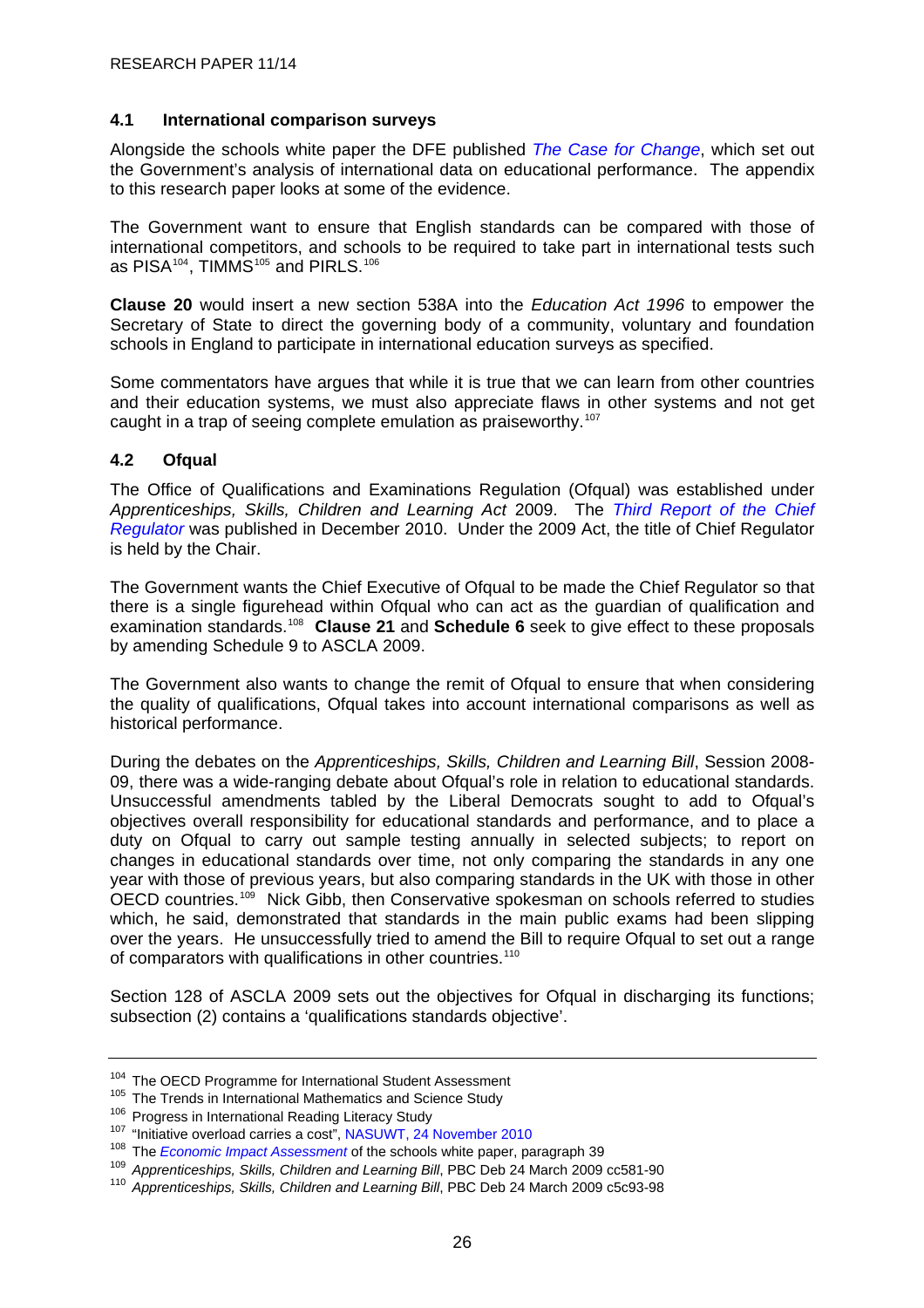## 4.1 International comparison surveys

Alongside the schools white paper the DFE published *The Case for Change*, which set out the Government's analysis of international data on educational performance. The appendix to this research paper looks at some of the evidence.

The Government want to ensure that English standards can be compared with those of international competitors, and schools to be required to take part in international tests such as PISA[104], TIMMS[105] and PIRLS.[106]

**Clause 20** would insert a new section 538A into the *Education Act 1996* to empower the Secretary of State to direct the governing body of a community, voluntary and foundation schools in England to participate in international education surveys as specified.

Some commentators have argues that while it is true that we can learn from other countries and their education systems, we must also appreciate flaws in other systems and not get caught in a trap of seeing complete emulation as praiseworthy.[107]

## 4.2 Ofqual

The Office of Qualifications and Examinations Regulation (Ofqual) was established under *Apprenticeships, Skills, Children and Learning Act* 2009. The *Third Report of the Chief Regulator* was published in December 2010. Under the 2009 Act, the title of Chief Regulator is held by the Chair.

The Government wants the Chief Executive of Ofqual to be made the Chief Regulator so that there is a single figurehead within Ofqual who can act as the guardian of qualification and examination standards.[108] **Clause 21** and **Schedule 6** seek to give effect to these proposals by amending Schedule 9 to ASCLA 2009.

The Government also wants to change the remit of Ofqual to ensure that when considering the quality of qualifications, Ofqual takes into account international comparisons as well as historical performance.

During the debates on the *Apprenticeships, Skills, Children and Learning Bill*, Session 2008-09, there was a wide-ranging debate about Ofqual's role in relation to educational standards. Unsuccessful amendments tabled by the Liberal Democrats sought to add to Ofqual's objectives overall responsibility for educational standards and performance, and to place a duty on Ofqual to carry out sample testing annually in selected subjects; to report on changes in educational standards over time, not only comparing the standards in any one year with those of previous years, but also comparing standards in the UK with those in other OECD countries.[109] Nick Gibb, then Conservative spokesman on schools referred to studies which, he said, demonstrated that standards in the main public exams had been slipping over the years. He unsuccessfully tried to amend the Bill to require Ofqual to set out a range of comparators with qualifications in other countries.[110]

Section 128 of ASCLA 2009 sets out the objectives for Ofqual in discharging its functions; subsection (2) contains a 'qualifications standards objective'.

---

[104] The OECD Programme for International Student Assessment

[105] The Trends in International Mathematics and Science Study

[106] Progress in International Reading Literacy Study

[107] "Initiative overload carries a cost", NASUWT, 24 November 2010

[108] The *Economic Impact Assessment* of the schools white paper, paragraph 39

[109] *Apprenticeships, Skills, Children and Learning Bill*, PBC Deb 24 March 2009 cc581-90

[110] *Apprenticeships, Skills, Children and Learning Bill*, PBC Deb 24 March 2009 c5c93-98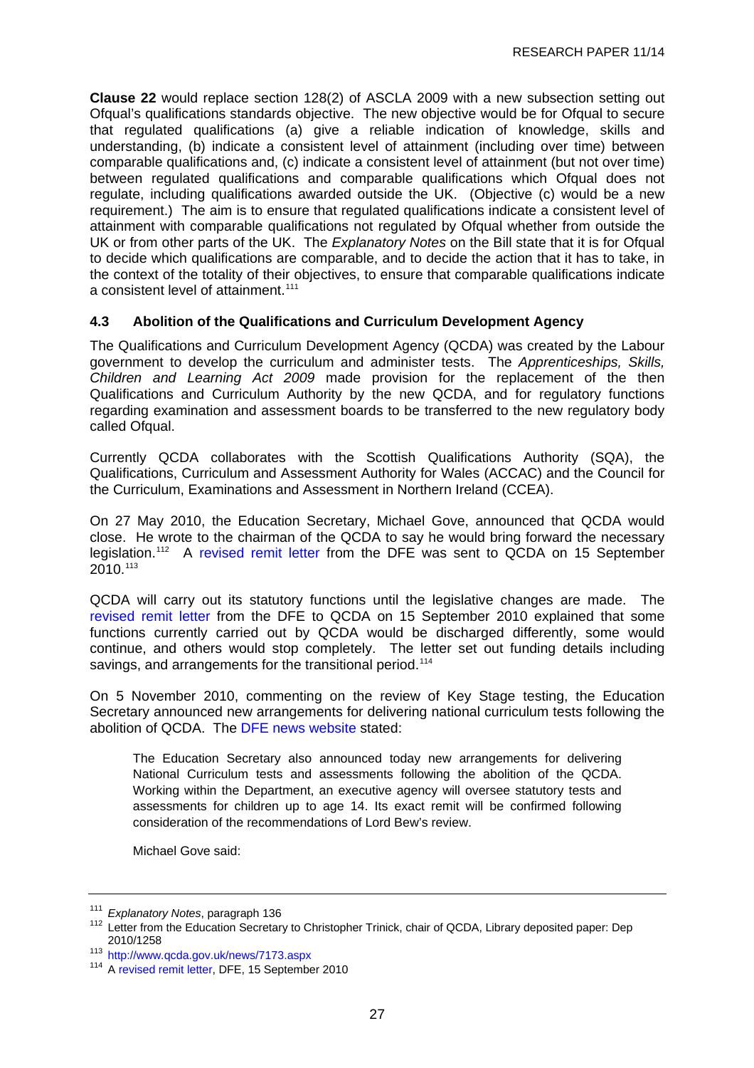**Clause 22** would replace section 128(2) of ASCLA 2009 with a new subsection setting out Ofqual's qualifications standards objective. The new objective would be for Ofqual to secure that regulated qualifications (a) give a reliable indication of knowledge, skills and understanding, (b) indicate a consistent level of attainment (including over time) between comparable qualifications and, (c) indicate a consistent level of attainment (but not over time) between regulated qualifications and comparable qualifications which Ofqual does not regulate, including qualifications awarded outside the UK. (Objective (c) would be a new requirement.) The aim is to ensure that regulated qualifications indicate a consistent level of attainment with comparable qualifications not regulated by Ofqual whether from outside the UK or from other parts of the UK. The *Explanatory Notes* on the Bill state that it is for Ofqual to decide which qualifications are comparable, and to decide the action that it has to take, in the context of the totality of their objectives, to ensure that comparable qualifications indicate a consistent level of attainment.[111]

### 4.3 Abolition of the Qualifications and Curriculum Development Agency

The Qualifications and Curriculum Development Agency (QCDA) was created by the Labour government to develop the curriculum and administer tests. The *Apprenticeships, Skills, Children and Learning Act 2009* made provision for the replacement of the then Qualifications and Curriculum Authority by the new QCDA, and for regulatory functions regarding examination and assessment boards to be transferred to the new regulatory body called Ofqual.

Currently QCDA collaborates with the Scottish Qualifications Authority (SQA), the Qualifications, Curriculum and Assessment Authority for Wales (ACCAC) and the Council for the Curriculum, Examinations and Assessment in Northern Ireland (CCEA).

On 27 May 2010, the Education Secretary, Michael Gove, announced that QCDA would close. He wrote to the chairman of the QCDA to say he would bring forward the necessary legislation.[112] A revised remit letter from the DFE was sent to QCDA on 15 September 2010.[113]

QCDA will carry out its statutory functions until the legislative changes are made. The revised remit letter from the DFE to QCDA on 15 September 2010 explained that some functions currently carried out by QCDA would be discharged differently, some would continue, and others would stop completely. The letter set out funding details including savings, and arrangements for the transitional period.[114]

On 5 November 2010, commenting on the review of Key Stage testing, the Education Secretary announced new arrangements for delivering national curriculum tests following the abolition of QCDA. The DFE news website stated:

> The Education Secretary also announced today new arrangements for delivering National Curriculum tests and assessments following the abolition of the QCDA. Working within the Department, an executive agency will oversee statutory tests and assessments for children up to age 14. Its exact remit will be confirmed following consideration of the recommendations of Lord Bew's review.
>
> Michael Gove said:

---

[111] *Explanatory Notes*, paragraph 136

[112] Letter from the Education Secretary to Christopher Trinick, chair of QCDA, Library deposited paper: Dep 2010/1258

[113] http://www.qcda.gov.uk/news/7173.aspx

[114] A revised remit letter, DFE, 15 September 2010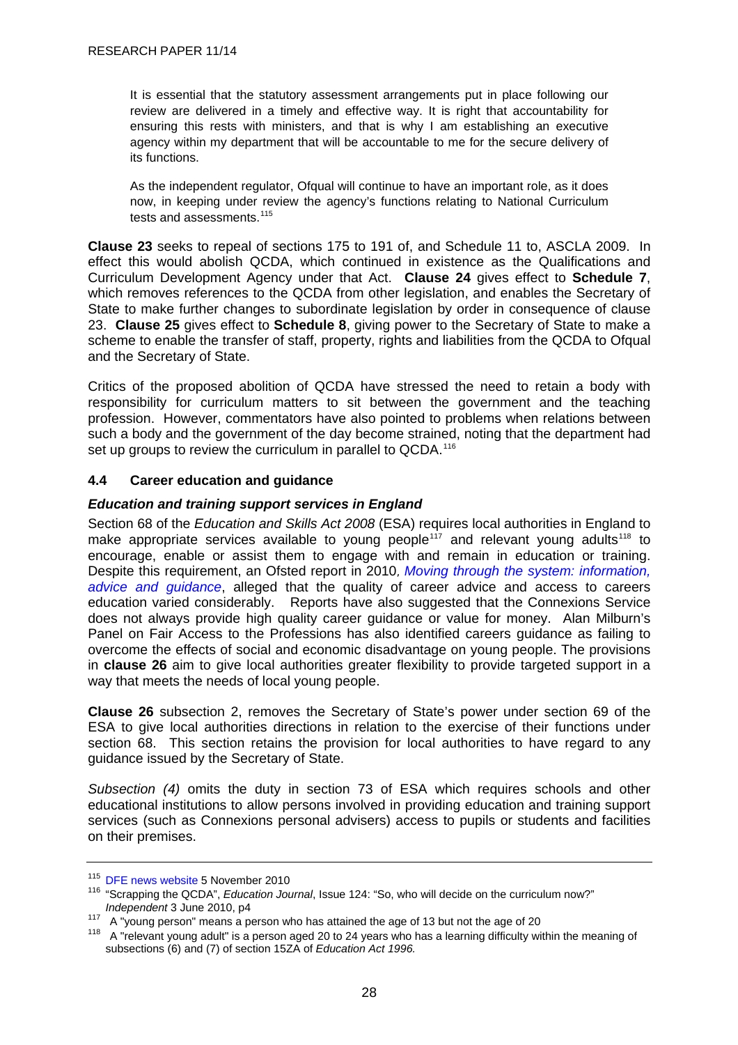> It is essential that the statutory assessment arrangements put in place following our review are delivered in a timely and effective way. It is right that accountability for ensuring this rests with ministers, and that is why I am establishing an executive agency within my department that will be accountable to me for the secure delivery of its functions.
>
> As the independent regulator, Ofqual will continue to have an important role, as it does now, in keeping under review the agency's functions relating to National Curriculum tests and assessments.[115]

**Clause 23** seeks to repeal of sections 175 to 191 of, and Schedule 11 to, ASCLA 2009. In effect this would abolish QCDA, which continued in existence as the Qualifications and Curriculum Development Agency under that Act. **Clause 24** gives effect to **Schedule 7**, which removes references to the QCDA from other legislation, and enables the Secretary of State to make further changes to subordinate legislation by order in consequence of clause 23. **Clause 25** gives effect to **Schedule 8**, giving power to the Secretary of State to make a scheme to enable the transfer of staff, property, rights and liabilities from the QCDA to Ofqual and the Secretary of State.

Critics of the proposed abolition of QCDA have stressed the need to retain a body with responsibility for curriculum matters to sit between the government and the teaching profession. However, commentators have also pointed to problems when relations between such a body and the government of the day become strained, noting that the department had set up groups to review the curriculum in parallel to QCDA.[116]

### 4.4 Career education and guidance

#### *Education and training support services in England*

Section 68 of the *Education and Skills Act 2008* (ESA) requires local authorities in England to make appropriate services available to young people[117] and relevant young adults[118] to encourage, enable or assist them to engage with and remain in education or training. Despite this requirement, an Ofsted report in 2010, *Moving through the system: information, advice and guidance*, alleged that the quality of career advice and access to careers education varied considerably. Reports have also suggested that the Connexions Service does not always provide high quality career guidance or value for money. Alan Milburn's Panel on Fair Access to the Professions has also identified careers guidance as failing to overcome the effects of social and economic disadvantage on young people. The provisions in **clause 26** aim to give local authorities greater flexibility to provide targeted support in a way that meets the needs of local young people.

**Clause 26** subsection 2, removes the Secretary of State's power under section 69 of the ESA to give local authorities directions in relation to the exercise of their functions under section 68. This section retains the provision for local authorities to have regard to any guidance issued by the Secretary of State.

*Subsection (4)* omits the duty in section 73 of ESA which requires schools and other educational institutions to allow persons involved in providing education and training support services (such as Connexions personal advisers) access to pupils or students and facilities on their premises.

---

[115] DFE news website 5 November 2010

[116] "Scrapping the QCDA", *Education Journal*, Issue 124: "So, who will decide on the curriculum now?" *Independent* 3 June 2010, p4

[117] A "young person" means a person who has attained the age of 13 but not the age of 20

[118] A "relevant young adult" is a person aged 20 to 24 years who has a learning difficulty within the meaning of subsections (6) and (7) of section 15ZA of *Education Act 1996.*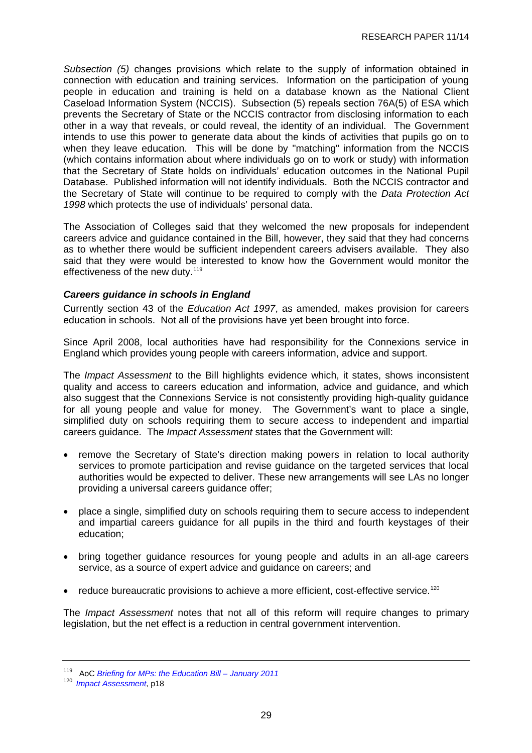*Subsection (5)* changes provisions which relate to the supply of information obtained in connection with education and training services. Information on the participation of young people in education and training is held on a database known as the National Client Caseload Information System (NCCIS). Subsection (5) repeals section 76A(5) of ESA which prevents the Secretary of State or the NCCIS contractor from disclosing information to each other in a way that reveals, or could reveal, the identity of an individual. The Government intends to use this power to generate data about the kinds of activities that pupils go on to when they leave education. This will be done by "matching" information from the NCCIS (which contains information about where individuals go on to work or study) with information that the Secretary of State holds on individuals' education outcomes in the National Pupil Database. Published information will not identify individuals. Both the NCCIS contractor and the Secretary of State will continue to be required to comply with the *Data Protection Act 1998* which protects the use of individuals' personal data.

The Association of Colleges said that they welcomed the new proposals for independent careers advice and guidance contained in the Bill, however, they said that they had concerns as to whether there would be sufficient independent careers advisers available. They also said that they were would be interested to know how the Government would monitor the effectiveness of the new duty.[119]

### *Careers guidance in schools in England*

Currently section 43 of the *Education Act 1997*, as amended, makes provision for careers education in schools. Not all of the provisions have yet been brought into force.

Since April 2008, local authorities have had responsibility for the Connexions service in England which provides young people with careers information, advice and support.

The *Impact Assessment* to the Bill highlights evidence which, it states, shows inconsistent quality and access to careers education and information, advice and guidance, and which also suggest that the Connexions Service is not consistently providing high-quality guidance for all young people and value for money. The Government's want to place a single, simplified duty on schools requiring them to secure access to independent and impartial careers guidance. The *Impact Assessment* states that the Government will:

- remove the Secretary of State's direction making powers in relation to local authority services to promote participation and revise guidance on the targeted services that local authorities would be expected to deliver. These new arrangements will see LAs no longer providing a universal careers guidance offer;
- place a single, simplified duty on schools requiring them to secure access to independent and impartial careers guidance for all pupils in the third and fourth keystages of their education;
- bring together guidance resources for young people and adults in an all-age careers service, as a source of expert advice and guidance on careers; and
- reduce bureaucratic provisions to achieve a more efficient, cost-effective service.[120]

The *Impact Assessment* notes that not all of this reform will require changes to primary legislation, but the net effect is a reduction in central government intervention.

---

[119] AoC *Briefing for MPs: the Education Bill – January 2011*

[120] *Impact Assessment*, p18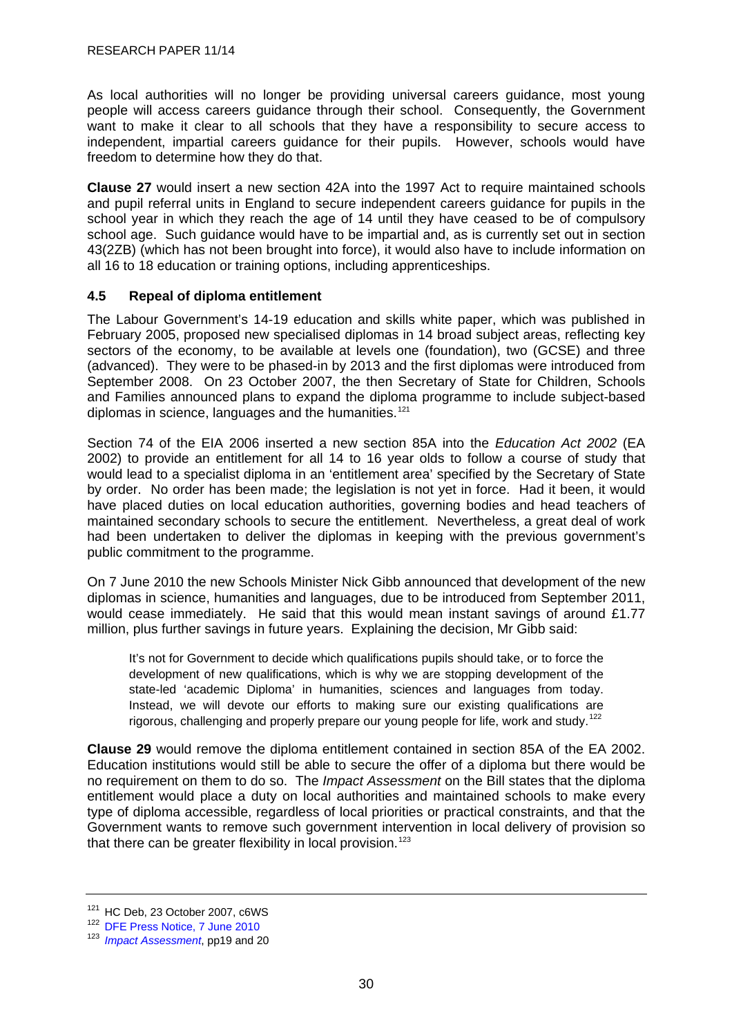As local authorities will no longer be providing universal careers guidance, most young people will access careers guidance through their school. Consequently, the Government want to make it clear to all schools that they have a responsibility to secure access to independent, impartial careers guidance for their pupils. However, schools would have freedom to determine how they do that.

**Clause 27** would insert a new section 42A into the 1997 Act to require maintained schools and pupil referral units in England to secure independent careers guidance for pupils in the school year in which they reach the age of 14 until they have ceased to be of compulsory school age. Such guidance would have to be impartial and, as is currently set out in section 43(2ZB) (which has not been brought into force), it would also have to include information on all 16 to 18 education or training options, including apprenticeships.

### 4.5 Repeal of diploma entitlement

The Labour Government's 14-19 education and skills white paper, which was published in February 2005, proposed new specialised diplomas in 14 broad subject areas, reflecting key sectors of the economy, to be available at levels one (foundation), two (GCSE) and three (advanced). They were to be phased-in by 2013 and the first diplomas were introduced from September 2008. On 23 October 2007, the then Secretary of State for Children, Schools and Families announced plans to expand the diploma programme to include subject-based diplomas in science, languages and the humanities.[121]

Section 74 of the EIA 2006 inserted a new section 85A into the *Education Act 2002* (EA 2002) to provide an entitlement for all 14 to 16 year olds to follow a course of study that would lead to a specialist diploma in an 'entitlement area' specified by the Secretary of State by order. No order has been made; the legislation is not yet in force. Had it been, it would have placed duties on local education authorities, governing bodies and head teachers of maintained secondary schools to secure the entitlement. Nevertheless, a great deal of work had been undertaken to deliver the diplomas in keeping with the previous government's public commitment to the programme.

On 7 June 2010 the new Schools Minister Nick Gibb announced that development of the new diplomas in science, humanities and languages, due to be introduced from September 2011, would cease immediately. He said that this would mean instant savings of around £1.77 million, plus further savings in future years. Explaining the decision, Mr Gibb said:

> It's not for Government to decide which qualifications pupils should take, or to force the development of new qualifications, which is why we are stopping development of the state-led 'academic Diploma' in humanities, sciences and languages from today. Instead, we will devote our efforts to making sure our existing qualifications are rigorous, challenging and properly prepare our young people for life, work and study.[122]

**Clause 29** would remove the diploma entitlement contained in section 85A of the EA 2002. Education institutions would still be able to secure the offer of a diploma but there would be no requirement on them to do so. The *Impact Assessment* on the Bill states that the diploma entitlement would place a duty on local authorities and maintained schools to make every type of diploma accessible, regardless of local priorities or practical constraints, and that the Government wants to remove such government intervention in local delivery of provision so that there can be greater flexibility in local provision.[123]

---

[121] HC Deb, 23 October 2007, c6WS

[122] DFE Press Notice, 7 June 2010

[123] *Impact Assessment*, pp19 and 20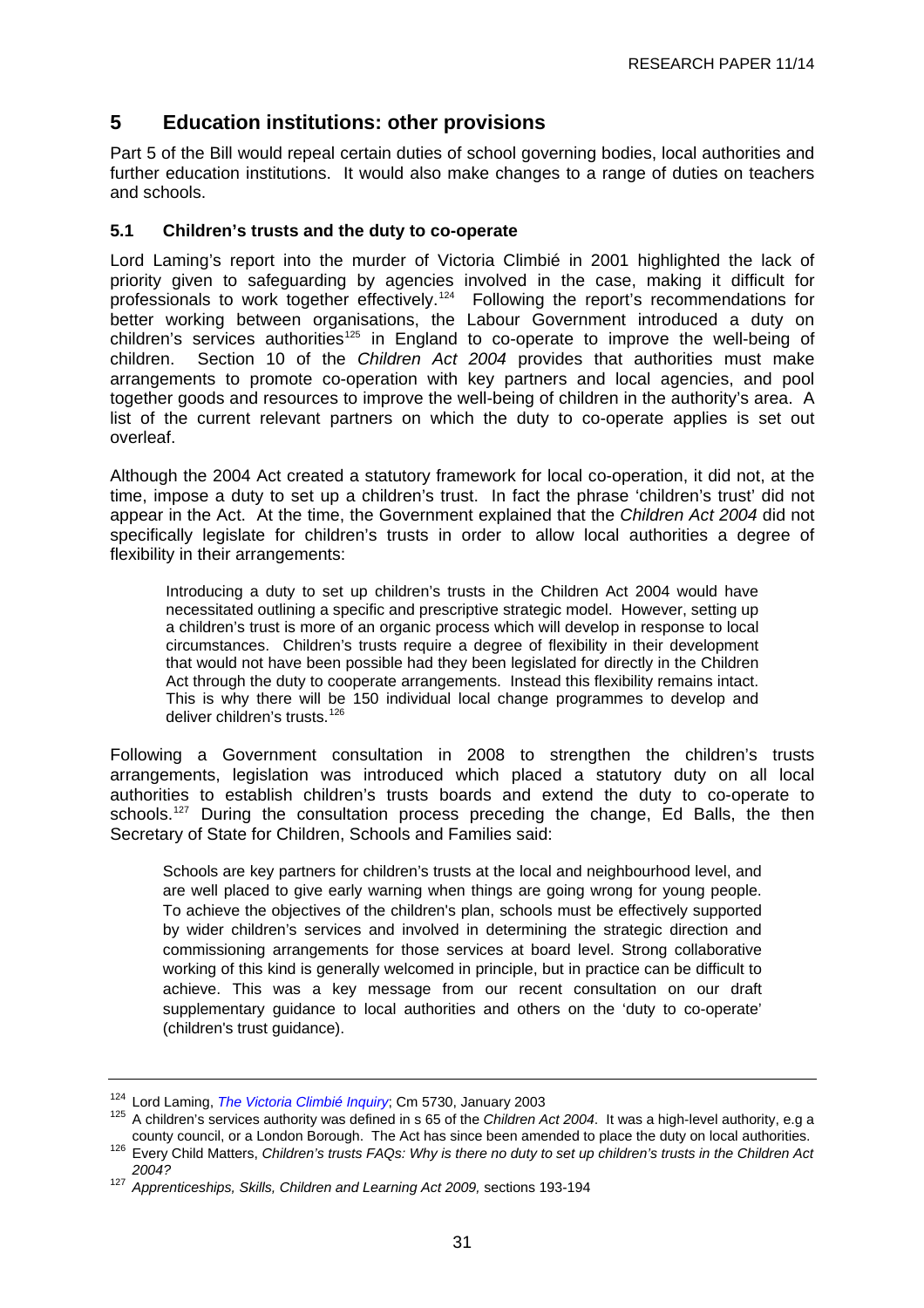## 5 Education institutions: other provisions

Part 5 of the Bill would repeal certain duties of school governing bodies, local authorities and further education institutions. It would also make changes to a range of duties on teachers and schools.

### 5.1 Children's trusts and the duty to co-operate

Lord Laming's report into the murder of Victoria Climbié in 2001 highlighted the lack of priority given to safeguarding by agencies involved in the case, making it difficult for professionals to work together effectively.[124] Following the report's recommendations for better working between organisations, the Labour Government introduced a duty on children's services authorities[125] in England to co-operate to improve the well-being of children. Section 10 of the *Children Act 2004* provides that authorities must make arrangements to promote co-operation with key partners and local agencies, and pool together goods and resources to improve the well-being of children in the authority's area. A list of the current relevant partners on which the duty to co-operate applies is set out overleaf.

Although the 2004 Act created a statutory framework for local co-operation, it did not, at the time, impose a duty to set up a children's trust. In fact the phrase 'children's trust' did not appear in the Act. At the time, the Government explained that the *Children Act 2004* did not specifically legislate for children's trusts in order to allow local authorities a degree of flexibility in their arrangements:

> Introducing a duty to set up children's trusts in the Children Act 2004 would have necessitated outlining a specific and prescriptive strategic model. However, setting up a children's trust is more of an organic process which will develop in response to local circumstances. Children's trusts require a degree of flexibility in their development that would not have been possible had they been legislated for directly in the Children Act through the duty to cooperate arrangements. Instead this flexibility remains intact. This is why there will be 150 individual local change programmes to develop and deliver children's trusts.[126]

Following a Government consultation in 2008 to strengthen the children's trusts arrangements, legislation was introduced which placed a statutory duty on all local authorities to establish children's trusts boards and extend the duty to co-operate to schools.[127] During the consultation process preceding the change, Ed Balls, the then Secretary of State for Children, Schools and Families said:

> Schools are key partners for children's trusts at the local and neighbourhood level, and are well placed to give early warning when things are going wrong for young people. To achieve the objectives of the children's plan, schools must be effectively supported by wider children's services and involved in determining the strategic direction and commissioning arrangements for those services at board level. Strong collaborative working of this kind is generally welcomed in principle, but in practice can be difficult to achieve. This was a key message from our recent consultation on our draft supplementary guidance to local authorities and others on the 'duty to co-operate' (children's trust guidance).

---

[124] Lord Laming, *The Victoria Climbié Inquiry*; Cm 5730, January 2003

[125] A children's services authority was defined in s 65 of the *Children Act 2004*. It was a high-level authority, e.g a county council, or a London Borough. The Act has since been amended to place the duty on local authorities.

[126] Every Child Matters, *Children's trusts FAQs: Why is there no duty to set up children's trusts in the Children Act 2004?*

[127] *Apprenticeships, Skills, Children and Learning Act 2009,* sections 193-194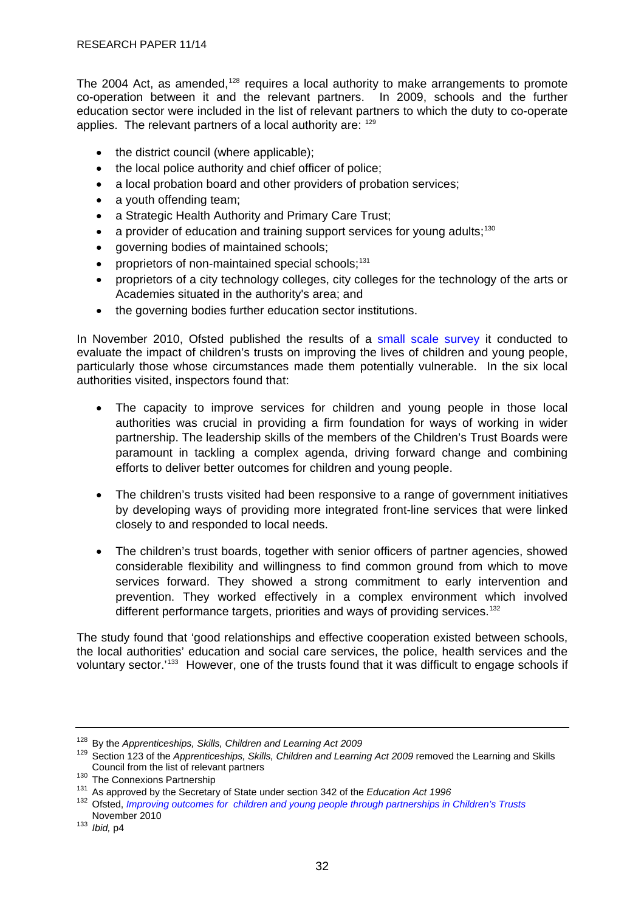The 2004 Act, as amended,[128] requires a local authority to make arrangements to promote co-operation between it and the relevant partners. In 2009, schools and the further education sector were included in the list of relevant partners to which the duty to co-operate applies. The relevant partners of a local authority are: [129]

- the district council (where applicable);
- the local police authority and chief officer of police;
- a local probation board and other providers of probation services;
- a youth offending team;
- a Strategic Health Authority and Primary Care Trust;
- a provider of education and training support services for young adults;[130]
- governing bodies of maintained schools;
- proprietors of non-maintained special schools;[131]
- proprietors of a city technology colleges, city colleges for the technology of the arts or Academies situated in the authority's area; and
- the governing bodies further education sector institutions.

In November 2010, Ofsted published the results of a small scale survey it conducted to evaluate the impact of children's trusts on improving the lives of children and young people, particularly those whose circumstances made them potentially vulnerable. In the six local authorities visited, inspectors found that:

- The capacity to improve services for children and young people in those local authorities was crucial in providing a firm foundation for ways of working in wider partnership. The leadership skills of the members of the Children's Trust Boards were paramount in tackling a complex agenda, driving forward change and combining efforts to deliver better outcomes for children and young people.

- The children's trusts visited had been responsive to a range of government initiatives by developing ways of providing more integrated front-line services that were linked closely to and responded to local needs.

- The children's trust boards, together with senior officers of partner agencies, showed considerable flexibility and willingness to find common ground from which to move services forward. They showed a strong commitment to early intervention and prevention. They worked effectively in a complex environment which involved different performance targets, priorities and ways of providing services.[132]

The study found that 'good relationships and effective cooperation existed between schools, the local authorities' education and social care services, the police, health services and the voluntary sector.'[133] However, one of the trusts found that it was difficult to engage schools if

---

[128] By the *Apprenticeships, Skills, Children and Learning Act 2009*

[129] Section 123 of the *Apprenticeships, Skills, Children and Learning Act 2009* removed the Learning and Skills Council from the list of relevant partners

[130] The Connexions Partnership

[131] As approved by the Secretary of State under section 342 of the *Education Act 1996*

[132] Ofsted, *Improving outcomes for children and young people through partnerships in Children's Trusts* November 2010

[133] *Ibid,* p4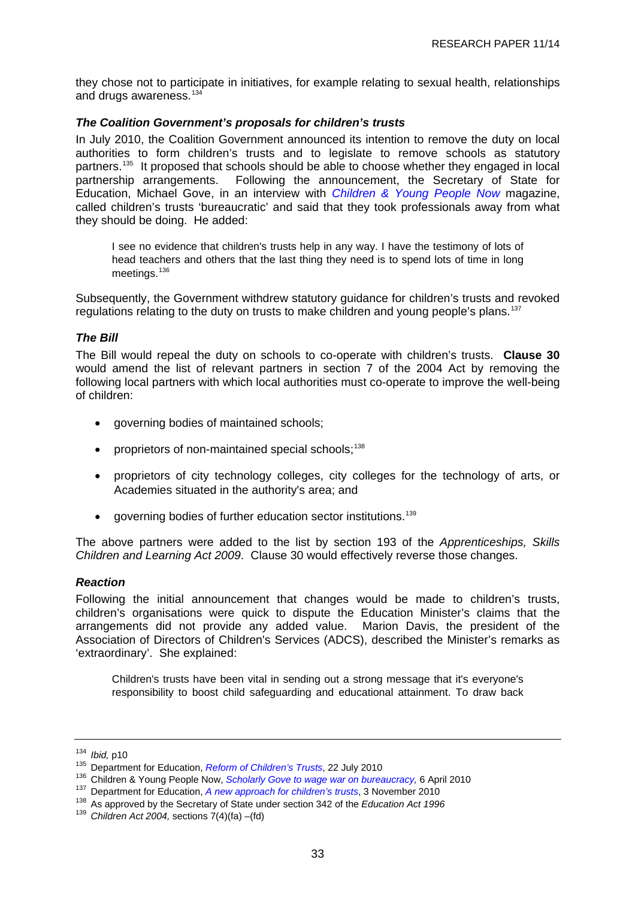they chose not to participate in initiatives, for example relating to sexual health, relationships and drugs awareness.[134]

### *The Coalition Government's proposals for children's trusts*

In July 2010, the Coalition Government announced its intention to remove the duty on local authorities to form children's trusts and to legislate to remove schools as statutory partners.[135] It proposed that schools should be able to choose whether they engaged in local partnership arrangements. Following the announcement, the Secretary of State for Education, Michael Gove, in an interview with *Children & Young People Now* magazine, called children's trusts 'bureaucratic' and said that they took professionals away from what they should be doing. He added:

> I see no evidence that children's trusts help in any way. I have the testimony of lots of head teachers and others that the last thing they need is to spend lots of time in long meetings.[136]

Subsequently, the Government withdrew statutory guidance for children's trusts and revoked regulations relating to the duty on trusts to make children and young people's plans.[137]

### *The Bill*

The Bill would repeal the duty on schools to co-operate with children's trusts. **Clause 30** would amend the list of relevant partners in section 7 of the 2004 Act by removing the following local partners with which local authorities must co-operate to improve the well-being of children:

- governing bodies of maintained schools;
- proprietors of non-maintained special schools;[138]
- proprietors of city technology colleges, city colleges for the technology of arts, or Academies situated in the authority's area; and
- governing bodies of further education sector institutions.[139]

The above partners were added to the list by section 193 of the *Apprenticeships, Skills Children and Learning Act 2009*. Clause 30 would effectively reverse those changes.

### *Reaction*

Following the initial announcement that changes would be made to children's trusts, children's organisations were quick to dispute the Education Minister's claims that the arrangements did not provide any added value. Marion Davis, the president of the Association of Directors of Children's Services (ADCS), described the Minister's remarks as 'extraordinary'. She explained:

> Children's trusts have been vital in sending out a strong message that it's everyone's responsibility to boost child safeguarding and educational attainment. To draw back

---

[134] *Ibid,* p10

[135] Department for Education, *Reform of Children's Trusts*, 22 July 2010

[136] Children & Young People Now, *Scholarly Gove to wage war on bureaucracy,* 6 April 2010

[137] Department for Education, *A new approach for children's trusts*, 3 November 2010

[138] As approved by the Secretary of State under section 342 of the *Education Act 1996*

[139] *Children Act 2004,* sections 7(4)(fa) –(fd)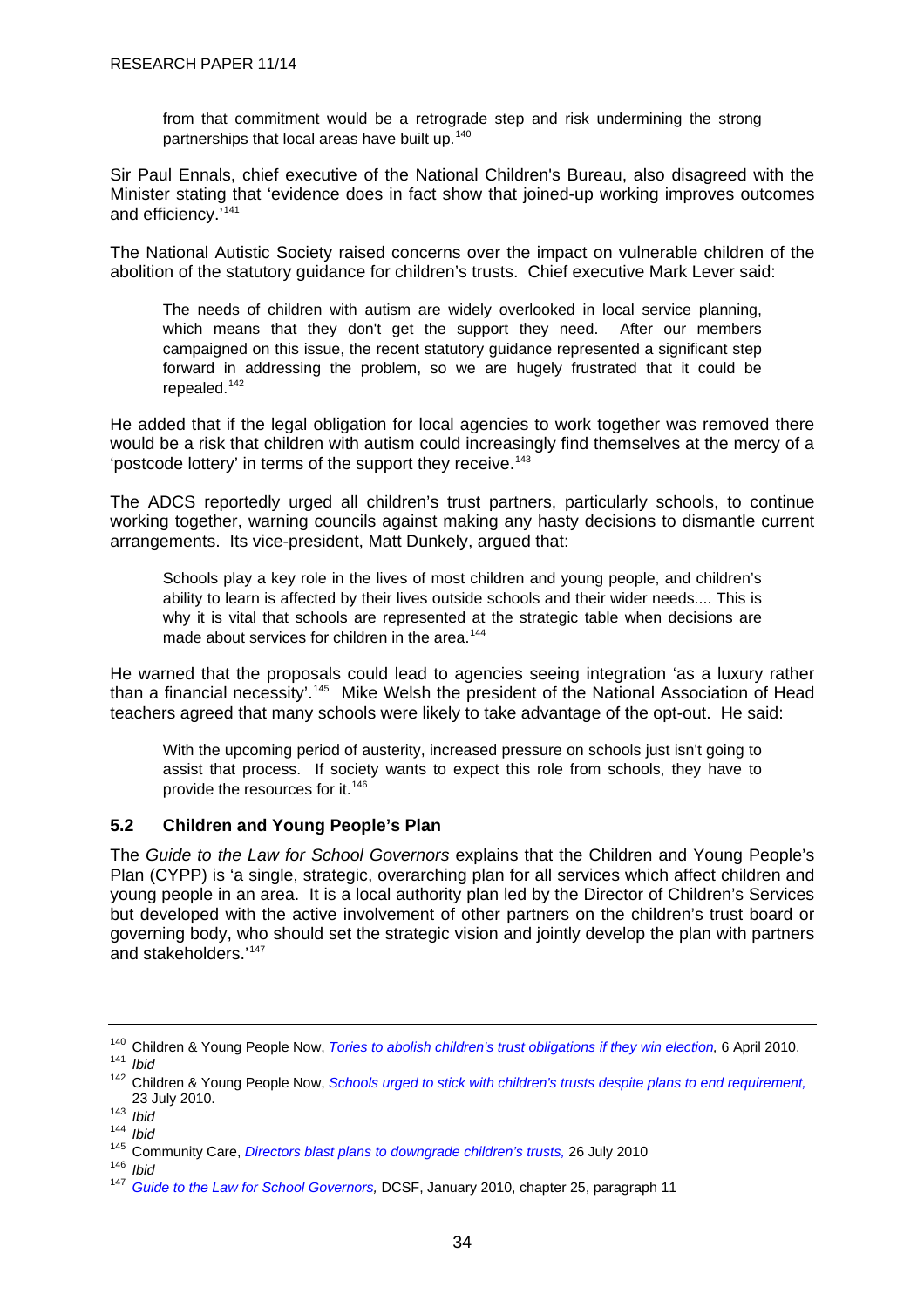> from that commitment would be a retrograde step and risk undermining the strong partnerships that local areas have built up.[140]

Sir Paul Ennals, chief executive of the National Children's Bureau, also disagreed with the Minister stating that 'evidence does in fact show that joined-up working improves outcomes and efficiency.'[141]

The National Autistic Society raised concerns over the impact on vulnerable children of the abolition of the statutory guidance for children's trusts. Chief executive Mark Lever said:

> The needs of children with autism are widely overlooked in local service planning, which means that they don't get the support they need. After our members campaigned on this issue, the recent statutory guidance represented a significant step forward in addressing the problem, so we are hugely frustrated that it could be repealed.[142]

He added that if the legal obligation for local agencies to work together was removed there would be a risk that children with autism could increasingly find themselves at the mercy of a 'postcode lottery' in terms of the support they receive.[143]

The ADCS reportedly urged all children's trust partners, particularly schools, to continue working together, warning councils against making any hasty decisions to dismantle current arrangements. Its vice-president, Matt Dunkely, argued that:

> Schools play a key role in the lives of most children and young people, and children's ability to learn is affected by their lives outside schools and their wider needs.... This is why it is vital that schools are represented at the strategic table when decisions are made about services for children in the area.[144]

He warned that the proposals could lead to agencies seeing integration 'as a luxury rather than a financial necessity'.[145] Mike Welsh the president of the National Association of Head teachers agreed that many schools were likely to take advantage of the opt-out. He said:

> With the upcoming period of austerity, increased pressure on schools just isn't going to assist that process. If society wants to expect this role from schools, they have to provide the resources for it.[146]

### 5.2 Children and Young People's Plan

The *Guide to the Law for School Governors* explains that the Children and Young People's Plan (CYPP) is 'a single, strategic, overarching plan for all services which affect children and young people in an area. It is a local authority plan led by the Director of Children's Services but developed with the active involvement of other partners on the children's trust board or governing body, who should set the strategic vision and jointly develop the plan with partners and stakeholders.'[147]

---

[140] Children & Young People Now, *Tories to abolish children's trust obligations if they win election,* 6 April 2010.
[141] *Ibid*
[142] Children & Young People Now, *Schools urged to stick with children's trusts despite plans to end requirement,* 23 July 2010.
[143] *Ibid*
[144] *Ibid*
[145] Community Care, *Directors blast plans to downgrade children's trusts,* 26 July 2010
[146] *Ibid*
[147] *Guide to the Law for School Governors,* DCSF, January 2010, chapter 25, paragraph 11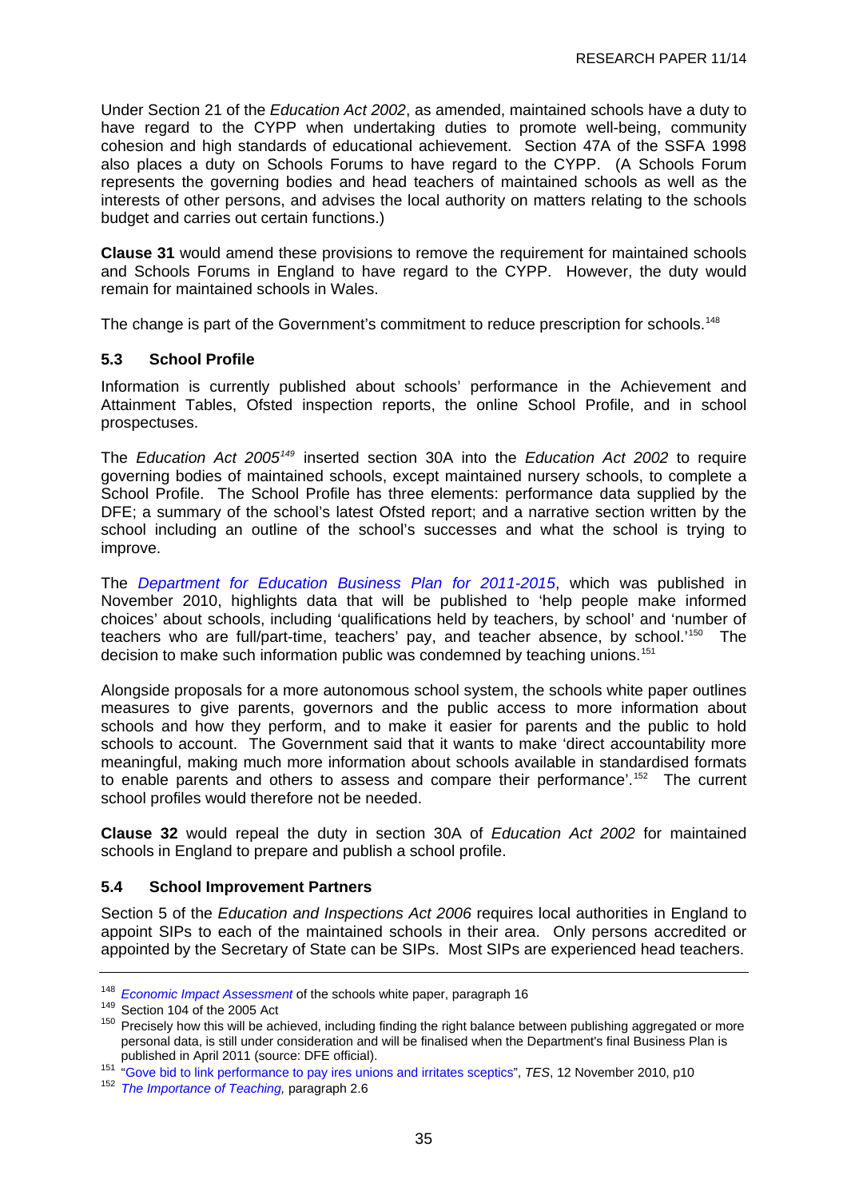Under Section 21 of the *Education Act 2002*, as amended, maintained schools have a duty to have regard to the CYPP when undertaking duties to promote well-being, community cohesion and high standards of educational achievement. Section 47A of the SSFA 1998 also places a duty on Schools Forums to have regard to the CYPP. (A Schools Forum represents the governing bodies and head teachers of maintained schools as well as the interests of other persons, and advises the local authority on matters relating to the schools budget and carries out certain functions.)

**Clause 31** would amend these provisions to remove the requirement for maintained schools and Schools Forums in England to have regard to the CYPP. However, the duty would remain for maintained schools in Wales.

The change is part of the Government's commitment to reduce prescription for schools.[148]

### 5.3 School Profile

Information is currently published about schools' performance in the Achievement and Attainment Tables, Ofsted inspection reports, the online School Profile, and in school prospectuses.

The *Education Act 2005*[149] inserted section 30A into the *Education Act 2002* to require governing bodies of maintained schools, except maintained nursery schools, to complete a School Profile. The School Profile has three elements: performance data supplied by the DFE; a summary of the school's latest Ofsted report; and a narrative section written by the school including an outline of the school's successes and what the school is trying to improve.

The *Department for Education Business Plan for 2011-2015*, which was published in November 2010, highlights data that will be published to 'help people make informed choices' about schools, including 'qualifications held by teachers, by school' and 'number of teachers who are full/part-time, teachers' pay, and teacher absence, by school.'[150] The decision to make such information public was condemned by teaching unions.[151]

Alongside proposals for a more autonomous school system, the schools white paper outlines measures to give parents, governors and the public access to more information about schools and how they perform, and to make it easier for parents and the public to hold schools to account. The Government said that it wants to make 'direct accountability more meaningful, making much more information about schools available in standardised formats to enable parents and others to assess and compare their performance'.[152] The current school profiles would therefore not be needed.

**Clause 32** would repeal the duty in section 30A of *Education Act 2002* for maintained schools in England to prepare and publish a school profile.

### 5.4 School Improvement Partners

Section 5 of the *Education and Inspections Act 2006* requires local authorities in England to appoint SIPs to each of the maintained schools in their area. Only persons accredited or appointed by the Secretary of State can be SIPs. Most SIPs are experienced head teachers.

---

[148] *Economic Impact Assessment* of the schools white paper, paragraph 16

[149] Section 104 of the 2005 Act

[150] Precisely how this will be achieved, including finding the right balance between publishing aggregated or more personal data, is still under consideration and will be finalised when the Department's final Business Plan is published in April 2011 (source: DFE official).

[151] "Gove bid to link performance to pay ires unions and irritates sceptics", *TES*, 12 November 2010, p10

[152] *The Importance of Teaching,* paragraph 2.6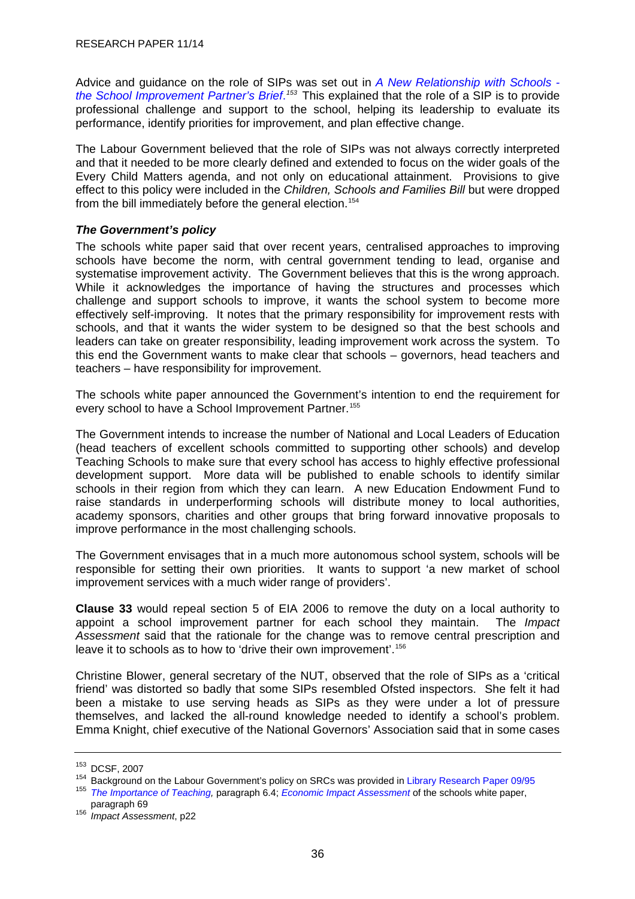Advice and guidance on the role of SIPs was set out in *A New Relationship with Schools - the School Improvement Partner's Brief*.[153] This explained that the role of a SIP is to provide professional challenge and support to the school, helping its leadership to evaluate its performance, identify priorities for improvement, and plan effective change.

The Labour Government believed that the role of SIPs was not always correctly interpreted and that it needed to be more clearly defined and extended to focus on the wider goals of the Every Child Matters agenda, and not only on educational attainment. Provisions to give effect to this policy were included in the *Children, Schools and Families Bill* but were dropped from the bill immediately before the general election.[154]

### *The Government's policy*

The schools white paper said that over recent years, centralised approaches to improving schools have become the norm, with central government tending to lead, organise and systematise improvement activity. The Government believes that this is the wrong approach. While it acknowledges the importance of having the structures and processes which challenge and support schools to improve, it wants the school system to become more effectively self-improving. It notes that the primary responsibility for improvement rests with schools, and that it wants the wider system to be designed so that the best schools and leaders can take on greater responsibility, leading improvement work across the system. To this end the Government wants to make clear that schools – governors, head teachers and teachers – have responsibility for improvement.

The schools white paper announced the Government's intention to end the requirement for every school to have a School Improvement Partner.[155]

The Government intends to increase the number of National and Local Leaders of Education (head teachers of excellent schools committed to supporting other schools) and develop Teaching Schools to make sure that every school has access to highly effective professional development support. More data will be published to enable schools to identify similar schools in their region from which they can learn. A new Education Endowment Fund to raise standards in underperforming schools will distribute money to local authorities, academy sponsors, charities and other groups that bring forward innovative proposals to improve performance in the most challenging schools.

The Government envisages that in a much more autonomous school system, schools will be responsible for setting their own priorities. It wants to support 'a new market of school improvement services with a much wider range of providers'.

**Clause 33** would repeal section 5 of EIA 2006 to remove the duty on a local authority to appoint a school improvement partner for each school they maintain. The *Impact Assessment* said that the rationale for the change was to remove central prescription and leave it to schools as to how to 'drive their own improvement'.[156]

Christine Blower, general secretary of the NUT, observed that the role of SIPs as a 'critical friend' was distorted so badly that some SIPs resembled Ofsted inspectors. She felt it had been a mistake to use serving heads as SIPs as they were under a lot of pressure themselves, and lacked the all-round knowledge needed to identify a school's problem. Emma Knight, chief executive of the National Governors' Association said that in some cases

---

[153] DCSF, 2007

[154] Background on the Labour Government's policy on SRCs was provided in Library Research Paper 09/95

[155] *The Importance of Teaching,* paragraph 6.4; *Economic Impact Assessment* of the schools white paper, paragraph 69

[156] *Impact Assessment*, p22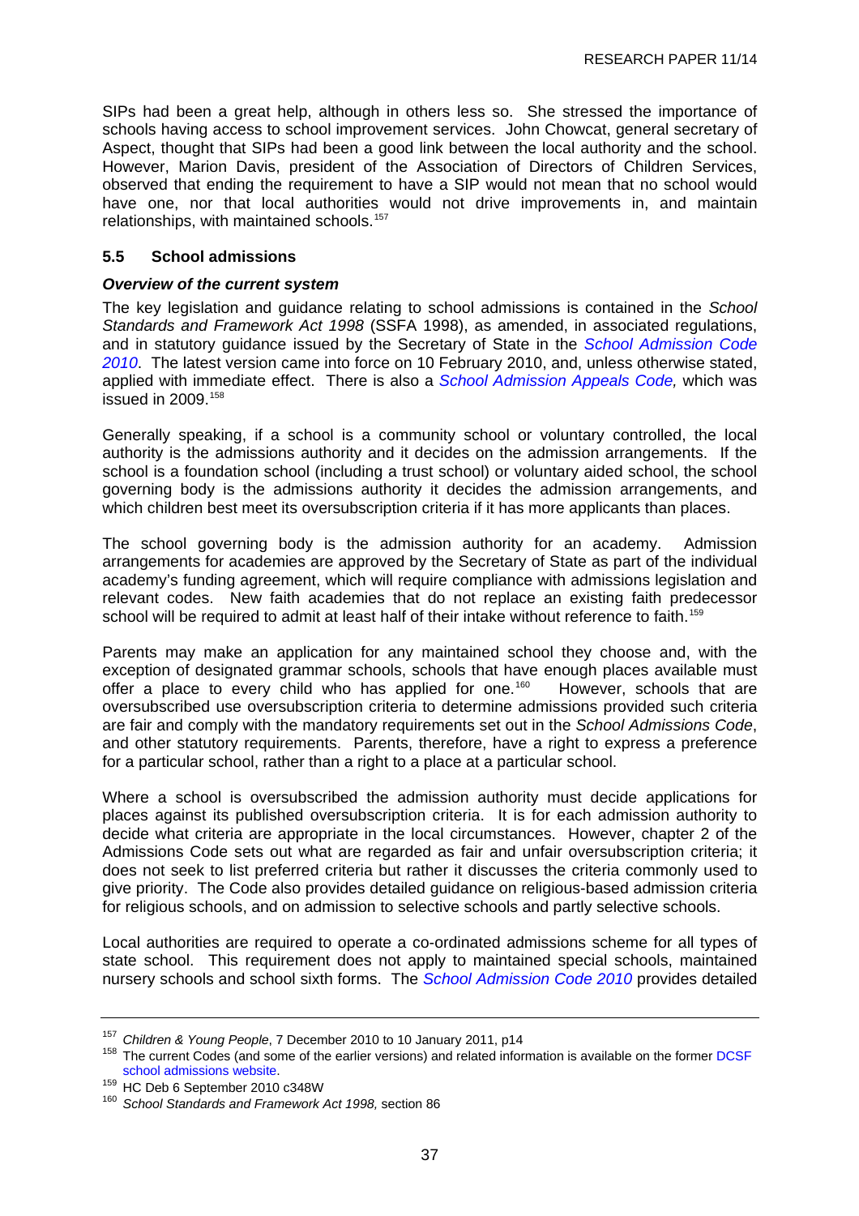SIPs had been a great help, although in others less so. She stressed the importance of schools having access to school improvement services. John Chowcat, general secretary of Aspect, thought that SIPs had been a good link between the local authority and the school. However, Marion Davis, president of the Association of Directors of Children Services, observed that ending the requirement to have a SIP would not mean that no school would have one, nor that local authorities would not drive improvements in, and maintain relationships, with maintained schools.[157]

### 5.5 School admissions

***Overview of the current system***

The key legislation and guidance relating to school admissions is contained in the *School Standards and Framework Act 1998* (SSFA 1998), as amended, in associated regulations, and in statutory guidance issued by the Secretary of State in the *School Admission Code 2010*. The latest version came into force on 10 February 2010, and, unless otherwise stated, applied with immediate effect. There is also a *School Admission Appeals Code,* which was issued in 2009.[158]

Generally speaking, if a school is a community school or voluntary controlled, the local authority is the admissions authority and it decides on the admission arrangements. If the school is a foundation school (including a trust school) or voluntary aided school, the school governing body is the admissions authority it decides the admission arrangements, and which children best meet its oversubscription criteria if it has more applicants than places.

The school governing body is the admission authority for an academy. Admission arrangements for academies are approved by the Secretary of State as part of the individual academy's funding agreement, which will require compliance with admissions legislation and relevant codes. New faith academies that do not replace an existing faith predecessor school will be required to admit at least half of their intake without reference to faith.[159]

Parents may make an application for any maintained school they choose and, with the exception of designated grammar schools, schools that have enough places available must offer a place to every child who has applied for one.[160] However, schools that are oversubscribed use oversubscription criteria to determine admissions provided such criteria are fair and comply with the mandatory requirements set out in the *School Admissions Code*, and other statutory requirements. Parents, therefore, have a right to express a preference for a particular school, rather than a right to a place at a particular school.

Where a school is oversubscribed the admission authority must decide applications for places against its published oversubscription criteria. It is for each admission authority to decide what criteria are appropriate in the local circumstances. However, chapter 2 of the Admissions Code sets out what are regarded as fair and unfair oversubscription criteria; it does not seek to list preferred criteria but rather it discusses the criteria commonly used to give priority. The Code also provides detailed guidance on religious-based admission criteria for religious schools, and on admission to selective schools and partly selective schools.

Local authorities are required to operate a co-ordinated admissions scheme for all types of state school. This requirement does not apply to maintained special schools, maintained nursery schools and school sixth forms. The *School Admission Code 2010* provides detailed

---

[157] *Children & Young People*, 7 December 2010 to 10 January 2011, p14

[158] The current Codes (and some of the earlier versions) and related information is available on the former DCSF school admissions website.

[159] HC Deb 6 September 2010 c348W

[160] *School Standards and Framework Act 1998,* section 86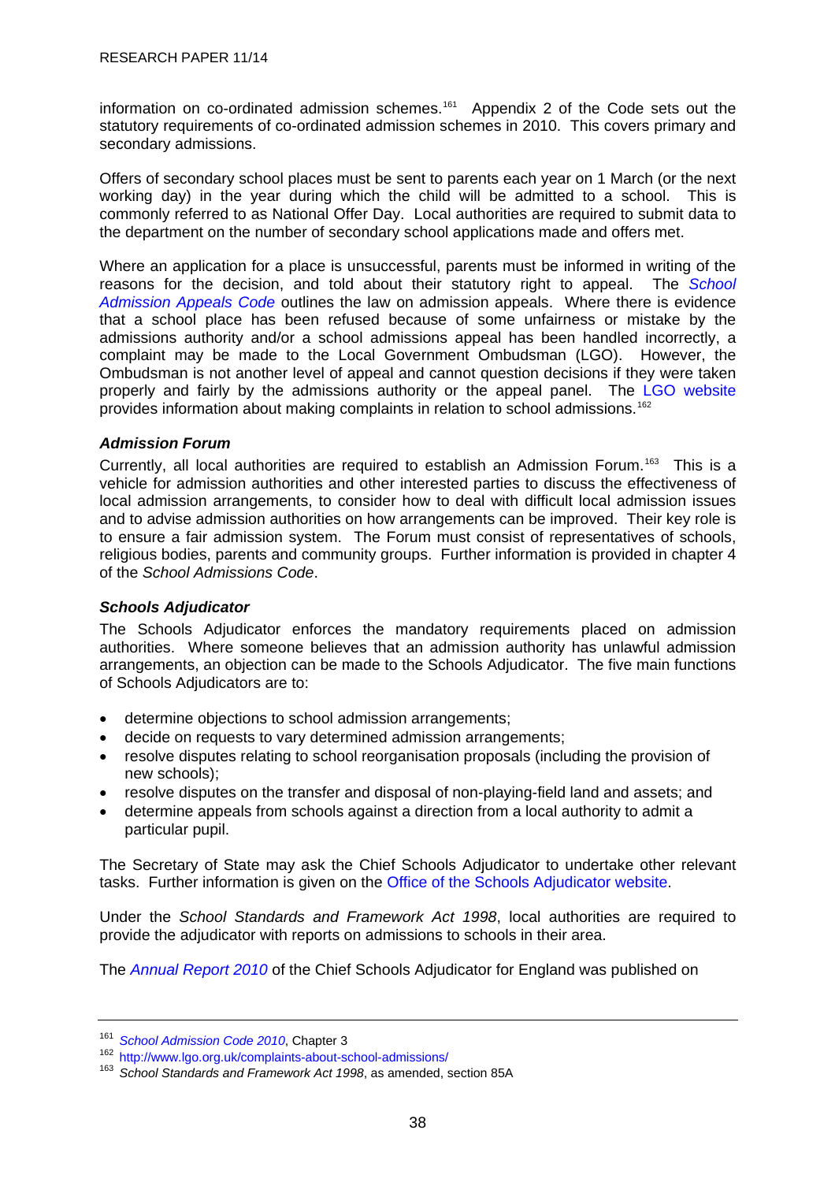information on co-ordinated admission schemes.[161] Appendix 2 of the Code sets out the statutory requirements of co-ordinated admission schemes in 2010. This covers primary and secondary admissions.

Offers of secondary school places must be sent to parents each year on 1 March (or the next working day) in the year during which the child will be admitted to a school. This is commonly referred to as National Offer Day. Local authorities are required to submit data to the department on the number of secondary school applications made and offers met.

Where an application for a place is unsuccessful, parents must be informed in writing of the reasons for the decision, and told about their statutory right to appeal. The *School Admission Appeals Code* outlines the law on admission appeals. Where there is evidence that a school place has been refused because of some unfairness or mistake by the admissions authority and/or a school admissions appeal has been handled incorrectly, a complaint may be made to the Local Government Ombudsman (LGO). However, the Ombudsman is not another level of appeal and cannot question decisions if they were taken properly and fairly by the admissions authority or the appeal panel. The LGO website provides information about making complaints in relation to school admissions.[162]

### *Admission Forum*

Currently, all local authorities are required to establish an Admission Forum.[163] This is a vehicle for admission authorities and other interested parties to discuss the effectiveness of local admission arrangements, to consider how to deal with difficult local admission issues and to advise admission authorities on how arrangements can be improved. Their key role is to ensure a fair admission system. The Forum must consist of representatives of schools, religious bodies, parents and community groups. Further information is provided in chapter 4 of the *School Admissions Code*.

### *Schools Adjudicator*

The Schools Adjudicator enforces the mandatory requirements placed on admission authorities. Where someone believes that an admission authority has unlawful admission arrangements, an objection can be made to the Schools Adjudicator. The five main functions of Schools Adjudicators are to:

- determine objections to school admission arrangements;
- decide on requests to vary determined admission arrangements;
- resolve disputes relating to school reorganisation proposals (including the provision of new schools);
- resolve disputes on the transfer and disposal of non-playing-field land and assets; and
- determine appeals from schools against a direction from a local authority to admit a particular pupil.

The Secretary of State may ask the Chief Schools Adjudicator to undertake other relevant tasks. Further information is given on the Office of the Schools Adjudicator website.

Under the *School Standards and Framework Act 1998*, local authorities are required to provide the adjudicator with reports on admissions to schools in their area.

The *Annual Report 2010* of the Chief Schools Adjudicator for England was published on

---

[161] *School Admission Code 2010*, Chapter 3

[162] http://www.lgo.org.uk/complaints-about-school-admissions/

[163] *School Standards and Framework Act 1998*, as amended, section 85A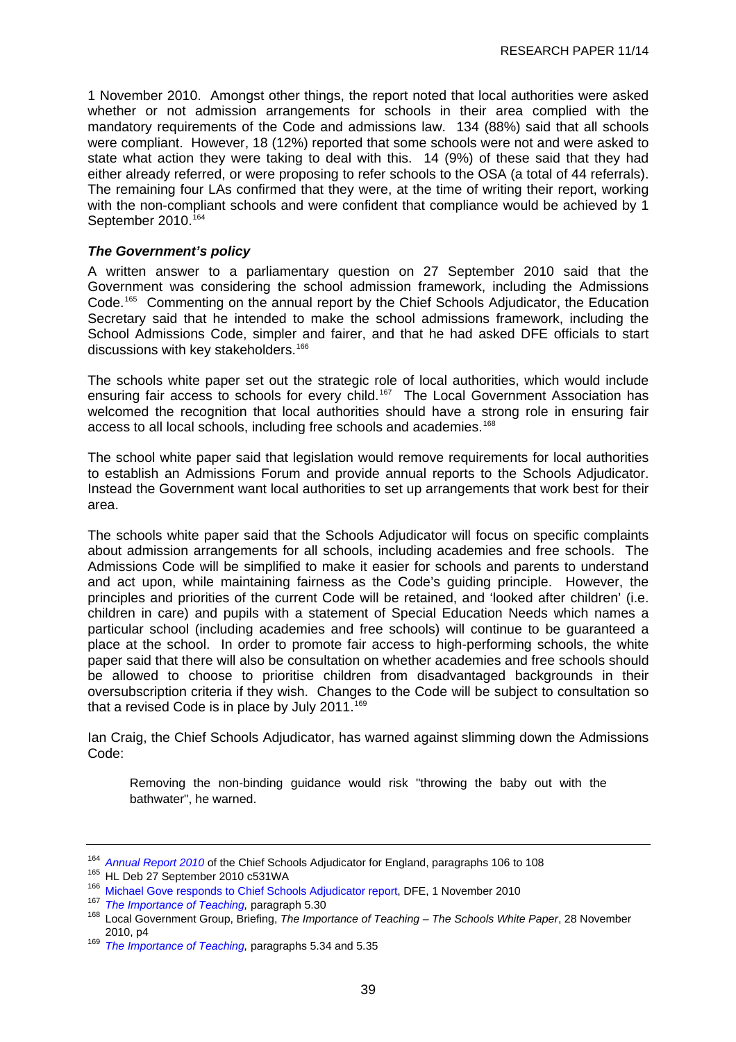1 November 2010. Amongst other things, the report noted that local authorities were asked whether or not admission arrangements for schools in their area complied with the mandatory requirements of the Code and admissions law. 134 (88%) said that all schools were compliant. However, 18 (12%) reported that some schools were not and were asked to state what action they were taking to deal with this. 14 (9%) of these said that they had either already referred, or were proposing to refer schools to the OSA (a total of 44 referrals). The remaining four LAs confirmed that they were, at the time of writing their report, working with the non-compliant schools and were confident that compliance would be achieved by 1 September 2010.[164]

### *The Government's policy*

A written answer to a parliamentary question on 27 September 2010 said that the Government was considering the school admission framework, including the Admissions Code.[165] Commenting on the annual report by the Chief Schools Adjudicator, the Education Secretary said that he intended to make the school admissions framework, including the School Admissions Code, simpler and fairer, and that he had asked DFE officials to start discussions with key stakeholders.[166]

The schools white paper set out the strategic role of local authorities, which would include ensuring fair access to schools for every child.[167] The Local Government Association has welcomed the recognition that local authorities should have a strong role in ensuring fair access to all local schools, including free schools and academies.[168]

The school white paper said that legislation would remove requirements for local authorities to establish an Admissions Forum and provide annual reports to the Schools Adjudicator. Instead the Government want local authorities to set up arrangements that work best for their area.

The schools white paper said that the Schools Adjudicator will focus on specific complaints about admission arrangements for all schools, including academies and free schools. The Admissions Code will be simplified to make it easier for schools and parents to understand and act upon, while maintaining fairness as the Code's guiding principle. However, the principles and priorities of the current Code will be retained, and 'looked after children' (i.e. children in care) and pupils with a statement of Special Education Needs which names a particular school (including academies and free schools) will continue to be guaranteed a place at the school. In order to promote fair access to high-performing schools, the white paper said that there will also be consultation on whether academies and free schools should be allowed to choose to prioritise children from disadvantaged backgrounds in their oversubscription criteria if they wish. Changes to the Code will be subject to consultation so that a revised Code is in place by July 2011.[169]

Ian Craig, the Chief Schools Adjudicator, has warned against slimming down the Admissions Code:

> Removing the non-binding guidance would risk "throwing the baby out with the bathwater", he warned.

---

[164] *Annual Report 2010* of the Chief Schools Adjudicator for England, paragraphs 106 to 108

[165] HL Deb 27 September 2010 c531WA

[166] Michael Gove responds to Chief Schools Adjudicator report, DFE, 1 November 2010

[167] *The Importance of Teaching,* paragraph 5.30

[168] Local Government Group, Briefing, *The Importance of Teaching – The Schools White Paper*, 28 November 2010, p4

[169] *The Importance of Teaching,* paragraphs 5.34 and 5.35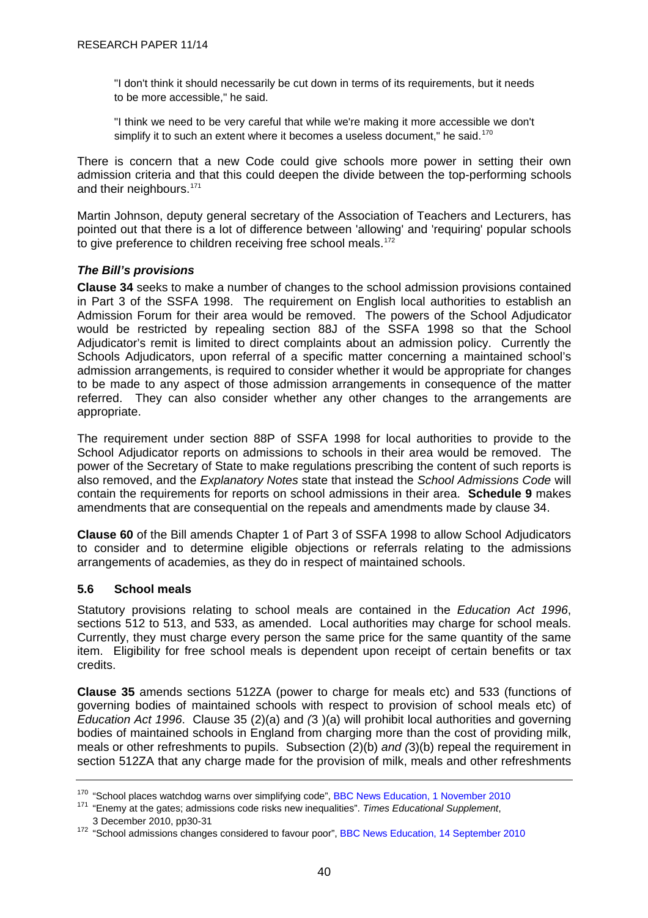"I don't think it should necessarily be cut down in terms of its requirements, but it needs to be more accessible," he said.

"I think we need to be very careful that while we're making it more accessible we don't simplify it to such an extent where it becomes a useless document," he said.[170]

There is concern that a new Code could give schools more power in setting their own admission criteria and that this could deepen the divide between the top-performing schools and their neighbours.[171]

Martin Johnson, deputy general secretary of the Association of Teachers and Lecturers, has pointed out that there is a lot of difference between 'allowing' and 'requiring' popular schools to give preference to children receiving free school meals.[172]

### *The Bill's provisions*

**Clause 34** seeks to make a number of changes to the school admission provisions contained in Part 3 of the SSFA 1998. The requirement on English local authorities to establish an Admission Forum for their area would be removed. The powers of the School Adjudicator would be restricted by repealing section 88J of the SSFA 1998 so that the School Adjudicator's remit is limited to direct complaints about an admission policy. Currently the Schools Adjudicators, upon referral of a specific matter concerning a maintained school's admission arrangements, is required to consider whether it would be appropriate for changes to be made to any aspect of those admission arrangements in consequence of the matter referred. They can also consider whether any other changes to the arrangements are appropriate.

The requirement under section 88P of SSFA 1998 for local authorities to provide to the School Adjudicator reports on admissions to schools in their area would be removed. The power of the Secretary of State to make regulations prescribing the content of such reports is also removed, and the *Explanatory Notes* state that instead the *School Admissions Code* will contain the requirements for reports on school admissions in their area. **Schedule 9** makes amendments that are consequential on the repeals and amendments made by clause 34.

**Clause 60** of the Bill amends Chapter 1 of Part 3 of SSFA 1998 to allow School Adjudicators to consider and to determine eligible objections or referrals relating to the admissions arrangements of academies, as they do in respect of maintained schools.

## 5.6 School meals

Statutory provisions relating to school meals are contained in the *Education Act 1996*, sections 512 to 513, and 533, as amended. Local authorities may charge for school meals. Currently, they must charge every person the same price for the same quantity of the same item. Eligibility for free school meals is dependent upon receipt of certain benefits or tax credits.

**Clause 35** amends sections 512ZA (power to charge for meals etc) and 533 (functions of governing bodies of maintained schools with respect to provision of school meals etc) of *Education Act 1996*. Clause 35 (2)(a) and *(*3 )(a) will prohibit local authorities and governing bodies of maintained schools in England from charging more than the cost of providing milk, meals or other refreshments to pupils. Subsection (2)(b) *and (*3)(b) repeal the requirement in section 512ZA that any charge made for the provision of milk, meals and other refreshments

---

170 "School places watchdog warns over simplifying code", BBC News Education, 1 November 2010

171 "Enemy at the gates; admissions code risks new inequalities". *Times Educational Supplement*, 3 December 2010, pp30-31

172 "School admissions changes considered to favour poor", BBC News Education, 14 September 2010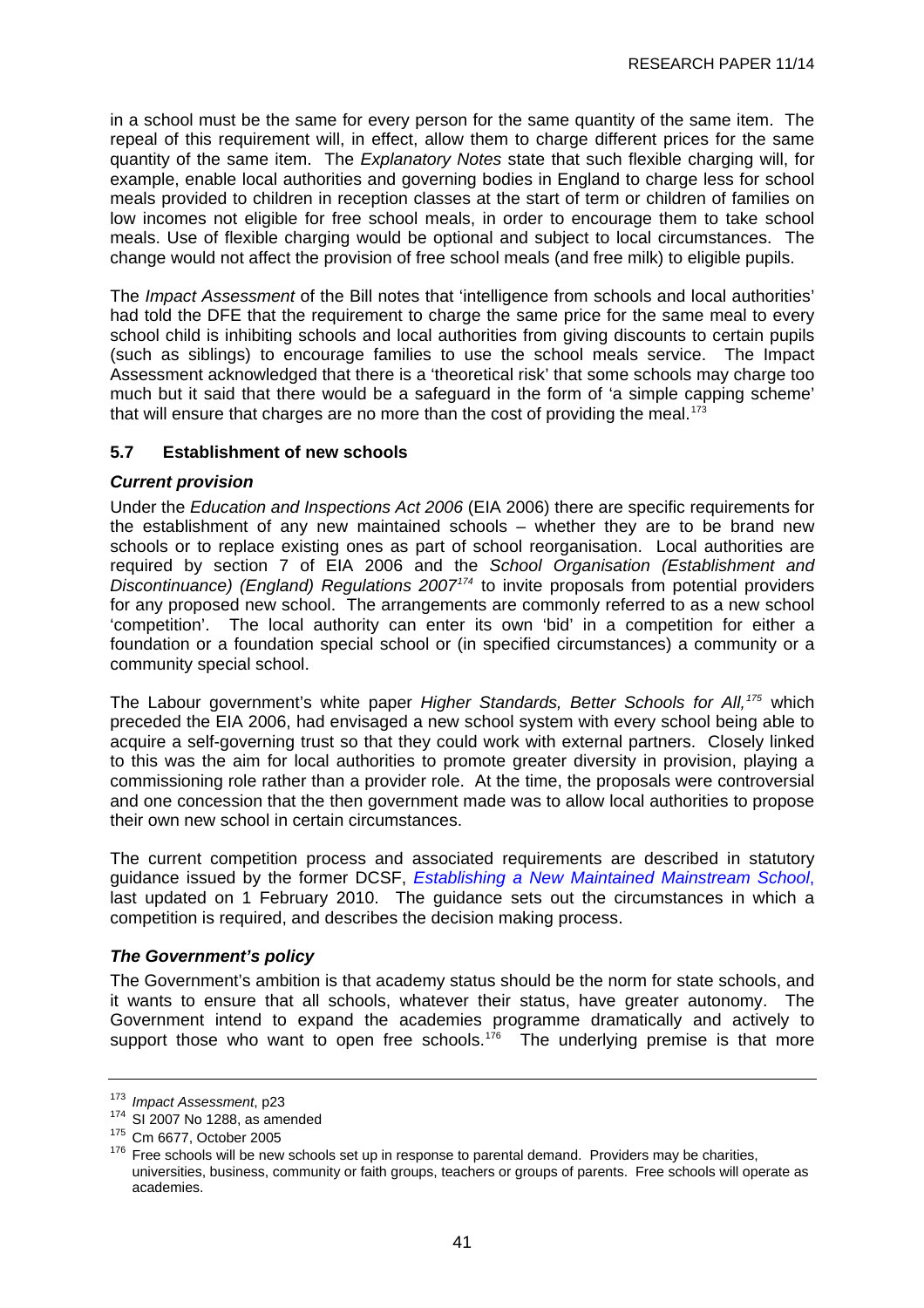in a school must be the same for every person for the same quantity of the same item. The repeal of this requirement will, in effect, allow them to charge different prices for the same quantity of the same item. The *Explanatory Notes* state that such flexible charging will, for example, enable local authorities and governing bodies in England to charge less for school meals provided to children in reception classes at the start of term or children of families on low incomes not eligible for free school meals, in order to encourage them to take school meals. Use of flexible charging would be optional and subject to local circumstances. The change would not affect the provision of free school meals (and free milk) to eligible pupils.

The *Impact Assessment* of the Bill notes that 'intelligence from schools and local authorities' had told the DFE that the requirement to charge the same price for the same meal to every school child is inhibiting schools and local authorities from giving discounts to certain pupils (such as siblings) to encourage families to use the school meals service. The Impact Assessment acknowledged that there is a 'theoretical risk' that some schools may charge too much but it said that there would be a safeguard in the form of 'a simple capping scheme' that will ensure that charges are no more than the cost of providing the meal.[173]

### 5.7 Establishment of new schools

#### *Current provision*

Under the *Education and Inspections Act 2006* (EIA 2006) there are specific requirements for the establishment of any new maintained schools – whether they are to be brand new schools or to replace existing ones as part of school reorganisation. Local authorities are required by section 7 of EIA 2006 and the *School Organisation (Establishment and Discontinuance) (England) Regulations 2007*[174] to invite proposals from potential providers for any proposed new school. The arrangements are commonly referred to as a new school 'competition'. The local authority can enter its own 'bid' in a competition for either a foundation or a foundation special school or (in specified circumstances) a community or a community special school.

The Labour government's white paper *Higher Standards, Better Schools for All,*[175] which preceded the EIA 2006, had envisaged a new school system with every school being able to acquire a self-governing trust so that they could work with external partners. Closely linked to this was the aim for local authorities to promote greater diversity in provision, playing a commissioning role rather than a provider role. At the time, the proposals were controversial and one concession that the then government made was to allow local authorities to propose their own new school in certain circumstances.

The current competition process and associated requirements are described in statutory guidance issued by the former DCSF, *Establishing a New Maintained Mainstream School*, last updated on 1 February 2010. The guidance sets out the circumstances in which a competition is required, and describes the decision making process.

#### *The Government's policy*

The Government's ambition is that academy status should be the norm for state schools, and it wants to ensure that all schools, whatever their status, have greater autonomy. The Government intend to expand the academies programme dramatically and actively to support those who want to open free schools.[176] The underlying premise is that more

---

[173] *Impact Assessment*, p23

[174] SI 2007 No 1288, as amended

[175] Cm 6677, October 2005

[176] Free schools will be new schools set up in response to parental demand. Providers may be charities, universities, business, community or faith groups, teachers or groups of parents. Free schools will operate as academies.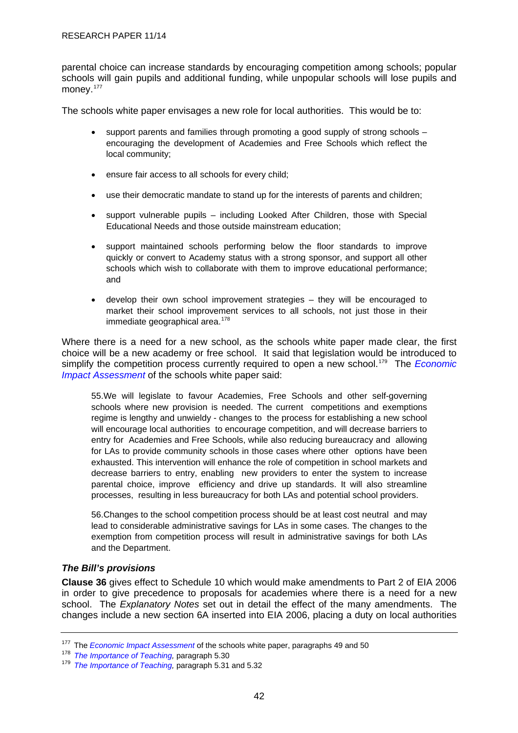parental choice can increase standards by encouraging competition among schools; popular schools will gain pupils and additional funding, while unpopular schools will lose pupils and money.[177]

The schools white paper envisages a new role for local authorities. This would be to:

- support parents and families through promoting a good supply of strong schools – encouraging the development of Academies and Free Schools which reflect the local community;
- ensure fair access to all schools for every child;
- use their democratic mandate to stand up for the interests of parents and children;
- support vulnerable pupils – including Looked After Children, those with Special Educational Needs and those outside mainstream education;
- support maintained schools performing below the floor standards to improve quickly or convert to Academy status with a strong sponsor, and support all other schools which wish to collaborate with them to improve educational performance; and
- develop their own school improvement strategies – they will be encouraged to market their school improvement services to all schools, not just those in their immediate geographical area.[178]

Where there is a need for a new school, as the schools white paper made clear, the first choice will be a new academy or free school. It said that legislation would be introduced to simplify the competition process currently required to open a new school.[179] The *Economic Impact Assessment* of the schools white paper said:

> 55.We will legislate to favour Academies, Free Schools and other self-governing schools where new provision is needed. The current competitions and exemptions regime is lengthy and unwieldy - changes to the process for establishing a new school will encourage local authorities to encourage competition, and will decrease barriers to entry for Academies and Free Schools, while also reducing bureaucracy and allowing for LAs to provide community schools in those cases where other options have been exhausted. This intervention will enhance the role of competition in school markets and decrease barriers to entry, enabling new providers to enter the system to increase parental choice, improve efficiency and drive up standards. It will also streamline processes, resulting in less bureaucracy for both LAs and potential school providers.
>
> 56.Changes to the school competition process should be at least cost neutral and may lead to considerable administrative savings for LAs in some cases. The changes to the exemption from competition process will result in administrative savings for both LAs and the Department.

### *The Bill's provisions*

**Clause 36** gives effect to Schedule 10 which would make amendments to Part 2 of EIA 2006 in order to give precedence to proposals for academies where there is a need for a new school. The *Explanatory Notes* set out in detail the effect of the many amendments. The changes include a new section 6A inserted into EIA 2006, placing a duty on local authorities

---

[177] The *Economic Impact Assessment* of the schools white paper, paragraphs 49 and 50

[178] *The Importance of Teaching,* paragraph 5.30

[179] *The Importance of Teaching,* paragraph 5.31 and 5.32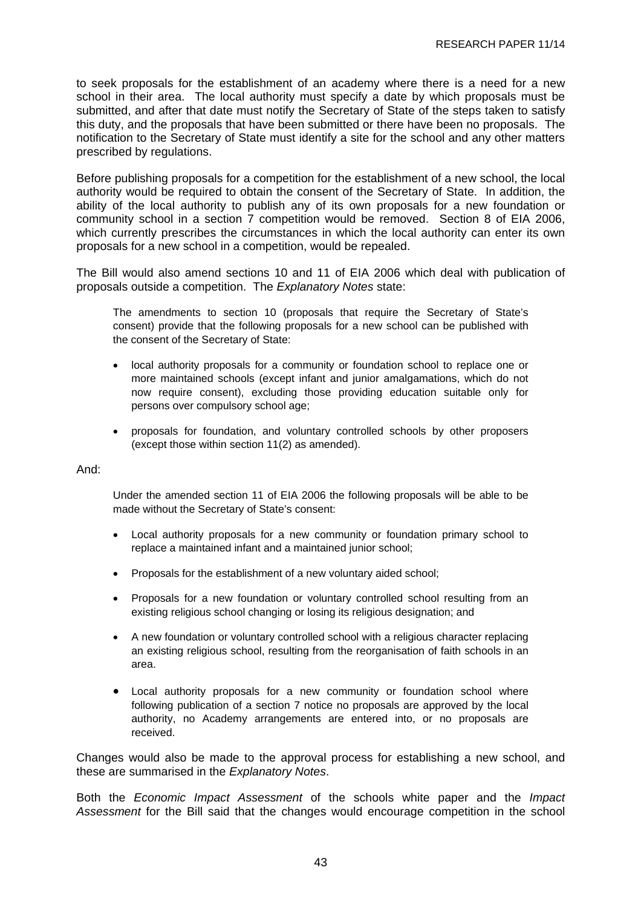to seek proposals for the establishment of an academy where there is a need for a new school in their area. The local authority must specify a date by which proposals must be submitted, and after that date must notify the Secretary of State of the steps taken to satisfy this duty, and the proposals that have been submitted or there have been no proposals. The notification to the Secretary of State must identify a site for the school and any other matters prescribed by regulations.

Before publishing proposals for a competition for the establishment of a new school, the local authority would be required to obtain the consent of the Secretary of State. In addition, the ability of the local authority to publish any of its own proposals for a new foundation or community school in a section 7 competition would be removed. Section 8 of EIA 2006, which currently prescribes the circumstances in which the local authority can enter its own proposals for a new school in a competition, would be repealed.

The Bill would also amend sections 10 and 11 of EIA 2006 which deal with publication of proposals outside a competition. The *Explanatory Notes* state:

> The amendments to section 10 (proposals that require the Secretary of State's consent) provide that the following proposals for a new school can be published with the consent of the Secretary of State:
>
> - local authority proposals for a community or foundation school to replace one or more maintained schools (except infant and junior amalgamations, which do not now require consent), excluding those providing education suitable only for persons over compulsory school age;
> - proposals for foundation, and voluntary controlled schools by other proposers (except those within section 11(2) as amended).

And:

> Under the amended section 11 of EIA 2006 the following proposals will be able to be made without the Secretary of State's consent:
>
> - Local authority proposals for a new community or foundation primary school to replace a maintained infant and a maintained junior school;
> - Proposals for the establishment of a new voluntary aided school;
> - Proposals for a new foundation or voluntary controlled school resulting from an existing religious school changing or losing its religious designation; and
> - A new foundation or voluntary controlled school with a religious character replacing an existing religious school, resulting from the reorganisation of faith schools in an area.
> - Local authority proposals for a new community or foundation school where following publication of a section 7 notice no proposals are approved by the local authority, no Academy arrangements are entered into, or no proposals are received.

Changes would also be made to the approval process for establishing a new school, and these are summarised in the *Explanatory Notes*.

Both the *Economic Impact Assessment* of the schools white paper and the *Impact Assessment* for the Bill said that the changes would encourage competition in the school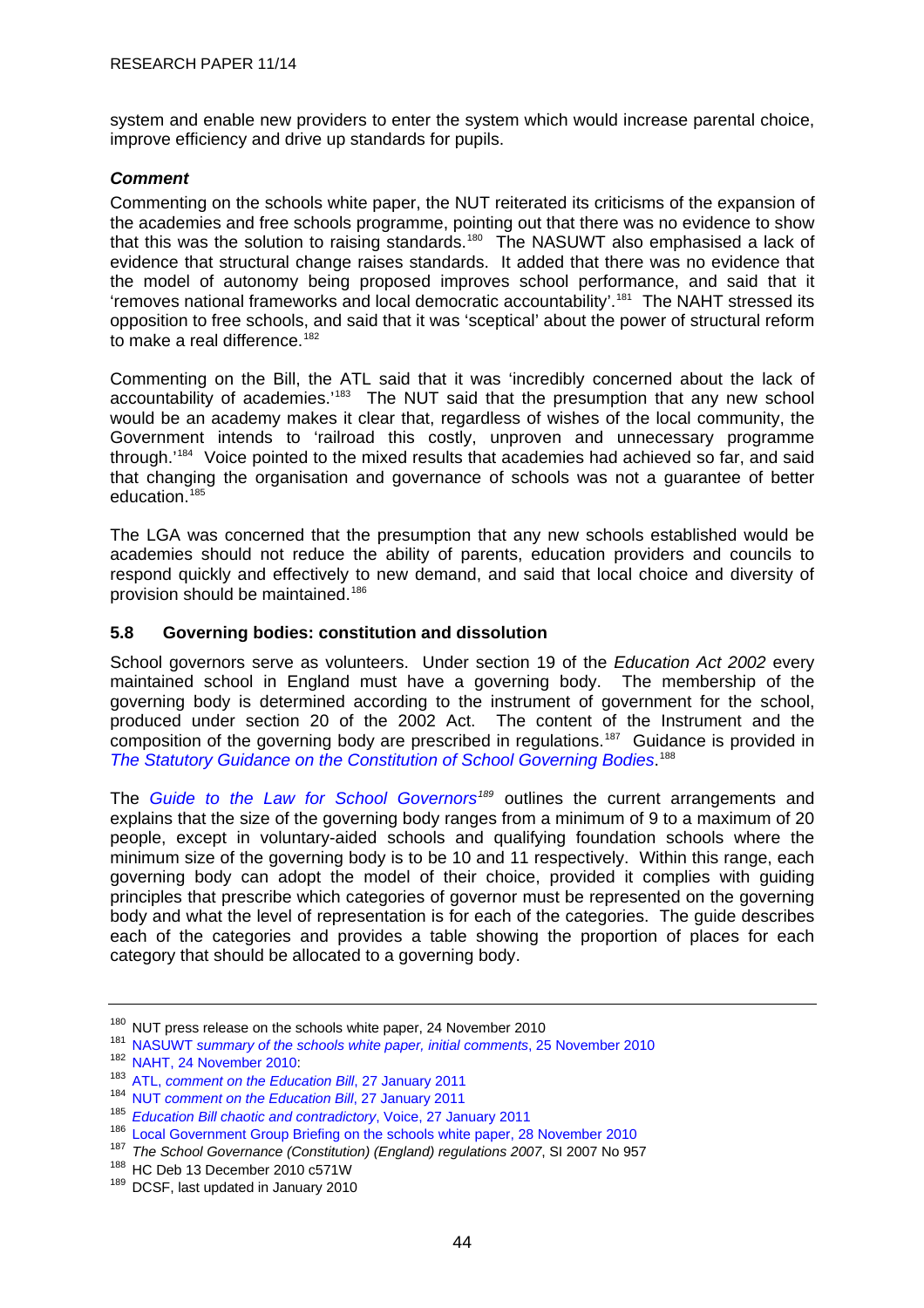system and enable new providers to enter the system which would increase parental choice, improve efficiency and drive up standards for pupils.

### *Comment*

Commenting on the schools white paper, the NUT reiterated its criticisms of the expansion of the academies and free schools programme, pointing out that there was no evidence to show that this was the solution to raising standards.[180] The NASUWT also emphasised a lack of evidence that structural change raises standards. It added that there was no evidence that the model of autonomy being proposed improves school performance, and said that it 'removes national frameworks and local democratic accountability'.[181] The NAHT stressed its opposition to free schools, and said that it was 'sceptical' about the power of structural reform to make a real difference.[182]

Commenting on the Bill, the ATL said that it was 'incredibly concerned about the lack of accountability of academies.'[183] The NUT said that the presumption that any new school would be an academy makes it clear that, regardless of wishes of the local community, the Government intends to 'railroad this costly, unproven and unnecessary programme through.'[184] Voice pointed to the mixed results that academies had achieved so far, and said that changing the organisation and governance of schools was not a guarantee of better education.[185]

The LGA was concerned that the presumption that any new schools established would be academies should not reduce the ability of parents, education providers and councils to respond quickly and effectively to new demand, and said that local choice and diversity of provision should be maintained.[186]

## 5.8 Governing bodies: constitution and dissolution

School governors serve as volunteers. Under section 19 of the *Education Act 2002* every maintained school in England must have a governing body. The membership of the governing body is determined according to the instrument of government for the school, produced under section 20 of the 2002 Act. The content of the Instrument and the composition of the governing body are prescribed in regulations.[187] Guidance is provided in *The Statutory Guidance on the Constitution of School Governing Bodies*.[188]

The *Guide to the Law for School Governors*[189] outlines the current arrangements and explains that the size of the governing body ranges from a minimum of 9 to a maximum of 20 people, except in voluntary-aided schools and qualifying foundation schools where the minimum size of the governing body is to be 10 and 11 respectively. Within this range, each governing body can adopt the model of their choice, provided it complies with guiding principles that prescribe which categories of governor must be represented on the governing body and what the level of representation is for each of the categories. The guide describes each of the categories and provides a table showing the proportion of places for each category that should be allocated to a governing body.

---

[180] NUT press release on the schools white paper, 24 November 2010

[181] NASUWT *summary of the schools white paper, initial comments*, 25 November 2010

[182] NAHT, 24 November 2010:

[183] ATL, *comment on the Education Bill*, 27 January 2011

[184] NUT *comment on the Education Bill*, 27 January 2011

[185] *Education Bill chaotic and contradictory*, Voice, 27 January 2011

[186] Local Government Group Briefing on the schools white paper, 28 November 2010

[187] *The School Governance (Constitution) (England) regulations 2007*, SI 2007 No 957

[188] HC Deb 13 December 2010 c571W

[189] DCSF, last updated in January 2010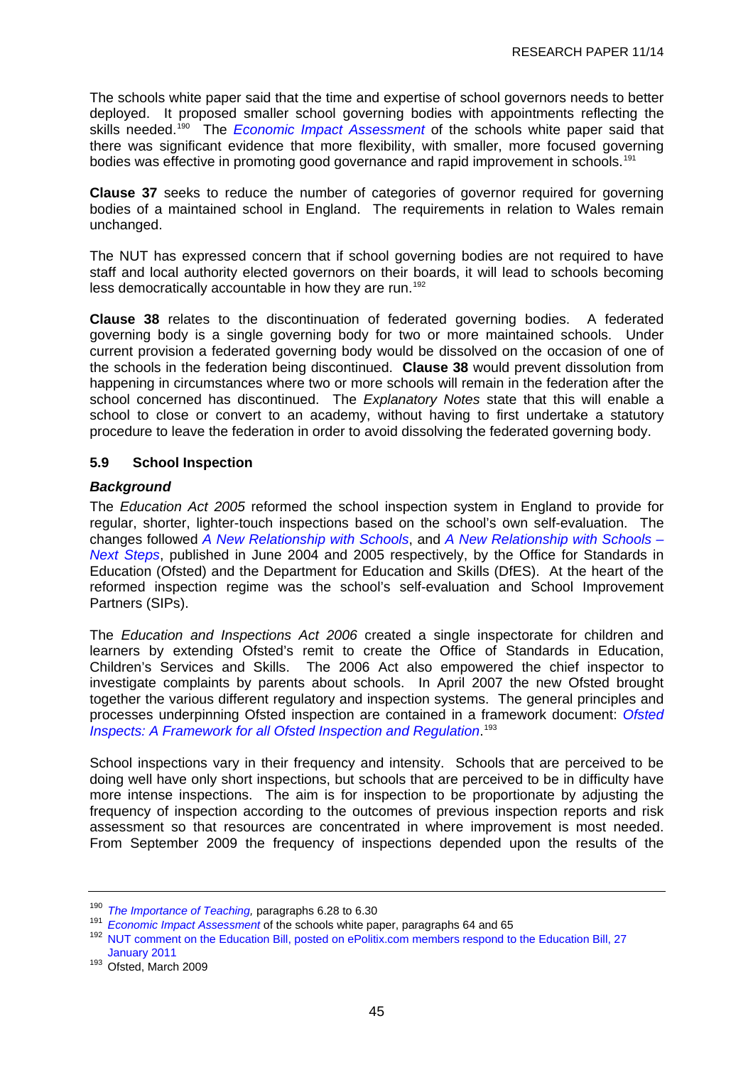The schools white paper said that the time and expertise of school governors needs to better deployed. It proposed smaller school governing bodies with appointments reflecting the skills needed.[190] The *Economic Impact Assessment* of the schools white paper said that there was significant evidence that more flexibility, with smaller, more focused governing bodies was effective in promoting good governance and rapid improvement in schools.[191]

**Clause 37** seeks to reduce the number of categories of governor required for governing bodies of a maintained school in England. The requirements in relation to Wales remain unchanged.

The NUT has expressed concern that if school governing bodies are not required to have staff and local authority elected governors on their boards, it will lead to schools becoming less democratically accountable in how they are run.[192]

**Clause 38** relates to the discontinuation of federated governing bodies. A federated governing body is a single governing body for two or more maintained schools. Under current provision a federated governing body would be dissolved on the occasion of one of the schools in the federation being discontinued. **Clause 38** would prevent dissolution from happening in circumstances where two or more schools will remain in the federation after the school concerned has discontinued. The *Explanatory Notes* state that this will enable a school to close or convert to an academy, without having to first undertake a statutory procedure to leave the federation in order to avoid dissolving the federated governing body.

### 5.9 School Inspection

#### *Background*

The *Education Act 2005* reformed the school inspection system in England to provide for regular, shorter, lighter-touch inspections based on the school's own self-evaluation. The changes followed *A New Relationship with Schools*, and *A New Relationship with Schools – Next Steps*, published in June 2004 and 2005 respectively, by the Office for Standards in Education (Ofsted) and the Department for Education and Skills (DfES). At the heart of the reformed inspection regime was the school's self-evaluation and School Improvement Partners (SIPs).

The *Education and Inspections Act 2006* created a single inspectorate for children and learners by extending Ofsted's remit to create the Office of Standards in Education, Children's Services and Skills. The 2006 Act also empowered the chief inspector to investigate complaints by parents about schools. In April 2007 the new Ofsted brought together the various different regulatory and inspection systems. The general principles and processes underpinning Ofsted inspection are contained in a framework document: *Ofsted Inspects: A Framework for all Ofsted Inspection and Regulation*.[193]

School inspections vary in their frequency and intensity. Schools that are perceived to be doing well have only short inspections, but schools that are perceived to be in difficulty have more intense inspections. The aim is for inspection to be proportionate by adjusting the frequency of inspection according to the outcomes of previous inspection reports and risk assessment so that resources are concentrated in where improvement is most needed. From September 2009 the frequency of inspections depended upon the results of the

---

[190] *The Importance of Teaching,* paragraphs 6.28 to 6.30

[191] *Economic Impact Assessment* of the schools white paper, paragraphs 64 and 65

[192] NUT comment on the Education Bill, posted on ePolitix.com members respond to the Education Bill, 27 January 2011

[193] Ofsted, March 2009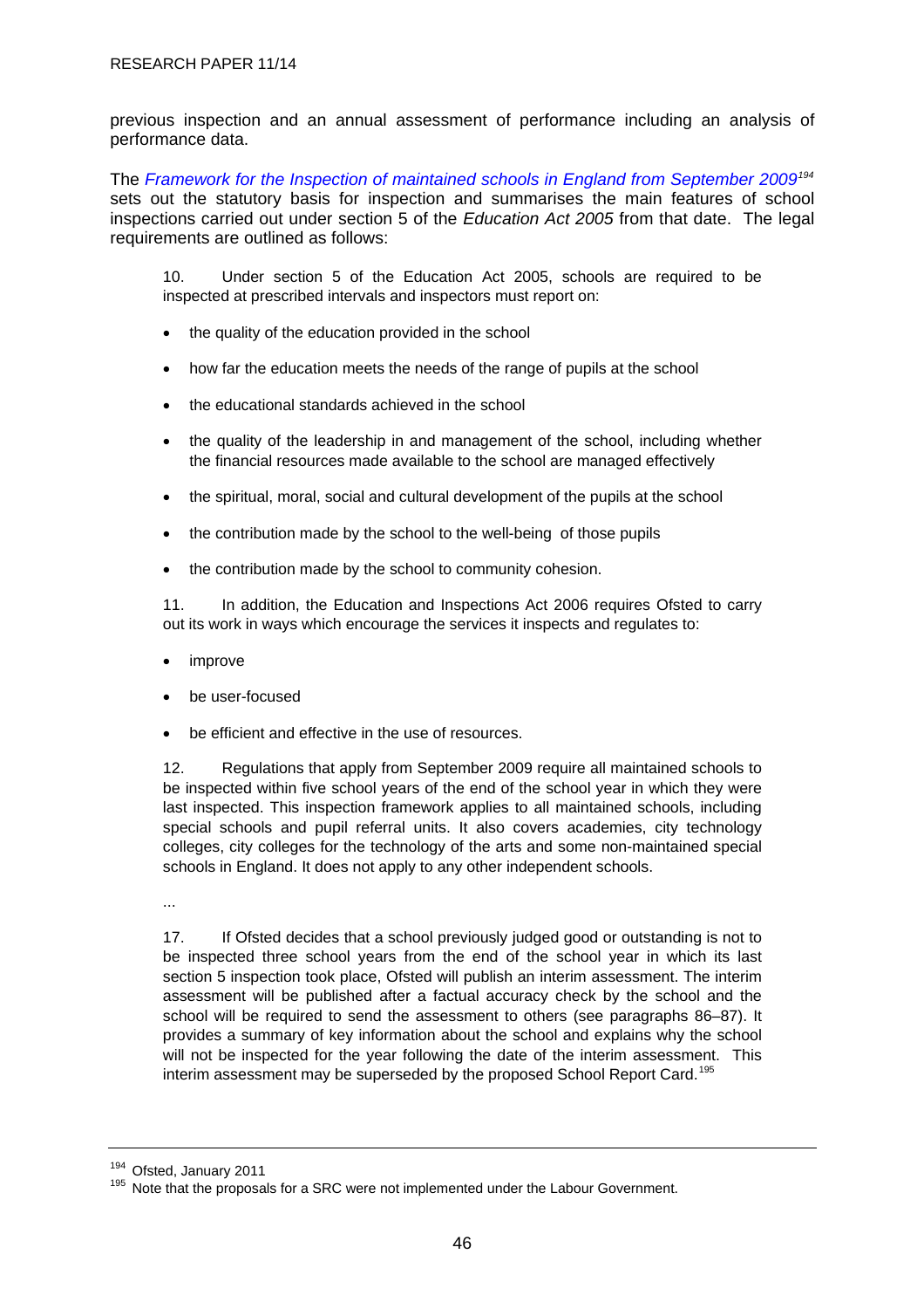previous inspection and an annual assessment of performance including an analysis of performance data.

The *Framework for the Inspection of maintained schools in England from September 2009*[194] sets out the statutory basis for inspection and summarises the main features of school inspections carried out under section 5 of the *Education Act 2005* from that date. The legal requirements are outlined as follows:

> 10. Under section 5 of the Education Act 2005, schools are required to be inspected at prescribed intervals and inspectors must report on:
>
> - the quality of the education provided in the school
> - how far the education meets the needs of the range of pupils at the school
> - the educational standards achieved in the school
> - the quality of the leadership in and management of the school, including whether the financial resources made available to the school are managed effectively
> - the spiritual, moral, social and cultural development of the pupils at the school
> - the contribution made by the school to the well-being of those pupils
> - the contribution made by the school to community cohesion.
>
> 11. In addition, the Education and Inspections Act 2006 requires Ofsted to carry out its work in ways which encourage the services it inspects and regulates to:
>
> - improve
> - be user-focused
> - be efficient and effective in the use of resources.
>
> 12. Regulations that apply from September 2009 require all maintained schools to be inspected within five school years of the end of the school year in which they were last inspected. This inspection framework applies to all maintained schools, including special schools and pupil referral units. It also covers academies, city technology colleges, city colleges for the technology of the arts and some non-maintained special schools in England. It does not apply to any other independent schools.
>
> ...
>
> 17. If Ofsted decides that a school previously judged good or outstanding is not to be inspected three school years from the end of the school year in which its last section 5 inspection took place, Ofsted will publish an interim assessment. The interim assessment will be published after a factual accuracy check by the school and the school will be required to send the assessment to others (see paragraphs 86–87). It provides a summary of key information about the school and explains why the school will not be inspected for the year following the date of the interim assessment. This interim assessment may be superseded by the proposed School Report Card.[195]

---

[194] Ofsted, January 2011

[195] Note that the proposals for a SRC were not implemented under the Labour Government.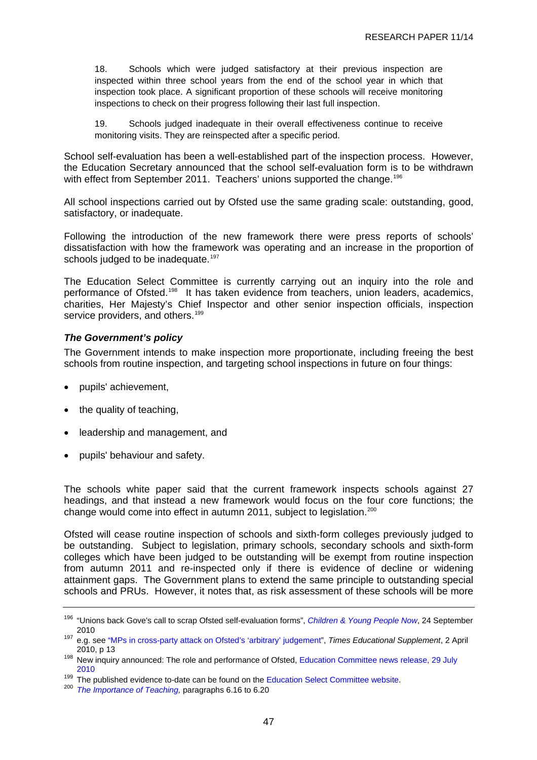18. Schools which were judged satisfactory at their previous inspection are inspected within three school years from the end of the school year in which that inspection took place. A significant proportion of these schools will receive monitoring inspections to check on their progress following their last full inspection.

19. Schools judged inadequate in their overall effectiveness continue to receive monitoring visits. They are reinspected after a specific period.

School self-evaluation has been a well-established part of the inspection process. However, the Education Secretary announced that the school self-evaluation form is to be withdrawn with effect from September 2011. Teachers' unions supported the change.[196]

All school inspections carried out by Ofsted use the same grading scale: outstanding, good, satisfactory, or inadequate.

Following the introduction of the new framework there were press reports of schools' dissatisfaction with how the framework was operating and an increase in the proportion of schools judged to be inadequate.[197]

The Education Select Committee is currently carrying out an inquiry into the role and performance of Ofsted.[198] It has taken evidence from teachers, union leaders, academics, charities, Her Majesty's Chief Inspector and other senior inspection officials, inspection service providers, and others.[199]

### *The Government's policy*

The Government intends to make inspection more proportionate, including freeing the best schools from routine inspection, and targeting school inspections in future on four things:

- pupils' achievement,
- the quality of teaching,
- leadership and management, and
- pupils' behaviour and safety.

The schools white paper said that the current framework inspects schools against 27 headings, and that instead a new framework would focus on the four core functions; the change would come into effect in autumn 2011, subject to legislation.[200]

Ofsted will cease routine inspection of schools and sixth-form colleges previously judged to be outstanding. Subject to legislation, primary schools, secondary schools and sixth-form colleges which have been judged to be outstanding will be exempt from routine inspection from autumn 2011 and re-inspected only if there is evidence of decline or widening attainment gaps. The Government plans to extend the same principle to outstanding special schools and PRUs. However, it notes that, as risk assessment of these schools will be more

---

[196] "Unions back Gove's call to scrap Ofsted self-evaluation forms", *Children & Young People Now*, 24 September 2010

[197] e.g. see "MPs in cross-party attack on Ofsted's 'arbitrary' judgement", *Times Educational Supplement*, 2 April 2010, p 13

[198] New inquiry announced: The role and performance of Ofsted, Education Committee news release, 29 July 2010

[199] The published evidence to-date can be found on the Education Select Committee website.

[200] *The Importance of Teaching,* paragraphs 6.16 to 6.20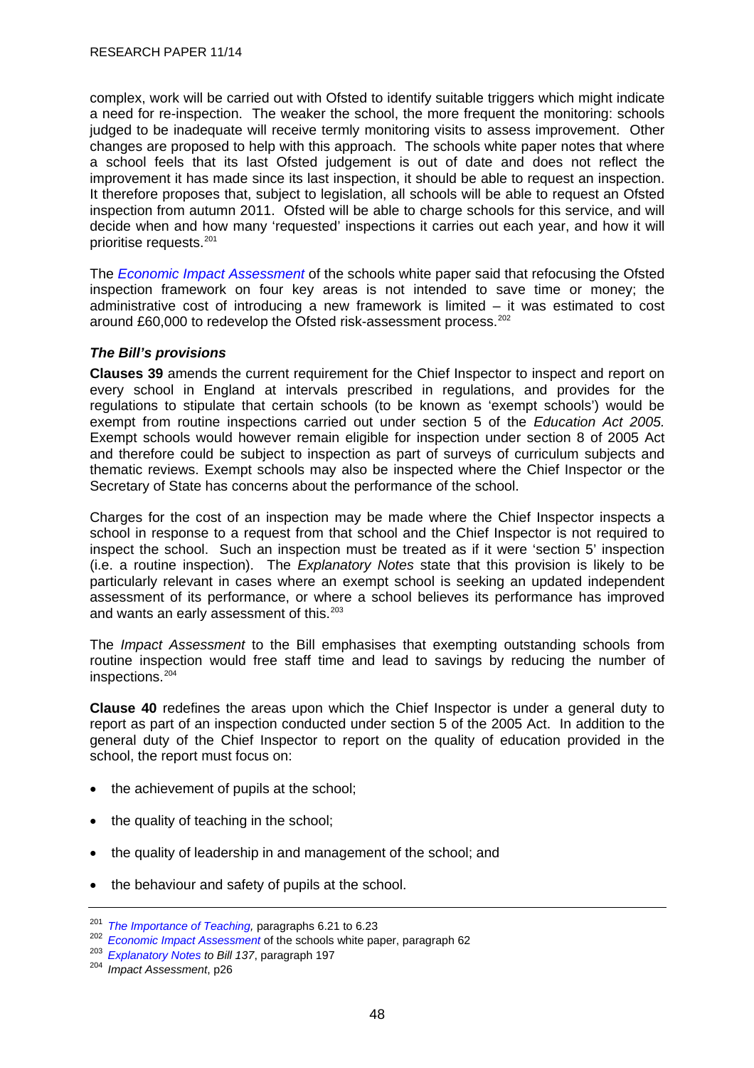complex, work will be carried out with Ofsted to identify suitable triggers which might indicate a need for re-inspection. The weaker the school, the more frequent the monitoring: schools judged to be inadequate will receive termly monitoring visits to assess improvement. Other changes are proposed to help with this approach. The schools white paper notes that where a school feels that its last Ofsted judgement is out of date and does not reflect the improvement it has made since its last inspection, it should be able to request an inspection. It therefore proposes that, subject to legislation, all schools will be able to request an Ofsted inspection from autumn 2011. Ofsted will be able to charge schools for this service, and will decide when and how many 'requested' inspections it carries out each year, and how it will prioritise requests.[201]

The *Economic Impact Assessment* of the schools white paper said that refocusing the Ofsted inspection framework on four key areas is not intended to save time or money; the administrative cost of introducing a new framework is limited – it was estimated to cost around £60,000 to redevelop the Ofsted risk-assessment process.[202]

### *The Bill's provisions*

**Clauses 39** amends the current requirement for the Chief Inspector to inspect and report on every school in England at intervals prescribed in regulations, and provides for the regulations to stipulate that certain schools (to be known as 'exempt schools') would be exempt from routine inspections carried out under section 5 of the *Education Act 2005.* Exempt schools would however remain eligible for inspection under section 8 of 2005 Act and therefore could be subject to inspection as part of surveys of curriculum subjects and thematic reviews. Exempt schools may also be inspected where the Chief Inspector or the Secretary of State has concerns about the performance of the school.

Charges for the cost of an inspection may be made where the Chief Inspector inspects a school in response to a request from that school and the Chief Inspector is not required to inspect the school. Such an inspection must be treated as if it were 'section 5' inspection (i.e. a routine inspection). The *Explanatory Notes* state that this provision is likely to be particularly relevant in cases where an exempt school is seeking an updated independent assessment of its performance, or where a school believes its performance has improved and wants an early assessment of this.[203]

The *Impact Assessment* to the Bill emphasises that exempting outstanding schools from routine inspection would free staff time and lead to savings by reducing the number of inspections.[204]

**Clause 40** redefines the areas upon which the Chief Inspector is under a general duty to report as part of an inspection conducted under section 5 of the 2005 Act. In addition to the general duty of the Chief Inspector to report on the quality of education provided in the school, the report must focus on:

- the achievement of pupils at the school;
- the quality of teaching in the school;
- the quality of leadership in and management of the school; and
- the behaviour and safety of pupils at the school.

---

[201] *The Importance of Teaching,* paragraphs 6.21 to 6.23

[202] *Economic Impact Assessment* of the schools white paper, paragraph 62

[203] *Explanatory Notes to Bill 137*, paragraph 197

[204] *Impact Assessment*, p26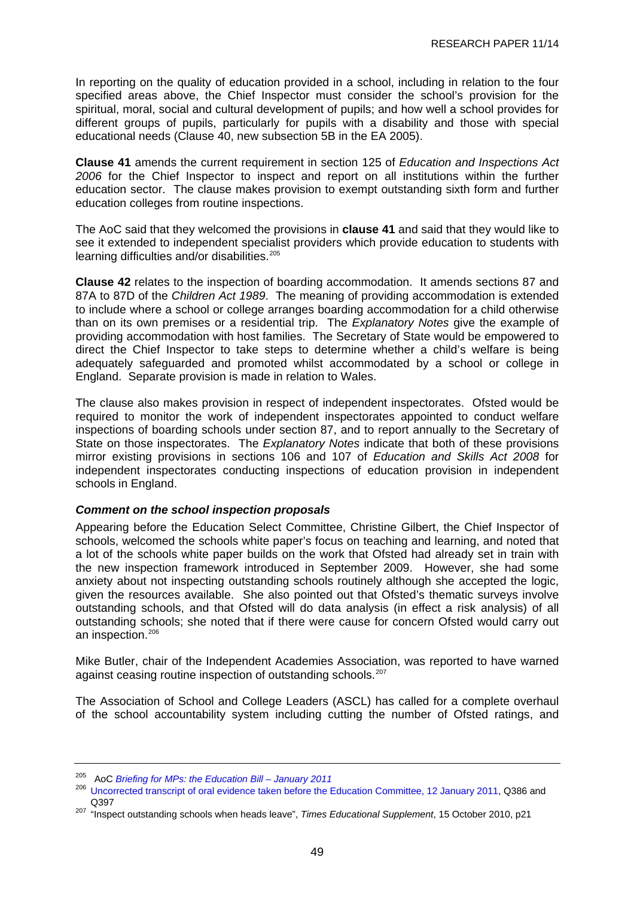In reporting on the quality of education provided in a school, including in relation to the four specified areas above, the Chief Inspector must consider the school's provision for the spiritual, moral, social and cultural development of pupils; and how well a school provides for different groups of pupils, particularly for pupils with a disability and those with special educational needs (Clause 40, new subsection 5B in the EA 2005).

**Clause 41** amends the current requirement in section 125 of *Education and Inspections Act 2006* for the Chief Inspector to inspect and report on all institutions within the further education sector. The clause makes provision to exempt outstanding sixth form and further education colleges from routine inspections.

The AoC said that they welcomed the provisions in **clause 41** and said that they would like to see it extended to independent specialist providers which provide education to students with learning difficulties and/or disabilities.[205]

**Clause 42** relates to the inspection of boarding accommodation. It amends sections 87 and 87A to 87D of the *Children Act 1989*. The meaning of providing accommodation is extended to include where a school or college arranges boarding accommodation for a child otherwise than on its own premises or a residential trip. The *Explanatory Notes* give the example of providing accommodation with host families. The Secretary of State would be empowered to direct the Chief Inspector to take steps to determine whether a child's welfare is being adequately safeguarded and promoted whilst accommodated by a school or college in England. Separate provision is made in relation to Wales.

The clause also makes provision in respect of independent inspectorates. Ofsted would be required to monitor the work of independent inspectorates appointed to conduct welfare inspections of boarding schools under section 87, and to report annually to the Secretary of State on those inspectorates. The *Explanatory Notes* indicate that both of these provisions mirror existing provisions in sections 106 and 107 of *Education and Skills Act 2008* for independent inspectorates conducting inspections of education provision in independent schools in England.

### *Comment on the school inspection proposals*

Appearing before the Education Select Committee, Christine Gilbert, the Chief Inspector of schools, welcomed the schools white paper's focus on teaching and learning, and noted that a lot of the schools white paper builds on the work that Ofsted had already set in train with the new inspection framework introduced in September 2009. However, she had some anxiety about not inspecting outstanding schools routinely although she accepted the logic, given the resources available. She also pointed out that Ofsted's thematic surveys involve outstanding schools, and that Ofsted will do data analysis (in effect a risk analysis) of all outstanding schools; she noted that if there were cause for concern Ofsted would carry out an inspection.[206]

Mike Butler, chair of the Independent Academies Association, was reported to have warned against ceasing routine inspection of outstanding schools.[207]

The Association of School and College Leaders (ASCL) has called for a complete overhaul of the school accountability system including cutting the number of Ofsted ratings, and

---

[205] AoC *Briefing for MPs: the Education Bill – January 2011*

[206] Uncorrected transcript of oral evidence taken before the Education Committee, 12 January 2011, Q386 and Q397

[207] "Inspect outstanding schools when heads leave", *Times Educational Supplement*, 15 October 2010, p21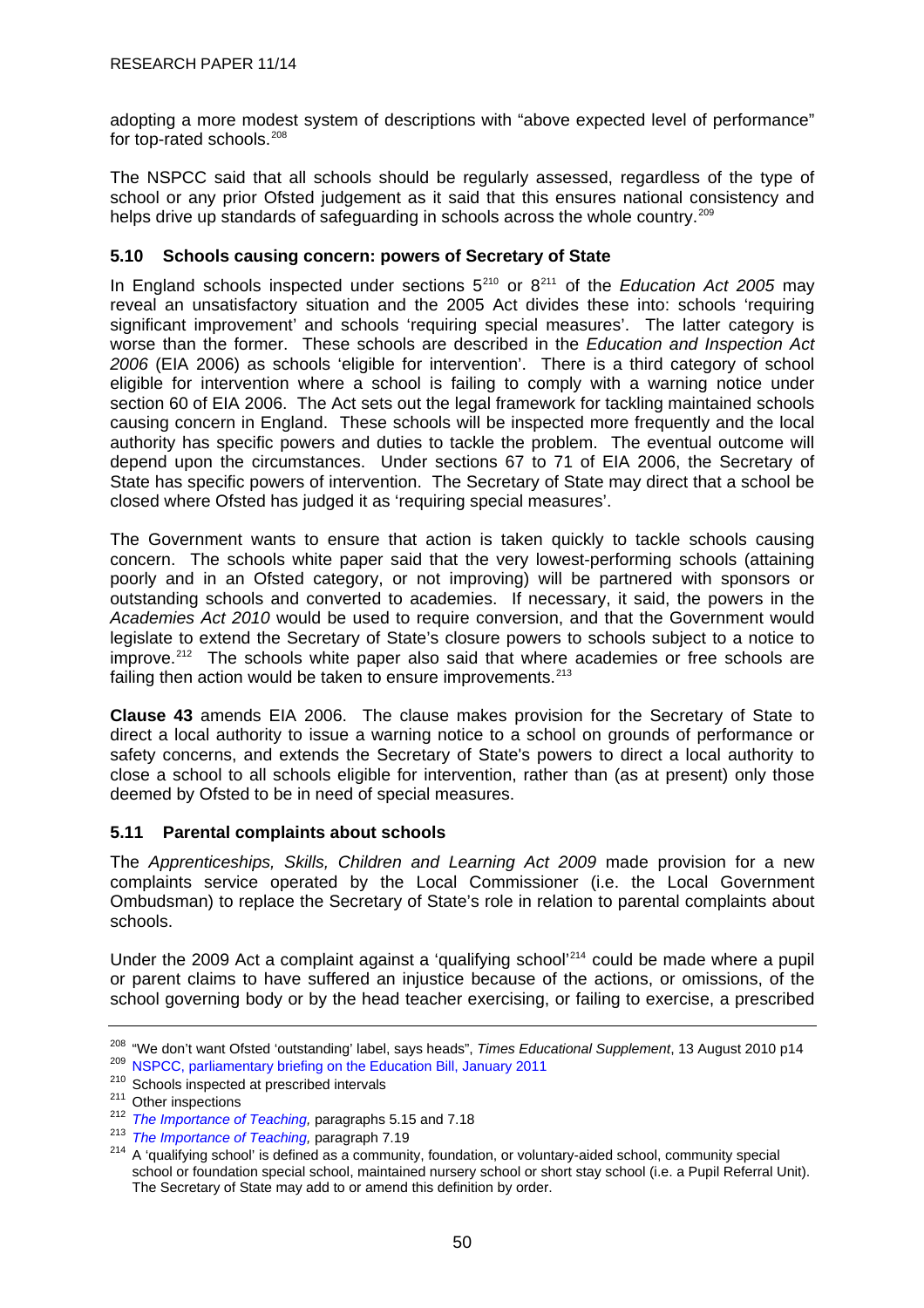adopting a more modest system of descriptions with "above expected level of performance" for top-rated schools.[208]

The NSPCC said that all schools should be regularly assessed, regardless of the type of school or any prior Ofsted judgement as it said that this ensures national consistency and helps drive up standards of safeguarding in schools across the whole country.[209]

### 5.10 Schools causing concern: powers of Secretary of State

In England schools inspected under sections 5[210] or 8[211] of the *Education Act 2005* may reveal an unsatisfactory situation and the 2005 Act divides these into: schools 'requiring significant improvement' and schools 'requiring special measures'. The latter category is worse than the former. These schools are described in the *Education and Inspection Act 2006* (EIA 2006) as schools 'eligible for intervention'. There is a third category of school eligible for intervention where a school is failing to comply with a warning notice under section 60 of EIA 2006. The Act sets out the legal framework for tackling maintained schools causing concern in England. These schools will be inspected more frequently and the local authority has specific powers and duties to tackle the problem. The eventual outcome will depend upon the circumstances. Under sections 67 to 71 of EIA 2006, the Secretary of State has specific powers of intervention. The Secretary of State may direct that a school be closed where Ofsted has judged it as 'requiring special measures'.

The Government wants to ensure that action is taken quickly to tackle schools causing concern. The schools white paper said that the very lowest-performing schools (attaining poorly and in an Ofsted category, or not improving) will be partnered with sponsors or outstanding schools and converted to academies. If necessary, it said, the powers in the *Academies Act 2010* would be used to require conversion, and that the Government would legislate to extend the Secretary of State's closure powers to schools subject to a notice to improve.[212] The schools white paper also said that where academies or free schools are failing then action would be taken to ensure improvements.[213]

**Clause 43** amends EIA 2006. The clause makes provision for the Secretary of State to direct a local authority to issue a warning notice to a school on grounds of performance or safety concerns, and extends the Secretary of State's powers to direct a local authority to close a school to all schools eligible for intervention, rather than (as at present) only those deemed by Ofsted to be in need of special measures.

### 5.11 Parental complaints about schools

The *Apprenticeships, Skills, Children and Learning Act 2009* made provision for a new complaints service operated by the Local Commissioner (i.e. the Local Government Ombudsman) to replace the Secretary of State's role in relation to parental complaints about schools.

Under the 2009 Act a complaint against a 'qualifying school'[214] could be made where a pupil or parent claims to have suffered an injustice because of the actions, or omissions, of the school governing body or by the head teacher exercising, or failing to exercise, a prescribed

---

[208] "We don't want Ofsted 'outstanding' label, says heads", *Times Educational Supplement*, 13 August 2010 p14

[209] NSPCC, parliamentary briefing on the Education Bill, January 2011

[210] Schools inspected at prescribed intervals

[211] Other inspections

[212] *The Importance of Teaching,* paragraphs 5.15 and 7.18

[213] *The Importance of Teaching,* paragraph 7.19

[214] A 'qualifying school' is defined as a community, foundation, or voluntary-aided school, community special school or foundation special school, maintained nursery school or short stay school (i.e. a Pupil Referral Unit). The Secretary of State may add to or amend this definition by order.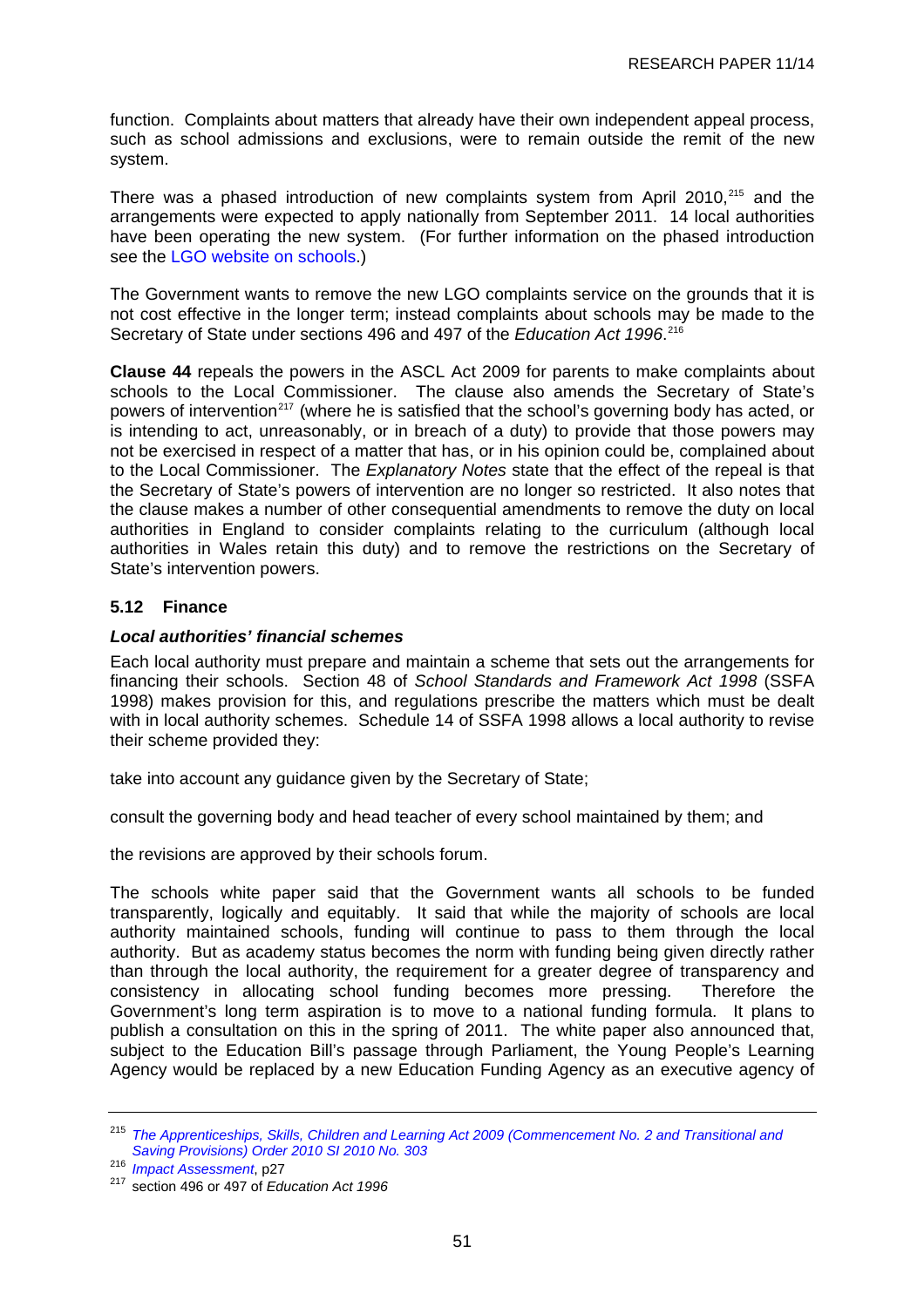function. Complaints about matters that already have their own independent appeal process, such as school admissions and exclusions, were to remain outside the remit of the new system.

There was a phased introduction of new complaints system from April 2010,[215] and the arrangements were expected to apply nationally from September 2011. 14 local authorities have been operating the new system. (For further information on the phased introduction see the LGO website on schools.)

The Government wants to remove the new LGO complaints service on the grounds that it is not cost effective in the longer term; instead complaints about schools may be made to the Secretary of State under sections 496 and 497 of the *Education Act 1996*.[216]

**Clause 44** repeals the powers in the ASCL Act 2009 for parents to make complaints about schools to the Local Commissioner. The clause also amends the Secretary of State's powers of intervention[217] (where he is satisfied that the school's governing body has acted, or is intending to act, unreasonably, or in breach of a duty) to provide that those powers may not be exercised in respect of a matter that has, or in his opinion could be, complained about to the Local Commissioner. The *Explanatory Notes* state that the effect of the repeal is that the Secretary of State's powers of intervention are no longer so restricted. It also notes that the clause makes a number of other consequential amendments to remove the duty on local authorities in England to consider complaints relating to the curriculum (although local authorities in Wales retain this duty) and to remove the restrictions on the Secretary of State's intervention powers.

### 5.12 Finance

#### *Local authorities' financial schemes*

Each local authority must prepare and maintain a scheme that sets out the arrangements for financing their schools. Section 48 of *School Standards and Framework Act 1998* (SSFA 1998) makes provision for this, and regulations prescribe the matters which must be dealt with in local authority schemes. Schedule 14 of SSFA 1998 allows a local authority to revise their scheme provided they:

take into account any guidance given by the Secretary of State;

consult the governing body and head teacher of every school maintained by them; and

the revisions are approved by their schools forum.

The schools white paper said that the Government wants all schools to be funded transparently, logically and equitably. It said that while the majority of schools are local authority maintained schools, funding will continue to pass to them through the local authority. But as academy status becomes the norm with funding being given directly rather than through the local authority, the requirement for a greater degree of transparency and consistency in allocating school funding becomes more pressing. Therefore the Government's long term aspiration is to move to a national funding formula. It plans to publish a consultation on this in the spring of 2011. The white paper also announced that, subject to the Education Bill's passage through Parliament, the Young People's Learning Agency would be replaced by a new Education Funding Agency as an executive agency of

---

[215] *The Apprenticeships, Skills, Children and Learning Act 2009 (Commencement No. 2 and Transitional and Saving Provisions) Order 2010 SI 2010 No. 303*

[216] *Impact Assessment*, p27

[217] section 496 or 497 of *Education Act 1996*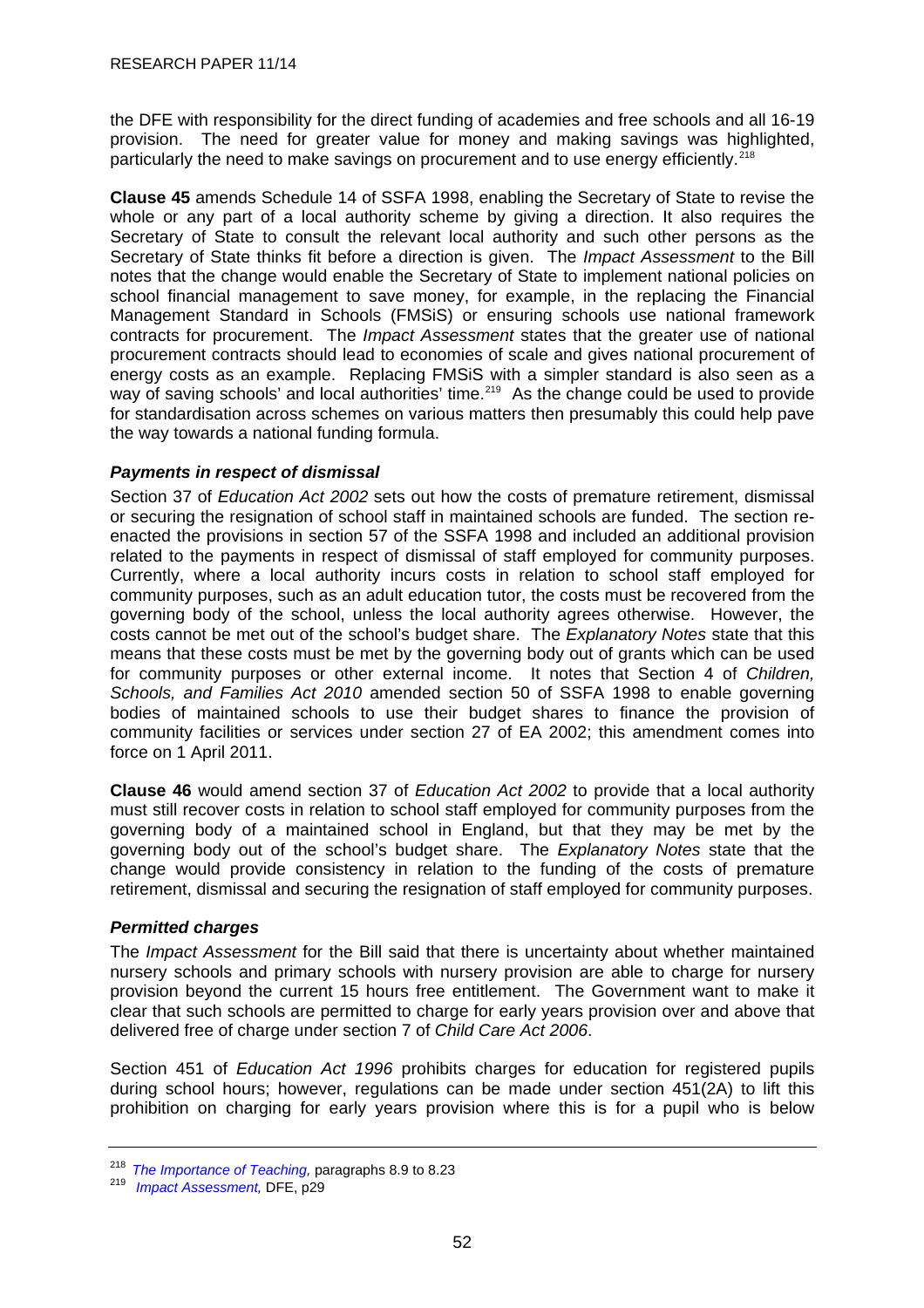the DFE with responsibility for the direct funding of academies and free schools and all 16-19 provision. The need for greater value for money and making savings was highlighted, particularly the need to make savings on procurement and to use energy efficiently.[218]

**Clause 45** amends Schedule 14 of SSFA 1998, enabling the Secretary of State to revise the whole or any part of a local authority scheme by giving a direction. It also requires the Secretary of State to consult the relevant local authority and such other persons as the Secretary of State thinks fit before a direction is given. The *Impact Assessment* to the Bill notes that the change would enable the Secretary of State to implement national policies on school financial management to save money, for example, in the replacing the Financial Management Standard in Schools (FMSiS) or ensuring schools use national framework contracts for procurement. The *Impact Assessment* states that the greater use of national procurement contracts should lead to economies of scale and gives national procurement of energy costs as an example. Replacing FMSiS with a simpler standard is also seen as a way of saving schools' and local authorities' time.[219] As the change could be used to provide for standardisation across schemes on various matters then presumably this could help pave the way towards a national funding formula.

### *Payments in respect of dismissal*

Section 37 of *Education Act 2002* sets out how the costs of premature retirement, dismissal or securing the resignation of school staff in maintained schools are funded. The section re-enacted the provisions in section 57 of the SSFA 1998 and included an additional provision related to the payments in respect of dismissal of staff employed for community purposes. Currently, where a local authority incurs costs in relation to school staff employed for community purposes, such as an adult education tutor, the costs must be recovered from the governing body of the school, unless the local authority agrees otherwise. However, the costs cannot be met out of the school's budget share. The *Explanatory Notes* state that this means that these costs must be met by the governing body out of grants which can be used for community purposes or other external income. It notes that Section 4 of *Children, Schools, and Families Act 2010* amended section 50 of SSFA 1998 to enable governing bodies of maintained schools to use their budget shares to finance the provision of community facilities or services under section 27 of EA 2002; this amendment comes into force on 1 April 2011.

**Clause 46** would amend section 37 of *Education Act 2002* to provide that a local authority must still recover costs in relation to school staff employed for community purposes from the governing body of a maintained school in England, but that they may be met by the governing body out of the school's budget share. The *Explanatory Notes* state that the change would provide consistency in relation to the funding of the costs of premature retirement, dismissal and securing the resignation of staff employed for community purposes.

### *Permitted charges*

The *Impact Assessment* for the Bill said that there is uncertainty about whether maintained nursery schools and primary schools with nursery provision are able to charge for nursery provision beyond the current 15 hours free entitlement. The Government want to make it clear that such schools are permitted to charge for early years provision over and above that delivered free of charge under section 7 of *Child Care Act 2006*.

Section 451 of *Education Act 1996* prohibits charges for education for registered pupils during school hours; however, regulations can be made under section 451(2A) to lift this prohibition on charging for early years provision where this is for a pupil who is below

---

[218] *The Importance of Teaching,* paragraphs 8.9 to 8.23

[219] *Impact Assessment,* DFE, p29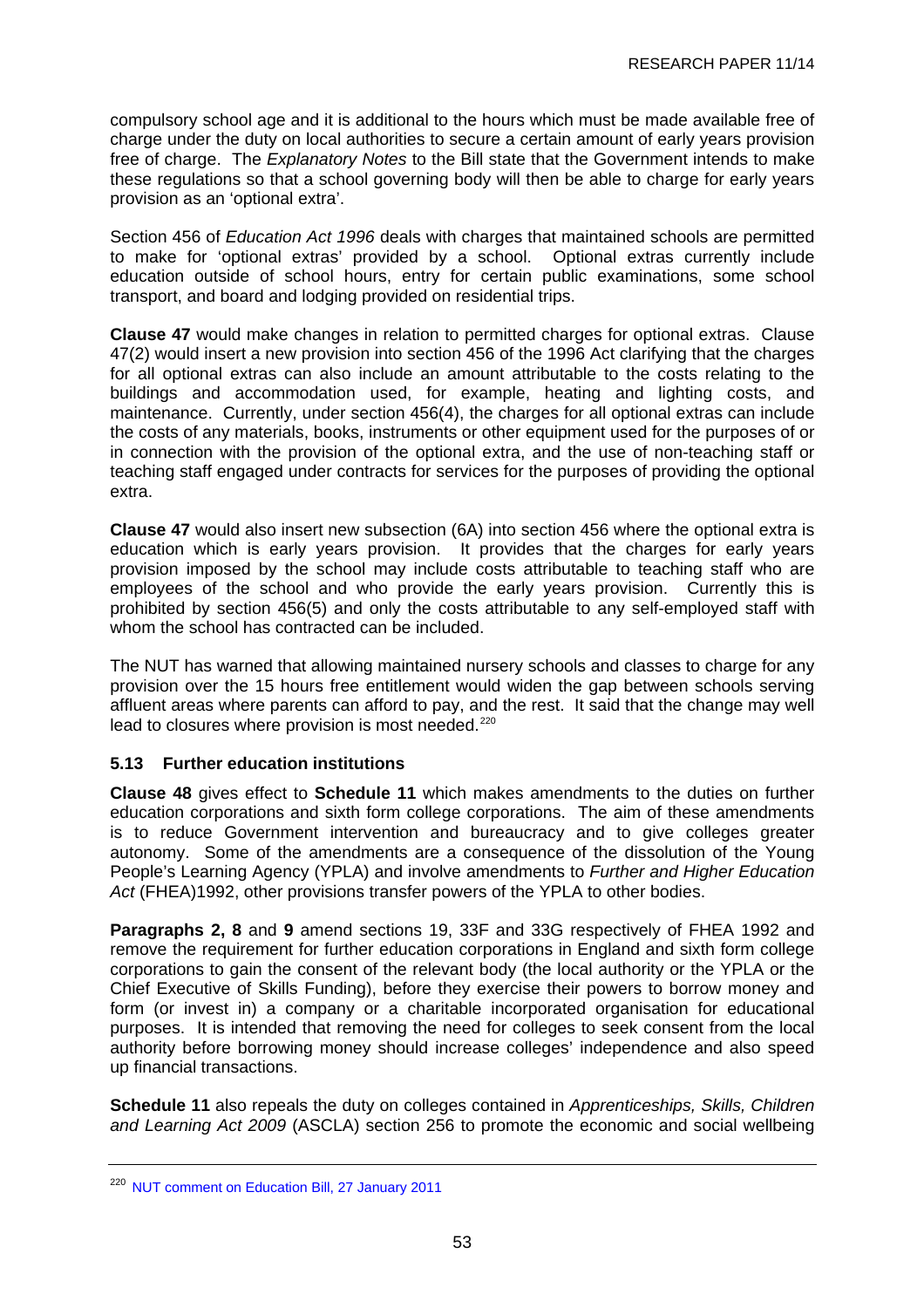compulsory school age and it is additional to the hours which must be made available free of charge under the duty on local authorities to secure a certain amount of early years provision free of charge. The *Explanatory Notes* to the Bill state that the Government intends to make these regulations so that a school governing body will then be able to charge for early years provision as an 'optional extra'.

Section 456 of *Education Act 1996* deals with charges that maintained schools are permitted to make for 'optional extras' provided by a school. Optional extras currently include education outside of school hours, entry for certain public examinations, some school transport, and board and lodging provided on residential trips.

**Clause 47** would make changes in relation to permitted charges for optional extras. Clause 47(2) would insert a new provision into section 456 of the 1996 Act clarifying that the charges for all optional extras can also include an amount attributable to the costs relating to the buildings and accommodation used, for example, heating and lighting costs, and maintenance. Currently, under section 456(4), the charges for all optional extras can include the costs of any materials, books, instruments or other equipment used for the purposes of or in connection with the provision of the optional extra, and the use of non-teaching staff or teaching staff engaged under contracts for services for the purposes of providing the optional extra.

**Clause 47** would also insert new subsection (6A) into section 456 where the optional extra is education which is early years provision. It provides that the charges for early years provision imposed by the school may include costs attributable to teaching staff who are employees of the school and who provide the early years provision. Currently this is prohibited by section 456(5) and only the costs attributable to any self-employed staff with whom the school has contracted can be included.

The NUT has warned that allowing maintained nursery schools and classes to charge for any provision over the 15 hours free entitlement would widen the gap between schools serving affluent areas where parents can afford to pay, and the rest. It said that the change may well lead to closures where provision is most needed.[220]

### 5.13 Further education institutions

**Clause 48** gives effect to **Schedule 11** which makes amendments to the duties on further education corporations and sixth form college corporations. The aim of these amendments is to reduce Government intervention and bureaucracy and to give colleges greater autonomy. Some of the amendments are a consequence of the dissolution of the Young People's Learning Agency (YPLA) and involve amendments to *Further and Higher Education Act* (FHEA)1992, other provisions transfer powers of the YPLA to other bodies.

**Paragraphs 2, 8** and **9** amend sections 19, 33F and 33G respectively of FHEA 1992 and remove the requirement for further education corporations in England and sixth form college corporations to gain the consent of the relevant body (the local authority or the YPLA or the Chief Executive of Skills Funding), before they exercise their powers to borrow money and form (or invest in) a company or a charitable incorporated organisation for educational purposes. It is intended that removing the need for colleges to seek consent from the local authority before borrowing money should increase colleges' independence and also speed up financial transactions.

**Schedule 11** also repeals the duty on colleges contained in *Apprenticeships, Skills, Children and Learning Act 2009* (ASCLA) section 256 to promote the economic and social wellbeing

---

[220] NUT comment on Education Bill, 27 January 2011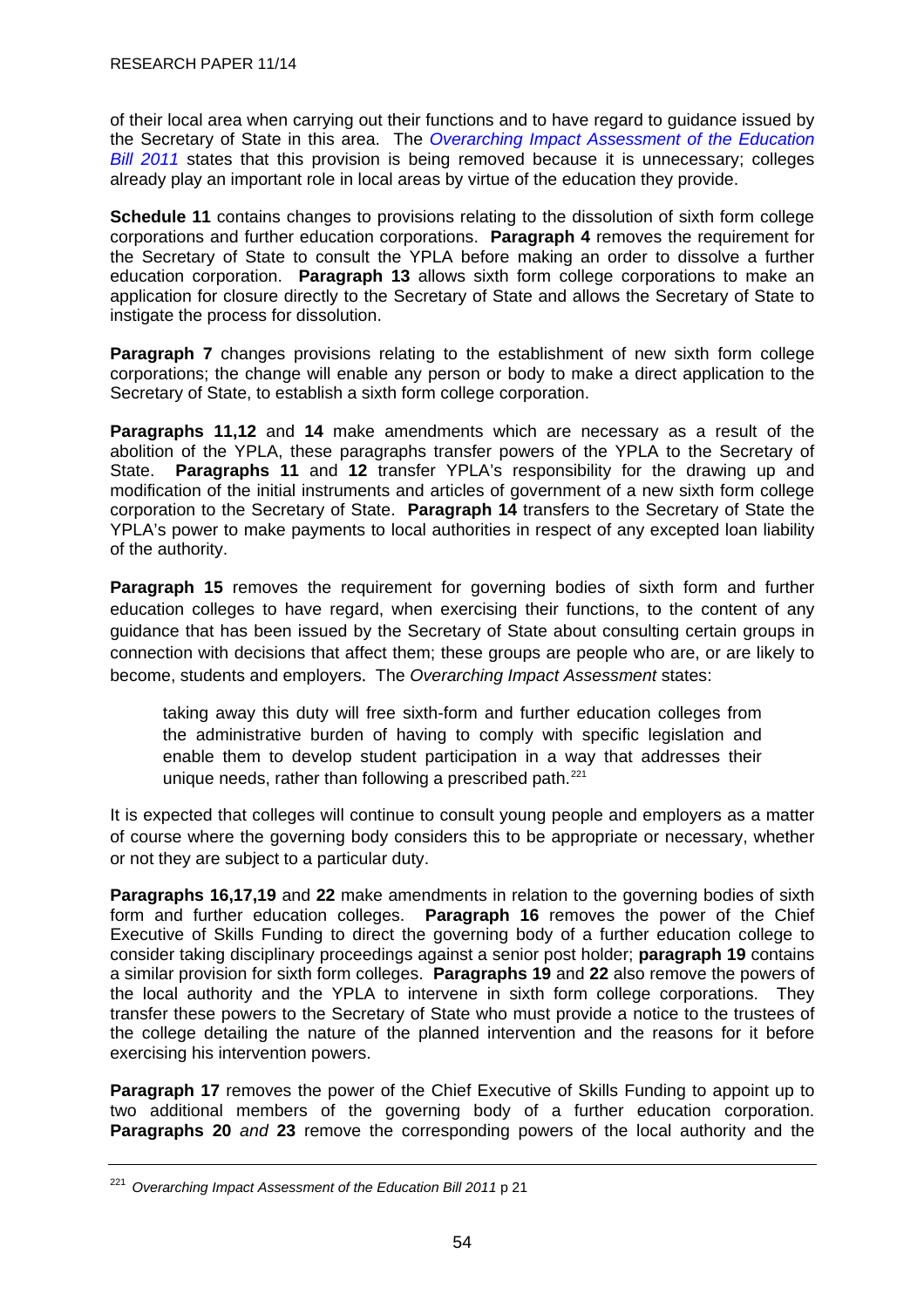of their local area when carrying out their functions and to have regard to guidance issued by the Secretary of State in this area. The *Overarching Impact Assessment of the Education Bill 2011* states that this provision is being removed because it is unnecessary; colleges already play an important role in local areas by virtue of the education they provide.

**Schedule 11** contains changes to provisions relating to the dissolution of sixth form college corporations and further education corporations. **Paragraph 4** removes the requirement for the Secretary of State to consult the YPLA before making an order to dissolve a further education corporation. **Paragraph 13** allows sixth form college corporations to make an application for closure directly to the Secretary of State and allows the Secretary of State to instigate the process for dissolution.

**Paragraph 7** changes provisions relating to the establishment of new sixth form college corporations; the change will enable any person or body to make a direct application to the Secretary of State, to establish a sixth form college corporation.

**Paragraphs 11,12** and **14** make amendments which are necessary as a result of the abolition of the YPLA, these paragraphs transfer powers of the YPLA to the Secretary of State. **Paragraphs 11** and **12** transfer YPLA's responsibility for the drawing up and modification of the initial instruments and articles of government of a new sixth form college corporation to the Secretary of State. **Paragraph 14** transfers to the Secretary of State the YPLA's power to make payments to local authorities in respect of any excepted loan liability of the authority.

**Paragraph 15** removes the requirement for governing bodies of sixth form and further education colleges to have regard, when exercising their functions, to the content of any guidance that has been issued by the Secretary of State about consulting certain groups in connection with decisions that affect them; these groups are people who are, or are likely to become, students and employers. The *Overarching Impact Assessment* states:

> taking away this duty will free sixth-form and further education colleges from the administrative burden of having to comply with specific legislation and enable them to develop student participation in a way that addresses their unique needs, rather than following a prescribed path.[221]

It is expected that colleges will continue to consult young people and employers as a matter of course where the governing body considers this to be appropriate or necessary, whether or not they are subject to a particular duty.

**Paragraphs 16,17,19** and **22** make amendments in relation to the governing bodies of sixth form and further education colleges. **Paragraph 16** removes the power of the Chief Executive of Skills Funding to direct the governing body of a further education college to consider taking disciplinary proceedings against a senior post holder; **paragraph 19** contains a similar provision for sixth form colleges. **Paragraphs 19** and **22** also remove the powers of the local authority and the YPLA to intervene in sixth form college corporations. They transfer these powers to the Secretary of State who must provide a notice to the trustees of the college detailing the nature of the planned intervention and the reasons for it before exercising his intervention powers.

**Paragraph 17** removes the power of the Chief Executive of Skills Funding to appoint up to two additional members of the governing body of a further education corporation. **Paragraphs 20** *and* **23** remove the corresponding powers of the local authority and the

---

[221] *Overarching Impact Assessment of the Education Bill 2011* p 21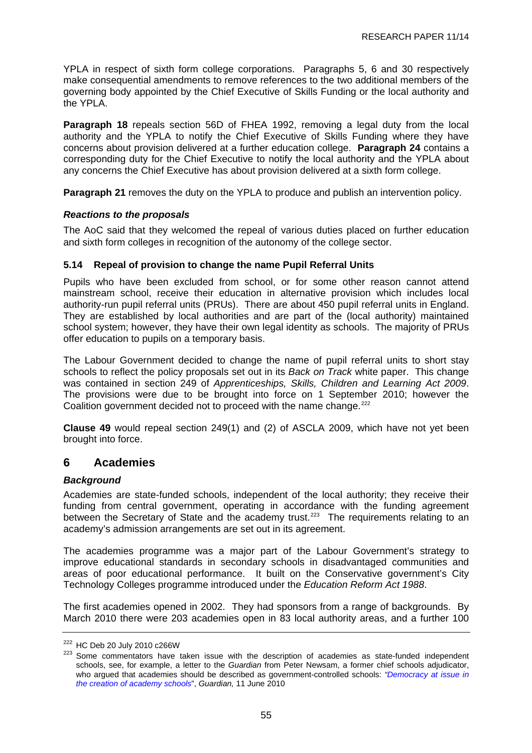YPLA in respect of sixth form college corporations. Paragraphs 5, 6 and 30 respectively make consequential amendments to remove references to the two additional members of the governing body appointed by the Chief Executive of Skills Funding or the local authority and the YPLA.

**Paragraph 18** repeals section 56D of FHEA 1992, removing a legal duty from the local authority and the YPLA to notify the Chief Executive of Skills Funding where they have concerns about provision delivered at a further education college. **Paragraph 24** contains a corresponding duty for the Chief Executive to notify the local authority and the YPLA about any concerns the Chief Executive has about provision delivered at a sixth form college.

**Paragraph 21** removes the duty on the YPLA to produce and publish an intervention policy.

#### *Reactions to the proposals*

The AoC said that they welcomed the repeal of various duties placed on further education and sixth form colleges in recognition of the autonomy of the college sector.

### 5.14 Repeal of provision to change the name Pupil Referral Units

Pupils who have been excluded from school, or for some other reason cannot attend mainstream school, receive their education in alternative provision which includes local authority-run pupil referral units (PRUs). There are about 450 pupil referral units in England. They are established by local authorities and are part of the (local authority) maintained school system; however, they have their own legal identity as schools. The majority of PRUs offer education to pupils on a temporary basis.

The Labour Government decided to change the name of pupil referral units to short stay schools to reflect the policy proposals set out in its *Back on Track* white paper. This change was contained in section 249 of *Apprenticeships, Skills, Children and Learning Act 2009*. The provisions were due to be brought into force on 1 September 2010; however the Coalition government decided not to proceed with the name change.[222]

**Clause 49** would repeal section 249(1) and (2) of ASCLA 2009, which have not yet been brought into force.

## 6 Academies

#### *Background*

Academies are state-funded schools, independent of the local authority; they receive their funding from central government, operating in accordance with the funding agreement between the Secretary of State and the academy trust.[223] The requirements relating to an academy's admission arrangements are set out in its agreement.

The academies programme was a major part of the Labour Government's strategy to improve educational standards in secondary schools in disadvantaged communities and areas of poor educational performance. It built on the Conservative government's City Technology Colleges programme introduced under the *Education Reform Act 1988*.

The first academies opened in 2002. They had sponsors from a range of backgrounds. By March 2010 there were 203 academies open in 83 local authority areas, and a further 100

---

[222] HC Deb 20 July 2010 c266W

[223] Some commentators have taken issue with the description of academies as state-funded independent schools, see, for example, a letter to the *Guardian* from Peter Newsam, a former chief schools adjudicator, who argued that academies should be described as government-controlled schools: *"Democracy at issue in the creation of academy schools"*, *Guardian,* 11 June 2010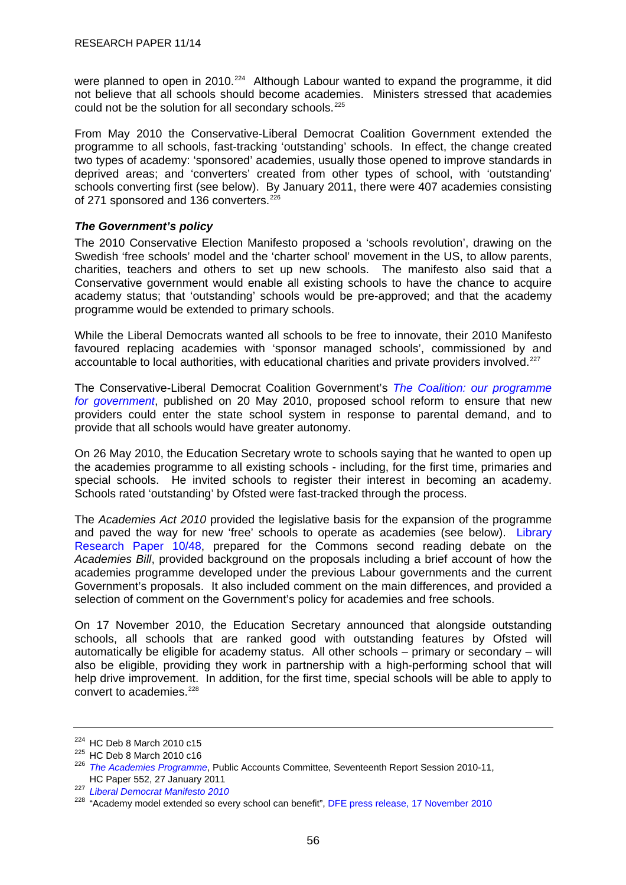were planned to open in 2010.[224] Although Labour wanted to expand the programme, it did not believe that all schools should become academies. Ministers stressed that academies could not be the solution for all secondary schools.[225]

From May 2010 the Conservative-Liberal Democrat Coalition Government extended the programme to all schools, fast-tracking 'outstanding' schools. In effect, the change created two types of academy: 'sponsored' academies, usually those opened to improve standards in deprived areas; and 'converters' created from other types of school, with 'outstanding' schools converting first (see below). By January 2011, there were 407 academies consisting of 271 sponsored and 136 converters.[226]

### *The Government's policy*

The 2010 Conservative Election Manifesto proposed a 'schools revolution', drawing on the Swedish 'free schools' model and the 'charter school' movement in the US, to allow parents, charities, teachers and others to set up new schools. The manifesto also said that a Conservative government would enable all existing schools to have the chance to acquire academy status; that 'outstanding' schools would be pre-approved; and that the academy programme would be extended to primary schools.

While the Liberal Democrats wanted all schools to be free to innovate, their 2010 Manifesto favoured replacing academies with 'sponsor managed schools', commissioned by and accountable to local authorities, with educational charities and private providers involved.[227]

The Conservative-Liberal Democrat Coalition Government's *The Coalition: our programme for government*, published on 20 May 2010, proposed school reform to ensure that new providers could enter the state school system in response to parental demand, and to provide that all schools would have greater autonomy.

On 26 May 2010, the Education Secretary wrote to schools saying that he wanted to open up the academies programme to all existing schools - including, for the first time, primaries and special schools. He invited schools to register their interest in becoming an academy. Schools rated 'outstanding' by Ofsted were fast-tracked through the process.

The *Academies Act 2010* provided the legislative basis for the expansion of the programme and paved the way for new 'free' schools to operate as academies (see below). Library Research Paper 10/48, prepared for the Commons second reading debate on the *Academies Bill*, provided background on the proposals including a brief account of how the academies programme developed under the previous Labour governments and the current Government's proposals. It also included comment on the main differences, and provided a selection of comment on the Government's policy for academies and free schools.

On 17 November 2010, the Education Secretary announced that alongside outstanding schools, all schools that are ranked good with outstanding features by Ofsted will automatically be eligible for academy status. All other schools – primary or secondary – will also be eligible, providing they work in partnership with a high-performing school that will help drive improvement. In addition, for the first time, special schools will be able to apply to convert to academies.[228]

---

[224] HC Deb 8 March 2010 c15

[225] HC Deb 8 March 2010 c16

[226] *The Academies Programme*, Public Accounts Committee, Seventeenth Report Session 2010-11, HC Paper 552, 27 January 2011

[227] *Liberal Democrat Manifesto 2010*

[228] "Academy model extended so every school can benefit", DFE press release, 17 November 2010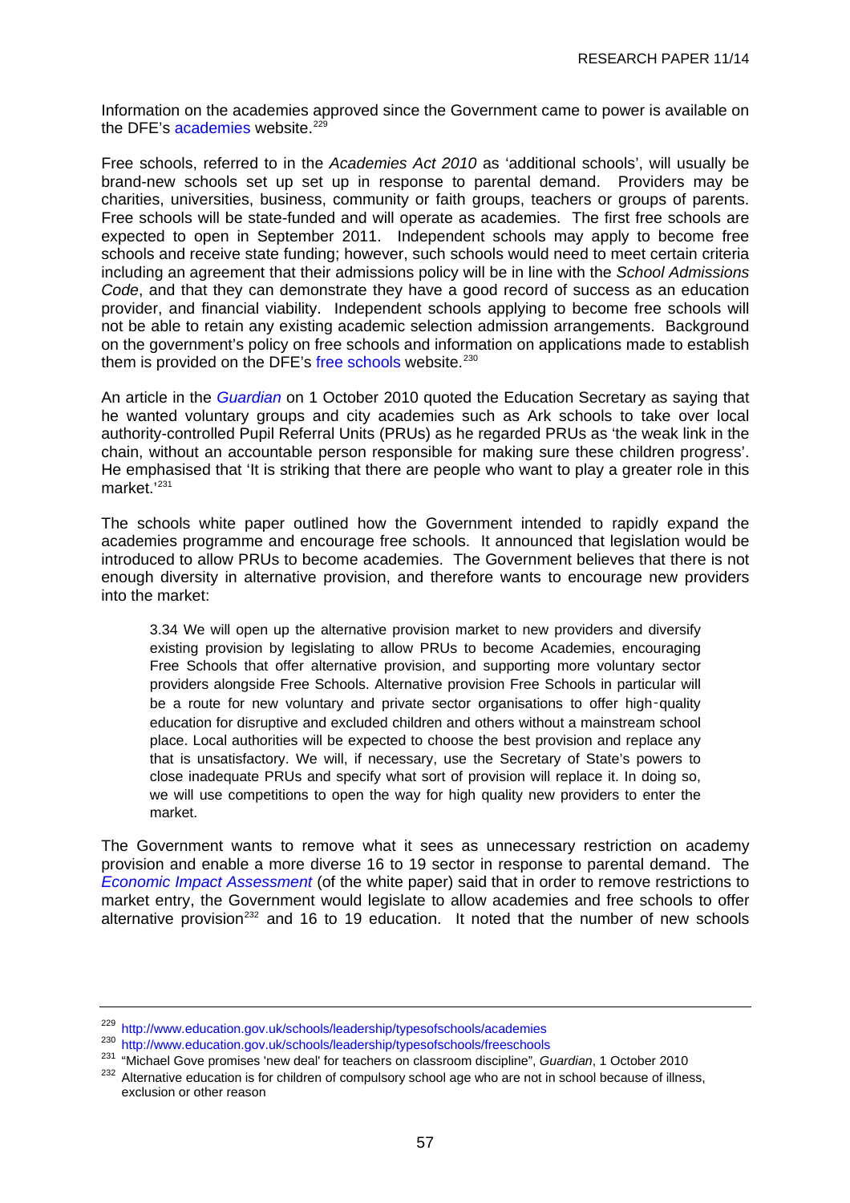Information on the academies approved since the Government came to power is available on the DFE's academies website.[229]

Free schools, referred to in the *Academies Act 2010* as 'additional schools', will usually be brand-new schools set up set up in response to parental demand. Providers may be charities, universities, business, community or faith groups, teachers or groups of parents. Free schools will be state-funded and will operate as academies. The first free schools are expected to open in September 2011. Independent schools may apply to become free schools and receive state funding; however, such schools would need to meet certain criteria including an agreement that their admissions policy will be in line with the *School Admissions Code*, and that they can demonstrate they have a good record of success as an education provider, and financial viability. Independent schools applying to become free schools will not be able to retain any existing academic selection admission arrangements. Background on the government's policy on free schools and information on applications made to establish them is provided on the DFE's free schools website.[230]

An article in the *Guardian* on 1 October 2010 quoted the Education Secretary as saying that he wanted voluntary groups and city academies such as Ark schools to take over local authority-controlled Pupil Referral Units (PRUs) as he regarded PRUs as 'the weak link in the chain, without an accountable person responsible for making sure these children progress'. He emphasised that 'It is striking that there are people who want to play a greater role in this market.'[231]

The schools white paper outlined how the Government intended to rapidly expand the academies programme and encourage free schools. It announced that legislation would be introduced to allow PRUs to become academies. The Government believes that there is not enough diversity in alternative provision, and therefore wants to encourage new providers into the market:

> 3.34 We will open up the alternative provision market to new providers and diversify existing provision by legislating to allow PRUs to become Academies, encouraging Free Schools that offer alternative provision, and supporting more voluntary sector providers alongside Free Schools. Alternative provision Free Schools in particular will be a route for new voluntary and private sector organisations to offer high-quality education for disruptive and excluded children and others without a mainstream school place. Local authorities will be expected to choose the best provision and replace any that is unsatisfactory. We will, if necessary, use the Secretary of State's powers to close inadequate PRUs and specify what sort of provision will replace it. In doing so, we will use competitions to open the way for high quality new providers to enter the market.

The Government wants to remove what it sees as unnecessary restriction on academy provision and enable a more diverse 16 to 19 sector in response to parental demand. The *Economic Impact Assessment* (of the white paper) said that in order to remove restrictions to market entry, the Government would legislate to allow academies and free schools to offer alternative provision[232] and 16 to 19 education. It noted that the number of new schools

---

[229] http://www.education.gov.uk/schools/leadership/typesofschools/academies

[230] http://www.education.gov.uk/schools/leadership/typesofschools/freeschools

[231] "Michael Gove promises 'new deal' for teachers on classroom discipline", *Guardian*, 1 October 2010

[232] Alternative education is for children of compulsory school age who are not in school because of illness, exclusion or other reason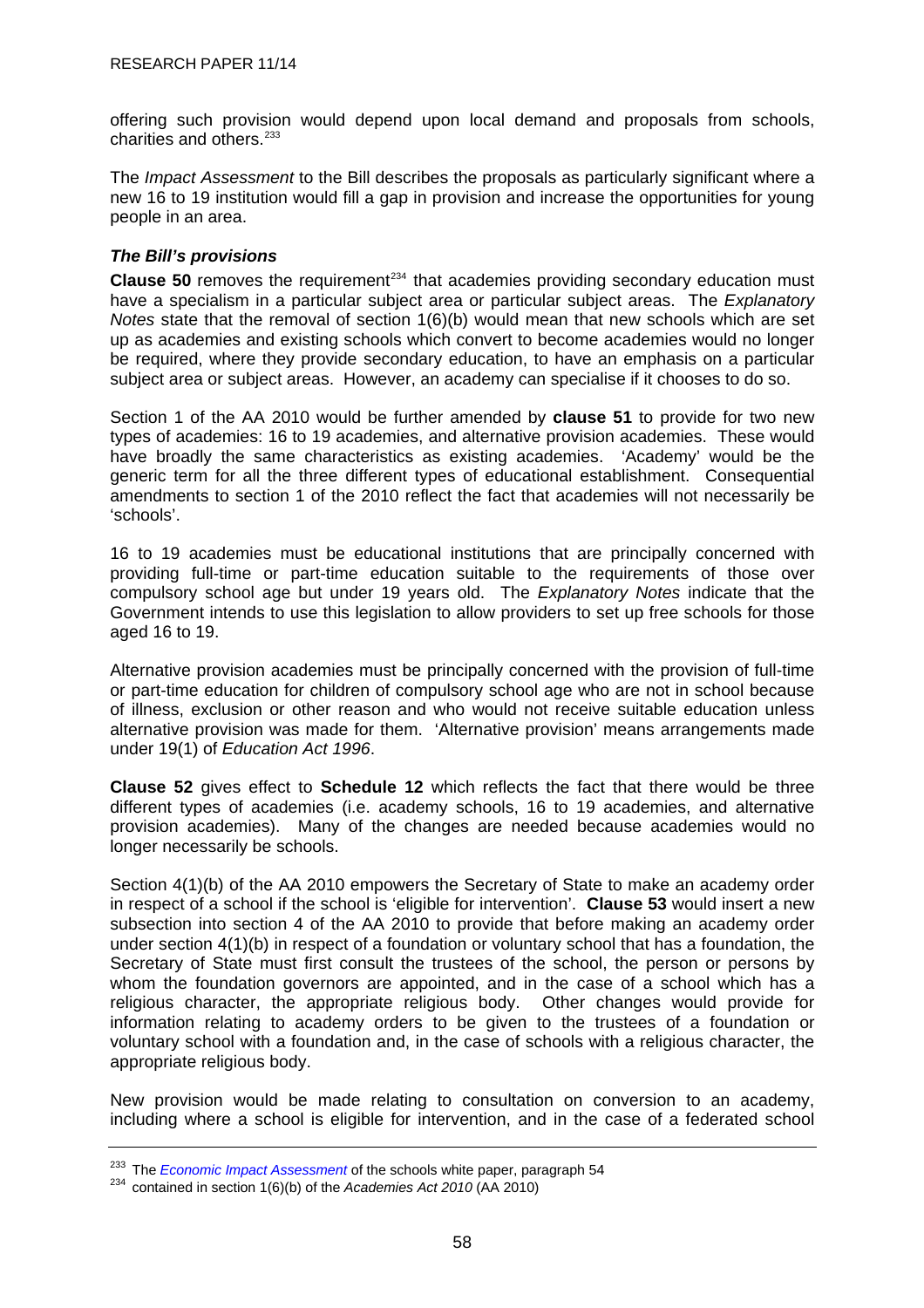offering such provision would depend upon local demand and proposals from schools, charities and others.[233]

The *Impact Assessment* to the Bill describes the proposals as particularly significant where a new 16 to 19 institution would fill a gap in provision and increase the opportunities for young people in an area.

### *The Bill's provisions*

**Clause 50** removes the requirement[234] that academies providing secondary education must have a specialism in a particular subject area or particular subject areas. The *Explanatory Notes* state that the removal of section 1(6)(b) would mean that new schools which are set up as academies and existing schools which convert to become academies would no longer be required, where they provide secondary education, to have an emphasis on a particular subject area or subject areas. However, an academy can specialise if it chooses to do so.

Section 1 of the AA 2010 would be further amended by **clause 51** to provide for two new types of academies: 16 to 19 academies, and alternative provision academies. These would have broadly the same characteristics as existing academies. 'Academy' would be the generic term for all the three different types of educational establishment. Consequential amendments to section 1 of the 2010 reflect the fact that academies will not necessarily be 'schools'.

16 to 19 academies must be educational institutions that are principally concerned with providing full-time or part-time education suitable to the requirements of those over compulsory school age but under 19 years old. The *Explanatory Notes* indicate that the Government intends to use this legislation to allow providers to set up free schools for those aged 16 to 19.

Alternative provision academies must be principally concerned with the provision of full-time or part-time education for children of compulsory school age who are not in school because of illness, exclusion or other reason and who would not receive suitable education unless alternative provision was made for them. 'Alternative provision' means arrangements made under 19(1) of *Education Act 1996*.

**Clause 52** gives effect to **Schedule 12** which reflects the fact that there would be three different types of academies (i.e. academy schools, 16 to 19 academies, and alternative provision academies). Many of the changes are needed because academies would no longer necessarily be schools.

Section 4(1)(b) of the AA 2010 empowers the Secretary of State to make an academy order in respect of a school if the school is 'eligible for intervention'. **Clause 53** would insert a new subsection into section 4 of the AA 2010 to provide that before making an academy order under section 4(1)(b) in respect of a foundation or voluntary school that has a foundation, the Secretary of State must first consult the trustees of the school, the person or persons by whom the foundation governors are appointed, and in the case of a school which has a religious character, the appropriate religious body. Other changes would provide for information relating to academy orders to be given to the trustees of a foundation or voluntary school with a foundation and, in the case of schools with a religious character, the appropriate religious body.

New provision would be made relating to consultation on conversion to an academy, including where a school is eligible for intervention, and in the case of a federated school

---

[233] The *Economic Impact Assessment* of the schools white paper, paragraph 54

[234] contained in section 1(6)(b) of the *Academies Act 2010* (AA 2010)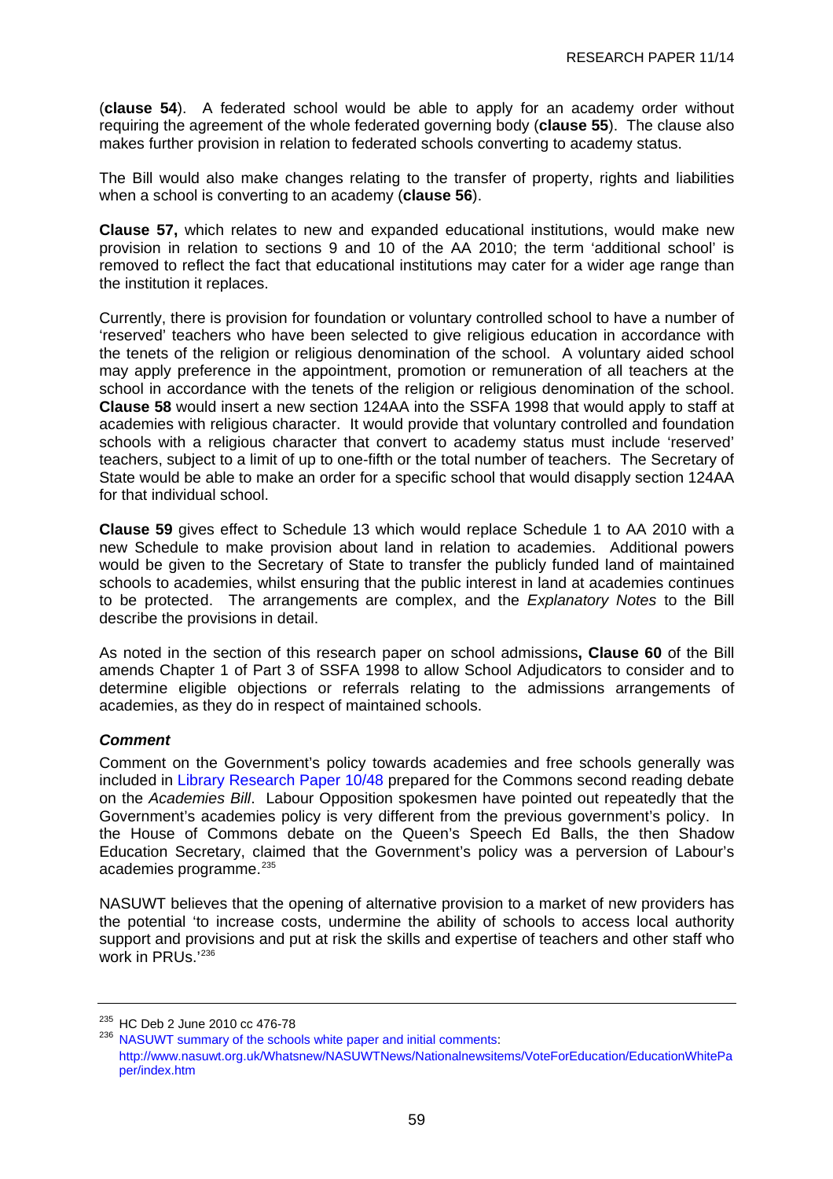(**clause 54**). A federated school would be able to apply for an academy order without requiring the agreement of the whole federated governing body (**clause 55**). The clause also makes further provision in relation to federated schools converting to academy status.

The Bill would also make changes relating to the transfer of property, rights and liabilities when a school is converting to an academy (**clause 56**).

**Clause 57,** which relates to new and expanded educational institutions, would make new provision in relation to sections 9 and 10 of the AA 2010; the term 'additional school' is removed to reflect the fact that educational institutions may cater for a wider age range than the institution it replaces.

Currently, there is provision for foundation or voluntary controlled school to have a number of 'reserved' teachers who have been selected to give religious education in accordance with the tenets of the religion or religious denomination of the school. A voluntary aided school may apply preference in the appointment, promotion or remuneration of all teachers at the school in accordance with the tenets of the religion or religious denomination of the school. **Clause 58** would insert a new section 124AA into the SSFA 1998 that would apply to staff at academies with religious character. It would provide that voluntary controlled and foundation schools with a religious character that convert to academy status must include 'reserved' teachers, subject to a limit of up to one-fifth or the total number of teachers. The Secretary of State would be able to make an order for a specific school that would disapply section 124AA for that individual school.

**Clause 59** gives effect to Schedule 13 which would replace Schedule 1 to AA 2010 with a new Schedule to make provision about land in relation to academies. Additional powers would be given to the Secretary of State to transfer the publicly funded land of maintained schools to academies, whilst ensuring that the public interest in land at academies continues to be protected. The arrangements are complex, and the *Explanatory Notes* to the Bill describe the provisions in detail.

As noted in the section of this research paper on school admissions**, Clause 60** of the Bill amends Chapter 1 of Part 3 of SSFA 1998 to allow School Adjudicators to consider and to determine eligible objections or referrals relating to the admissions arrangements of academies, as they do in respect of maintained schools.

***Comment***

Comment on the Government's policy towards academies and free schools generally was included in Library Research Paper 10/48 prepared for the Commons second reading debate on the *Academies Bill*. Labour Opposition spokesmen have pointed out repeatedly that the Government's academies policy is very different from the previous government's policy. In the House of Commons debate on the Queen's Speech Ed Balls, the then Shadow Education Secretary, claimed that the Government's policy was a perversion of Labour's academies programme.[235]

NASUWT believes that the opening of alternative provision to a market of new providers has the potential 'to increase costs, undermine the ability of schools to access local authority support and provisions and put at risk the skills and expertise of teachers and other staff who work in PRUs.'[236]

---

[235] HC Deb 2 June 2010 cc 476-78

[236] NASUWT summary of the schools white paper and initial comments: http://www.nasuwt.org.uk/Whatsnew/NASUWTNews/Nationalnewsitems/VoteForEducation/EducationWhitePaper/index.htm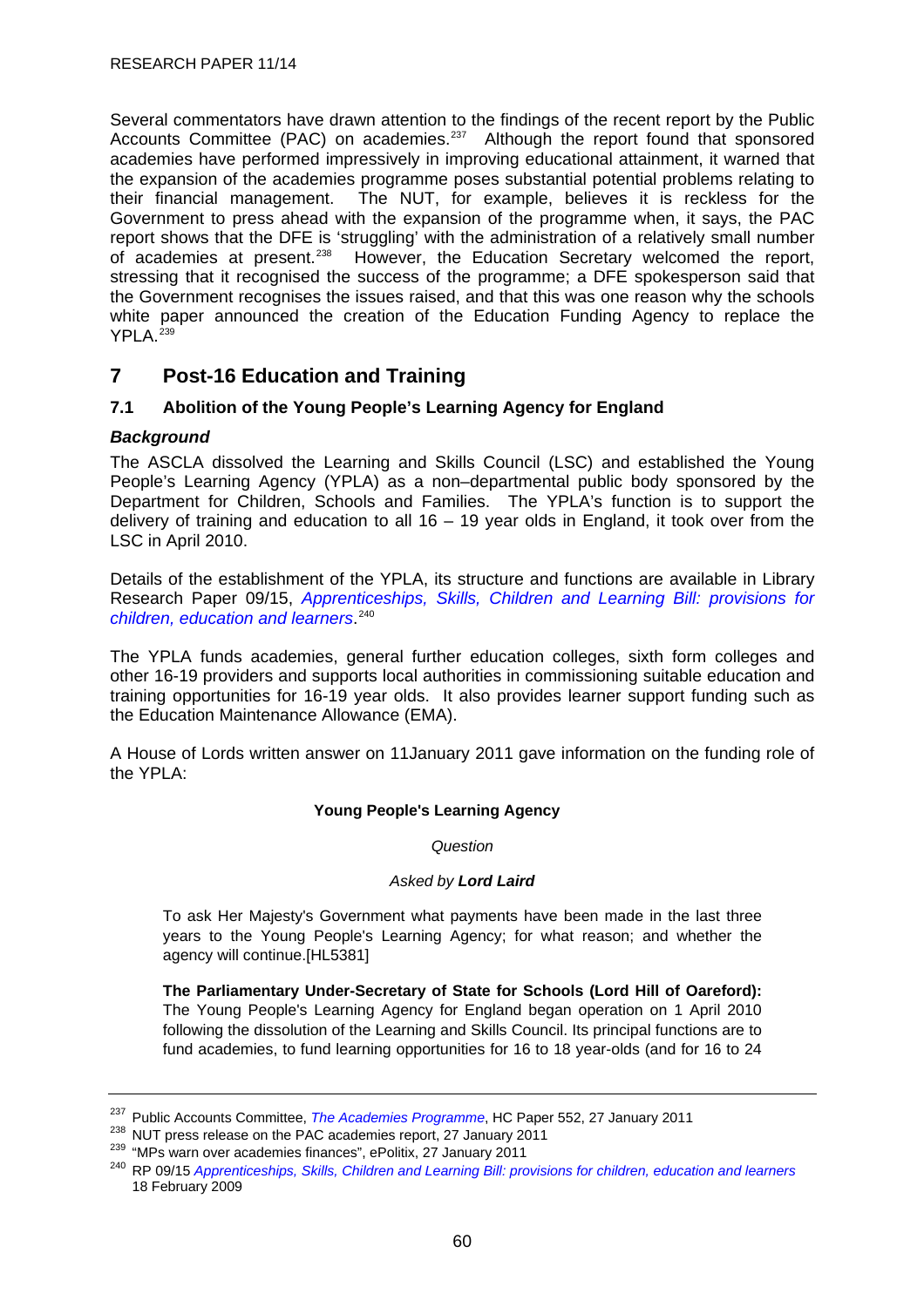Several commentators have drawn attention to the findings of the recent report by the Public Accounts Committee (PAC) on academies.[237] Although the report found that sponsored academies have performed impressively in improving educational attainment, it warned that the expansion of the academies programme poses substantial potential problems relating to their financial management. The NUT, for example, believes it is reckless for the Government to press ahead with the expansion of the programme when, it says, the PAC report shows that the DFE is 'struggling' with the administration of a relatively small number of academies at present.[238] However, the Education Secretary welcomed the report, stressing that it recognised the success of the programme; a DFE spokesperson said that the Government recognises the issues raised, and that this was one reason why the schools white paper announced the creation of the Education Funding Agency to replace the YPLA.[239]

# 7 Post-16 Education and Training

## 7.1 Abolition of the Young People's Learning Agency for England

### *Background*

The ASCLA dissolved the Learning and Skills Council (LSC) and established the Young People's Learning Agency (YPLA) as a non–departmental public body sponsored by the Department for Children, Schools and Families. The YPLA's function is to support the delivery of training and education to all 16 – 19 year olds in England, it took over from the LSC in April 2010.

Details of the establishment of the YPLA, its structure and functions are available in Library Research Paper 09/15, *Apprenticeships, Skills, Children and Learning Bill: provisions for children, education and learners*.[240]

The YPLA funds academies, general further education colleges, sixth form colleges and other 16-19 providers and supports local authorities in commissioning suitable education and training opportunities for 16-19 year olds. It also provides learner support funding such as the Education Maintenance Allowance (EMA).

A House of Lords written answer on 11January 2011 gave information on the funding role of the YPLA:

> **Young People's Learning Agency**
>
> *Question*
>
> *Asked by* ***Lord Laird***
>
> To ask Her Majesty's Government what payments have been made in the last three years to the Young People's Learning Agency; for what reason; and whether the agency will continue.[HL5381]
>
> **The Parliamentary Under-Secretary of State for Schools (Lord Hill of Oareford):** The Young People's Learning Agency for England began operation on 1 April 2010 following the dissolution of the Learning and Skills Council. Its principal functions are to fund academies, to fund learning opportunities for 16 to 18 year-olds (and for 16 to 24

---

[237] Public Accounts Committee, *The Academies Programme*, HC Paper 552, 27 January 2011

[238] NUT press release on the PAC academies report, 27 January 2011

[239] "MPs warn over academies finances", ePolitix, 27 January 2011

[240] RP 09/15 *Apprenticeships, Skills, Children and Learning Bill: provisions for children, education and learners* 18 February 2009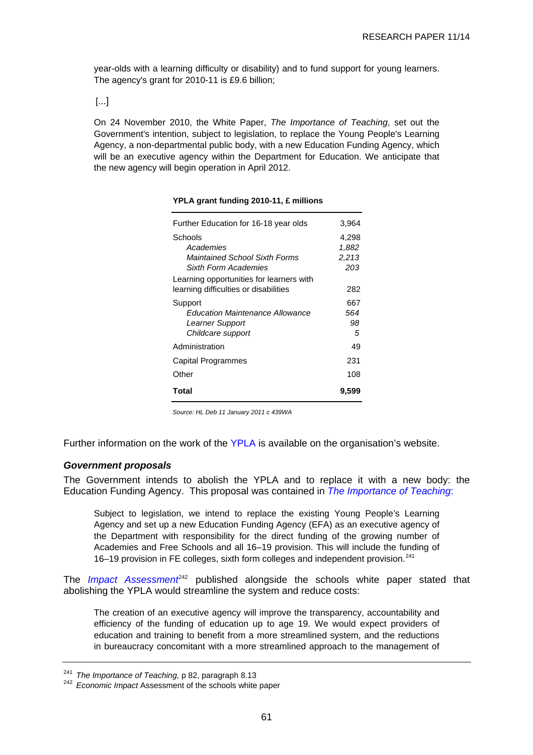year-olds with a learning difficulty or disability) and to fund support for young learners. The agency's grant for 2010-11 is £9.6 billion;

[...]

On 24 November 2010, the White Paper, *The Importance of Teaching*, set out the Government's intention, subject to legislation, to replace the Young People's Learning Agency, a non-departmental public body, with a new Education Funding Agency, which will be an executive agency within the Department for Education. We anticipate that the new agency will begin operation in April 2012.

**YPLA grant funding 2010-11, £ millions**

| | |
|---|---|
| Further Education for 16-18 year olds | 3,964 |
| Schools | 4,298 |
| *Academies* | *1,882* |
| *Maintained School Sixth Forms* | *2,213* |
| *Sixth Form Academies* | *203* |
| Learning opportunities for learners with learning difficulties or disabilities | 282 |
| Support | 667 |
| *Education Maintenance Allowance* | *564* |
| *Learner Support* | *98* |
| *Childcare support* | *5* |
| Administration | 49 |
| Capital Programmes | 231 |
| Other | 108 |
| **Total** | **9,599** |

*Source: HL Deb 11 January 2011 c 439WA*

Further information on the work of the YPLA is available on the organisation's website.

### *Government proposals*

The Government intends to abolish the YPLA and to replace it with a new body: the Education Funding Agency. This proposal was contained in *The Importance of Teaching*:

> Subject to legislation, we intend to replace the existing Young People's Learning Agency and set up a new Education Funding Agency (EFA) as an executive agency of the Department with responsibility for the direct funding of the growing number of Academies and Free Schools and all 16–19 provision. This will include the funding of 16–19 provision in FE colleges, sixth form colleges and independent provision.[241]

The *Impact Assessment*[242] published alongside the schools white paper stated that abolishing the YPLA would streamline the system and reduce costs:

> The creation of an executive agency will improve the transparency, accountability and efficiency of the funding of education up to age 19. We would expect providers of education and training to benefit from a more streamlined system, and the reductions in bureaucracy concomitant with a more streamlined approach to the management of

[241] *The Importance of Teaching,* p 82, paragraph 8.13

[242] *Economic Impact* Assessment of the schools white paper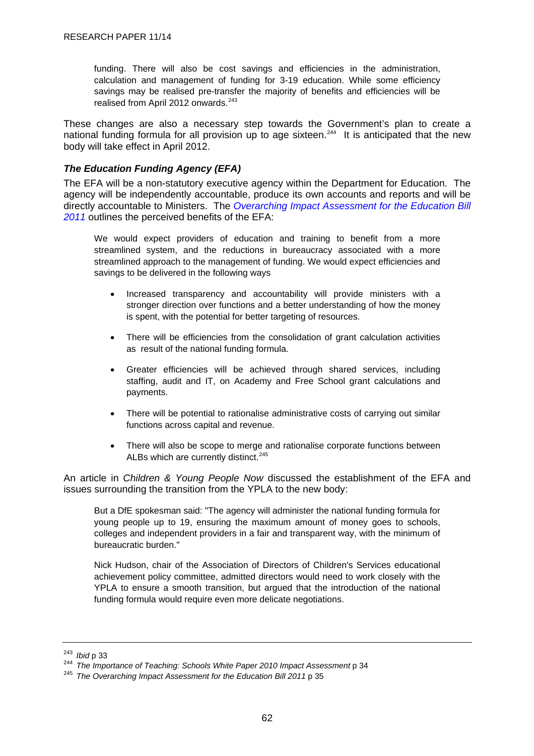funding. There will also be cost savings and efficiencies in the administration, calculation and management of funding for 3-19 education. While some efficiency savings may be realised pre-transfer the majority of benefits and efficiencies will be realised from April 2012 onwards.[243]

These changes are also a necessary step towards the Government's plan to create a national funding formula for all provision up to age sixteen.[244] It is anticipated that the new body will take effect in April 2012.

### *The Education Funding Agency (EFA)*

The EFA will be a non-statutory executive agency within the Department for Education. The agency will be independently accountable, produce its own accounts and reports and will be directly accountable to Ministers. The *Overarching Impact Assessment for the Education Bill 2011* outlines the perceived benefits of the EFA:

> We would expect providers of education and training to benefit from a more streamlined system, and the reductions in bureaucracy associated with a more streamlined approach to the management of funding. We would expect efficiencies and savings to be delivered in the following ways
>
> - Increased transparency and accountability will provide ministers with a stronger direction over functions and a better understanding of how the money is spent, with the potential for better targeting of resources.
> - There will be efficiencies from the consolidation of grant calculation activities as result of the national funding formula.
> - Greater efficiencies will be achieved through shared services, including staffing, audit and IT, on Academy and Free School grant calculations and payments.
> - There will be potential to rationalise administrative costs of carrying out similar functions across capital and revenue.
> - There will also be scope to merge and rationalise corporate functions between ALBs which are currently distinct.[245]

An article in *Children & Young People Now* discussed the establishment of the EFA and issues surrounding the transition from the YPLA to the new body:

> But a DfE spokesman said: "The agency will administer the national funding formula for young people up to 19, ensuring the maximum amount of money goes to schools, colleges and independent providers in a fair and transparent way, with the minimum of bureaucratic burden."
>
> Nick Hudson, chair of the Association of Directors of Children's Services educational achievement policy committee, admitted directors would need to work closely with the YPLA to ensure a smooth transition, but argued that the introduction of the national funding formula would require even more delicate negotiations.

---

[243] *Ibid* p 33
[244] *The Importance of Teaching: Schools White Paper 2010 Impact Assessment* p 34
[245] *The Overarching Impact Assessment for the Education Bill 2011* p 35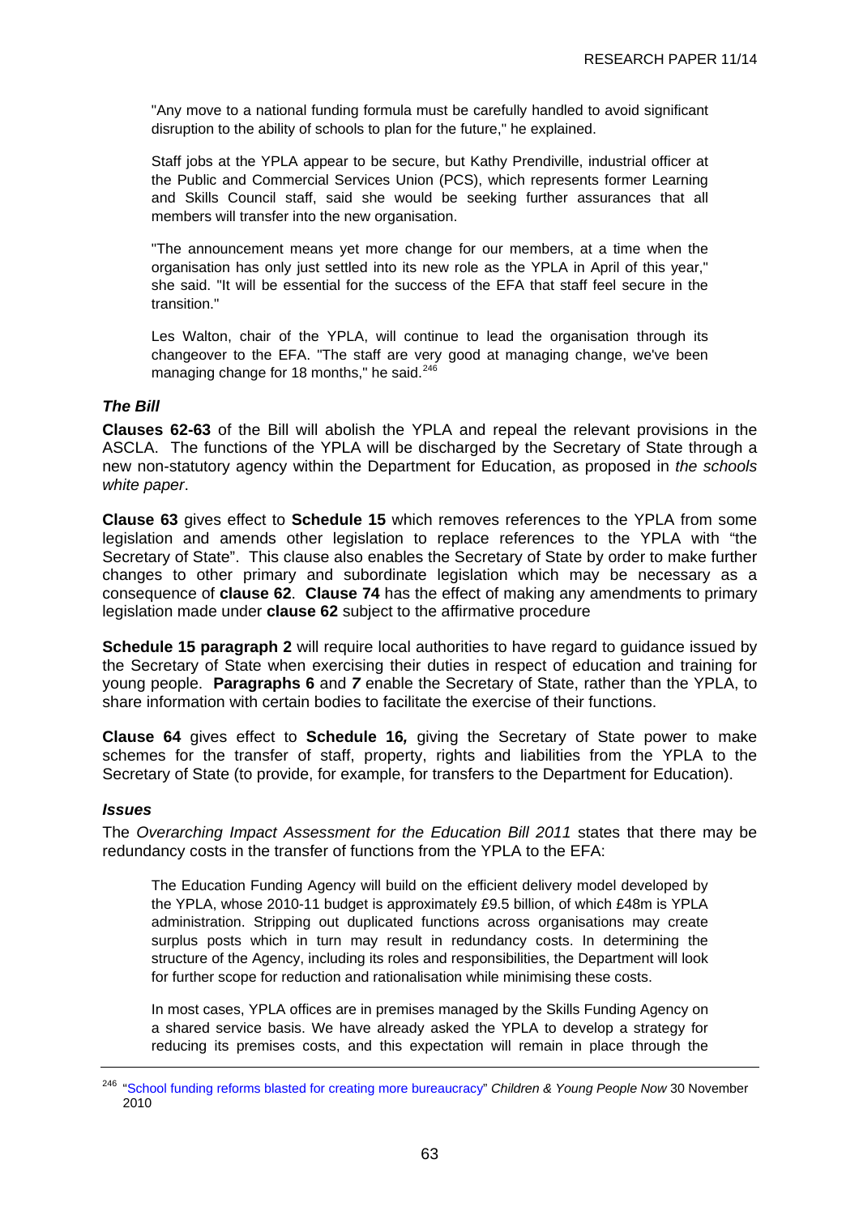> "Any move to a national funding formula must be carefully handled to avoid significant disruption to the ability of schools to plan for the future," he explained.
>
> Staff jobs at the YPLA appear to be secure, but Kathy Prendiville, industrial officer at the Public and Commercial Services Union (PCS), which represents former Learning and Skills Council staff, said she would be seeking further assurances that all members will transfer into the new organisation.
>
> "The announcement means yet more change for our members, at a time when the organisation has only just settled into its new role as the YPLA in April of this year," she said. "It will be essential for the success of the EFA that staff feel secure in the transition."
>
> Les Walton, chair of the YPLA, will continue to lead the organisation through its changeover to the EFA. "The staff are very good at managing change, we've been managing change for 18 months," he said.[246]

### *The Bill*

**Clauses 62-63** of the Bill will abolish the YPLA and repeal the relevant provisions in the ASCLA. The functions of the YPLA will be discharged by the Secretary of State through a new non-statutory agency within the Department for Education, as proposed in *the schools white paper*.

**Clause 63** gives effect to **Schedule 15** which removes references to the YPLA from some legislation and amends other legislation to replace references to the YPLA with "the Secretary of State". This clause also enables the Secretary of State by order to make further changes to other primary and subordinate legislation which may be necessary as a consequence of **clause 62**. **Clause 74** has the effect of making any amendments to primary legislation made under **clause 62** subject to the affirmative procedure

**Schedule 15 paragraph 2** will require local authorities to have regard to guidance issued by the Secretary of State when exercising their duties in respect of education and training for young people. **Paragraphs 6** and ***7*** enable the Secretary of State, rather than the YPLA, to share information with certain bodies to facilitate the exercise of their functions.

**Clause 64** gives effect to **Schedule 16*,*** giving the Secretary of State power to make schemes for the transfer of staff, property, rights and liabilities from the YPLA to the Secretary of State (to provide, for example, for transfers to the Department for Education).

### *Issues*

The *Overarching Impact Assessment for the Education Bill 2011* states that there may be redundancy costs in the transfer of functions from the YPLA to the EFA:

> The Education Funding Agency will build on the efficient delivery model developed by the YPLA, whose 2010-11 budget is approximately £9.5 billion, of which £48m is YPLA administration. Stripping out duplicated functions across organisations may create surplus posts which in turn may result in redundancy costs. In determining the structure of the Agency, including its roles and responsibilities, the Department will look for further scope for reduction and rationalisation while minimising these costs.
>
> In most cases, YPLA offices are in premises managed by the Skills Funding Agency on a shared service basis. We have already asked the YPLA to develop a strategy for reducing its premises costs, and this expectation will remain in place through the

---

[246] "School funding reforms blasted for creating more bureaucracy" *Children & Young People Now* 30 November 2010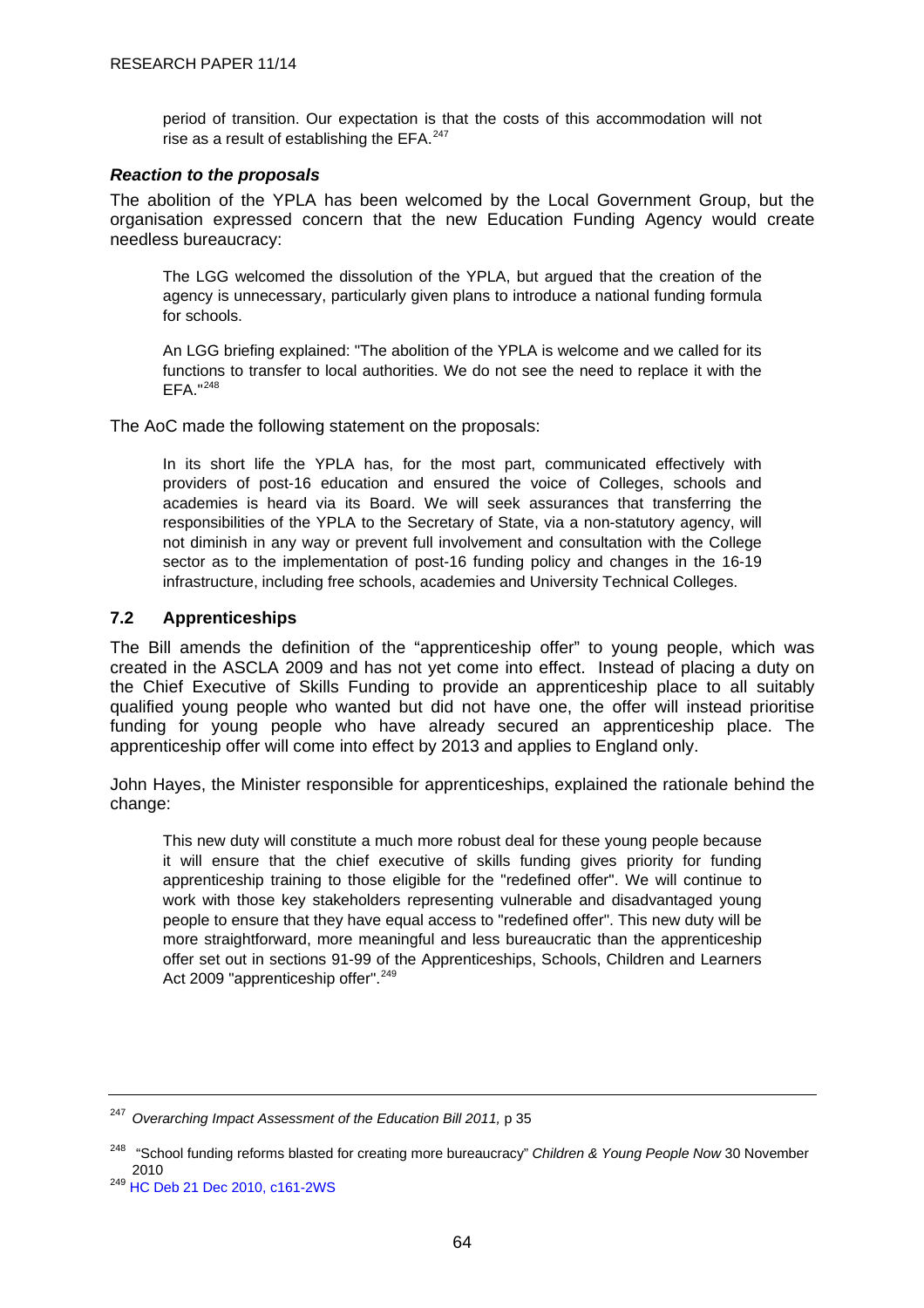period of transition. Our expectation is that the costs of this accommodation will not rise as a result of establishing the EFA.[247]

### *Reaction to the proposals*

The abolition of the YPLA has been welcomed by the Local Government Group, but the organisation expressed concern that the new Education Funding Agency would create needless bureaucracy:

> The LGG welcomed the dissolution of the YPLA, but argued that the creation of the agency is unnecessary, particularly given plans to introduce a national funding formula for schools.
>
> An LGG briefing explained: "The abolition of the YPLA is welcome and we called for its functions to transfer to local authorities. We do not see the need to replace it with the EFA."[248]

The AoC made the following statement on the proposals:

> In its short life the YPLA has, for the most part, communicated effectively with providers of post-16 education and ensured the voice of Colleges, schools and academies is heard via its Board. We will seek assurances that transferring the responsibilities of the YPLA to the Secretary of State, via a non-statutory agency, will not diminish in any way or prevent full involvement and consultation with the College sector as to the implementation of post-16 funding policy and changes in the 16-19 infrastructure, including free schools, academies and University Technical Colleges.

## 7.2 Apprenticeships

The Bill amends the definition of the "apprenticeship offer" to young people, which was created in the ASCLA 2009 and has not yet come into effect. Instead of placing a duty on the Chief Executive of Skills Funding to provide an apprenticeship place to all suitably qualified young people who wanted but did not have one, the offer will instead prioritise funding for young people who have already secured an apprenticeship place. The apprenticeship offer will come into effect by 2013 and applies to England only.

John Hayes, the Minister responsible for apprenticeships, explained the rationale behind the change:

> This new duty will constitute a much more robust deal for these young people because it will ensure that the chief executive of skills funding gives priority for funding apprenticeship training to those eligible for the "redefined offer". We will continue to work with those key stakeholders representing vulnerable and disadvantaged young people to ensure that they have equal access to "redefined offer". This new duty will be more straightforward, more meaningful and less bureaucratic than the apprenticeship offer set out in sections 91-99 of the Apprenticeships, Schools, Children and Learners Act 2009 "apprenticeship offer".[249]

---

[247] *Overarching Impact Assessment of the Education Bill 2011,* p 35

[248] "School funding reforms blasted for creating more bureaucracy" *Children & Young People Now* 30 November 2010

[249] HC Deb 21 Dec 2010, c161-2WS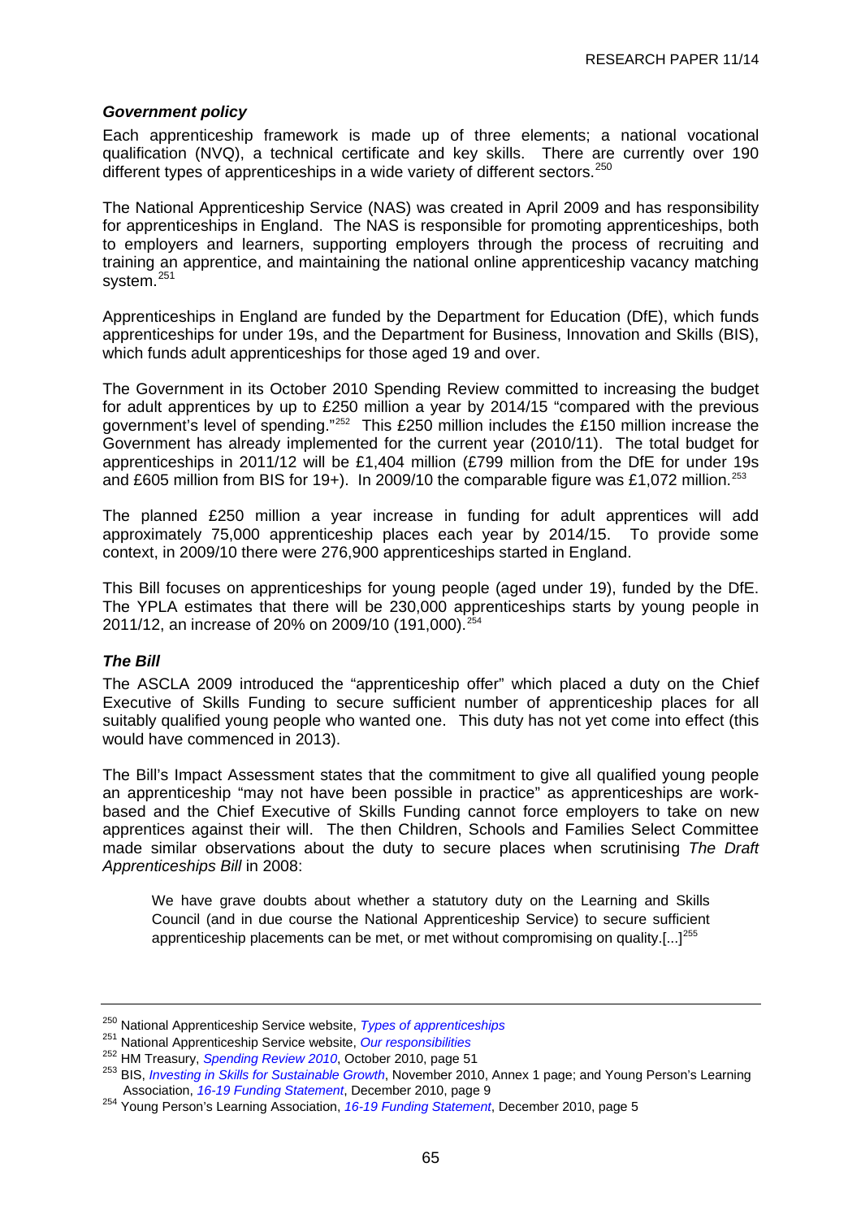### *Government policy*

Each apprenticeship framework is made up of three elements; a national vocational qualification (NVQ), a technical certificate and key skills. There are currently over 190 different types of apprenticeships in a wide variety of different sectors.[250]

The National Apprenticeship Service (NAS) was created in April 2009 and has responsibility for apprenticeships in England. The NAS is responsible for promoting apprenticeships, both to employers and learners, supporting employers through the process of recruiting and training an apprentice, and maintaining the national online apprenticeship vacancy matching system.[251]

Apprenticeships in England are funded by the Department for Education (DfE), which funds apprenticeships for under 19s, and the Department for Business, Innovation and Skills (BIS), which funds adult apprenticeships for those aged 19 and over.

The Government in its October 2010 Spending Review committed to increasing the budget for adult apprentices by up to £250 million a year by 2014/15 "compared with the previous government's level of spending."[252] This £250 million includes the £150 million increase the Government has already implemented for the current year (2010/11). The total budget for apprenticeships in 2011/12 will be £1,404 million (£799 million from the DfE for under 19s and £605 million from BIS for 19+). In 2009/10 the comparable figure was £1,072 million.[253]

The planned £250 million a year increase in funding for adult apprentices will add approximately 75,000 apprenticeship places each year by 2014/15. To provide some context, in 2009/10 there were 276,900 apprenticeships started in England.

This Bill focuses on apprenticeships for young people (aged under 19), funded by the DfE. The YPLA estimates that there will be 230,000 apprenticeships starts by young people in 2011/12, an increase of 20% on 2009/10 (191,000).[254]

### *The Bill*

The ASCLA 2009 introduced the "apprenticeship offer" which placed a duty on the Chief Executive of Skills Funding to secure sufficient number of apprenticeship places for all suitably qualified young people who wanted one. This duty has not yet come into effect (this would have commenced in 2013).

The Bill's Impact Assessment states that the commitment to give all qualified young people an apprenticeship "may not have been possible in practice" as apprenticeships are work-based and the Chief Executive of Skills Funding cannot force employers to take on new apprentices against their will. The then Children, Schools and Families Select Committee made similar observations about the duty to secure places when scrutinising *The Draft Apprenticeships Bill* in 2008:

> We have grave doubts about whether a statutory duty on the Learning and Skills Council (and in due course the National Apprenticeship Service) to secure sufficient apprenticeship placements can be met, or met without compromising on quality.[...][255]

---

[250] National Apprenticeship Service website, *Types of apprenticeships*

[251] National Apprenticeship Service website, *Our responsibilities*

[252] HM Treasury, *Spending Review 2010*, October 2010, page 51

[253] BIS, *Investing in Skills for Sustainable Growth*, November 2010, Annex 1 page; and Young Person's Learning Association, *16-19 Funding Statement*, December 2010, page 9

[254] Young Person's Learning Association, *16-19 Funding Statement*, December 2010, page 5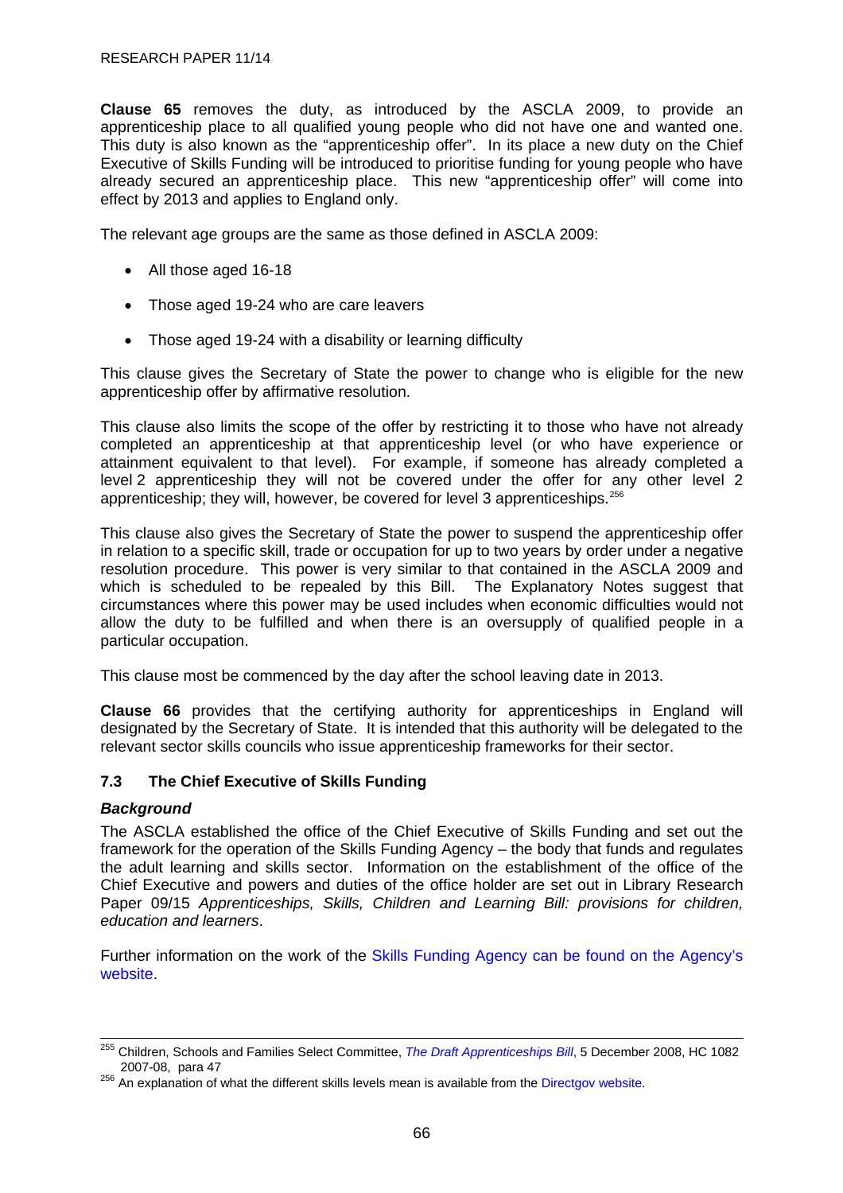**Clause 65** removes the duty, as introduced by the ASCLA 2009, to provide an apprenticeship place to all qualified young people who did not have one and wanted one. This duty is also known as the "apprenticeship offer". In its place a new duty on the Chief Executive of Skills Funding will be introduced to prioritise funding for young people who have already secured an apprenticeship place. This new "apprenticeship offer" will come into effect by 2013 and applies to England only.

The relevant age groups are the same as those defined in ASCLA 2009:

- All those aged 16-18
- Those aged 19-24 who are care leavers
- Those aged 19-24 with a disability or learning difficulty

This clause gives the Secretary of State the power to change who is eligible for the new apprenticeship offer by affirmative resolution.

This clause also limits the scope of the offer by restricting it to those who have not already completed an apprenticeship at that apprenticeship level (or who have experience or attainment equivalent to that level). For example, if someone has already completed a level 2 apprenticeship they will not be covered under the offer for any other level 2 apprenticeship; they will, however, be covered for level 3 apprenticeships.[256]

This clause also gives the Secretary of State the power to suspend the apprenticeship offer in relation to a specific skill, trade or occupation for up to two years by order under a negative resolution procedure. This power is very similar to that contained in the ASCLA 2009 and which is scheduled to be repealed by this Bill. The Explanatory Notes suggest that circumstances where this power may be used includes when economic difficulties would not allow the duty to be fulfilled and when there is an oversupply of qualified people in a particular occupation.

This clause most be commenced by the day after the school leaving date in 2013.

**Clause 66** provides that the certifying authority for apprenticeships in England will designated by the Secretary of State. It is intended that this authority will be delegated to the relevant sector skills councils who issue apprenticeship frameworks for their sector.

### 7.3 The Chief Executive of Skills Funding

#### *Background*

The ASCLA established the office of the Chief Executive of Skills Funding and set out the framework for the operation of the Skills Funding Agency – the body that funds and regulates the adult learning and skills sector. Information on the establishment of the office of the Chief Executive and powers and duties of the office holder are set out in Library Research Paper 09/15 *Apprenticeships, Skills, Children and Learning Bill: provisions for children, education and learners*.

Further information on the work of the Skills Funding Agency can be found on the Agency's website.

---

[255] Children, Schools and Families Select Committee, *The Draft Apprenticeships Bill*, 5 December 2008, HC 1082 2007-08, para 47

[256] An explanation of what the different skills levels mean is available from the Directgov website.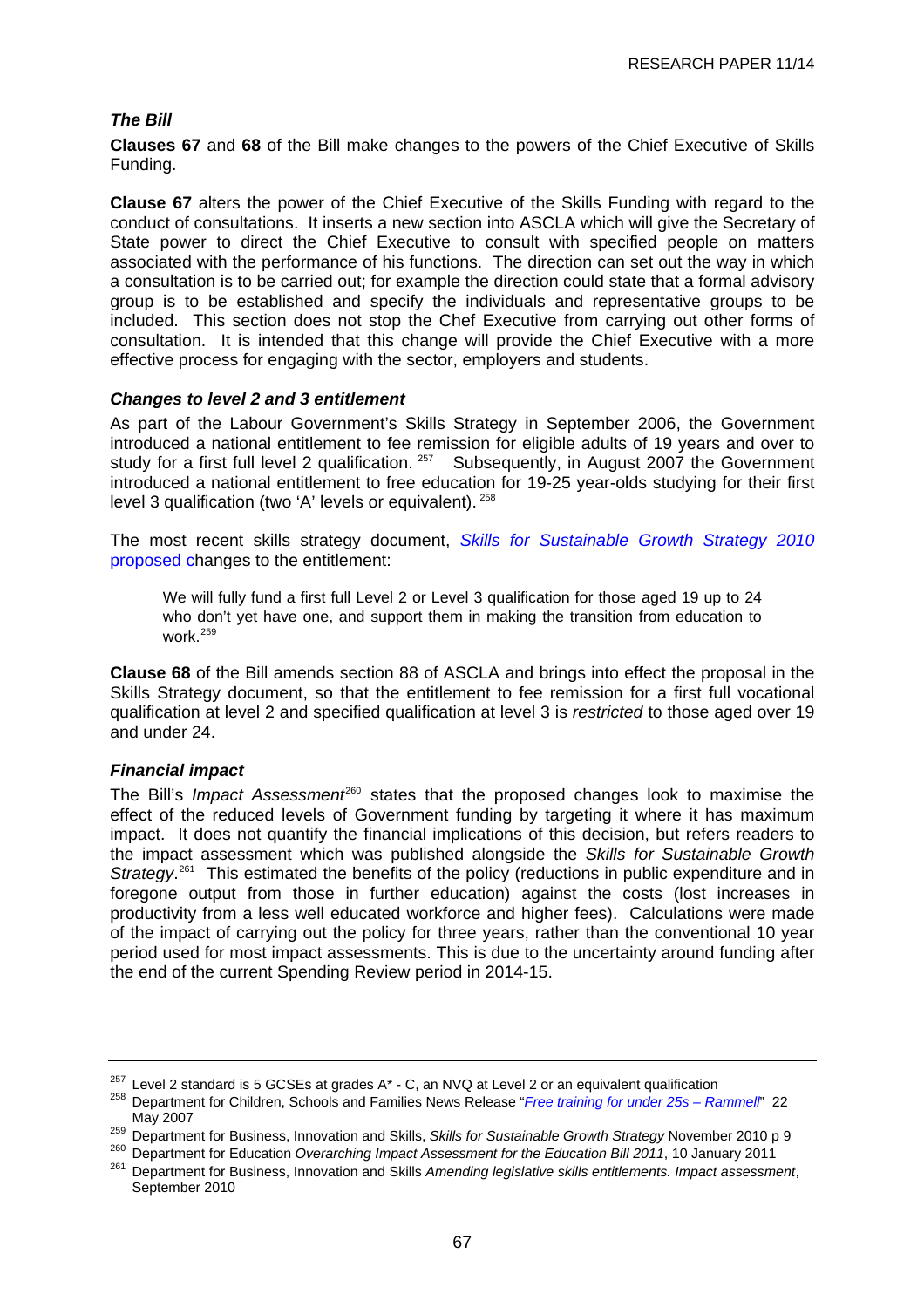***The Bill***

**Clauses 67** and **68** of the Bill make changes to the powers of the Chief Executive of Skills Funding.

**Clause 67** alters the power of the Chief Executive of the Skills Funding with regard to the conduct of consultations. It inserts a new section into ASCLA which will give the Secretary of State power to direct the Chief Executive to consult with specified people on matters associated with the performance of his functions. The direction can set out the way in which a consultation is to be carried out; for example the direction could state that a formal advisory group is to be established and specify the individuals and representative groups to be included. This section does not stop the Chef Executive from carrying out other forms of consultation. It is intended that this change will provide the Chief Executive with a more effective process for engaging with the sector, employers and students.

***Changes to level 2 and 3 entitlement***

As part of the Labour Government's Skills Strategy in September 2006, the Government introduced a national entitlement to fee remission for eligible adults of 19 years and over to study for a first full level 2 qualification. [257] Subsequently, in August 2007 the Government introduced a national entitlement to free education for 19-25 year-olds studying for their first level 3 qualification (two 'A' levels or equivalent). [258]

The most recent skills strategy document, *Skills for Sustainable Growth Strategy 2010* proposed changes to the entitlement:

> We will fully fund a first full Level 2 or Level 3 qualification for those aged 19 up to 24 who don't yet have one, and support them in making the transition from education to work.[259]

**Clause 68** of the Bill amends section 88 of ASCLA and brings into effect the proposal in the Skills Strategy document, so that the entitlement to fee remission for a first full vocational qualification at level 2 and specified qualification at level 3 is *restricted* to those aged over 19 and under 24.

***Financial impact***

The Bill's *Impact Assessment*[260] states that the proposed changes look to maximise the effect of the reduced levels of Government funding by targeting it where it has maximum impact. It does not quantify the financial implications of this decision, but refers readers to the impact assessment which was published alongside the *Skills for Sustainable Growth Strategy*.[261] This estimated the benefits of the policy (reductions in public expenditure and in foregone output from those in further education) against the costs (lost increases in productivity from a less well educated workforce and higher fees). Calculations were made of the impact of carrying out the policy for three years, rather than the conventional 10 year period used for most impact assessments. This is due to the uncertainty around funding after the end of the current Spending Review period in 2014-15.

---

[257] Level 2 standard is 5 GCSEs at grades A* - C, an NVQ at Level 2 or an equivalent qualification

[258] Department for Children, Schools and Families News Release "*Free training for under 25s – Rammell*" 22 May 2007

[259] Department for Business, Innovation and Skills, *Skills for Sustainable Growth Strategy* November 2010 p 9

[260] Department for Education *Overarching Impact Assessment for the Education Bill 2011*, 10 January 2011

[261] Department for Business, Innovation and Skills *Amending legislative skills entitlements. Impact assessment*, September 2010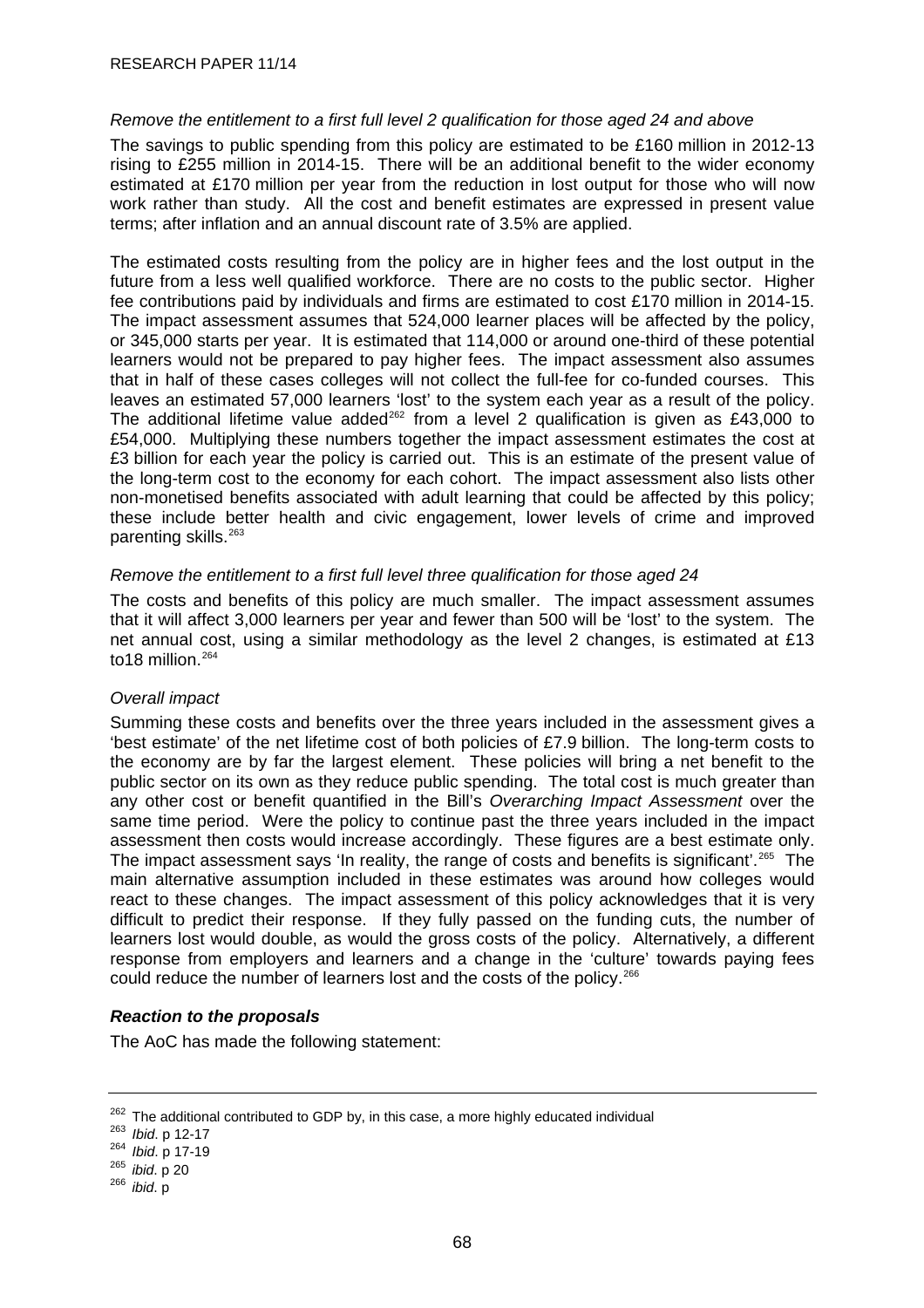*Remove the entitlement to a first full level 2 qualification for those aged 24 and above*

The savings to public spending from this policy are estimated to be £160 million in 2012-13 rising to £255 million in 2014-15. There will be an additional benefit to the wider economy estimated at £170 million per year from the reduction in lost output for those who will now work rather than study. All the cost and benefit estimates are expressed in present value terms; after inflation and an annual discount rate of 3.5% are applied.

The estimated costs resulting from the policy are in higher fees and the lost output in the future from a less well qualified workforce. There are no costs to the public sector. Higher fee contributions paid by individuals and firms are estimated to cost £170 million in 2014-15. The impact assessment assumes that 524,000 learner places will be affected by the policy, or 345,000 starts per year. It is estimated that 114,000 or around one-third of these potential learners would not be prepared to pay higher fees. The impact assessment also assumes that in half of these cases colleges will not collect the full-fee for co-funded courses. This leaves an estimated 57,000 learners 'lost' to the system each year as a result of the policy. The additional lifetime value added[262] from a level 2 qualification is given as £43,000 to £54,000. Multiplying these numbers together the impact assessment estimates the cost at £3 billion for each year the policy is carried out. This is an estimate of the present value of the long-term cost to the economy for each cohort. The impact assessment also lists other non-monetised benefits associated with adult learning that could be affected by this policy; these include better health and civic engagement, lower levels of crime and improved parenting skills.[263]

*Remove the entitlement to a first full level three qualification for those aged 24*

The costs and benefits of this policy are much smaller. The impact assessment assumes that it will affect 3,000 learners per year and fewer than 500 will be 'lost' to the system. The net annual cost, using a similar methodology as the level 2 changes, is estimated at £13 to18 million.[264]

*Overall impact*

Summing these costs and benefits over the three years included in the assessment gives a 'best estimate' of the net lifetime cost of both policies of £7.9 billion. The long-term costs to the economy are by far the largest element. These policies will bring a net benefit to the public sector on its own as they reduce public spending. The total cost is much greater than any other cost or benefit quantified in the Bill's *Overarching Impact Assessment* over the same time period. Were the policy to continue past the three years included in the impact assessment then costs would increase accordingly. These figures are a best estimate only. The impact assessment says 'In reality, the range of costs and benefits is significant'.[265] The main alternative assumption included in these estimates was around how colleges would react to these changes. The impact assessment of this policy acknowledges that it is very difficult to predict their response. If they fully passed on the funding cuts, the number of learners lost would double, as would the gross costs of the policy. Alternatively, a different response from employers and learners and a change in the 'culture' towards paying fees could reduce the number of learners lost and the costs of the policy.[266]

***Reaction to the proposals***

The AoC has made the following statement:

---

[262] The additional contributed to GDP by, in this case, a more highly educated individual
[263] *Ibid*. p 12-17
[264] *Ibid*. p 17-19
[265] *ibid*. p 20
[266] *ibid*. p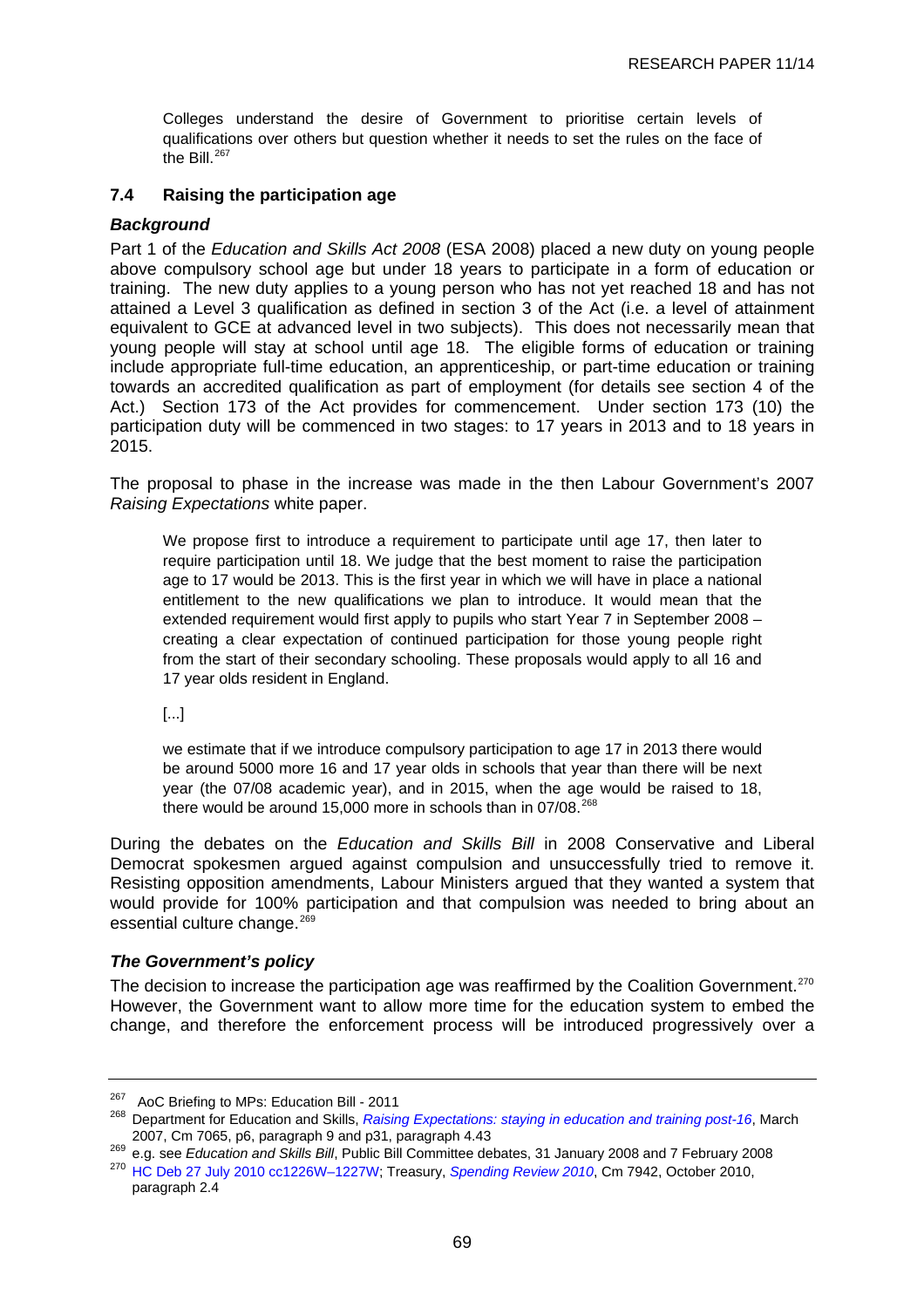> Colleges understand the desire of Government to prioritise certain levels of qualifications over others but question whether it needs to set the rules on the face of the Bill.[267]

### 7.4 Raising the participation age

#### *Background*

Part 1 of the *Education and Skills Act 2008* (ESA 2008) placed a new duty on young people above compulsory school age but under 18 years to participate in a form of education or training. The new duty applies to a young person who has not yet reached 18 and has not attained a Level 3 qualification as defined in section 3 of the Act (i.e. a level of attainment equivalent to GCE at advanced level in two subjects). This does not necessarily mean that young people will stay at school until age 18. The eligible forms of education or training include appropriate full-time education, an apprenticeship, or part-time education or training towards an accredited qualification as part of employment (for details see section 4 of the Act.) Section 173 of the Act provides for commencement. Under section 173 (10) the participation duty will be commenced in two stages: to 17 years in 2013 and to 18 years in 2015.

The proposal to phase in the increase was made in the then Labour Government's 2007 *Raising Expectations* white paper.

> We propose first to introduce a requirement to participate until age 17, then later to require participation until 18. We judge that the best moment to raise the participation age to 17 would be 2013. This is the first year in which we will have in place a national entitlement to the new qualifications we plan to introduce. It would mean that the extended requirement would first apply to pupils who start Year 7 in September 2008 – creating a clear expectation of continued participation for those young people right from the start of their secondary schooling. These proposals would apply to all 16 and 17 year olds resident in England.
>
> [...]
>
> we estimate that if we introduce compulsory participation to age 17 in 2013 there would be around 5000 more 16 and 17 year olds in schools that year than there will be next year (the 07/08 academic year), and in 2015, when the age would be raised to 18, there would be around 15,000 more in schools than in 07/08.[268]

During the debates on the *Education and Skills Bill* in 2008 Conservative and Liberal Democrat spokesmen argued against compulsion and unsuccessfully tried to remove it. Resisting opposition amendments, Labour Ministers argued that they wanted a system that would provide for 100% participation and that compulsion was needed to bring about an essential culture change.[269]

#### *The Government's policy*

The decision to increase the participation age was reaffirmed by the Coalition Government.[270] However, the Government want to allow more time for the education system to embed the change, and therefore the enforcement process will be introduced progressively over a

---

[267] AoC Briefing to MPs: Education Bill - 2011

[268] Department for Education and Skills, *Raising Expectations: staying in education and training post-16*, March 2007, Cm 7065, p6, paragraph 9 and p31, paragraph 4.43

[269] e.g. see *Education and Skills Bill*, Public Bill Committee debates, 31 January 2008 and 7 February 2008

[270] HC Deb 27 July 2010 cc1226W–1227W; Treasury, *Spending Review 2010*, Cm 7942, October 2010, paragraph 2.4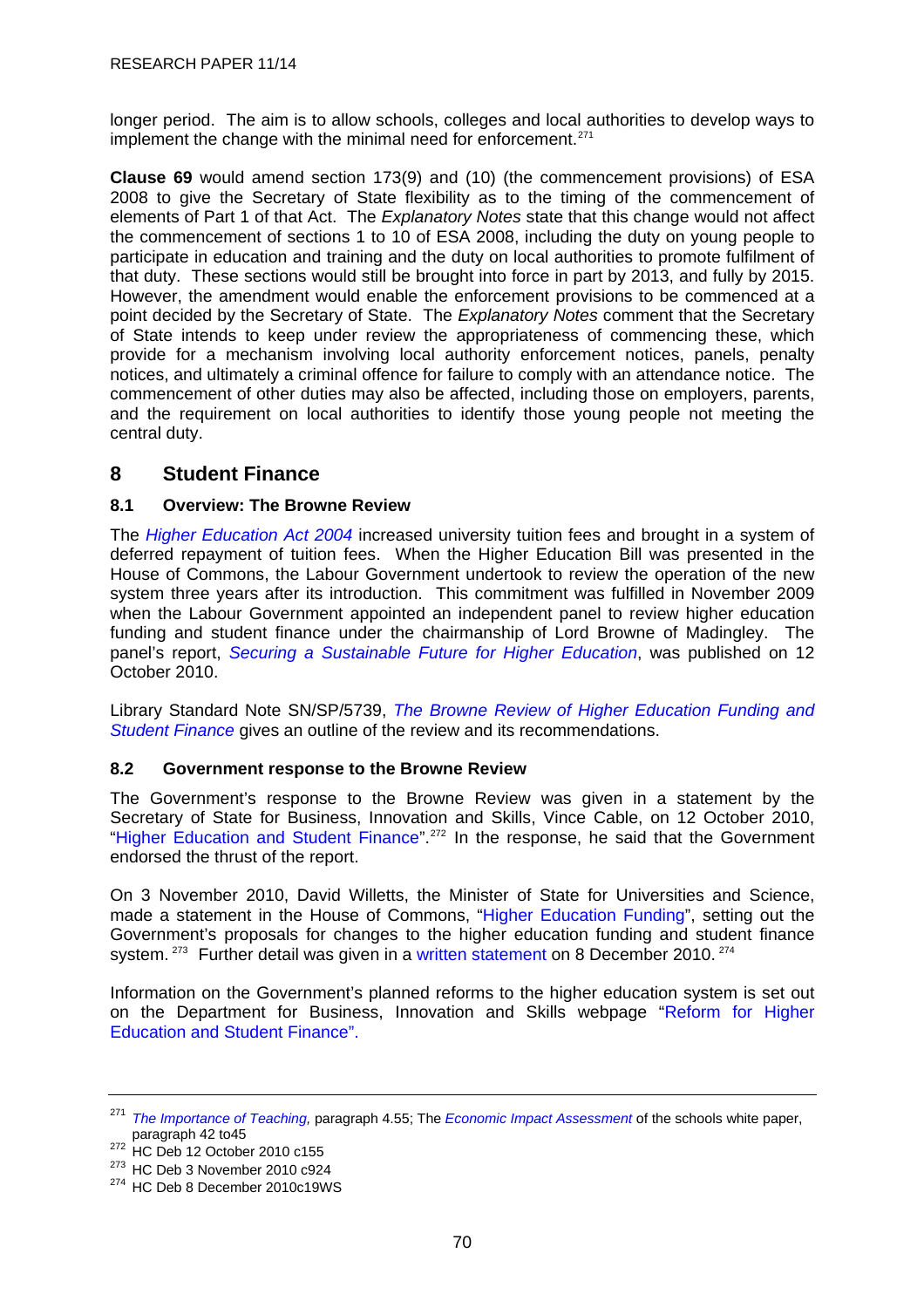longer period. The aim is to allow schools, colleges and local authorities to develop ways to implement the change with the minimal need for enforcement.[271]

**Clause 69** would amend section 173(9) and (10) (the commencement provisions) of ESA 2008 to give the Secretary of State flexibility as to the timing of the commencement of elements of Part 1 of that Act. The *Explanatory Notes* state that this change would not affect the commencement of sections 1 to 10 of ESA 2008, including the duty on young people to participate in education and training and the duty on local authorities to promote fulfilment of that duty. These sections would still be brought into force in part by 2013, and fully by 2015. However, the amendment would enable the enforcement provisions to be commenced at a point decided by the Secretary of State. The *Explanatory Notes* comment that the Secretary of State intends to keep under review the appropriateness of commencing these, which provide for a mechanism involving local authority enforcement notices, panels, penalty notices, and ultimately a criminal offence for failure to comply with an attendance notice. The commencement of other duties may also be affected, including those on employers, parents, and the requirement on local authorities to identify those young people not meeting the central duty.

## 8 Student Finance

### 8.1 Overview: The Browne Review

The *Higher Education Act 2004* increased university tuition fees and brought in a system of deferred repayment of tuition fees. When the Higher Education Bill was presented in the House of Commons, the Labour Government undertook to review the operation of the new system three years after its introduction. This commitment was fulfilled in November 2009 when the Labour Government appointed an independent panel to review higher education funding and student finance under the chairmanship of Lord Browne of Madingley. The panel's report, *Securing a Sustainable Future for Higher Education*, was published on 12 October 2010.

Library Standard Note SN/SP/5739, *The Browne Review of Higher Education Funding and Student Finance* gives an outline of the review and its recommendations.

### 8.2 Government response to the Browne Review

The Government's response to the Browne Review was given in a statement by the Secretary of State for Business, Innovation and Skills, Vince Cable, on 12 October 2010, "Higher Education and Student Finance".[272] In the response, he said that the Government endorsed the thrust of the report.

On 3 November 2010, David Willetts, the Minister of State for Universities and Science, made a statement in the House of Commons, "Higher Education Funding", setting out the Government's proposals for changes to the higher education funding and student finance system.[273] Further detail was given in a written statement on 8 December 2010.[274]

Information on the Government's planned reforms to the higher education system is set out on the Department for Business, Innovation and Skills webpage "Reform for Higher Education and Student Finance".

---

[271] *The Importance of Teaching,* paragraph 4.55; The *Economic Impact Assessment* of the schools white paper, paragraph 42 to45

[272] HC Deb 12 October 2010 c155

[273] HC Deb 3 November 2010 c924

[274] HC Deb 8 December 2010c19WS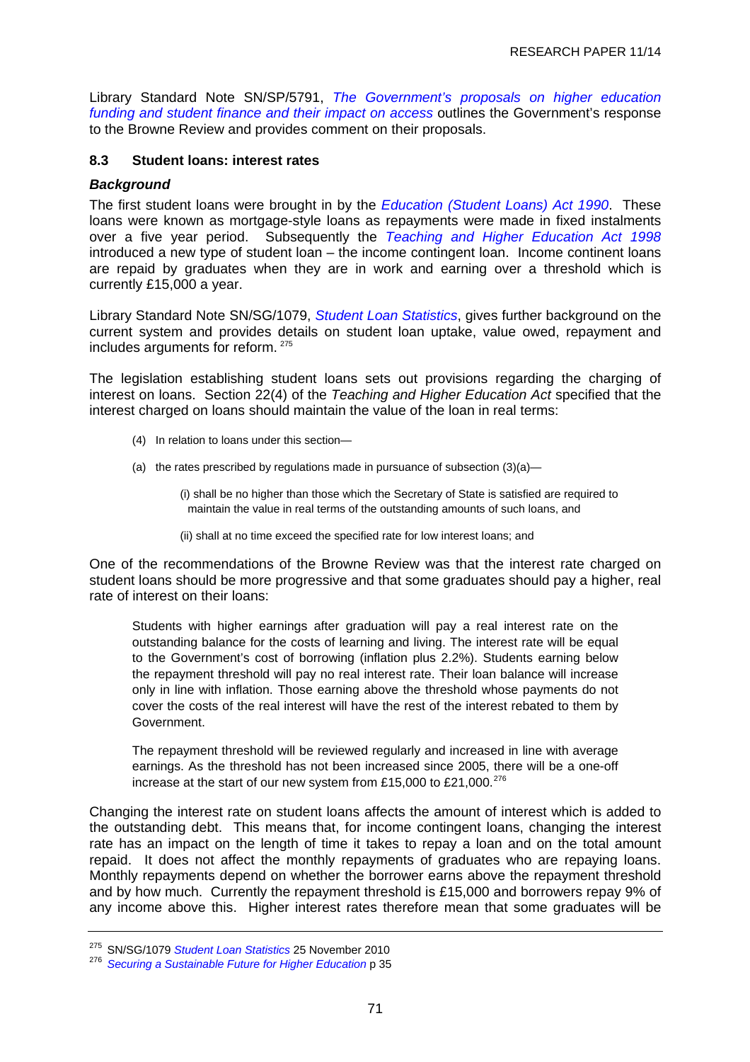Library Standard Note SN/SP/5791, *The Government's proposals on higher education funding and student finance and their impact on access* outlines the Government's response to the Browne Review and provides comment on their proposals.

### 8.3 Student loans: interest rates

***Background***

The first student loans were brought in by the *Education (Student Loans) Act 1990*. These loans were known as mortgage-style loans as repayments were made in fixed instalments over a five year period. Subsequently the *Teaching and Higher Education Act 1998* introduced a new type of student loan – the income contingent loan. Income continent loans are repaid by graduates when they are in work and earning over a threshold which is currently £15,000 a year.

Library Standard Note SN/SG/1079, *Student Loan Statistics*, gives further background on the current system and provides details on student loan uptake, value owed, repayment and includes arguments for reform. [275]

The legislation establishing student loans sets out provisions regarding the charging of interest on loans. Section 22(4) of the *Teaching and Higher Education Act* specified that the interest charged on loans should maintain the value of the loan in real terms:

> (4) In relation to loans under this section—
>
> (a) the rates prescribed by regulations made in pursuance of subsection (3)(a)—
>
> (i) shall be no higher than those which the Secretary of State is satisfied are required to maintain the value in real terms of the outstanding amounts of such loans, and
>
> (ii) shall at no time exceed the specified rate for low interest loans; and

One of the recommendations of the Browne Review was that the interest rate charged on student loans should be more progressive and that some graduates should pay a higher, real rate of interest on their loans:

> Students with higher earnings after graduation will pay a real interest rate on the outstanding balance for the costs of learning and living. The interest rate will be equal to the Government's cost of borrowing (inflation plus 2.2%). Students earning below the repayment threshold will pay no real interest rate. Their loan balance will increase only in line with inflation. Those earning above the threshold whose payments do not cover the costs of the real interest will have the rest of the interest rebated to them by Government.
>
> The repayment threshold will be reviewed regularly and increased in line with average earnings. As the threshold has not been increased since 2005, there will be a one-off increase at the start of our new system from £15,000 to £21,000. [276]

Changing the interest rate on student loans affects the amount of interest which is added to the outstanding debt. This means that, for income contingent loans, changing the interest rate has an impact on the length of time it takes to repay a loan and on the total amount repaid. It does not affect the monthly repayments of graduates who are repaying loans. Monthly repayments depend on whether the borrower earns above the repayment threshold and by how much. Currently the repayment threshold is £15,000 and borrowers repay 9% of any income above this. Higher interest rates therefore mean that some graduates will be

---

[275] SN/SG/1079 *Student Loan Statistics* 25 November 2010

[276] *Securing a Sustainable Future for Higher Education* p 35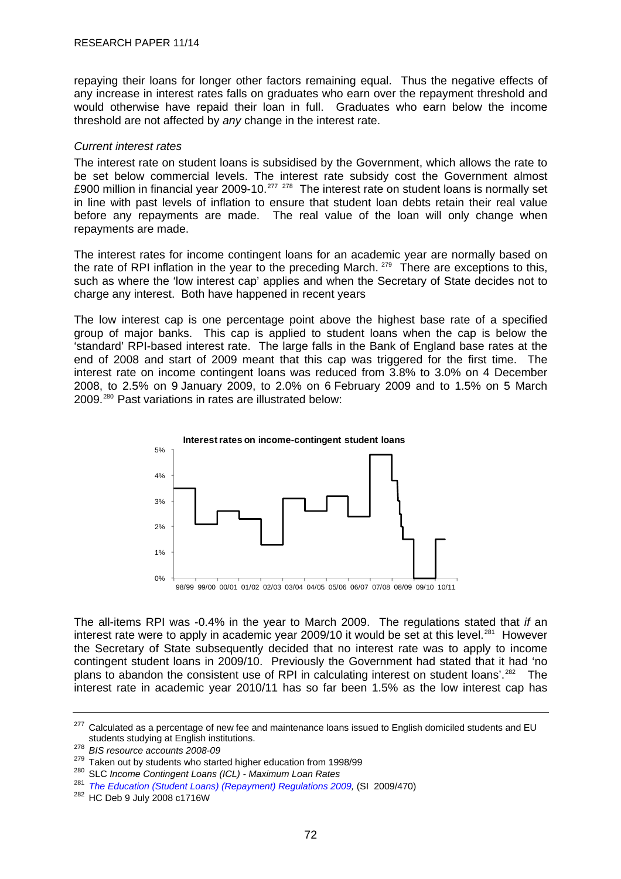repaying their loans for longer other factors remaining equal. Thus the negative effects of any increase in interest rates falls on graduates who earn over the repayment threshold and would otherwise have repaid their loan in full. Graduates who earn below the income threshold are not affected by *any* change in the interest rate.

*Current interest rates*

The interest rate on student loans is subsidised by the Government, which allows the rate to be set below commercial levels. The interest rate subsidy cost the Government almost £900 million in financial year 2009-10.[277] [278] The interest rate on student loans is normally set in line with past levels of inflation to ensure that student loan debts retain their real value before any repayments are made. The real value of the loan will only change when repayments are made.

The interest rates for income contingent loans for an academic year are normally based on the rate of RPI inflation in the year to the preceding March. [279] There are exceptions to this, such as where the 'low interest cap' applies and when the Secretary of State decides not to charge any interest. Both have happened in recent years

The low interest cap is one percentage point above the highest base rate of a specified group of major banks. This cap is applied to student loans when the cap is below the 'standard' RPI-based interest rate. The large falls in the Bank of England base rates at the end of 2008 and start of 2009 meant that this cap was triggered for the first time. The interest rate on income contingent loans was reduced from 3.8% to 3.0% on 4 December 2008, to 2.5% on 9 January 2009, to 2.0% on 6 February 2009 and to 1.5% on 5 March 2009.[280] Past variations in rates are illustrated below:

**Interest rates on income-contingent student loans**

The all-items RPI was -0.4% in the year to March 2009. The regulations stated that *if* an interest rate were to apply in academic year 2009/10 it would be set at this level.[281] However the Secretary of State subsequently decided that no interest rate was to apply to income contingent student loans in 2009/10. Previously the Government had stated that it had 'no plans to abandon the consistent use of RPI in calculating interest on student loans'.[282] The interest rate in academic year 2010/11 has so far been 1.5% as the low interest cap has

---

[277] Calculated as a percentage of new fee and maintenance loans issued to English domiciled students and EU students studying at English institutions.

[278] *BIS resource accounts 2008-09*

[279] Taken out by students who started higher education from 1998/99

[280] SLC *Income Contingent Loans (ICL) - Maximum Loan Rates*

[281] *The Education (Student Loans) (Repayment) Regulations 2009,* (SI 2009/470)

[282] HC Deb 9 July 2008 c1716W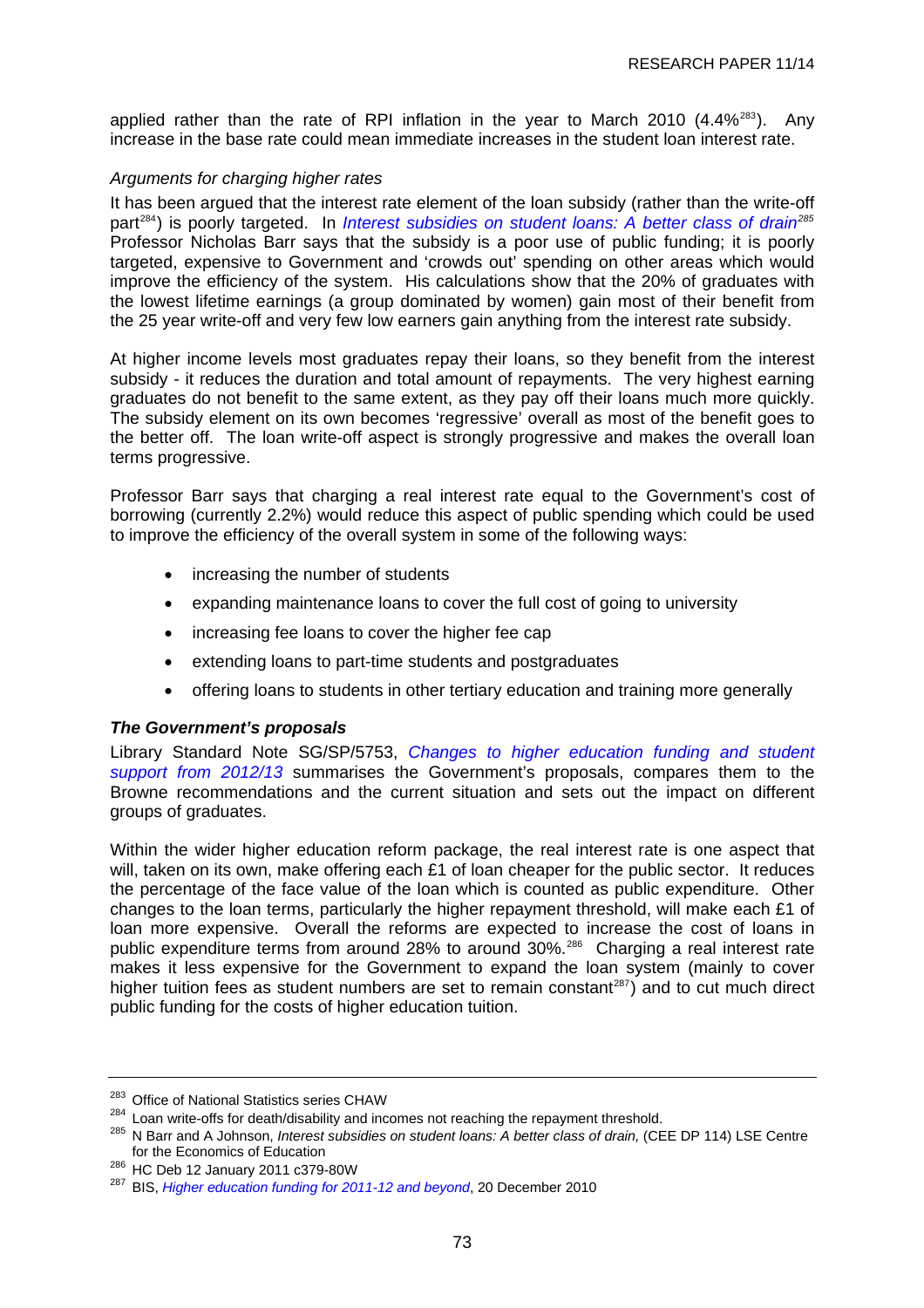applied rather than the rate of RPI inflation in the year to March 2010 (4.4%[283]). Any increase in the base rate could mean immediate increases in the student loan interest rate.

*Arguments for charging higher rates*

It has been argued that the interest rate element of the loan subsidy (rather than the write-off part[284]) is poorly targeted. In *Interest subsidies on student loans: A better class of drain*[285] Professor Nicholas Barr says that the subsidy is a poor use of public funding; it is poorly targeted, expensive to Government and 'crowds out' spending on other areas which would improve the efficiency of the system. His calculations show that the 20% of graduates with the lowest lifetime earnings (a group dominated by women) gain most of their benefit from the 25 year write-off and very few low earners gain anything from the interest rate subsidy.

At higher income levels most graduates repay their loans, so they benefit from the interest subsidy - it reduces the duration and total amount of repayments. The very highest earning graduates do not benefit to the same extent, as they pay off their loans much more quickly. The subsidy element on its own becomes 'regressive' overall as most of the benefit goes to the better off. The loan write-off aspect is strongly progressive and makes the overall loan terms progressive.

Professor Barr says that charging a real interest rate equal to the Government's cost of borrowing (currently 2.2%) would reduce this aspect of public spending which could be used to improve the efficiency of the overall system in some of the following ways:

- increasing the number of students
- expanding maintenance loans to cover the full cost of going to university
- increasing fee loans to cover the higher fee cap
- extending loans to part-time students and postgraduates
- offering loans to students in other tertiary education and training more generally

***The Government's proposals***

Library Standard Note SG/SP/5753, *Changes to higher education funding and student support from 2012/13* summarises the Government's proposals, compares them to the Browne recommendations and the current situation and sets out the impact on different groups of graduates.

Within the wider higher education reform package, the real interest rate is one aspect that will, taken on its own, make offering each £1 of loan cheaper for the public sector. It reduces the percentage of the face value of the loan which is counted as public expenditure. Other changes to the loan terms, particularly the higher repayment threshold, will make each £1 of loan more expensive. Overall the reforms are expected to increase the cost of loans in public expenditure terms from around 28% to around 30%.[286] Charging a real interest rate makes it less expensive for the Government to expand the loan system (mainly to cover higher tuition fees as student numbers are set to remain constant[287]) and to cut much direct public funding for the costs of higher education tuition.

---

[283] Office of National Statistics series CHAW

[284] Loan write-offs for death/disability and incomes not reaching the repayment threshold.

[285] N Barr and A Johnson, *Interest subsidies on student loans: A better class of drain,* (CEE DP 114) LSE Centre for the Economics of Education

[286] HC Deb 12 January 2011 c379-80W

[287] BIS, *Higher education funding for 2011-12 and beyond*, 20 December 2010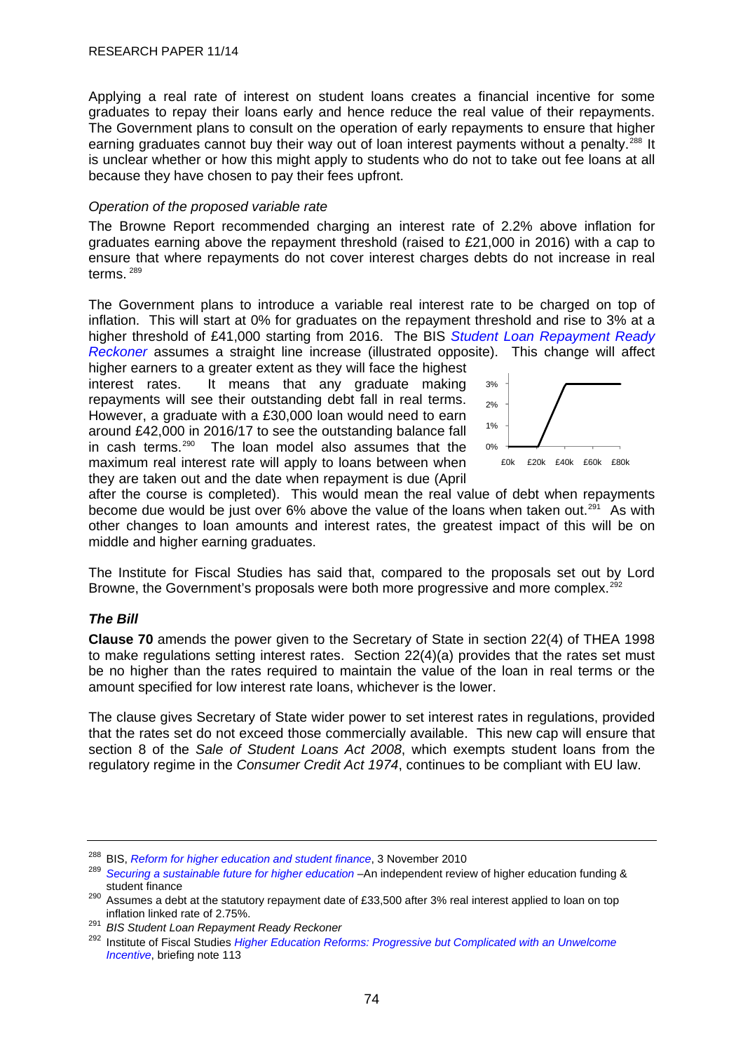Applying a real rate of interest on student loans creates a financial incentive for some graduates to repay their loans early and hence reduce the real value of their repayments. The Government plans to consult on the operation of early repayments to ensure that higher earning graduates cannot buy their way out of loan interest payments without a penalty.[288] It is unclear whether or how this might apply to students who do not to take out fee loans at all because they have chosen to pay their fees upfront.

*Operation of the proposed variable rate*

The Browne Report recommended charging an interest rate of 2.2% above inflation for graduates earning above the repayment threshold (raised to £21,000 in 2016) with a cap to ensure that where repayments do not cover interest charges debts do not increase in real terms.[289]

The Government plans to introduce a variable real interest rate to be charged on top of inflation. This will start at 0% for graduates on the repayment threshold and rise to 3% at a higher threshold of £41,000 starting from 2016. The BIS *Student Loan Repayment Ready Reckoner* assumes a straight line increase (illustrated opposite). This change will affect higher earners to a greater extent as they will face the highest interest rates. It means that any graduate making repayments will see their outstanding debt fall in real terms. However, a graduate with a £30,000 loan would need to earn around £42,000 in 2016/17 to see the outstanding balance fall in cash terms.[290] The loan model also assumes that the maximum real interest rate will apply to loans between when they are taken out and the date when repayment is due (April after the course is completed). This would mean the real value of debt when repayments become due would be just over 6% above the value of the loans when taken out.[291] As with other changes to loan amounts and interest rates, the greatest impact of this will be on middle and higher earning graduates.

3%
2%
1%
0%
£0k £20k £40k £60k £80k

The Institute for Fiscal Studies has said that, compared to the proposals set out by Lord Browne, the Government's proposals were both more progressive and more complex.[292]

### *The Bill*

**Clause 70** amends the power given to the Secretary of State in section 22(4) of THEA 1998 to make regulations setting interest rates. Section 22(4)(a) provides that the rates set must be no higher than the rates required to maintain the value of the loan in real terms or the amount specified for low interest rate loans, whichever is the lower.

The clause gives Secretary of State wider power to set interest rates in regulations, provided that the rates set do not exceed those commercially available. This new cap will ensure that section 8 of the *Sale of Student Loans Act 2008*, which exempts student loans from the regulatory regime in the *Consumer Credit Act 1974*, continues to be compliant with EU law.

---

[288] BIS, *Reform for higher education and student finance*, 3 November 2010

[289] *Securing a sustainable future for higher education* –An independent review of higher education funding & student finance

[290] Assumes a debt at the statutory repayment date of £33,500 after 3% real interest applied to loan on top inflation linked rate of 2.75%.

[291] *BIS Student Loan Repayment Ready Reckoner*

[292] Institute of Fiscal Studies *Higher Education Reforms: Progressive but Complicated with an Unwelcome Incentive*, briefing note 113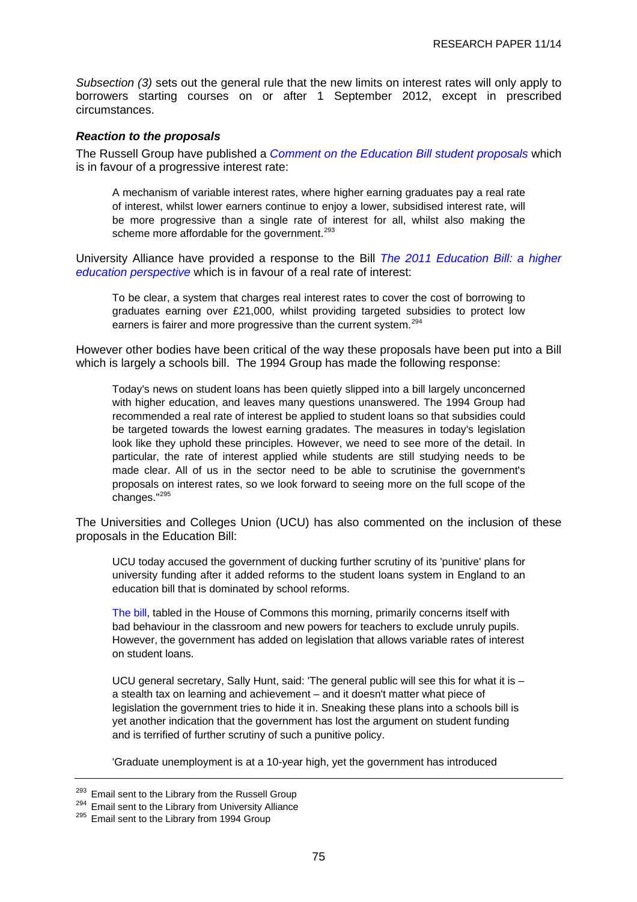*Subsection (3)* sets out the general rule that the new limits on interest rates will only apply to borrowers starting courses on or after 1 September 2012, except in prescribed circumstances.

### *Reaction to the proposals*

The Russell Group have published a *Comment on the Education Bill student proposals* which is in favour of a progressive interest rate:

> A mechanism of variable interest rates, where higher earning graduates pay a real rate of interest, whilst lower earners continue to enjoy a lower, subsidised interest rate, will be more progressive than a single rate of interest for all, whilst also making the scheme more affordable for the government.[293]

University Alliance have provided a response to the Bill *The 2011 Education Bill: a higher education perspective* which is in favour of a real rate of interest:

> To be clear, a system that charges real interest rates to cover the cost of borrowing to graduates earning over £21,000, whilst providing targeted subsidies to protect low earners is fairer and more progressive than the current system.[294]

However other bodies have been critical of the way these proposals have been put into a Bill which is largely a schools bill. The 1994 Group has made the following response:

> Today's news on student loans has been quietly slipped into a bill largely unconcerned with higher education, and leaves many questions unanswered. The 1994 Group had recommended a real rate of interest be applied to student loans so that subsidies could be targeted towards the lowest earning gradates. The measures in today's legislation look like they uphold these principles. However, we need to see more of the detail. In particular, the rate of interest applied while students are still studying needs to be made clear. All of us in the sector need to be able to scrutinise the government's proposals on interest rates, so we look forward to seeing more on the full scope of the changes."[295]

The Universities and Colleges Union (UCU) has also commented on the inclusion of these proposals in the Education Bill:

> UCU today accused the government of ducking further scrutiny of its 'punitive' plans for university funding after it added reforms to the student loans system in England to an education bill that is dominated by school reforms.
>
> The bill, tabled in the House of Commons this morning, primarily concerns itself with bad behaviour in the classroom and new powers for teachers to exclude unruly pupils. However, the government has added on legislation that allows variable rates of interest on student loans.
>
> UCU general secretary, Sally Hunt, said: 'The general public will see this for what it is – a stealth tax on learning and achievement – and it doesn't matter what piece of legislation the government tries to hide it in. Sneaking these plans into a schools bill is yet another indication that the government has lost the argument on student funding and is terrified of further scrutiny of such a punitive policy.
>
> 'Graduate unemployment is at a 10-year high, yet the government has introduced

---

[293] Email sent to the Library from the Russell Group

[294] Email sent to the Library from University Alliance

[295] Email sent to the Library from 1994 Group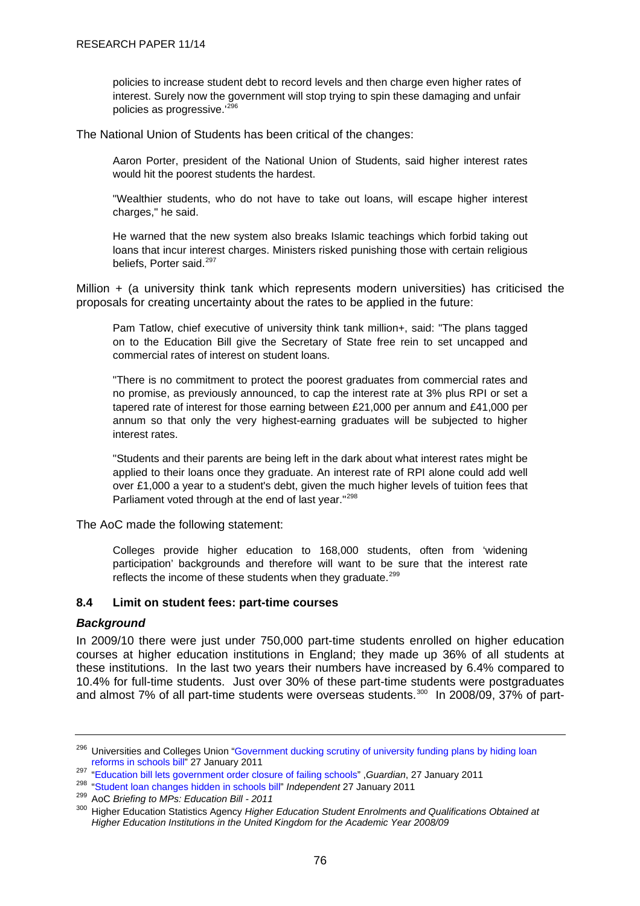> policies to increase student debt to record levels and then charge even higher rates of interest. Surely now the government will stop trying to spin these damaging and unfair policies as progressive.'[296]

The National Union of Students has been critical of the changes:

> Aaron Porter, president of the National Union of Students, said higher interest rates would hit the poorest students the hardest.
>
> "Wealthier students, who do not have to take out loans, will escape higher interest charges," he said.
>
> He warned that the new system also breaks Islamic teachings which forbid taking out loans that incur interest charges. Ministers risked punishing those with certain religious beliefs, Porter said.[297]

Million + (a university think tank which represents modern universities) has criticised the proposals for creating uncertainty about the rates to be applied in the future:

> Pam Tatlow, chief executive of university think tank million+, said: "The plans tagged on to the Education Bill give the Secretary of State free rein to set uncapped and commercial rates of interest on student loans.
>
> "There is no commitment to protect the poorest graduates from commercial rates and no promise, as previously announced, to cap the interest rate at 3% plus RPI or set a tapered rate of interest for those earning between £21,000 per annum and £41,000 per annum so that only the very highest-earning graduates will be subjected to higher interest rates.
>
> "Students and their parents are being left in the dark about what interest rates might be applied to their loans once they graduate. An interest rate of RPI alone could add well over £1,000 a year to a student's debt, given the much higher levels of tuition fees that Parliament voted through at the end of last year."[298]

The AoC made the following statement:

> Colleges provide higher education to 168,000 students, often from 'widening participation' backgrounds and therefore will want to be sure that the interest rate reflects the income of these students when they graduate.[299]

### 8.4 Limit on student fees: part-time courses

#### *Background*

In 2009/10 there were just under 750,000 part-time students enrolled on higher education courses at higher education institutions in England; they made up 36% of all students at these institutions. In the last two years their numbers have increased by 6.4% compared to 10.4% for full-time students. Just over 30% of these part-time students were postgraduates and almost 7% of all part-time students were overseas students.[300] In 2008/09, 37% of part-

---

[296] Universities and Colleges Union "Government ducking scrutiny of university funding plans by hiding loan reforms in schools bill" 27 January 2011

[297] "Education bill lets government order closure of failing schools" ,*Guardian*, 27 January 2011

[298] "Student loan changes hidden in schools bill" *Independent* 27 January 2011

[299] AoC *Briefing to MPs: Education Bill - 2011*

[300] Higher Education Statistics Agency *Higher Education Student Enrolments and Qualifications Obtained at Higher Education Institutions in the United Kingdom for the Academic Year 2008/09*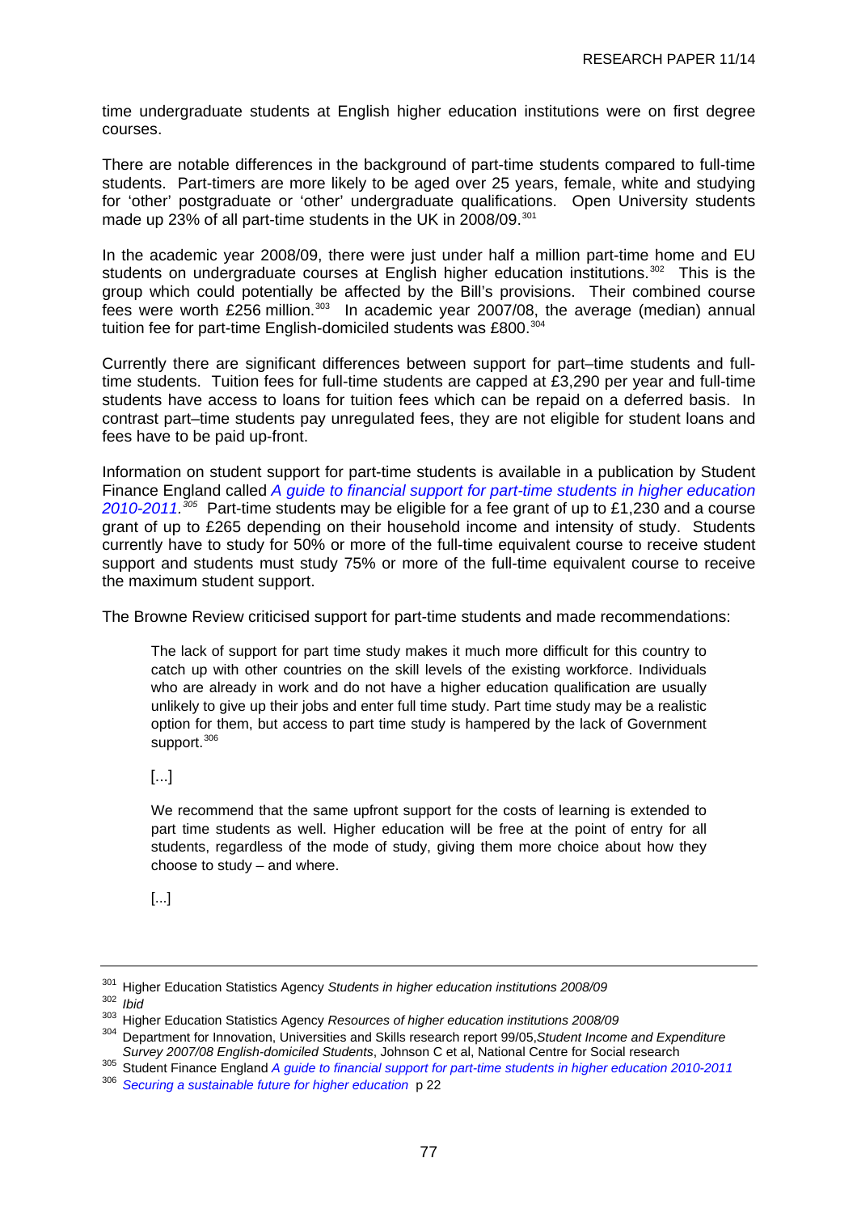time undergraduate students at English higher education institutions were on first degree courses.

There are notable differences in the background of part-time students compared to full-time students. Part-timers are more likely to be aged over 25 years, female, white and studying for 'other' postgraduate or 'other' undergraduate qualifications. Open University students made up 23% of all part-time students in the UK in 2008/09.[301]

In the academic year 2008/09, there were just under half a million part-time home and EU students on undergraduate courses at English higher education institutions.[302] This is the group which could potentially be affected by the Bill's provisions. Their combined course fees were worth £256 million.[303] In academic year 2007/08, the average (median) annual tuition fee for part-time English-domiciled students was £800.[304]

Currently there are significant differences between support for part–time students and full-time students. Tuition fees for full-time students are capped at £3,290 per year and full-time students have access to loans for tuition fees which can be repaid on a deferred basis. In contrast part–time students pay unregulated fees, they are not eligible for student loans and fees have to be paid up-front.

Information on student support for part-time students is available in a publication by Student Finance England called *A guide to financial support for part-time students in higher education 2010-2011.*[305] Part-time students may be eligible for a fee grant of up to £1,230 and a course grant of up to £265 depending on their household income and intensity of study. Students currently have to study for 50% or more of the full-time equivalent course to receive student support and students must study 75% or more of the full-time equivalent course to receive the maximum student support.

The Browne Review criticised support for part-time students and made recommendations:

> The lack of support for part time study makes it much more difficult for this country to catch up with other countries on the skill levels of the existing workforce. Individuals who are already in work and do not have a higher education qualification are usually unlikely to give up their jobs and enter full time study. Part time study may be a realistic option for them, but access to part time study is hampered by the lack of Government support.[306]
>
> [...]
>
> We recommend that the same upfront support for the costs of learning is extended to part time students as well. Higher education will be free at the point of entry for all students, regardless of the mode of study, giving them more choice about how they choose to study – and where.
>
> [...]

---

[301] Higher Education Statistics Agency *Students in higher education institutions 2008/09*

[302] *Ibid*

[303] Higher Education Statistics Agency *Resources of higher education institutions 2008/09*

[304] Department for Innovation, Universities and Skills research report 99/05, *Student Income and Expenditure Survey 2007/08 English-domiciled Students*, Johnson C et al, National Centre for Social research

[305] Student Finance England *A guide to financial support for part-time students in higher education 2010-2011*

[306] *Securing a sustainable future for higher education* p 22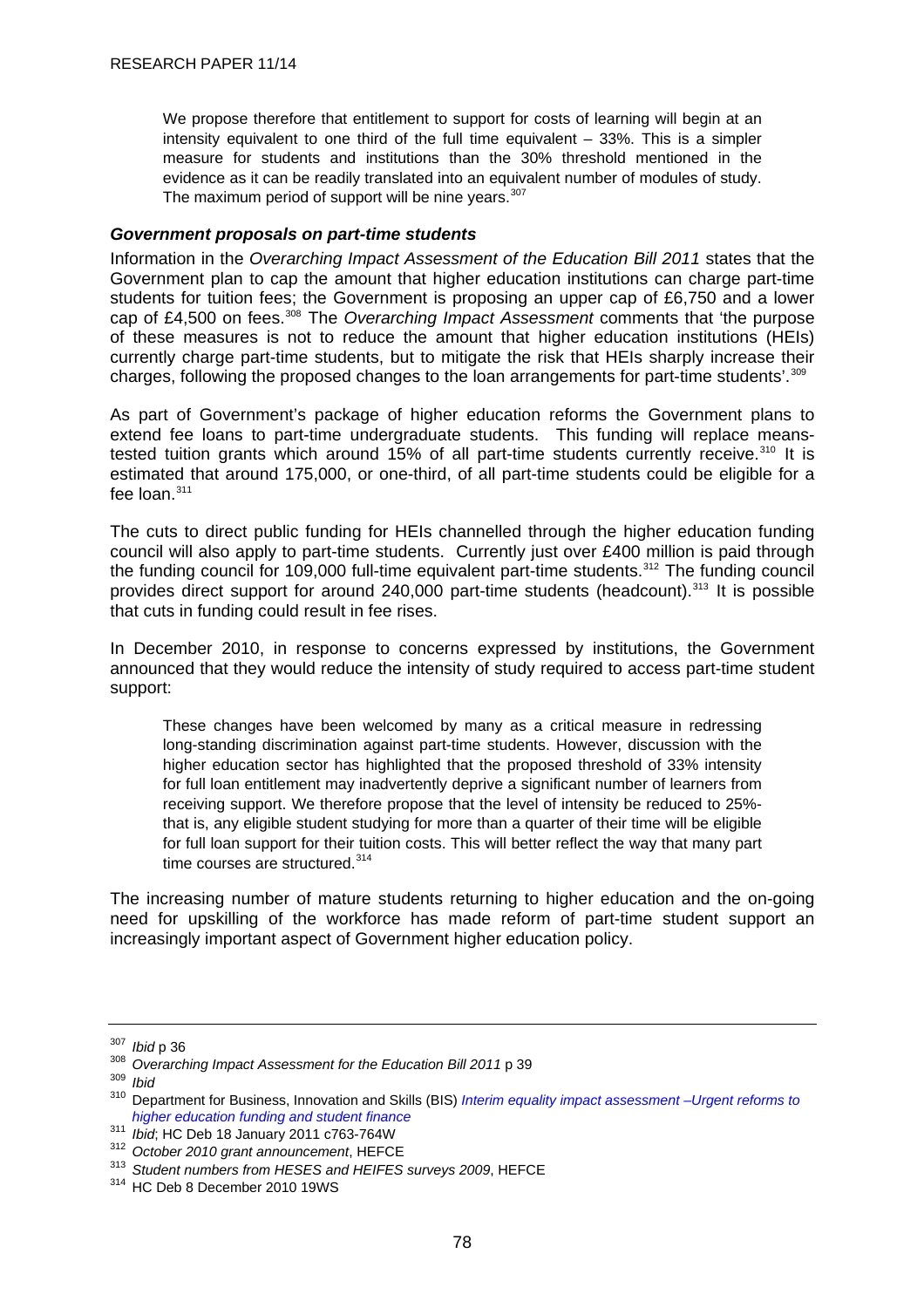> We propose therefore that entitlement to support for costs of learning will begin at an intensity equivalent to one third of the full time equivalent – 33%. This is a simpler measure for students and institutions than the 30% threshold mentioned in the evidence as it can be readily translated into an equivalent number of modules of study. The maximum period of support will be nine years.[307]

### *Government proposals on part-time students*

Information in the *Overarching Impact Assessment of the Education Bill 2011* states that the Government plan to cap the amount that higher education institutions can charge part-time students for tuition fees; the Government is proposing an upper cap of £6,750 and a lower cap of £4,500 on fees.[308] The *Overarching Impact Assessment* comments that 'the purpose of these measures is not to reduce the amount that higher education institutions (HEIs) currently charge part-time students, but to mitigate the risk that HEIs sharply increase their charges, following the proposed changes to the loan arrangements for part-time students'.[309]

As part of Government's package of higher education reforms the Government plans to extend fee loans to part-time undergraduate students. This funding will replace means-tested tuition grants which around 15% of all part-time students currently receive.[310] It is estimated that around 175,000, or one-third, of all part-time students could be eligible for a fee loan.[311]

The cuts to direct public funding for HEIs channelled through the higher education funding council will also apply to part-time students. Currently just over £400 million is paid through the funding council for 109,000 full-time equivalent part-time students.[312] The funding council provides direct support for around 240,000 part-time students (headcount).[313] It is possible that cuts in funding could result in fee rises.

In December 2010, in response to concerns expressed by institutions, the Government announced that they would reduce the intensity of study required to access part-time student support:

> These changes have been welcomed by many as a critical measure in redressing long-standing discrimination against part-time students. However, discussion with the higher education sector has highlighted that the proposed threshold of 33% intensity for full loan entitlement may inadvertently deprive a significant number of learners from receiving support. We therefore propose that the level of intensity be reduced to 25%- that is, any eligible student studying for more than a quarter of their time will be eligible for full loan support for their tuition costs. This will better reflect the way that many part time courses are structured.[314]

The increasing number of mature students returning to higher education and the on-going need for upskilling of the workforce has made reform of part-time student support an increasingly important aspect of Government higher education policy.

---

[307] *Ibid* p 36

[308] *Overarching Impact Assessment for the Education Bill 2011* p 39

[309] *Ibid*

[310] Department for Business, Innovation and Skills (BIS) *Interim equality impact assessment –Urgent reforms to higher education funding and student finance*

[311] *Ibid*; HC Deb 18 January 2011 c763-764W

[312] *October 2010 grant announcement*, HEFCE

[313] *Student numbers from HESES and HEIFES surveys 2009*, HEFCE

[314] HC Deb 8 December 2010 19WS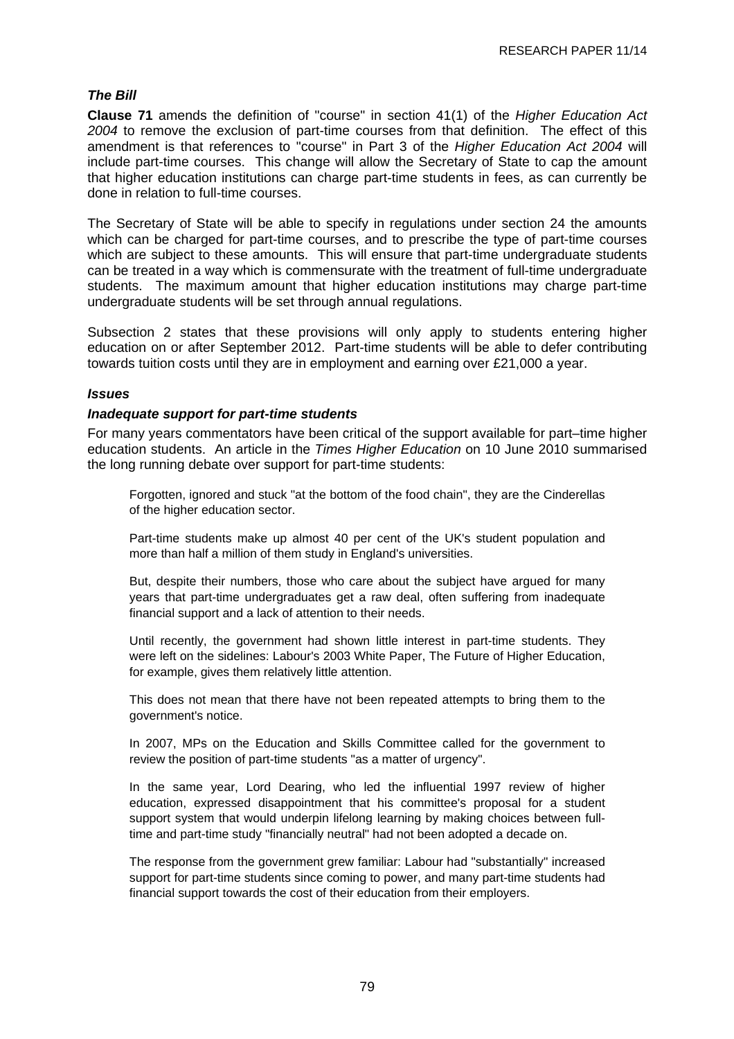### *The Bill*

**Clause 71** amends the definition of "course" in section 41(1) of the *Higher Education Act 2004* to remove the exclusion of part-time courses from that definition. The effect of this amendment is that references to "course" in Part 3 of the *Higher Education Act 2004* will include part-time courses. This change will allow the Secretary of State to cap the amount that higher education institutions can charge part-time students in fees, as can currently be done in relation to full-time courses.

The Secretary of State will be able to specify in regulations under section 24 the amounts which can be charged for part-time courses, and to prescribe the type of part-time courses which are subject to these amounts. This will ensure that part-time undergraduate students can be treated in a way which is commensurate with the treatment of full-time undergraduate students. The maximum amount that higher education institutions may charge part-time undergraduate students will be set through annual regulations.

Subsection 2 states that these provisions will only apply to students entering higher education on or after September 2012. Part-time students will be able to defer contributing towards tuition costs until they are in employment and earning over £21,000 a year.

### *Issues*

### *Inadequate support for part-time students*

For many years commentators have been critical of the support available for part–time higher education students. An article in the *Times Higher Education* on 10 June 2010 summarised the long running debate over support for part-time students:

> Forgotten, ignored and stuck "at the bottom of the food chain", they are the Cinderellas of the higher education sector.
>
> Part-time students make up almost 40 per cent of the UK's student population and more than half a million of them study in England's universities.
>
> But, despite their numbers, those who care about the subject have argued for many years that part-time undergraduates get a raw deal, often suffering from inadequate financial support and a lack of attention to their needs.
>
> Until recently, the government had shown little interest in part-time students. They were left on the sidelines: Labour's 2003 White Paper, The Future of Higher Education, for example, gives them relatively little attention.
>
> This does not mean that there have not been repeated attempts to bring them to the government's notice.
>
> In 2007, MPs on the Education and Skills Committee called for the government to review the position of part-time students "as a matter of urgency".
>
> In the same year, Lord Dearing, who led the influential 1997 review of higher education, expressed disappointment that his committee's proposal for a student support system that would underpin lifelong learning by making choices between full-time and part-time study "financially neutral" had not been adopted a decade on.
>
> The response from the government grew familiar: Labour had "substantially" increased support for part-time students since coming to power, and many part-time students had financial support towards the cost of their education from their employers.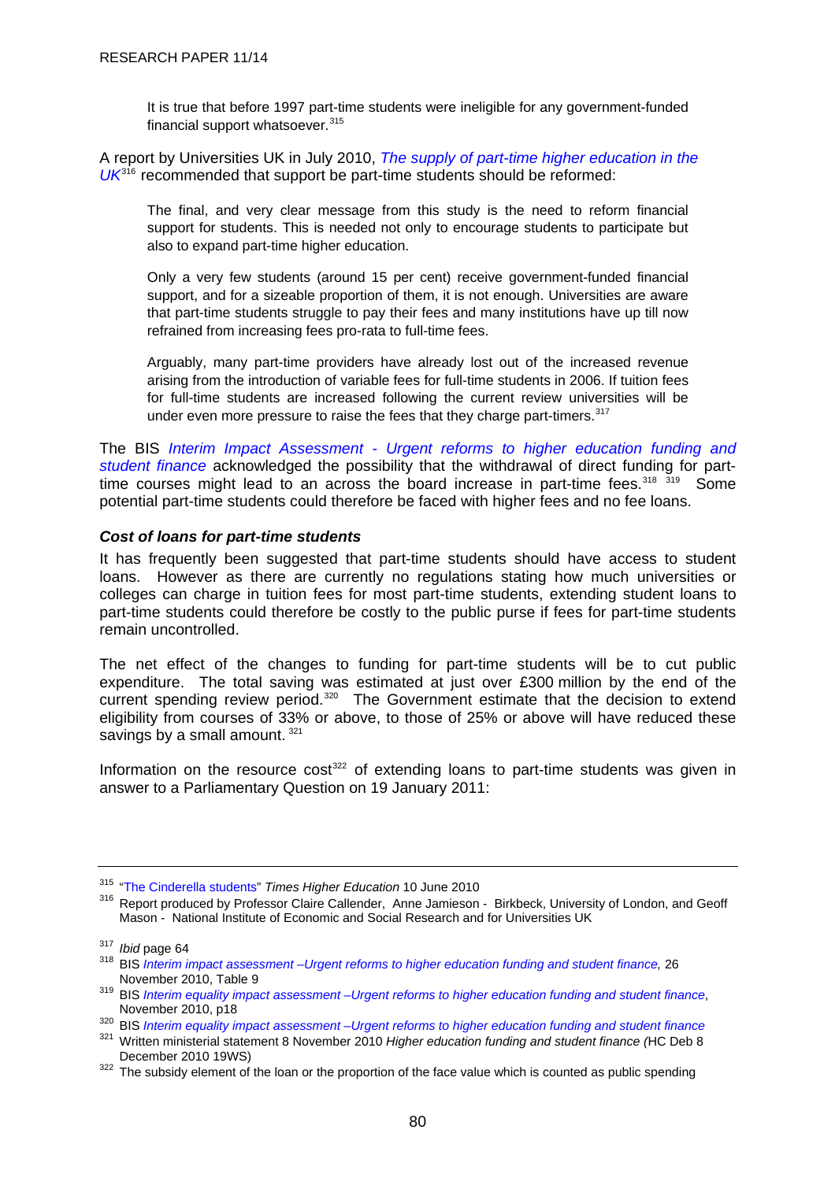> It is true that before 1997 part-time students were ineligible for any government-funded financial support whatsoever.[315]

A report by Universities UK in July 2010, *The supply of part-time higher education in the UK*[316] recommended that support be part-time students should be reformed:

> The final, and very clear message from this study is the need to reform financial support for students. This is needed not only to encourage students to participate but also to expand part-time higher education.
>
> Only a very few students (around 15 per cent) receive government-funded financial support, and for a sizeable proportion of them, it is not enough. Universities are aware that part-time students struggle to pay their fees and many institutions have up till now refrained from increasing fees pro-rata to full-time fees.
>
> Arguably, many part-time providers have already lost out of the increased revenue arising from the introduction of variable fees for full-time students in 2006. If tuition fees for full-time students are increased following the current review universities will be under even more pressure to raise the fees that they charge part-timers.[317]

The BIS *Interim Impact Assessment - Urgent reforms to higher education funding and student finance* acknowledged the possibility that the withdrawal of direct funding for part-time courses might lead to an across the board increase in part-time fees.[318] [319] Some potential part-time students could therefore be faced with higher fees and no fee loans.

### *Cost of loans for part-time students*

It has frequently been suggested that part-time students should have access to student loans. However as there are currently no regulations stating how much universities or colleges can charge in tuition fees for most part-time students, extending student loans to part-time students could therefore be costly to the public purse if fees for part-time students remain uncontrolled.

The net effect of the changes to funding for part-time students will be to cut public expenditure. The total saving was estimated at just over £300 million by the end of the current spending review period.[320] The Government estimate that the decision to extend eligibility from courses of 33% or above, to those of 25% or above will have reduced these savings by a small amount.[321]

Information on the resource cost[322] of extending loans to part-time students was given in answer to a Parliamentary Question on 19 January 2011:

---

[315] "The Cinderella students" *Times Higher Education* 10 June 2010

[316] Report produced by Professor Claire Callender, Anne Jamieson - Birkbeck, University of London, and Geoff Mason - National Institute of Economic and Social Research and for Universities UK

[317] *Ibid* page 64

[318] BIS *Interim impact assessment –Urgent reforms to higher education funding and student finance,* 26 November 2010, Table 9

[319] BIS *Interim equality impact assessment –Urgent reforms to higher education funding and student finance*, November 2010, p18

[320] BIS *Interim equality impact assessment –Urgent reforms to higher education funding and student finance*

[321] Written ministerial statement 8 November 2010 *Higher education funding and student finance (*HC Deb 8 December 2010 19WS)

[322] The subsidy element of the loan or the proportion of the face value which is counted as public spending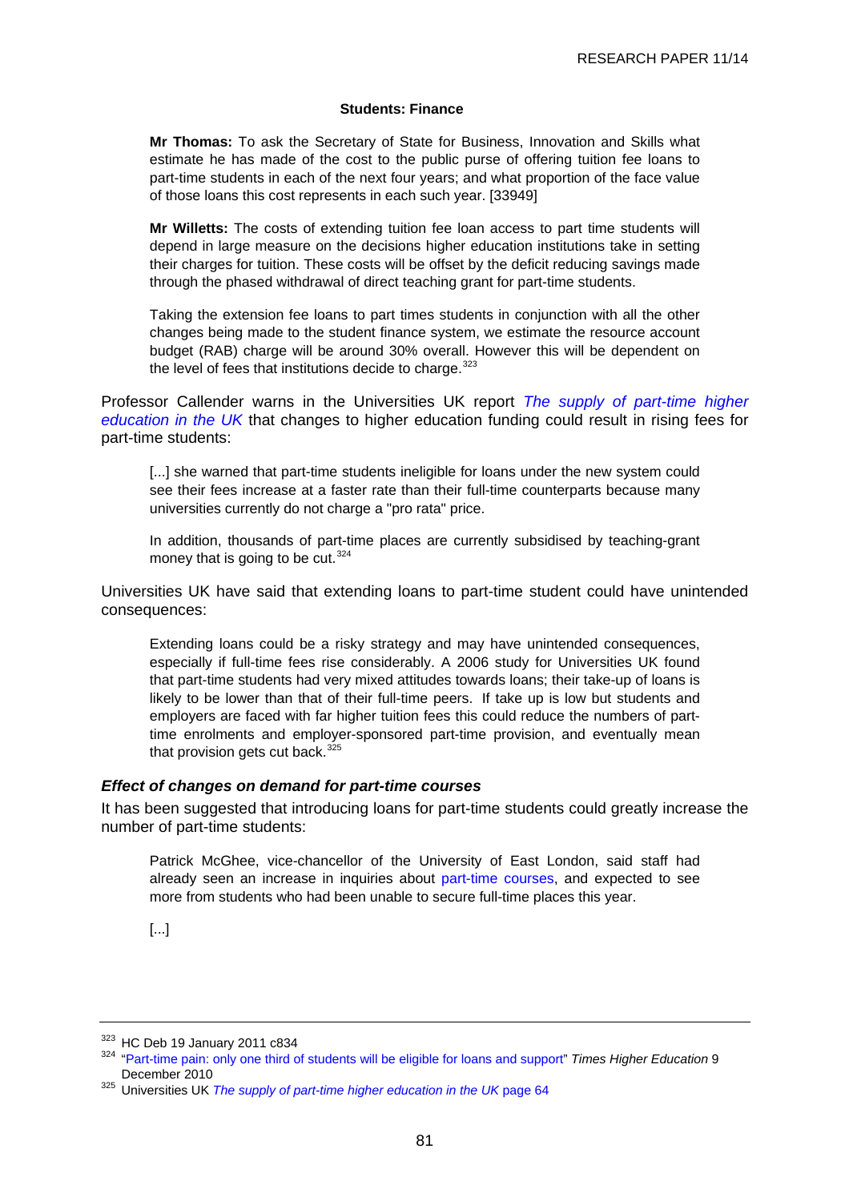**Students: Finance**

> **Mr Thomas:** To ask the Secretary of State for Business, Innovation and Skills what estimate he has made of the cost to the public purse of offering tuition fee loans to part-time students in each of the next four years; and what proportion of the face value of those loans this cost represents in each such year. [33949]
>
> **Mr Willetts:** The costs of extending tuition fee loan access to part time students will depend in large measure on the decisions higher education institutions take in setting their charges for tuition. These costs will be offset by the deficit reducing savings made through the phased withdrawal of direct teaching grant for part-time students.
>
> Taking the extension fee loans to part times students in conjunction with all the other changes being made to the student finance system, we estimate the resource account budget (RAB) charge will be around 30% overall. However this will be dependent on the level of fees that institutions decide to charge.[323]

Professor Callender warns in the Universities UK report *The supply of part-time higher education in the UK* that changes to higher education funding could result in rising fees for part-time students:

> [...] she warned that part-time students ineligible for loans under the new system could see their fees increase at a faster rate than their full-time counterparts because many universities currently do not charge a "pro rata" price.
>
> In addition, thousands of part-time places are currently subsidised by teaching-grant money that is going to be cut.[324]

Universities UK have said that extending loans to part-time student could have unintended consequences:

> Extending loans could be a risky strategy and may have unintended consequences, especially if full-time fees rise considerably. A 2006 study for Universities UK found that part-time students had very mixed attitudes towards loans; their take-up of loans is likely to be lower than that of their full-time peers. If take up is low but students and employers are faced with far higher tuition fees this could reduce the numbers of part-time enrolments and employer-sponsored part-time provision, and eventually mean that provision gets cut back.[325]

### *Effect of changes on demand for part-time courses*

It has been suggested that introducing loans for part-time students could greatly increase the number of part-time students:

> Patrick McGhee, vice-chancellor of the University of East London, said staff had already seen an increase in inquiries about part-time courses, and expected to see more from students who had been unable to secure full-time places this year.
>
> [...]

---

[323] HC Deb 19 January 2011 c834

[324] "Part-time pain: only one third of students will be eligible for loans and support" *Times Higher Education* 9 December 2010

[325] Universities UK *The supply of part-time higher education in the UK* page 64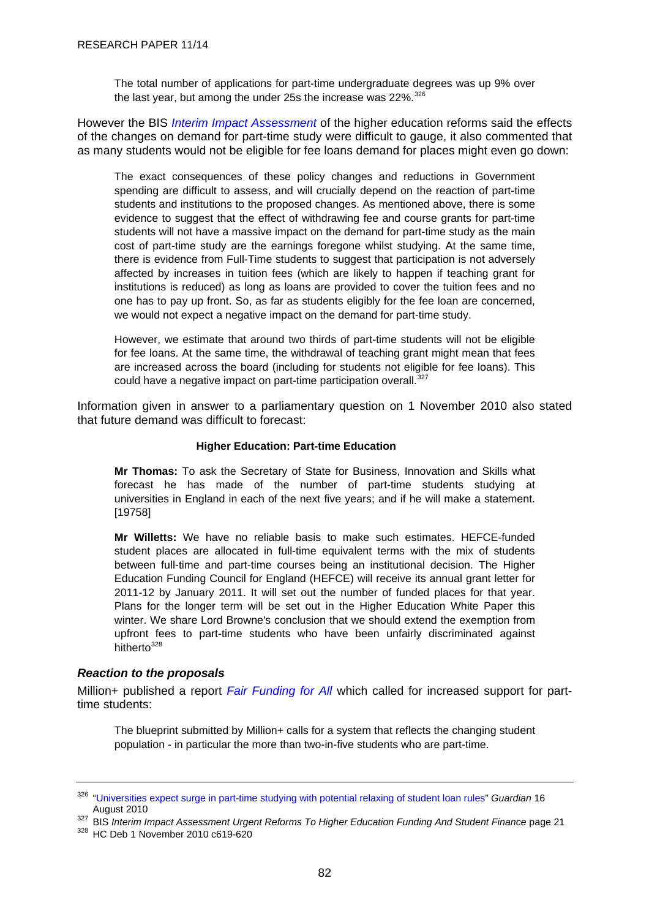> The total number of applications for part-time undergraduate degrees was up 9% over the last year, but among the under 25s the increase was 22%.[326]

However the BIS *Interim Impact Assessment* of the higher education reforms said the effects of the changes on demand for part-time study were difficult to gauge, it also commented that as many students would not be eligible for fee loans demand for places might even go down:

> The exact consequences of these policy changes and reductions in Government spending are difficult to assess, and will crucially depend on the reaction of part-time students and institutions to the proposed changes. As mentioned above, there is some evidence to suggest that the effect of withdrawing fee and course grants for part-time students will not have a massive impact on the demand for part-time study as the main cost of part-time study are the earnings foregone whilst studying. At the same time, there is evidence from Full-Time students to suggest that participation is not adversely affected by increases in tuition fees (which are likely to happen if teaching grant for institutions is reduced) as long as loans are provided to cover the tuition fees and no one has to pay up front. So, as far as students eligibly for the fee loan are concerned, we would not expect a negative impact on the demand for part-time study.
>
> However, we estimate that around two thirds of part-time students will not be eligible for fee loans. At the same time, the withdrawal of teaching grant might mean that fees are increased across the board (including for students not eligible for fee loans). This could have a negative impact on part-time participation overall.[327]

Information given in answer to a parliamentary question on 1 November 2010 also stated that future demand was difficult to forecast:

> **Higher Education: Part-time Education**
>
> **Mr Thomas:** To ask the Secretary of State for Business, Innovation and Skills what forecast he has made of the number of part-time students studying at universities in England in each of the next five years; and if he will make a statement. [19758]
>
> **Mr Willetts:** We have no reliable basis to make such estimates. HEFCE-funded student places are allocated in full-time equivalent terms with the mix of students between full-time and part-time courses being an institutional decision. The Higher Education Funding Council for England (HEFCE) will receive its annual grant letter for 2011-12 by January 2011. It will set out the number of funded places for that year. Plans for the longer term will be set out in the Higher Education White Paper this winter. We share Lord Browne's conclusion that we should extend the exemption from upfront fees to part-time students who have been unfairly discriminated against hitherto[328]

### *Reaction to the proposals*

Million+ published a report *Fair Funding for All* which called for increased support for part-time students:

> The blueprint submitted by Million+ calls for a system that reflects the changing student population - in particular the more than two-in-five students who are part-time.

---

[326] "Universities expect surge in part-time studying with potential relaxing of student loan rules" *Guardian* 16 August 2010

[327] BIS *Interim Impact Assessment Urgent Reforms To Higher Education Funding And Student Finance* page 21

[328] HC Deb 1 November 2010 c619-620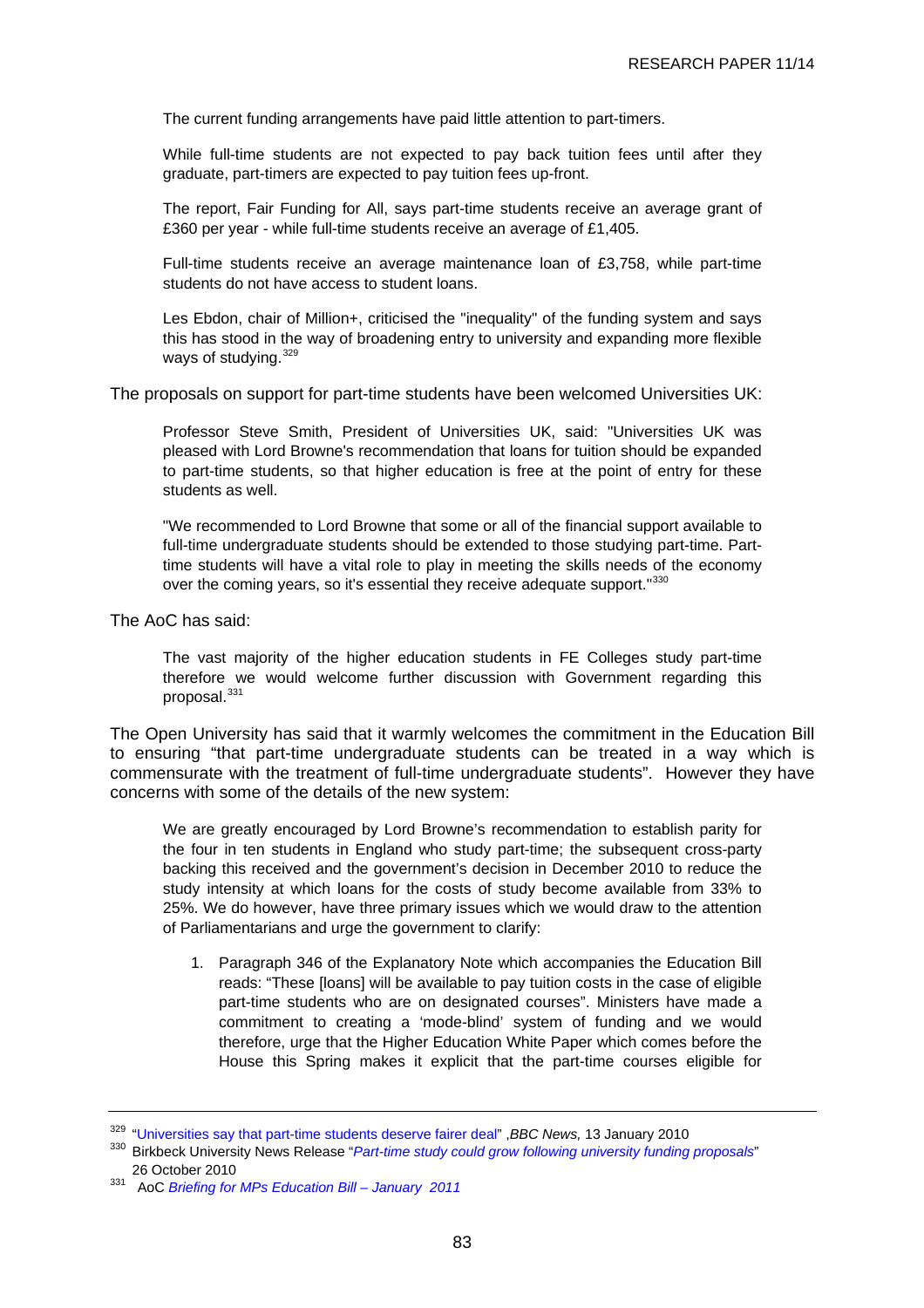> The current funding arrangements have paid little attention to part-timers.
>
> While full-time students are not expected to pay back tuition fees until after they graduate, part-timers are expected to pay tuition fees up-front.
>
> The report, Fair Funding for All, says part-time students receive an average grant of £360 per year - while full-time students receive an average of £1,405.
>
> Full-time students receive an average maintenance loan of £3,758, while part-time students do not have access to student loans.
>
> Les Ebdon, chair of Million+, criticised the "inequality" of the funding system and says this has stood in the way of broadening entry to university and expanding more flexible ways of studying.[329]

The proposals on support for part-time students have been welcomed Universities UK:

> Professor Steve Smith, President of Universities UK, said: "Universities UK was pleased with Lord Browne's recommendation that loans for tuition should be expanded to part-time students, so that higher education is free at the point of entry for these students as well.
>
> "We recommended to Lord Browne that some or all of the financial support available to full-time undergraduate students should be extended to those studying part-time. Part-time students will have a vital role to play in meeting the skills needs of the economy over the coming years, so it's essential they receive adequate support."[330]

The AoC has said:

> The vast majority of the higher education students in FE Colleges study part-time therefore we would welcome further discussion with Government regarding this proposal.[331]

The Open University has said that it warmly welcomes the commitment in the Education Bill to ensuring "that part-time undergraduate students can be treated in a way which is commensurate with the treatment of full-time undergraduate students". However they have concerns with some of the details of the new system:

> We are greatly encouraged by Lord Browne's recommendation to establish parity for the four in ten students in England who study part-time; the subsequent cross-party backing this received and the government's decision in December 2010 to reduce the study intensity at which loans for the costs of study become available from 33% to 25%. We do however, have three primary issues which we would draw to the attention of Parliamentarians and urge the government to clarify:
>
> 1. Paragraph 346 of the Explanatory Note which accompanies the Education Bill reads: "These [loans] will be available to pay tuition costs in the case of eligible part-time students who are on designated courses". Ministers have made a commitment to creating a 'mode-blind' system of funding and we would therefore, urge that the Higher Education White Paper which comes before the House this Spring makes it explicit that the part-time courses eligible for

---

[329] "Universities say that part-time students deserve fairer deal", *BBC News,* 13 January 2010

[330] Birkbeck University News Release "*Part-time study could grow following university funding proposals*" 26 October 2010

[331] AoC *Briefing for MPs Education Bill – January 2011*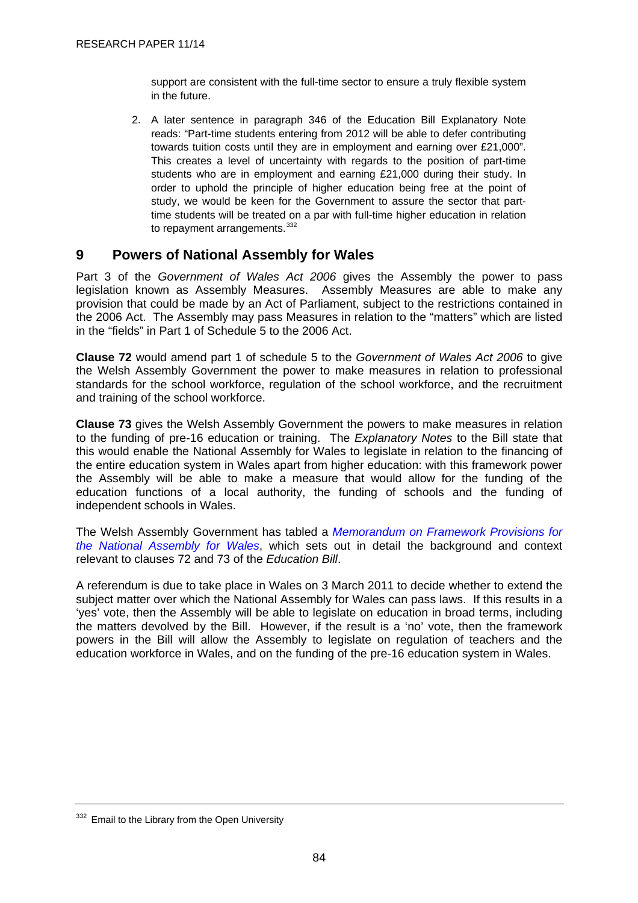support are consistent with the full-time sector to ensure a truly flexible system in the future.

2. A later sentence in paragraph 346 of the Education Bill Explanatory Note reads: "Part-time students entering from 2012 will be able to defer contributing towards tuition costs until they are in employment and earning over £21,000". This creates a level of uncertainty with regards to the position of part-time students who are in employment and earning £21,000 during their study. In order to uphold the principle of higher education being free at the point of study, we would be keen for the Government to assure the sector that part-time students will be treated on a par with full-time higher education in relation to repayment arrangements.[332]

## 9 Powers of National Assembly for Wales

Part 3 of the *Government of Wales Act 2006* gives the Assembly the power to pass legislation known as Assembly Measures. Assembly Measures are able to make any provision that could be made by an Act of Parliament, subject to the restrictions contained in the 2006 Act. The Assembly may pass Measures in relation to the "matters" which are listed in the "fields" in Part 1 of Schedule 5 to the 2006 Act.

**Clause 72** would amend part 1 of schedule 5 to the *Government of Wales Act 2006* to give the Welsh Assembly Government the power to make measures in relation to professional standards for the school workforce, regulation of the school workforce, and the recruitment and training of the school workforce.

**Clause 73** gives the Welsh Assembly Government the powers to make measures in relation to the funding of pre-16 education or training. The *Explanatory Notes* to the Bill state that this would enable the National Assembly for Wales to legislate in relation to the financing of the entire education system in Wales apart from higher education: with this framework power the Assembly will be able to make a measure that would allow for the funding of the education functions of a local authority, the funding of schools and the funding of independent schools in Wales.

The Welsh Assembly Government has tabled a *Memorandum on Framework Provisions for the National Assembly for Wales*, which sets out in detail the background and context relevant to clauses 72 and 73 of the *Education Bill*.

A referendum is due to take place in Wales on 3 March 2011 to decide whether to extend the subject matter over which the National Assembly for Wales can pass laws. If this results in a 'yes' vote, then the Assembly will be able to legislate on education in broad terms, including the matters devolved by the Bill. However, if the result is a 'no' vote, then the framework powers in the Bill will allow the Assembly to legislate on regulation of teachers and the education workforce in Wales, and on the funding of the pre-16 education system in Wales.

---

[332] Email to the Library from the Open University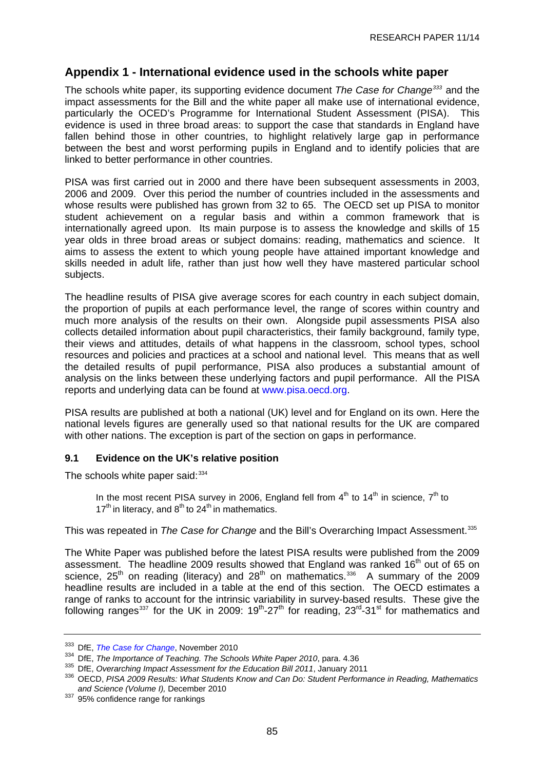# Appendix 1 - International evidence used in the schools white paper

The schools white paper, its supporting evidence document *The Case for Change*[333] and the impact assessments for the Bill and the white paper all make use of international evidence, particularly the OCED's Programme for International Student Assessment (PISA). This evidence is used in three broad areas: to support the case that standards in England have fallen behind those in other countries, to highlight relatively large gap in performance between the best and worst performing pupils in England and to identify policies that are linked to better performance in other countries.

PISA was first carried out in 2000 and there have been subsequent assessments in 2003, 2006 and 2009. Over this period the number of countries included in the assessments and whose results were published has grown from 32 to 65. The OECD set up PISA to monitor student achievement on a regular basis and within a common framework that is internationally agreed upon. Its main purpose is to assess the knowledge and skills of 15 year olds in three broad areas or subject domains: reading, mathematics and science. It aims to assess the extent to which young people have attained important knowledge and skills needed in adult life, rather than just how well they have mastered particular school subjects.

The headline results of PISA give average scores for each country in each subject domain, the proportion of pupils at each performance level, the range of scores within country and much more analysis of the results on their own. Alongside pupil assessments PISA also collects detailed information about pupil characteristics, their family background, family type, their views and attitudes, details of what happens in the classroom, school types, school resources and policies and practices at a school and national level. This means that as well the detailed results of pupil performance, PISA also produces a substantial amount of analysis on the links between these underlying factors and pupil performance. All the PISA reports and underlying data can be found at www.pisa.oecd.org.

PISA results are published at both a national (UK) level and for England on its own. Here the national levels figures are generally used so that national results for the UK are compared with other nations. The exception is part of the section on gaps in performance.

### 9.1 Evidence on the UK's relative position

The schools white paper said:[334]

> In the most recent PISA survey in 2006, England fell from 4th to 14th in science, 7th to 17th in literacy, and 8th to 24th in mathematics.

This was repeated in *The Case for Change* and the Bill's Overarching Impact Assessment.[335]

The White Paper was published before the latest PISA results were published from the 2009 assessment. The headline 2009 results showed that England was ranked 16th out of 65 on science, 25th on reading (literacy) and 28th on mathematics.[336] A summary of the 2009 headline results are included in a table at the end of this section. The OECD estimates a range of ranks to account for the intrinsic variability in survey-based results. These give the following ranges[337] for the UK in 2009: 19th-27th for reading, 23rd-31st for mathematics and

---

[333] DfE, *The Case for Change*, November 2010

[334] DfE, *The Importance of Teaching. The Schools White Paper 2010*, para. 4.36

[335] DfE, *Overarching Impact Assessment for the Education Bill 2011*, January 2011

[336] OECD, *PISA 2009 Results: What Students Know and Can Do: Student Performance in Reading, Mathematics and Science (Volume I),* December 2010

[337] 95% confidence range for rankings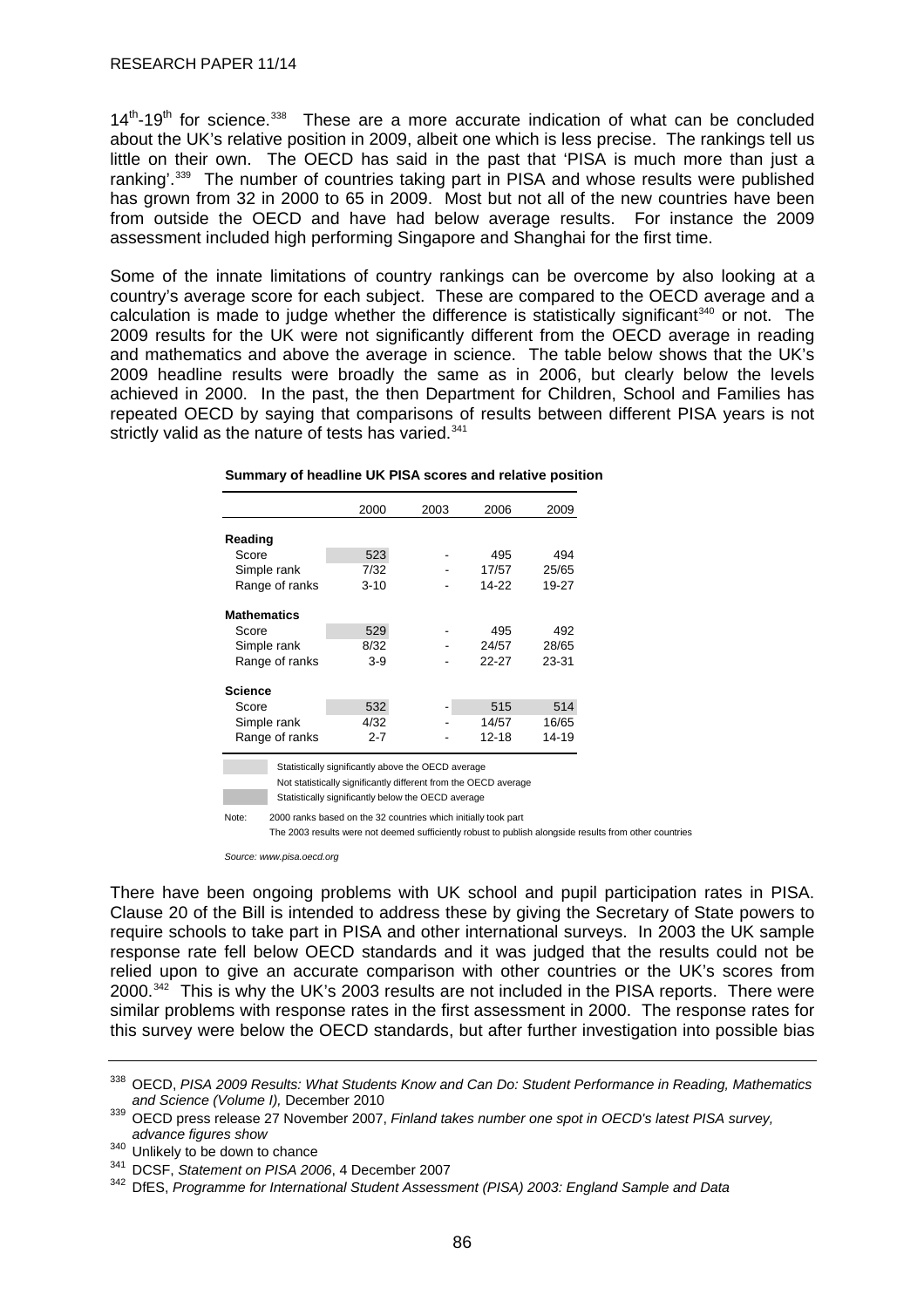14th-19th for science.[338] These are a more accurate indication of what can be concluded about the UK's relative position in 2009, albeit one which is less precise. The rankings tell us little on their own. The OECD has said in the past that 'PISA is much more than just a ranking'.[339] The number of countries taking part in PISA and whose results were published has grown from 32 in 2000 to 65 in 2009. Most but not all of the new countries have been from outside the OECD and have had below average results. For instance the 2009 assessment included high performing Singapore and Shanghai for the first time.

Some of the innate limitations of country rankings can be overcome by also looking at a country's average score for each subject. These are compared to the OECD average and a calculation is made to judge whether the difference is statistically significant[340] or not. The 2009 results for the UK were not significantly different from the OECD average in reading and mathematics and above the average in science. The table below shows that the UK's 2009 headline results were broadly the same as in 2006, but clearly below the levels achieved in 2000. In the past, the then Department for Children, School and Families has repeated OECD by saying that comparisons of results between different PISA years is not strictly valid as the nature of tests has varied.[341]

**Summary of headline UK PISA scores and relative position**

| | 2000 | 2003 | 2006 | 2009 |
|---|---|---|---|---|
| **Reading** | | | | |
| Score | 523 | - | 495 | 494 |
| Simple rank | 7/32 | - | 17/57 | 25/65 |
| Range of ranks | 3-10 | - | 14-22 | 19-27 |
| **Mathematics** | | | | |
| Score | 529 | - | 495 | 492 |
| Simple rank | 8/32 | - | 24/57 | 28/65 |
| Range of ranks | 3-9 | - | 22-27 | 23-31 |
| **Science** | | | | |
| Score | 532 | - | 515 | 514 |
| Simple rank | 4/32 | - | 14/57 | 16/65 |
| Range of ranks | 2-7 | - | 12-18 | 14-19 |

Statistically significantly above the OECD average
Not statistically significantly different from the OECD average
Statistically significantly below the OECD average

Note: 2000 ranks based on the 32 countries which initially took part
The 2003 results were not deemed sufficiently robust to publish alongside results from other countries

*Source: www.pisa.oecd.org*

There have been ongoing problems with UK school and pupil participation rates in PISA. Clause 20 of the Bill is intended to address these by giving the Secretary of State powers to require schools to take part in PISA and other international surveys. In 2003 the UK sample response rate fell below OECD standards and it was judged that the results could not be relied upon to give an accurate comparison with other countries or the UK's scores from 2000.[342] This is why the UK's 2003 results are not included in the PISA reports. There were similar problems with response rates in the first assessment in 2000. The response rates for this survey were below the OECD standards, but after further investigation into possible bias

---

[338] OECD, *PISA 2009 Results: What Students Know and Can Do: Student Performance in Reading, Mathematics and Science (Volume I),* December 2010

[339] OECD press release 27 November 2007, *Finland takes number one spot in OECD's latest PISA survey, advance figures show*

[340] Unlikely to be down to chance

[341] DCSF, *Statement on PISA 2006*, 4 December 2007

[342] DfES, *Programme for International Student Assessment (PISA) 2003: England Sample and Data*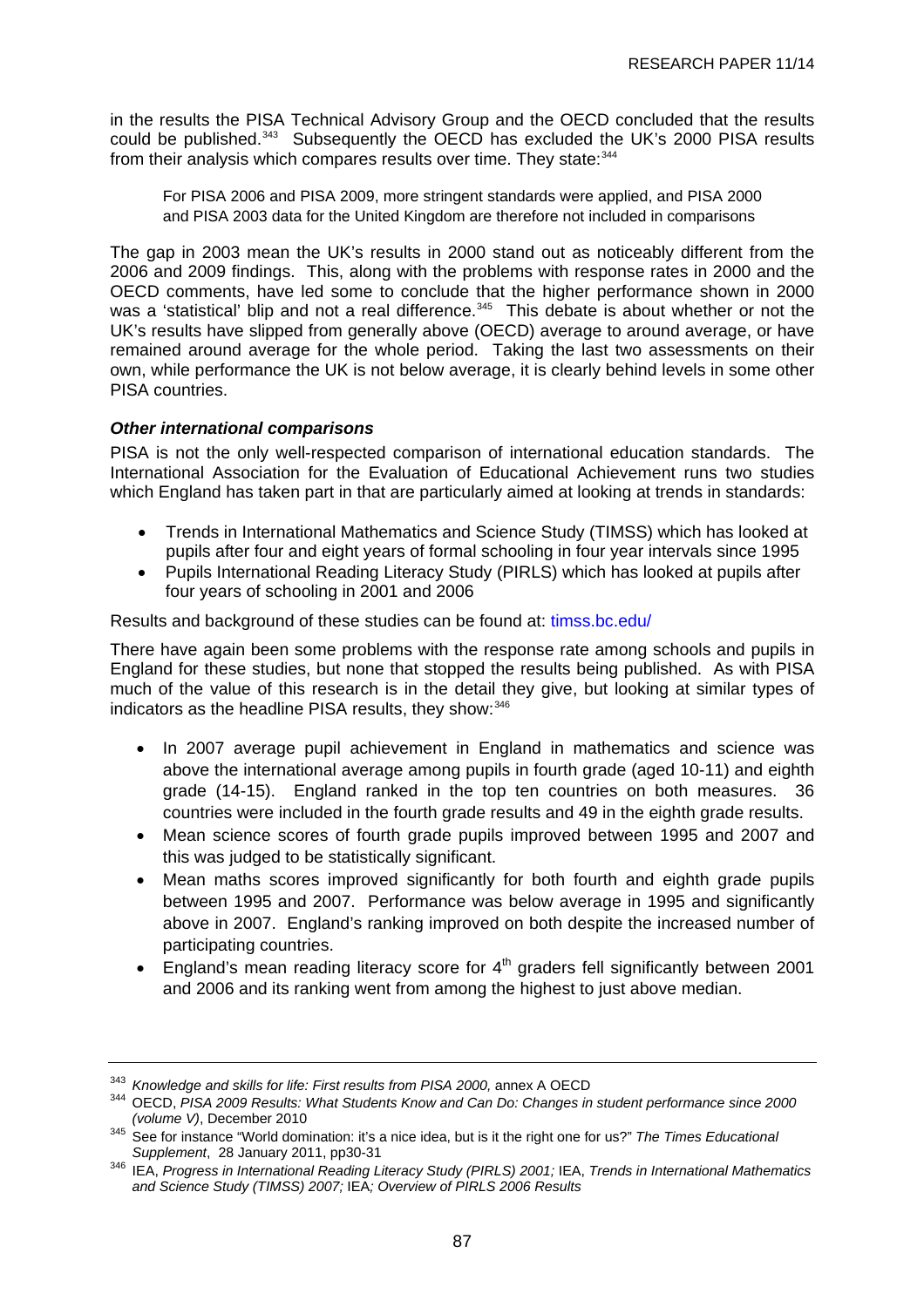in the results the PISA Technical Advisory Group and the OECD concluded that the results could be published.[343] Subsequently the OECD has excluded the UK's 2000 PISA results from their analysis which compares results over time. They state:[344]

> For PISA 2006 and PISA 2009, more stringent standards were applied, and PISA 2000 and PISA 2003 data for the United Kingdom are therefore not included in comparisons

The gap in 2003 mean the UK's results in 2000 stand out as noticeably different from the 2006 and 2009 findings. This, along with the problems with response rates in 2000 and the OECD comments, have led some to conclude that the higher performance shown in 2000 was a 'statistical' blip and not a real difference.[345] This debate is about whether or not the UK's results have slipped from generally above (OECD) average to around average, or have remained around average for the whole period. Taking the last two assessments on their own, while performance the UK is not below average, it is clearly behind levels in some other PISA countries.

### *Other international comparisons*

PISA is not the only well-respected comparison of international education standards. The International Association for the Evaluation of Educational Achievement runs two studies which England has taken part in that are particularly aimed at looking at trends in standards:

- Trends in International Mathematics and Science Study (TIMSS) which has looked at pupils after four and eight years of formal schooling in four year intervals since 1995
- Pupils International Reading Literacy Study (PIRLS) which has looked at pupils after four years of schooling in 2001 and 2006

Results and background of these studies can be found at: timss.bc.edu/

There have again been some problems with the response rate among schools and pupils in England for these studies, but none that stopped the results being published. As with PISA much of the value of this research is in the detail they give, but looking at similar types of indicators as the headline PISA results, they show:[346]

- In 2007 average pupil achievement in England in mathematics and science was above the international average among pupils in fourth grade (aged 10-11) and eighth grade (14-15). England ranked in the top ten countries on both measures. 36 countries were included in the fourth grade results and 49 in the eighth grade results.
- Mean science scores of fourth grade pupils improved between 1995 and 2007 and this was judged to be statistically significant.
- Mean maths scores improved significantly for both fourth and eighth grade pupils between 1995 and 2007. Performance was below average in 1995 and significantly above in 2007. England's ranking improved on both despite the increased number of participating countries.
- England's mean reading literacy score for 4th graders fell significantly between 2001 and 2006 and its ranking went from among the highest to just above median.

---

[343] *Knowledge and skills for life: First results from PISA 2000,* annex A OECD

[344] OECD, *PISA 2009 Results: What Students Know and Can Do: Changes in student performance since 2000 (volume V)*, December 2010

[345] See for instance "World domination: it's a nice idea, but is it the right one for us?" *The Times Educational Supplement*, 28 January 2011, pp30-31

[346] IEA, *Progress in International Reading Literacy Study (PIRLS) 2001;* IEA, *Trends in International Mathematics and Science Study (TIMSS) 2007;* IEA*; Overview of PIRLS 2006 Results*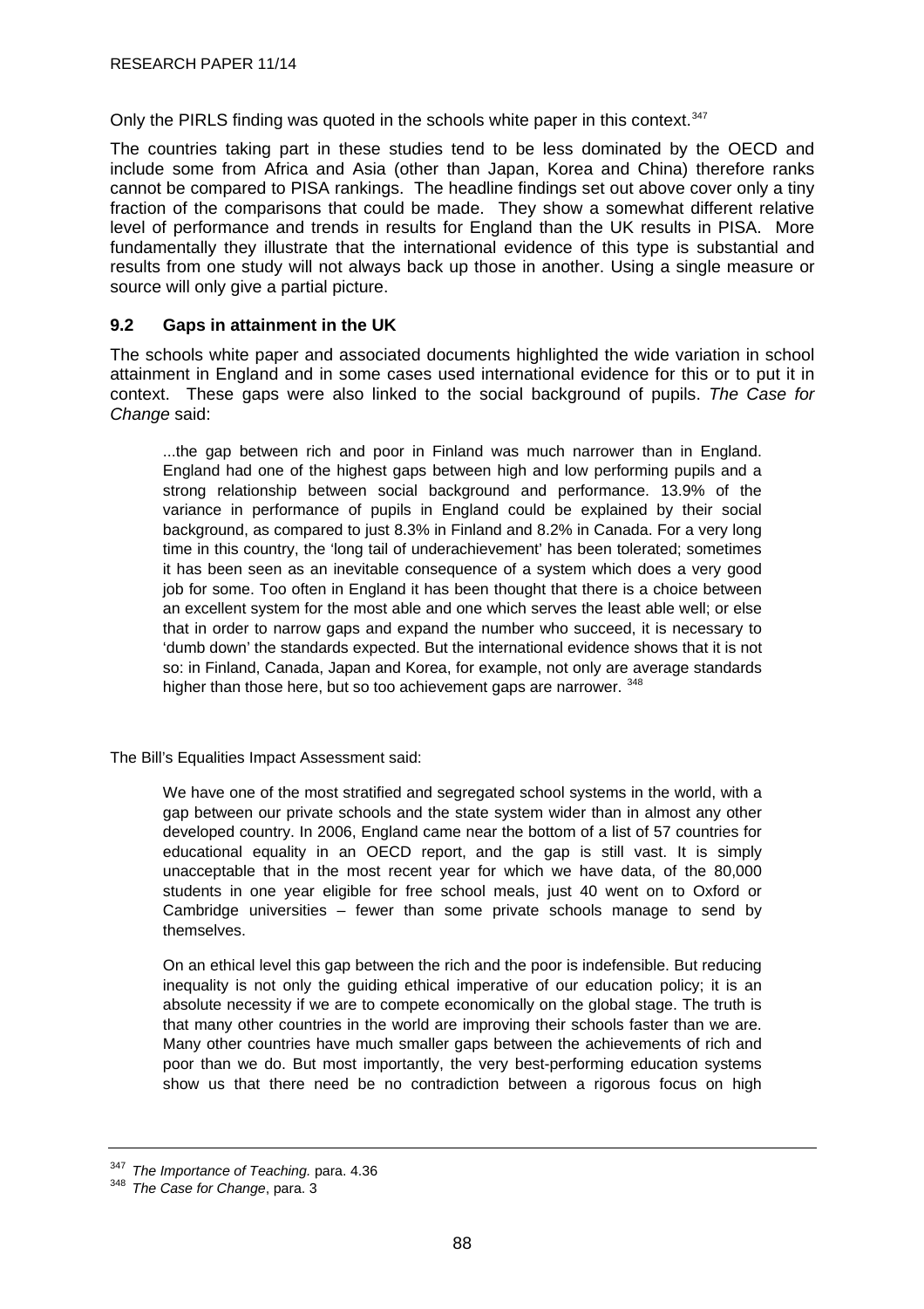Only the PIRLS finding was quoted in the schools white paper in this context.[347]

The countries taking part in these studies tend to be less dominated by the OECD and include some from Africa and Asia (other than Japan, Korea and China) therefore ranks cannot be compared to PISA rankings. The headline findings set out above cover only a tiny fraction of the comparisons that could be made. They show a somewhat different relative level of performance and trends in results for England than the UK results in PISA. More fundamentally they illustrate that the international evidence of this type is substantial and results from one study will not always back up those in another. Using a single measure or source will only give a partial picture.

### 9.2 Gaps in attainment in the UK

The schools white paper and associated documents highlighted the wide variation in school attainment in England and in some cases used international evidence for this or to put it in context. These gaps were also linked to the social background of pupils. *The Case for Change* said:

> ...the gap between rich and poor in Finland was much narrower than in England. England had one of the highest gaps between high and low performing pupils and a strong relationship between social background and performance. 13.9% of the variance in performance of pupils in England could be explained by their social background, as compared to just 8.3% in Finland and 8.2% in Canada. For a very long time in this country, the 'long tail of underachievement' has been tolerated; sometimes it has been seen as an inevitable consequence of a system which does a very good job for some. Too often in England it has been thought that there is a choice between an excellent system for the most able and one which serves the least able well; or else that in order to narrow gaps and expand the number who succeed, it is necessary to 'dumb down' the standards expected. But the international evidence shows that it is not so: in Finland, Canada, Japan and Korea, for example, not only are average standards higher than those here, but so too achievement gaps are narrower. [348]

The Bill's Equalities Impact Assessment said:

> We have one of the most stratified and segregated school systems in the world, with a gap between our private schools and the state system wider than in almost any other developed country. In 2006, England came near the bottom of a list of 57 countries for educational equality in an OECD report, and the gap is still vast. It is simply unacceptable that in the most recent year for which we have data, of the 80,000 students in one year eligible for free school meals, just 40 went on to Oxford or Cambridge universities – fewer than some private schools manage to send by themselves.
>
> On an ethical level this gap between the rich and the poor is indefensible. But reducing inequality is not only the guiding ethical imperative of our education policy; it is an absolute necessity if we are to compete economically on the global stage. The truth is that many other countries in the world are improving their schools faster than we are. Many other countries have much smaller gaps between the achievements of rich and poor than we do. But most importantly, the very best-performing education systems show us that there need be no contradiction between a rigorous focus on high

---

[347] *The Importance of Teaching.* para. 4.36

[348] *The Case for Change*, para. 3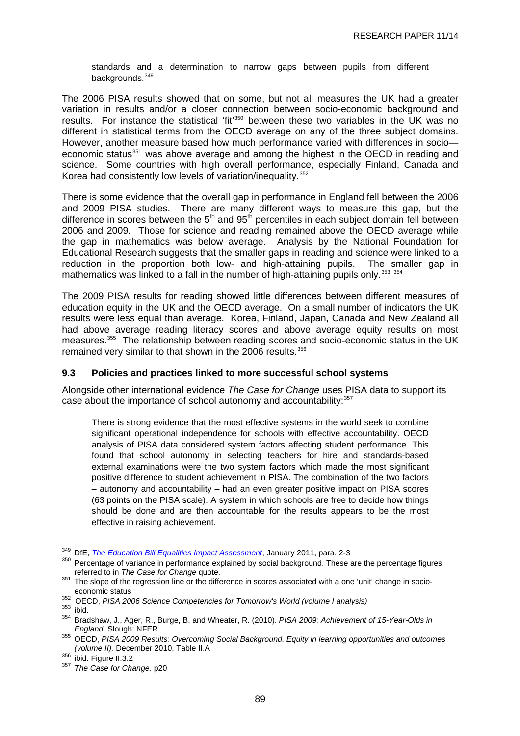standards and a determination to narrow gaps between pupils from different backgrounds.[349]

The 2006 PISA results showed that on some, but not all measures the UK had a greater variation in results and/or a closer connection between socio-economic background and results. For instance the statistical 'fit'[350] between these two variables in the UK was no different in statistical terms from the OECD average on any of the three subject domains. However, another measure based how much performance varied with differences in socio—economic status[351] was above average and among the highest in the OECD in reading and science. Some countries with high overall performance, especially Finland, Canada and Korea had consistently low levels of variation/inequality.[352]

There is some evidence that the overall gap in performance in England fell between the 2006 and 2009 PISA studies. There are many different ways to measure this gap, but the difference in scores between the 5th and 95th percentiles in each subject domain fell between 2006 and 2009. Those for science and reading remained above the OECD average while the gap in mathematics was below average. Analysis by the National Foundation for Educational Research suggests that the smaller gaps in reading and science were linked to a reduction in the proportion both low- and high-attaining pupils. The smaller gap in mathematics was linked to a fall in the number of high-attaining pupils only.[353] [354]

The 2009 PISA results for reading showed little differences between different measures of education equity in the UK and the OECD average. On a small number of indicators the UK results were less equal than average. Korea, Finland, Japan, Canada and New Zealand all had above average reading literacy scores and above average equity results on most measures.[355] The relationship between reading scores and socio-economic status in the UK remained very similar to that shown in the 2006 results.[356]

### 9.3 Policies and practices linked to more successful school systems

Alongside other international evidence *The Case for Change* uses PISA data to support its case about the importance of school autonomy and accountability:[357]

> There is strong evidence that the most effective systems in the world seek to combine significant operational independence for schools with effective accountability. OECD analysis of PISA data considered system factors affecting student performance. This found that school autonomy in selecting teachers for hire and standards-based external examinations were the two system factors which made the most significant positive difference to student achievement in PISA. The combination of the two factors – autonomy and accountability – had an even greater positive impact on PISA scores (63 points on the PISA scale). A system in which schools are free to decide how things should be done and are then accountable for the results appears to be the most effective in raising achievement.

---

[349] DfE, *The Education Bill Equalities Impact Assessment*, January 2011, para. 2-3

[350] Percentage of variance in performance explained by social background. These are the percentage figures referred to in *The Case for Change* quote.

[351] The slope of the regression line or the difference in scores associated with a one 'unit' change in socio-economic status

[352] OECD, *PISA 2006 Science Competencies for Tomorrow's World (volume I analysis)*

[353] ibid.

[354] Bradshaw, J., Ager, R., Burge, B. and Wheater, R. (2010). *PISA 2009: Achievement of 15-Year-Olds in England*. Slough: NFER

[355] OECD, *PISA 2009 Results: Overcoming Social Background. Equity in learning opportunities and outcomes (volume II),* December 2010, Table II.A

[356] ibid. Figure II.3.2

[357] *The Case for Change*. p20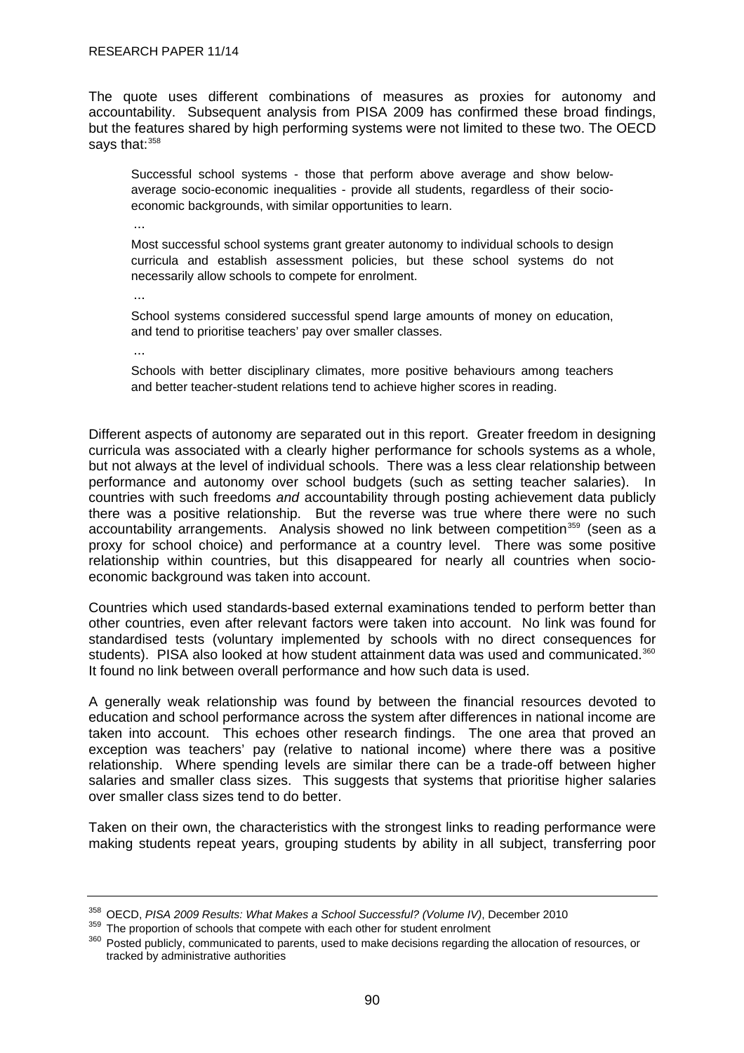The quote uses different combinations of measures as proxies for autonomy and accountability. Subsequent analysis from PISA 2009 has confirmed these broad findings, but the features shared by high performing systems were not limited to these two. The OECD says that:[358]

> Successful school systems - those that perform above average and show below-average socio-economic inequalities - provide all students, regardless of their socio-economic backgrounds, with similar opportunities to learn.
>
> …
>
> Most successful school systems grant greater autonomy to individual schools to design curricula and establish assessment policies, but these school systems do not necessarily allow schools to compete for enrolment.
>
> …
>
> School systems considered successful spend large amounts of money on education, and tend to prioritise teachers' pay over smaller classes.
>
> …
>
> Schools with better disciplinary climates, more positive behaviours among teachers and better teacher-student relations tend to achieve higher scores in reading.

Different aspects of autonomy are separated out in this report. Greater freedom in designing curricula was associated with a clearly higher performance for schools systems as a whole, but not always at the level of individual schools. There was a less clear relationship between performance and autonomy over school budgets (such as setting teacher salaries). In countries with such freedoms *and* accountability through posting achievement data publicly there was a positive relationship. But the reverse was true where there were no such accountability arrangements. Analysis showed no link between competition[359] (seen as a proxy for school choice) and performance at a country level. There was some positive relationship within countries, but this disappeared for nearly all countries when socio-economic background was taken into account.

Countries which used standards-based external examinations tended to perform better than other countries, even after relevant factors were taken into account. No link was found for standardised tests (voluntary implemented by schools with no direct consequences for students). PISA also looked at how student attainment data was used and communicated.[360] It found no link between overall performance and how such data is used.

A generally weak relationship was found by between the financial resources devoted to education and school performance across the system after differences in national income are taken into account. This echoes other research findings. The one area that proved an exception was teachers' pay (relative to national income) where there was a positive relationship. Where spending levels are similar there can be a trade-off between higher salaries and smaller class sizes. This suggests that systems that prioritise higher salaries over smaller class sizes tend to do better.

Taken on their own, the characteristics with the strongest links to reading performance were making students repeat years, grouping students by ability in all subject, transferring poor

---

[358] OECD, *PISA 2009 Results: What Makes a School Successful? (Volume IV)*, December 2010

[359] The proportion of schools that compete with each other for student enrolment

[360] Posted publicly, communicated to parents, used to make decisions regarding the allocation of resources, or tracked by administrative authorities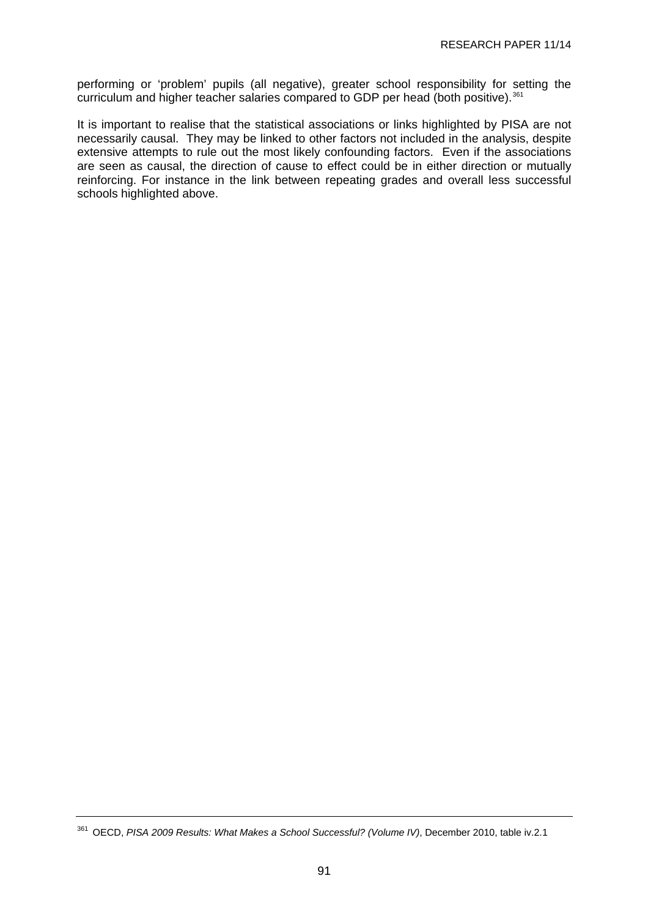performing or 'problem' pupils (all negative), greater school responsibility for setting the curriculum and higher teacher salaries compared to GDP per head (both positive).[361]

It is important to realise that the statistical associations or links highlighted by PISA are not necessarily causal. They may be linked to other factors not included in the analysis, despite extensive attempts to rule out the most likely confounding factors. Even if the associations are seen as causal, the direction of cause to effect could be in either direction or mutually reinforcing. For instance in the link between repeating grades and overall less successful schools highlighted above.

---

[361] OECD, *PISA 2009 Results: What Makes a School Successful? (Volume IV)*, December 2010, table iv.2.1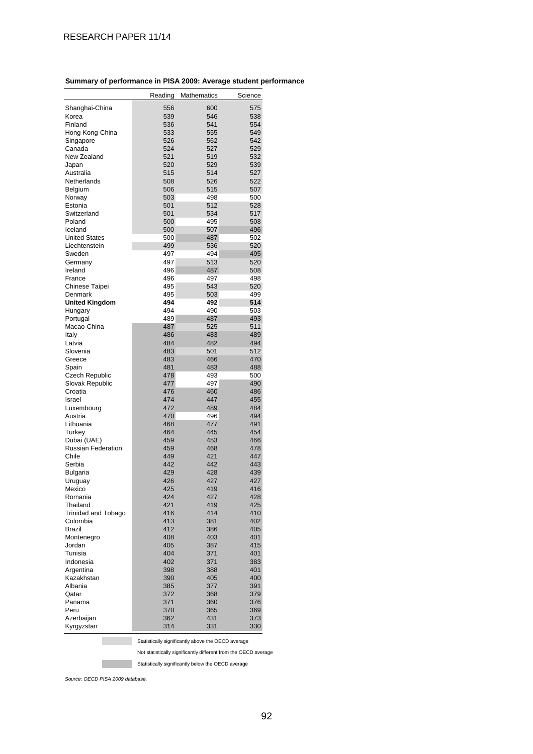**Summary of performance in PISA 2009: Average student performance**

| | Reading | Mathematics | Science |
|---|---|---|---|
| Shanghai-China | 556 | 600 | 575 |
| Korea | 539 | 546 | 538 |
| Finland | 536 | 541 | 554 |
| Hong Kong-China | 533 | 555 | 549 |
| Singapore | 526 | 562 | 542 |
| Canada | 524 | 527 | 529 |
| New Zealand | 521 | 519 | 532 |
| Japan | 520 | 529 | 539 |
| Australia | 515 | 514 | 527 |
| Netherlands | 508 | 526 | 522 |
| Belgium | 506 | 515 | 507 |
| Norway | 503 | 498 | 500 |
| Estonia | 501 | 512 | 528 |
| Switzerland | 501 | 534 | 517 |
| Poland | 500 | 495 | 508 |
| Iceland | 500 | 507 | 496 |
| United States | 500 | 487 | 502 |
| Liechtenstein | 499 | 536 | 520 |
| Sweden | 497 | 494 | 495 |
| Germany | 497 | 513 | 520 |
| Ireland | 496 | 487 | 508 |
| France | 496 | 497 | 498 |
| Chinese Taipei | 495 | 543 | 520 |
| Denmark | 495 | 503 | 499 |
| **United Kingdom** | **494** | **492** | **514** |
| Hungary | 494 | 490 | 503 |
| Portugal | 489 | 487 | 493 |
| Macao-China | 487 | 525 | 511 |
| Italy | 486 | 483 | 489 |
| Latvia | 484 | 482 | 494 |
| Slovenia | 483 | 501 | 512 |
| Greece | 483 | 466 | 470 |
| Spain | 481 | 483 | 488 |
| Czech Republic | 478 | 493 | 500 |
| Slovak Republic | 477 | 497 | 490 |
| Croatia | 476 | 460 | 486 |
| Israel | 474 | 447 | 455 |
| Luxembourg | 472 | 489 | 484 |
| Austria | 470 | 496 | 494 |
| Lithuania | 468 | 477 | 491 |
| Turkey | 464 | 445 | 454 |
| Dubai (UAE) | 459 | 453 | 466 |
| Russian Federation | 459 | 468 | 478 |
| Chile | 449 | 421 | 447 |
| Serbia | 442 | 442 | 443 |
| Bulgaria | 429 | 428 | 439 |
| Uruguay | 426 | 427 | 427 |
| Mexico | 425 | 419 | 416 |
| Romania | 424 | 427 | 428 |
| Thailand | 421 | 419 | 425 |
| Trinidad and Tobago | 416 | 414 | 410 |
| Colombia | 413 | 381 | 402 |
| Brazil | 412 | 386 | 405 |
| Montenegro | 408 | 403 | 401 |
| Jordan | 405 | 387 | 415 |
| Tunisia | 404 | 371 | 401 |
| Indonesia | 402 | 371 | 383 |
| Argentina | 398 | 388 | 401 |
| Kazakhstan | 390 | 405 | 400 |
| Albania | 385 | 377 | 391 |
| Qatar | 372 | 368 | 379 |
| Panama | 371 | 360 | 376 |
| Peru | 370 | 365 | 369 |
| Azerbaijan | 362 | 431 | 373 |
| Kyrgyzstan | 314 | 331 | 330 |

Statistically significantly above the OECD average

Not statistically significantly different from the OECD average

Statistically significantly below the OECD average

*Source: OECD PISA 2009 database.*